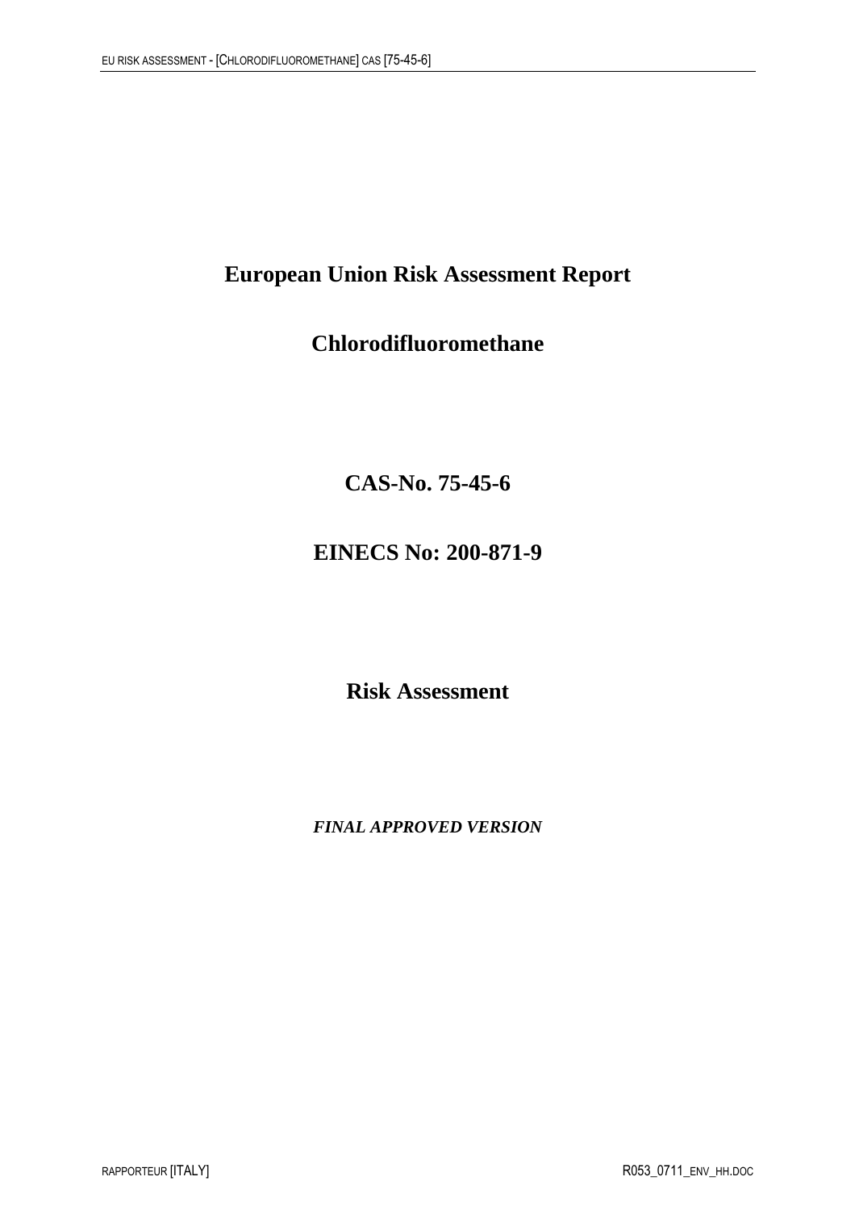# European Union Risk Assessment Report

## Chlorodifluoromethane

## CAS-No. 75-45-6

## EINECS No: 200-871-9

## Risk Assessment

***FINAL APPROVED VERSION***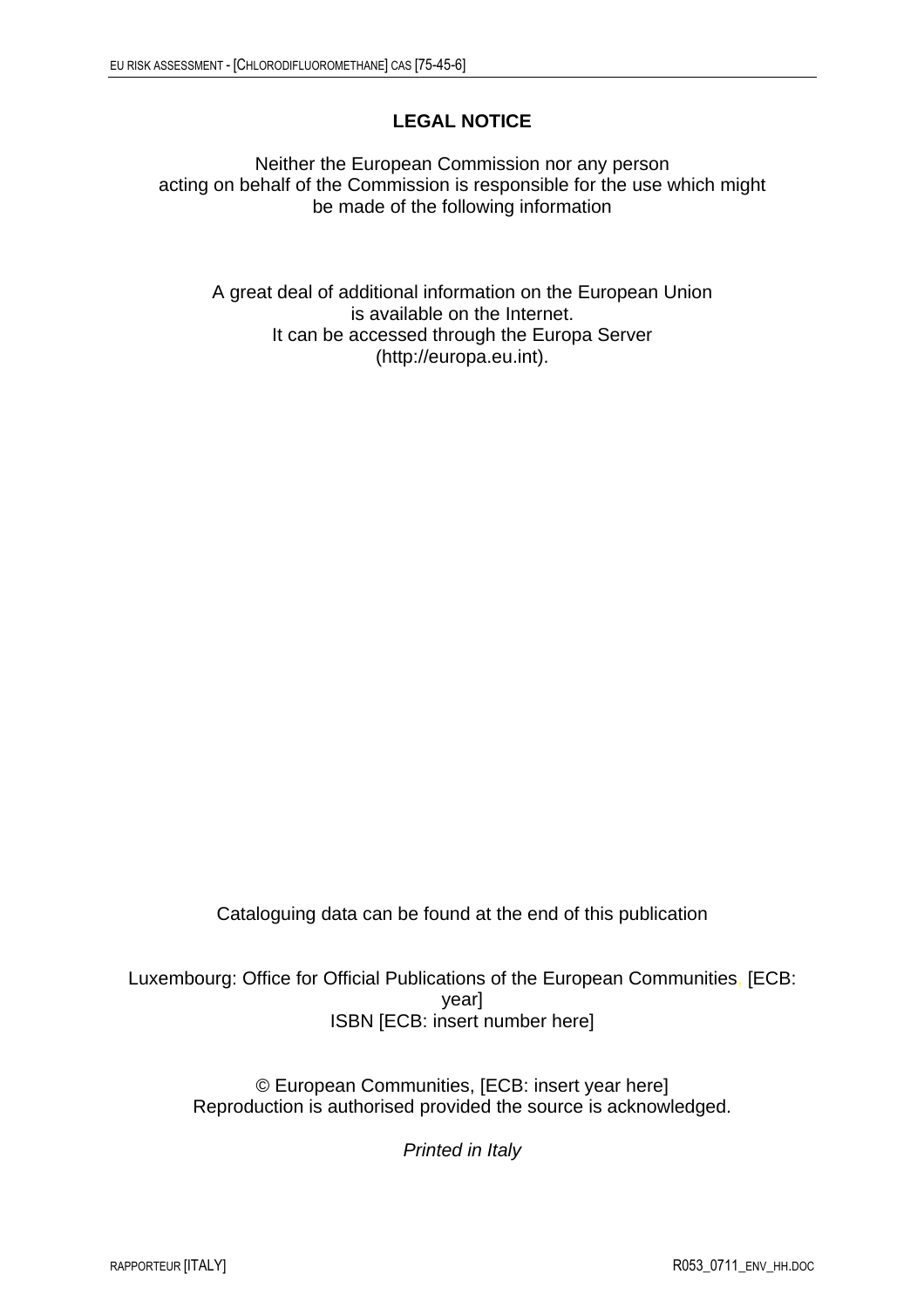## LEGAL NOTICE

Neither the European Commission nor any person
acting on behalf of the Commission is responsible for the use which might
be made of the following information

A great deal of additional information on the European Union
is available on the Internet.
It can be accessed through the Europa Server
(http://europa.eu.int).

Cataloguing data can be found at the end of this publication

Luxembourg: Office for Official Publications of the European Communities, [ECB: year]
ISBN [ECB: insert number here]

© European Communities, [ECB: insert year here]
Reproduction is authorised provided the source is acknowledged.

*Printed in Italy*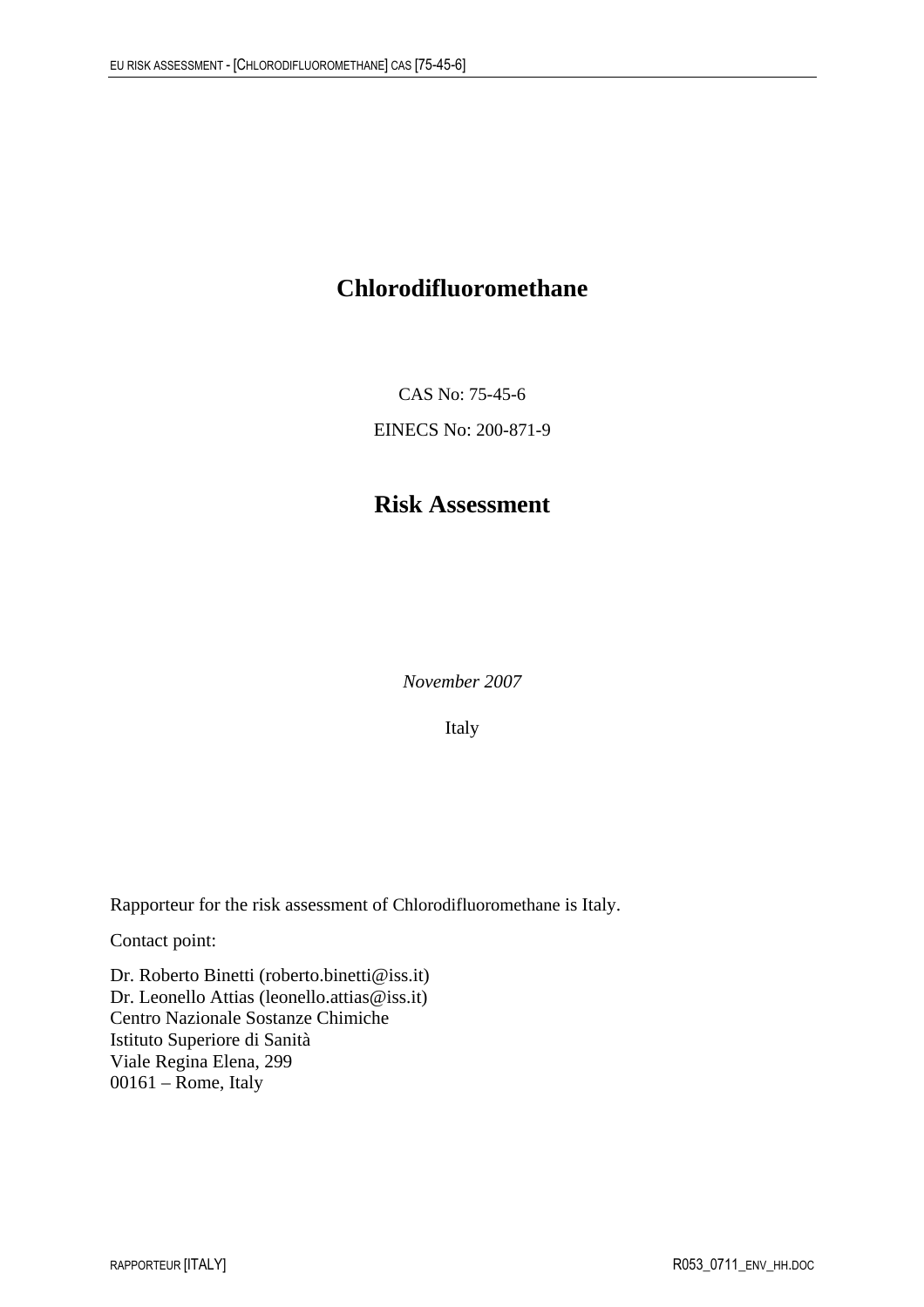# Chlorodifluoromethane

CAS No: 75-45-6

EINECS No: 200-871-9

# Risk Assessment

*November 2007*

Italy

Rapporteur for the risk assessment of Chlorodifluoromethane is Italy.

Contact point:

Dr. Roberto Binetti (roberto.binetti@iss.it)
Dr. Leonello Attias (leonello.attias@iss.it)
Centro Nazionale Sostanze Chimiche
Istituto Superiore di Sanità
Viale Regina Elena, 299
00161 – Rome, Italy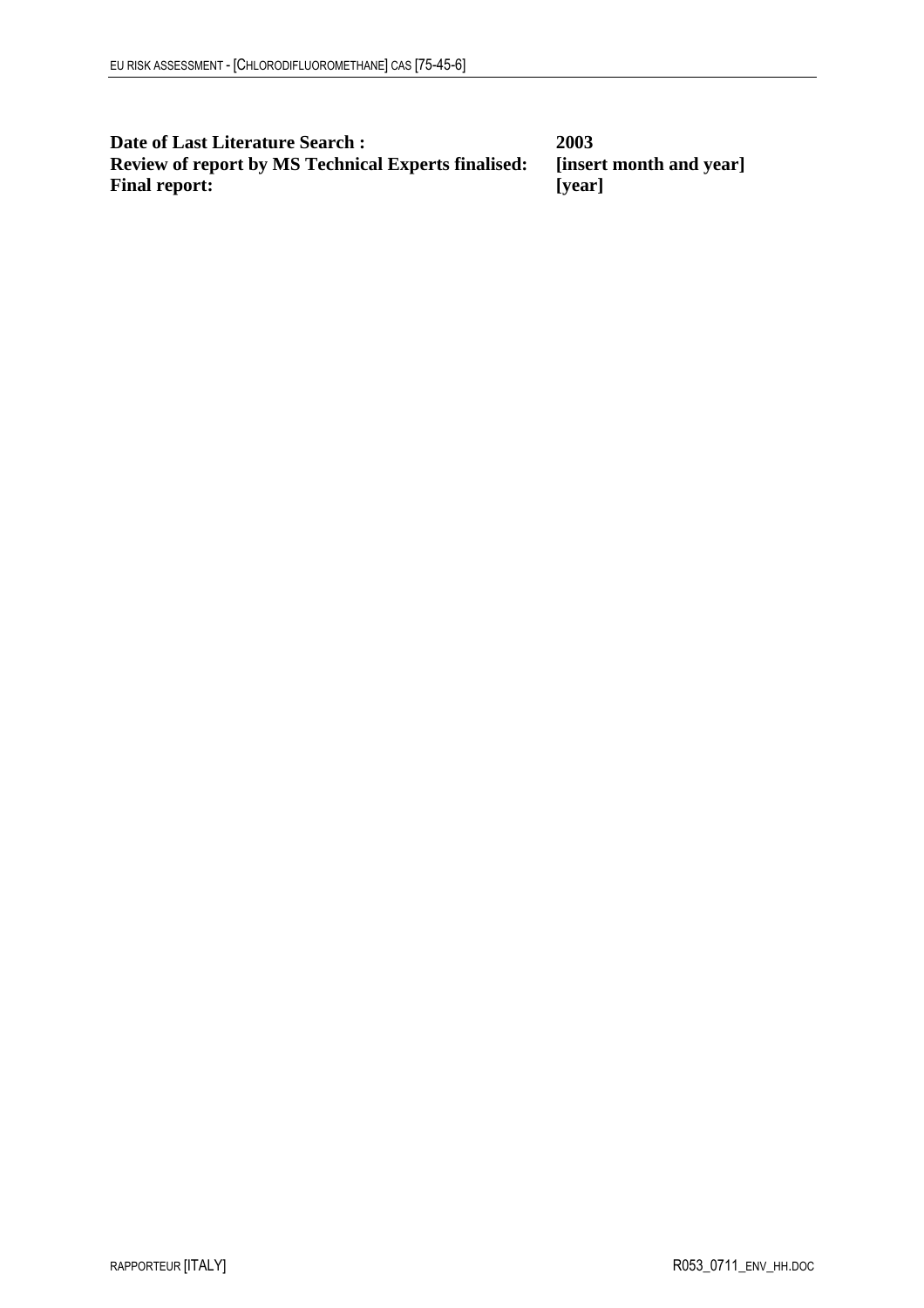**Date of Last Literature Search :** **2003**
**Review of report by MS Technical Experts finalised:** **[insert month and year]**
**Final report:** **[year]**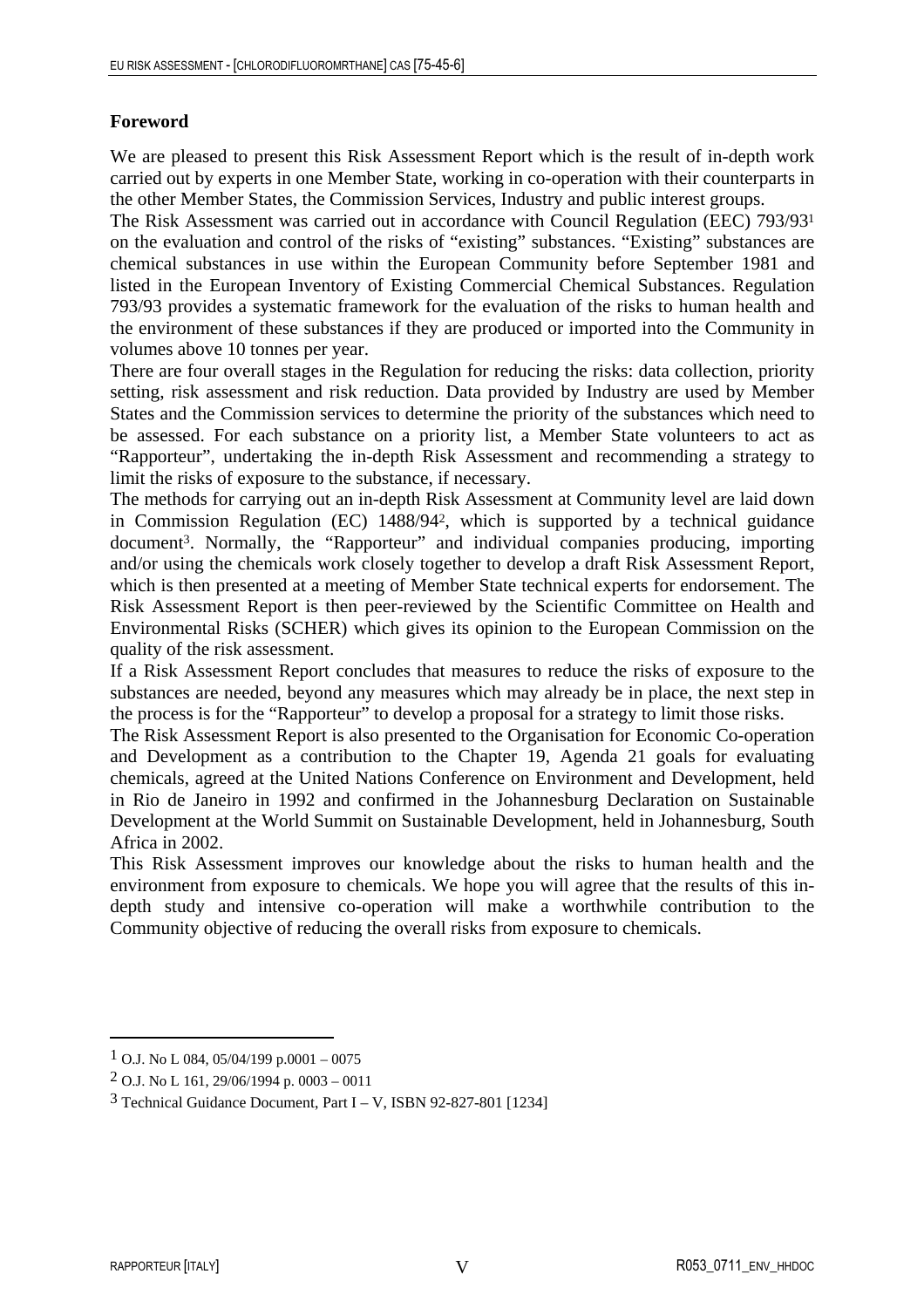## Foreword

We are pleased to present this Risk Assessment Report which is the result of in-depth work carried out by experts in one Member State, working in co-operation with their counterparts in the other Member States, the Commission Services, Industry and public interest groups.

The Risk Assessment was carried out in accordance with Council Regulation (EEC) 793/93[1] on the evaluation and control of the risks of "existing" substances. "Existing" substances are chemical substances in use within the European Community before September 1981 and listed in the European Inventory of Existing Commercial Chemical Substances. Regulation 793/93 provides a systematic framework for the evaluation of the risks to human health and the environment of these substances if they are produced or imported into the Community in volumes above 10 tonnes per year.

There are four overall stages in the Regulation for reducing the risks: data collection, priority setting, risk assessment and risk reduction. Data provided by Industry are used by Member States and the Commission services to determine the priority of the substances which need to be assessed. For each substance on a priority list, a Member State volunteers to act as "Rapporteur", undertaking the in-depth Risk Assessment and recommending a strategy to limit the risks of exposure to the substance, if necessary.

The methods for carrying out an in-depth Risk Assessment at Community level are laid down in Commission Regulation (EC) 1488/94[2], which is supported by a technical guidance document[3]. Normally, the "Rapporteur" and individual companies producing, importing and/or using the chemicals work closely together to develop a draft Risk Assessment Report, which is then presented at a meeting of Member State technical experts for endorsement. The Risk Assessment Report is then peer-reviewed by the Scientific Committee on Health and Environmental Risks (SCHER) which gives its opinion to the European Commission on the quality of the risk assessment.

If a Risk Assessment Report concludes that measures to reduce the risks of exposure to the substances are needed, beyond any measures which may already be in place, the next step in the process is for the "Rapporteur" to develop a proposal for a strategy to limit those risks.

The Risk Assessment Report is also presented to the Organisation for Economic Co-operation and Development as a contribution to the Chapter 19, Agenda 21 goals for evaluating chemicals, agreed at the United Nations Conference on Environment and Development, held in Rio de Janeiro in 1992 and confirmed in the Johannesburg Declaration on Sustainable Development at the World Summit on Sustainable Development, held in Johannesburg, South Africa in 2002.

This Risk Assessment improves our knowledge about the risks to human health and the environment from exposure to chemicals. We hope you will agree that the results of this in-depth study and intensive co-operation will make a worthwhile contribution to the Community objective of reducing the overall risks from exposure to chemicals.

---

[1] O.J. No L 084, 05/04/199 p.0001 – 0075

[2] O.J. No L 161, 29/06/1994 p. 0003 – 0011

[3] Technical Guidance Document, Part I – V, ISBN 92-827-801 [1234]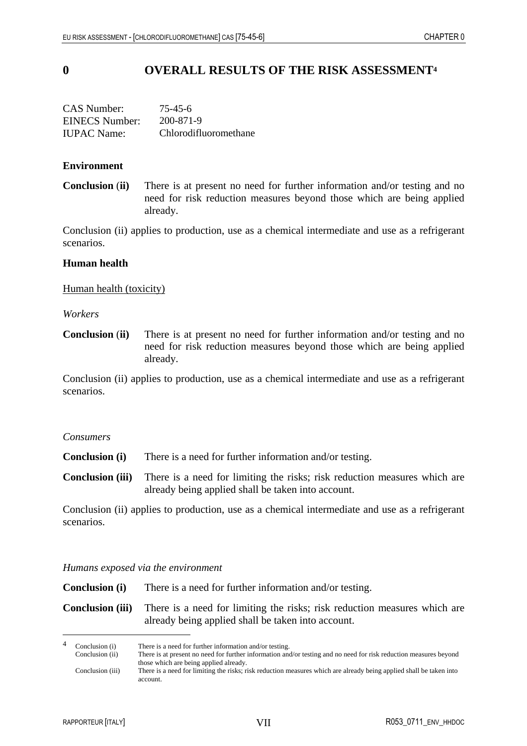# 0 OVERALL RESULTS OF THE RISK ASSESSMENT[4]

CAS Number: 75-45-6
EINECS Number: 200-871-9
IUPAC Name: Chlorodifluoromethane

**Environment**

**Conclusion (ii)** There is at present no need for further information and/or testing and no need for risk reduction measures beyond those which are being applied already.

Conclusion (ii) applies to production, use as a chemical intermediate and use as a refrigerant scenarios.

**Human health**

Human health (toxicity)

*Workers*

**Conclusion (ii)** There is at present no need for further information and/or testing and no need for risk reduction measures beyond those which are being applied already.

Conclusion (ii) applies to production, use as a chemical intermediate and use as a refrigerant scenarios.

*Consumers*

**Conclusion (i)** There is a need for further information and/or testing.

**Conclusion (iii)** There is a need for limiting the risks; risk reduction measures which are already being applied shall be taken into account.

Conclusion (ii) applies to production, use as a chemical intermediate and use as a refrigerant scenarios.

*Humans exposed via the environment*

**Conclusion (i)** There is a need for further information and/or testing.

**Conclusion (iii)** There is a need for limiting the risks; risk reduction measures which are already being applied shall be taken into account.

---

[4] Conclusion (i) There is a need for further information and/or testing.
Conclusion (ii) There is at present no need for further information and/or testing and no need for risk reduction measures beyond those which are being applied already.
Conclusion (iii) There is a need for limiting the risks; risk reduction measures which are already being applied shall be taken into account.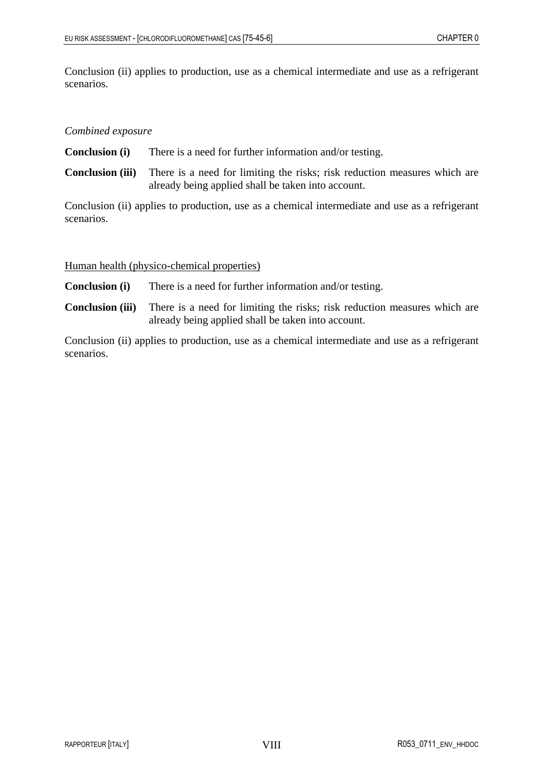Conclusion (ii) applies to production, use as a chemical intermediate and use as a refrigerant scenarios.

*Combined exposure*

**Conclusion (i)** There is a need for further information and/or testing.

**Conclusion (iii)** There is a need for limiting the risks; risk reduction measures which are already being applied shall be taken into account.

Conclusion (ii) applies to production, use as a chemical intermediate and use as a refrigerant scenarios.

Human health (physico-chemical properties)

**Conclusion (i)** There is a need for further information and/or testing.

**Conclusion (iii)** There is a need for limiting the risks; risk reduction measures which are already being applied shall be taken into account.

Conclusion (ii) applies to production, use as a chemical intermediate and use as a refrigerant scenarios.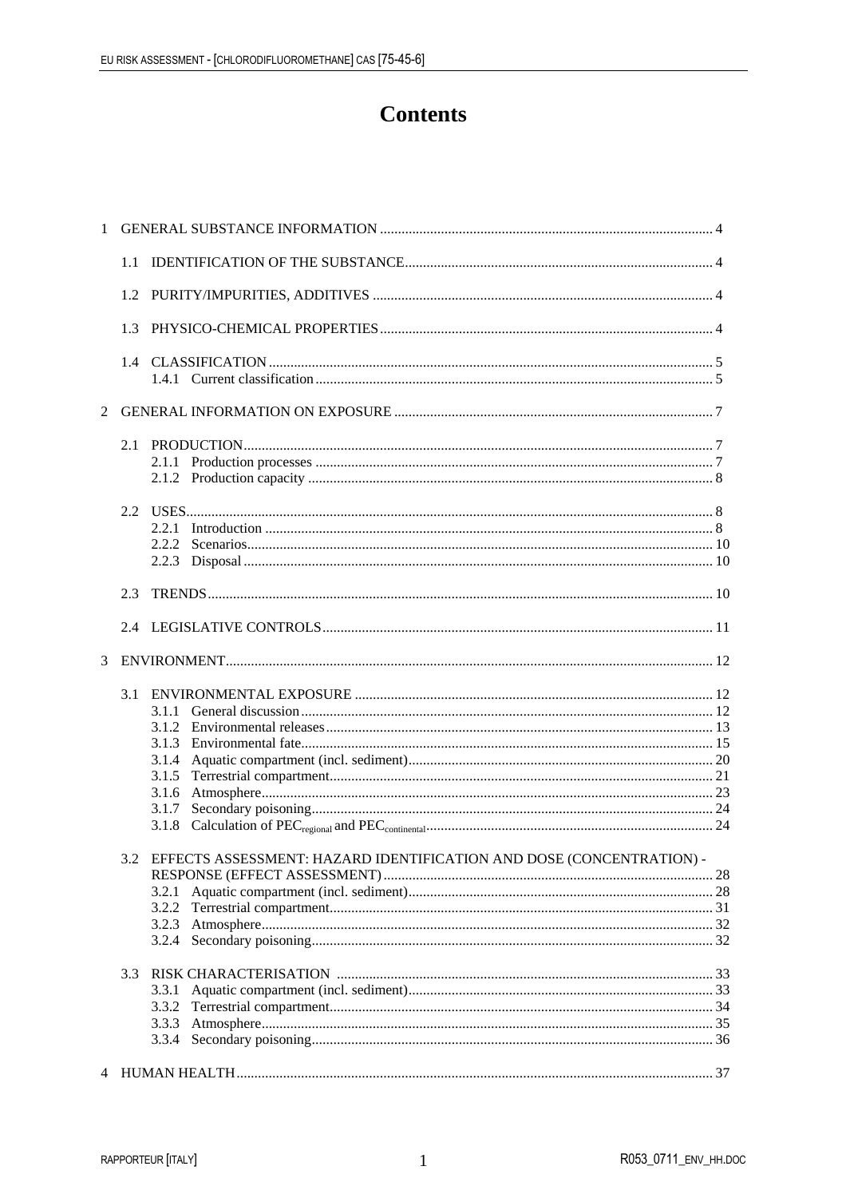# Contents

1 GENERAL SUBSTANCE INFORMATION ............................................................................................ 4

 1.1 IDENTIFICATION OF THE SUBSTANCE...................................................................................... 4

 1.2 PURITY/IMPURITIES, ADDITIVES .............................................................................................. 4

 1.3 PHYSICO-CHEMICAL PROPERTIES ............................................................................................ 4

 1.4 CLASSIFICATION ........................................................................................................................... 5
  1.4.1 Current classification .............................................................................................................. 5

2 GENERAL INFORMATION ON EXPOSURE ........................................................................................ 7

 2.1 PRODUCTION.................................................................................................................................. 7
  2.1.1 Production processes .............................................................................................................. 7
  2.1.2 Production capacity ................................................................................................................ 8

 2.2 USES.................................................................................................................................................. 8
  2.2.1 Introduction ............................................................................................................................ 8
  2.2.2 Scenarios................................................................................................................................. 10
  2.2.3 Disposal .................................................................................................................................. 10

 2.3 TRENDS............................................................................................................................................ 10

 2.4 LEGISLATIVE CONTROLS............................................................................................................ 11

3 ENVIRONMENT....................................................................................................................................... 12

 3.1 ENVIRONMENTAL EXPOSURE ................................................................................................... 12
  3.1.1 General discussion .................................................................................................................. 12
  3.1.2 Environmental releases ........................................................................................................... 13
  3.1.3 Environmental fate.................................................................................................................. 15
  3.1.4 Aquatic compartment (incl. sediment).................................................................................... 20
  3.1.5 Terrestrial compartment.......................................................................................................... 21
  3.1.6 Atmosphere............................................................................................................................. 23
  3.1.7 Secondary poisoning............................................................................................................... 24
  3.1.8 Calculation of $PEC_{regional}$ and $PEC_{continental}$ ............................................................................................... 24

 3.2 EFFECTS ASSESSMENT: HAZARD IDENTIFICATION AND DOSE (CONCENTRATION) - RESPONSE (EFFECT ASSESSMENT) ............................................................................................ 28
  3.2.1 Aquatic compartment (incl. sediment).................................................................................... 28
  3.2.2 Terrestrial compartment.......................................................................................................... 31
  3.2.3 Atmosphere............................................................................................................................. 32
  3.2.4 Secondary poisoning............................................................................................................... 32

 3.3 RISK CHARACTERISATION ........................................................................................................ 33
  3.3.1 Aquatic compartment (incl. sediment).................................................................................... 33
  3.3.2 Terrestrial compartment.......................................................................................................... 34
  3.3.3 Atmosphere............................................................................................................................. 35
  3.3.4 Secondary poisoning............................................................................................................... 36

4 HUMAN HEALTH.................................................................................................................................... 37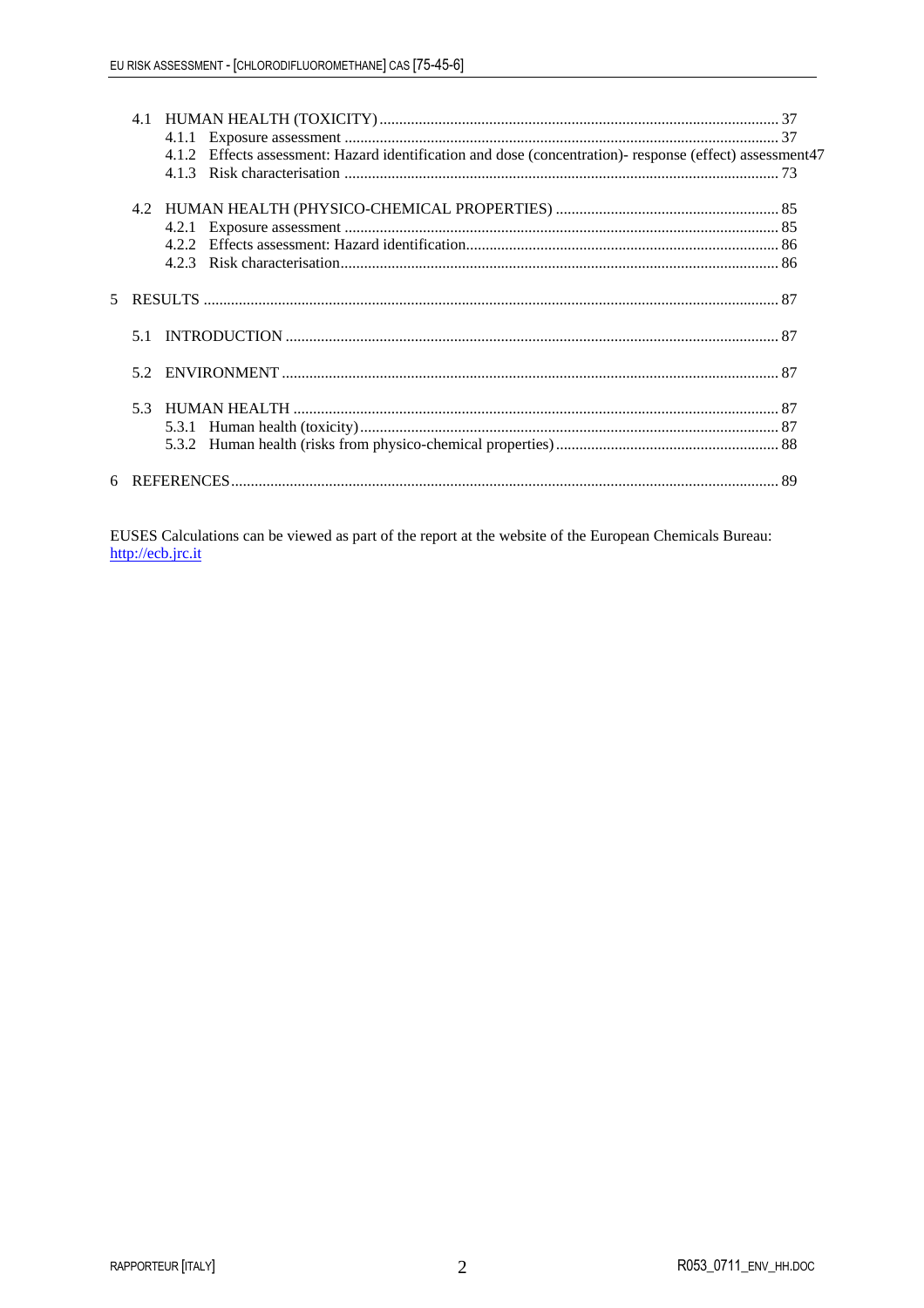4.1 HUMAN HEALTH (TOXICITY) ..................................................................................................... 37
 4.1.1 Exposure assessment ............................................................................................................. 37
 4.1.2 Effects assessment: Hazard identification and dose (concentration)- response (effect) assessment 47
 4.1.3 Risk characterisation ............................................................................................................. 73

4.2 HUMAN HEALTH (PHYSICO-CHEMICAL PROPERTIES) ......................................................... 85
 4.2.1 Exposure assessment ............................................................................................................. 85
 4.2.2 Effects assessment: Hazard identification................................................................................ 86
 4.2.3 Risk characterisation.............................................................................................................. 86

5 RESULTS ....................................................................................................................................... 87

5.1 INTRODUCTION .......................................................................................................................... 87

5.2 ENVIRONMENT ............................................................................................................................ 87

5.3 HUMAN HEALTH ......................................................................................................................... 87
 5.3.1 Human health (toxicity).......................................................................................................... 87
 5.3.2 Human health (risks from physico-chemical properties) ......................................................... 88

6 REFERENCES................................................................................................................................... 89

EUSES Calculations can be viewed as part of the report at the website of the European Chemicals Bureau: http://ecb.jrc.it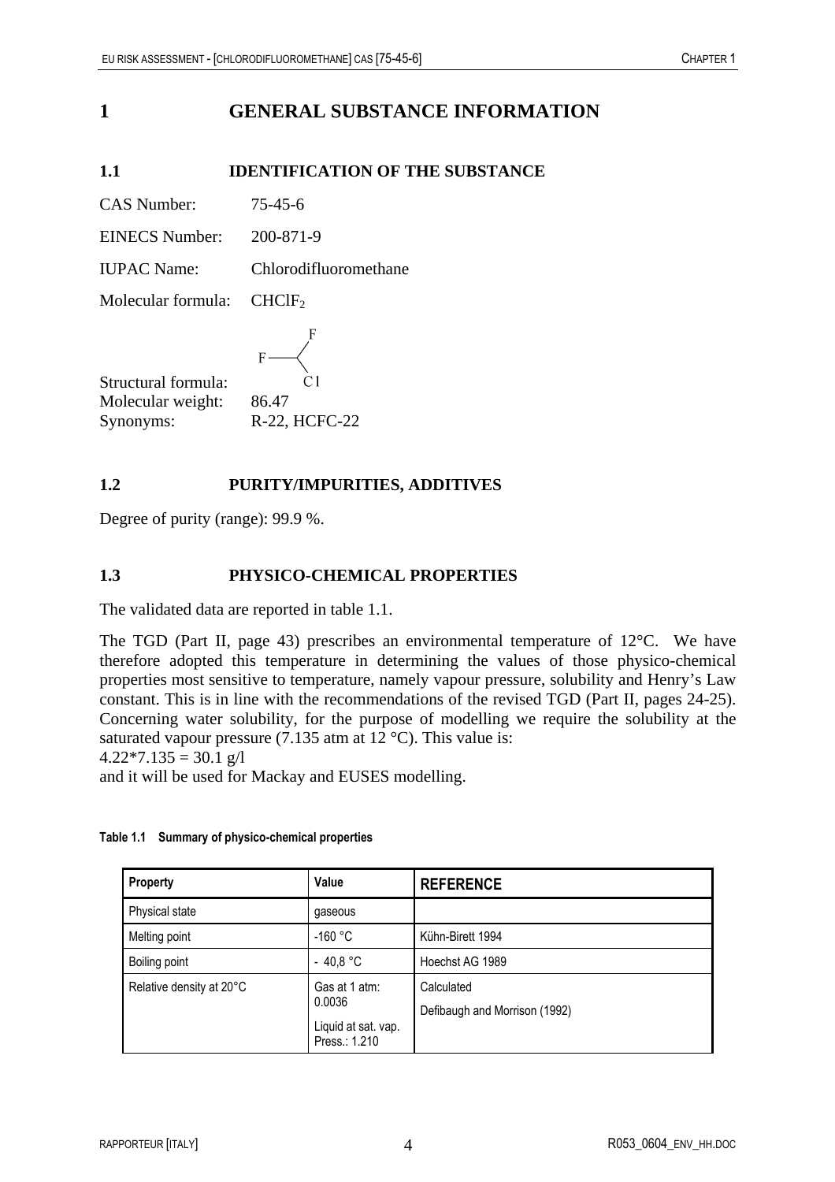# 1 GENERAL SUBSTANCE INFORMATION

## 1.1 IDENTIFICATION OF THE SUBSTANCE

CAS Number: 75-45-6

EINECS Number: 200-871-9

IUPAC Name: Chlorodifluoromethane

Molecular formula: $CHClF_2$

Structural formula: F—C(F)(Cl)

Molecular weight: 86.47

Synonyms: R-22, HCFC-22

## 1.2 PURITY/IMPURITIES, ADDITIVES

Degree of purity (range): 99.9 %.

## 1.3 PHYSICO-CHEMICAL PROPERTIES

The validated data are reported in table 1.1.

The TGD (Part II, page 43) prescribes an environmental temperature of 12°C. We have therefore adopted this temperature in determining the values of those physico-chemical properties most sensitive to temperature, namely vapour pressure, solubility and Henry's Law constant. This is in line with the recommendations of the revised TGD (Part II, pages 24-25). Concerning water solubility, for the purpose of modelling we require the solubility at the saturated vapour pressure (7.135 atm at 12 °C). This value is:

4.22*7.135 = 30.1 g/l

and it will be used for Mackay and EUSES modelling.

**Table 1.1 Summary of physico-chemical properties**

| Property | Value | REFERENCE |
|---|---|---|
| Physical state | gaseous | |
| Melting point | -160 °C | Kühn-Birett 1994 |
| Boiling point | - 40,8 °C | Hoechst AG 1989 |
| Relative density at 20°C | Gas at 1 atm: 0.0036<br>Liquid at sat. vap. Press.: 1.210 | Calculated<br>Defibaugh and Morrison (1992) |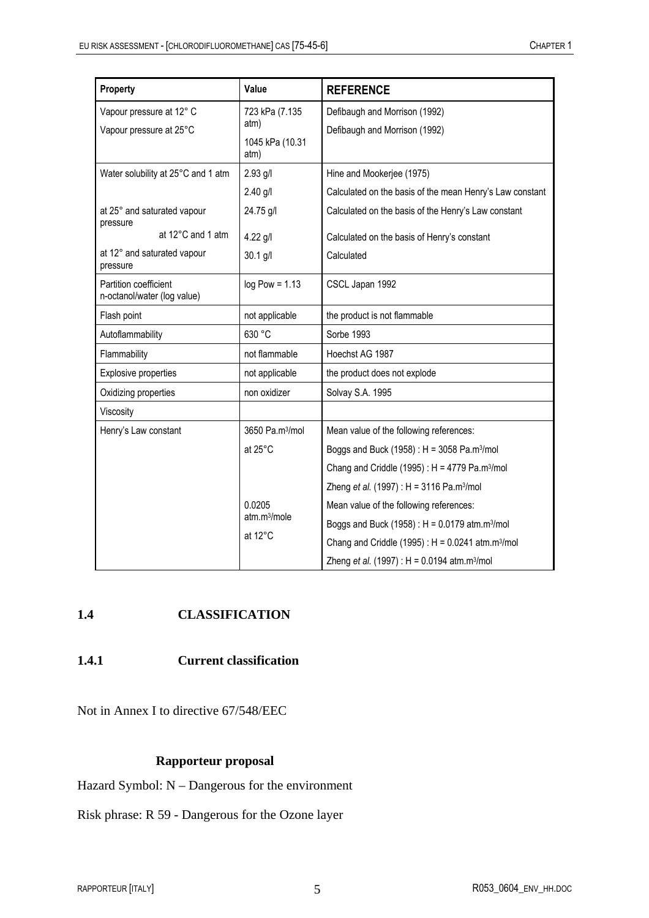| Property | Value | REFERENCE |
|---|---|---|
| Vapour pressure at 12° C<br>Vapour pressure at 25°C | 723 kPa (7.135 atm)<br>1045 kPa (10.31 atm) | Defibaugh and Morrison (1992)<br>Defibaugh and Morrison (1992) |
| Water solubility at 25°C and 1 atm | 2.93 g/l | Hine and Mookerjee (1975) |
| | 2.40 g/l | Calculated on the basis of the mean Henry's Law constant |
| at 25° and saturated vapour pressure | 24.75 g/l | Calculated on the basis of the Henry's Law constant |
| at 12°C and 1 atm | 4.22 g/l | Calculated on the basis of Henry's constant |
| at 12° and saturated vapour pressure | 30.1 g/l | Calculated |
| Partition coefficient n-octanol/water (log value) | log Pow = 1.13 | CSCL Japan 1992 |
| Flash point | not applicable | the product is not flammable |
| Autoflammability | 630 °C | Sorbe 1993 |
| Flammability | not flammable | Hoechst AG 1987 |
| Explosive properties | not applicable | the product does not explode |
| Oxidizing properties | non oxidizer | Solvay S.A. 1995 |
| Viscosity | | |
| Henry's Law constant | 3650 Pa.m$^3$/mol | Mean value of the following references: |
| | at 25°C | Boggs and Buck (1958) : H = 3058 Pa.m$^3$/mol |
| | | Chang and Criddle (1995) : H = 4779 Pa.m$^3$/mol |
| | | Zheng *et al.* (1997) : H = 3116 Pa.m$^3$/mol |
| | 0.0205 atm.m$^3$/mole | Mean value of the following references: |
| | | Boggs and Buck (1958) : H = 0.0179 atm.m$^3$/mol |
| | at 12°C | Chang and Criddle (1995) : H = 0.0241 atm.m$^3$/mol |
| | | Zheng *et al.* (1997) : H = 0.0194 atm.m$^3$/mol |

## 1.4 CLASSIFICATION

### 1.4.1 Current classification

Not in Annex I to directive 67/548/EEC

**Rapporteur proposal**

Hazard Symbol: N – Dangerous for the environment

Risk phrase: R 59 - Dangerous for the Ozone layer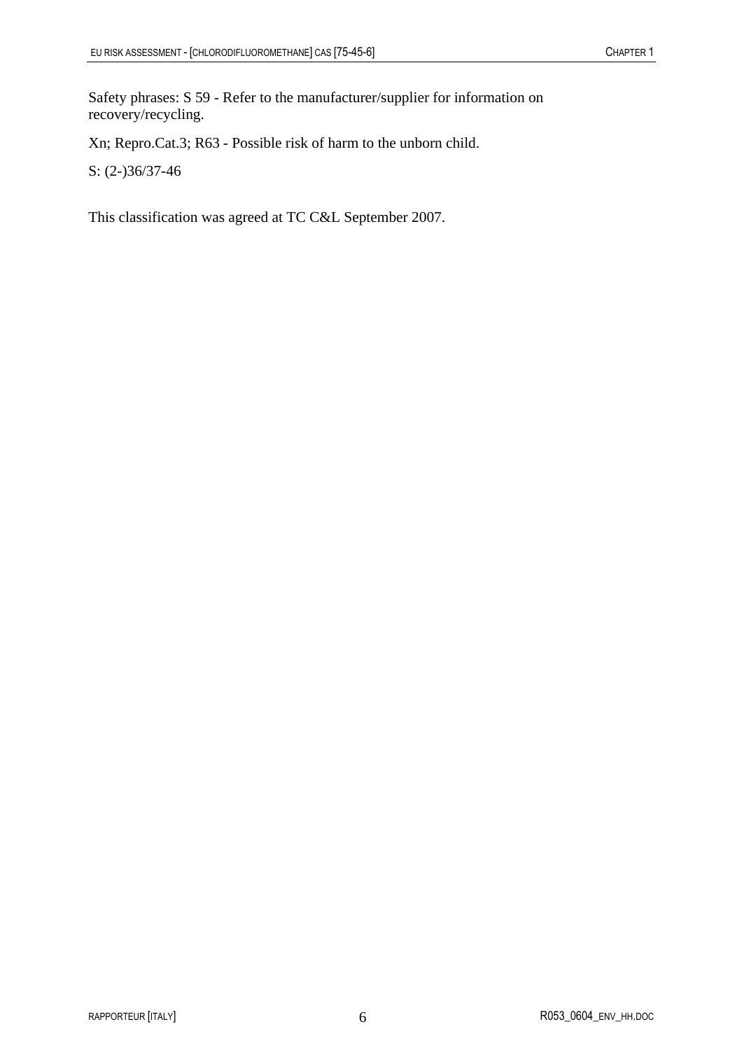Safety phrases: S 59 - Refer to the manufacturer/supplier for information on recovery/recycling.

Xn; Repro.Cat.3; R63 - Possible risk of harm to the unborn child.

S: (2-)36/37-46

This classification was agreed at TC C&L September 2007.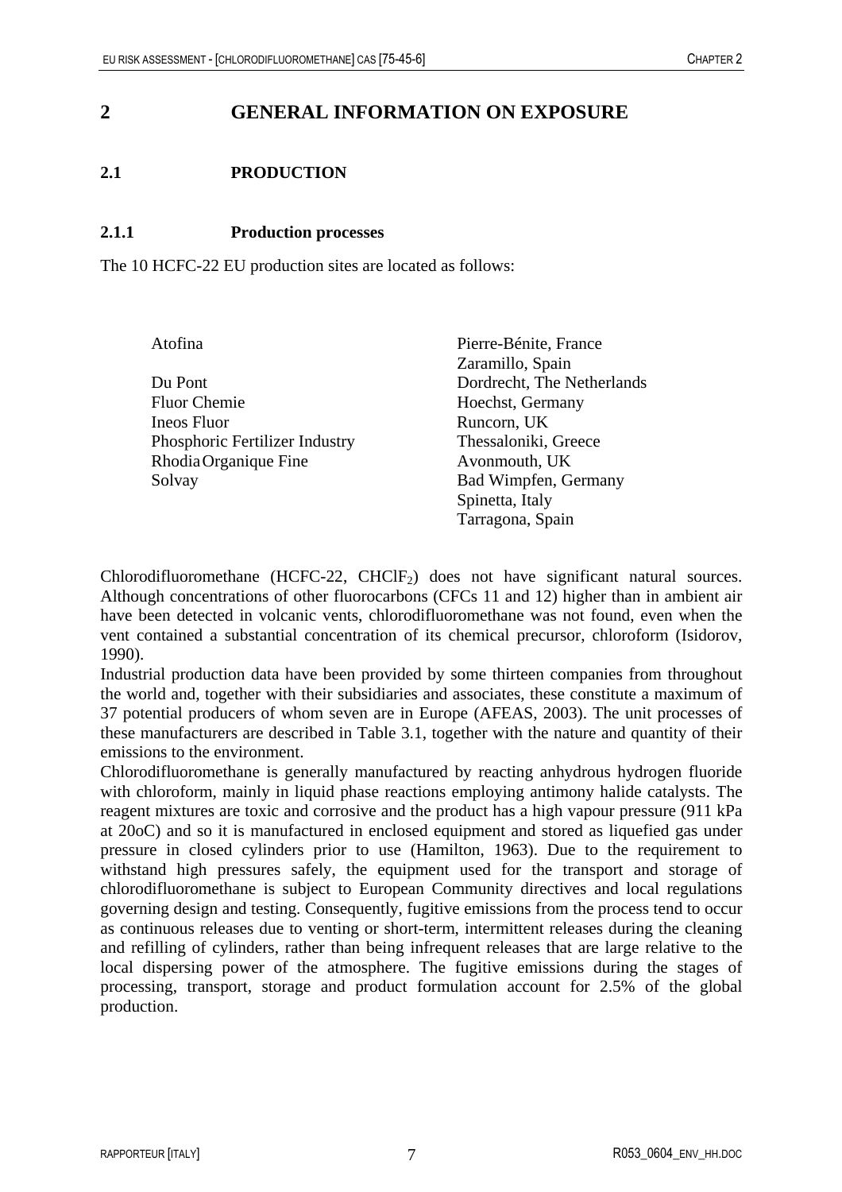# 2 GENERAL INFORMATION ON EXPOSURE

## 2.1 PRODUCTION

### 2.1.1 Production processes

The 10 HCFC-22 EU production sites are located as follows:

| | |
|---|---|
| Atofina | Pierre-Bénite, France |
| | Zaramillo, Spain |
| Du Pont | Dordrecht, The Netherlands |
| Fluor Chemie | Hoechst, Germany |
| Ineos Fluor | Runcorn, UK |
| Phosphoric Fertilizer Industry | Thessaloniki, Greece |
| Rhodia Organique Fine | Avonmouth, UK |
| Solvay | Bad Wimpfen, Germany |
| | Spinetta, Italy |
| | Tarragona, Spain |

Chlorodifluoromethane (HCFC-22, $CHClF_2$) does not have significant natural sources. Although concentrations of other fluorocarbons (CFCs 11 and 12) higher than in ambient air have been detected in volcanic vents, chlorodifluoromethane was not found, even when the vent contained a substantial concentration of its chemical precursor, chloroform (Isidorov, 1990).

Industrial production data have been provided by some thirteen companies from throughout the world and, together with their subsidiaries and associates, these constitute a maximum of 37 potential producers of whom seven are in Europe (AFEAS, 2003). The unit processes of these manufacturers are described in Table 3.1, together with the nature and quantity of their emissions to the environment.

Chlorodifluoromethane is generally manufactured by reacting anhydrous hydrogen fluoride with chloroform, mainly in liquid phase reactions employing antimony halide catalysts. The reagent mixtures are toxic and corrosive and the product has a high vapour pressure (911 kPa at 20oC) and so it is manufactured in enclosed equipment and stored as liquefied gas under pressure in closed cylinders prior to use (Hamilton, 1963). Due to the requirement to withstand high pressures safely, the equipment used for the transport and storage of chlorodifluoromethane is subject to European Community directives and local regulations governing design and testing. Consequently, fugitive emissions from the process tend to occur as continuous releases due to venting or short-term, intermittent releases during the cleaning and refilling of cylinders, rather than being infrequent releases that are large relative to the local dispersing power of the atmosphere. The fugitive emissions during the stages of processing, transport, storage and product formulation account for 2.5% of the global production.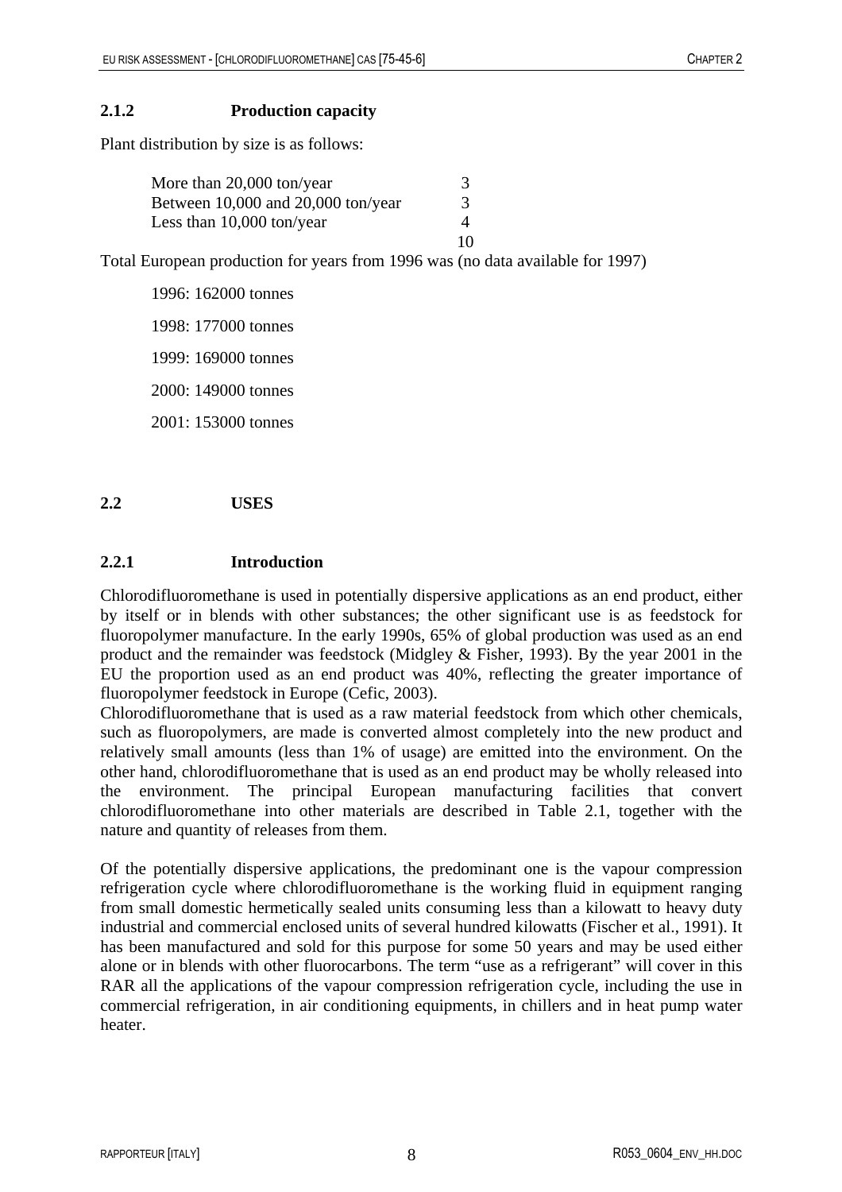### 2.1.2 Production capacity

Plant distribution by size is as follows:

| | |
|---|---|
| More than 20,000 ton/year | 3 |
| Between 10,000 and 20,000 ton/year | 3 |
| Less than 10,000 ton/year | 4 |
| | 10 |

Total European production for years from 1996 was (no data available for 1997)

1996: 162000 tonnes

1998: 177000 tonnes

1999: 169000 tonnes

2000: 149000 tonnes

2001: 153000 tonnes

## 2.2 USES

### 2.2.1 Introduction

Chlorodifluoromethane is used in potentially dispersive applications as an end product, either by itself or in blends with other substances; the other significant use is as feedstock for fluoropolymer manufacture. In the early 1990s, 65% of global production was used as an end product and the remainder was feedstock (Midgley & Fisher, 1993). By the year 2001 in the EU the proportion used as an end product was 40%, reflecting the greater importance of fluoropolymer feedstock in Europe (Cefic, 2003).
Chlorodifluoromethane that is used as a raw material feedstock from which other chemicals, such as fluoropolymers, are made is converted almost completely into the new product and relatively small amounts (less than 1% of usage) are emitted into the environment. On the other hand, chlorodifluoromethane that is used as an end product may be wholly released into the environment. The principal European manufacturing facilities that convert chlorodifluoromethane into other materials are described in Table 2.1, together with the nature and quantity of releases from them.

Of the potentially dispersive applications, the predominant one is the vapour compression refrigeration cycle where chlorodifluoromethane is the working fluid in equipment ranging from small domestic hermetically sealed units consuming less than a kilowatt to heavy duty industrial and commercial enclosed units of several hundred kilowatts (Fischer et al., 1991). It has been manufactured and sold for this purpose for some 50 years and may be used either alone or in blends with other fluorocarbons. The term "use as a refrigerant" will cover in this RAR all the applications of the vapour compression refrigeration cycle, including the use in commercial refrigeration, in air conditioning equipments, in chillers and in heat pump water heater.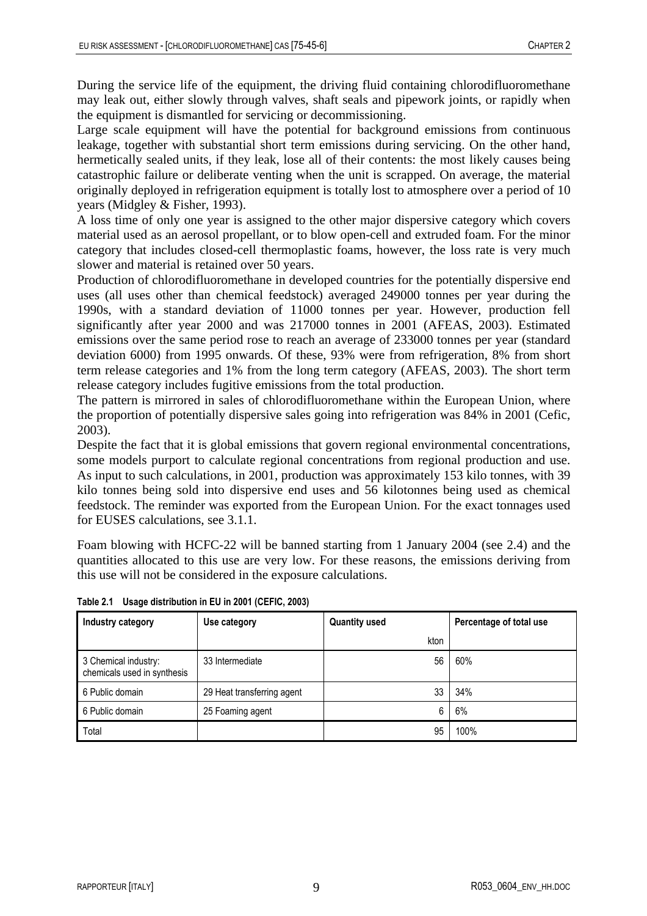During the service life of the equipment, the driving fluid containing chlorodifluoromethane may leak out, either slowly through valves, shaft seals and pipework joints, or rapidly when the equipment is dismantled for servicing or decommissioning.

Large scale equipment will have the potential for background emissions from continuous leakage, together with substantial short term emissions during servicing. On the other hand, hermetically sealed units, if they leak, lose all of their contents: the most likely causes being catastrophic failure or deliberate venting when the unit is scrapped. On average, the material originally deployed in refrigeration equipment is totally lost to atmosphere over a period of 10 years (Midgley & Fisher, 1993).

A loss time of only one year is assigned to the other major dispersive category which covers material used as an aerosol propellant, or to blow open-cell and extruded foam. For the minor category that includes closed-cell thermoplastic foams, however, the loss rate is very much slower and material is retained over 50 years.

Production of chlorodifluoromethane in developed countries for the potentially dispersive end uses (all uses other than chemical feedstock) averaged 249000 tonnes per year during the 1990s, with a standard deviation of 11000 tonnes per year. However, production fell significantly after year 2000 and was 217000 tonnes in 2001 (AFEAS, 2003). Estimated emissions over the same period rose to reach an average of 233000 tonnes per year (standard deviation 6000) from 1995 onwards. Of these, 93% were from refrigeration, 8% from short term release categories and 1% from the long term category (AFEAS, 2003). The short term release category includes fugitive emissions from the total production.

The pattern is mirrored in sales of chlorodifluoromethane within the European Union, where the proportion of potentially dispersive sales going into refrigeration was 84% in 2001 (Cefic, 2003).

Despite the fact that it is global emissions that govern regional environmental concentrations, some models purport to calculate regional concentrations from regional production and use. As input to such calculations, in 2001, production was approximately 153 kilo tonnes, with 39 kilo tonnes being sold into dispersive end uses and 56 kilotonnes being used as chemical feedstock. The reminder was exported from the European Union. For the exact tonnages used for EUSES calculations, see 3.1.1.

Foam blowing with HCFC-22 will be banned starting from 1 January 2004 (see 2.4) and the quantities allocated to this use are very low. For these reasons, the emissions deriving from this use will not be considered in the exposure calculations.

**Table 2.1 Usage distribution in EU in 2001 (CEFIC, 2003)**

| Industry category | Use category | Quantity used kton | Percentage of total use |
|---|---|---|---|
| 3 Chemical industry: chemicals used in synthesis | 33 Intermediate | 56 | 60% |
| 6 Public domain | 29 Heat transferring agent | 33 | 34% |
| 6 Public domain | 25 Foaming agent | 6 | 6% |
| Total | | 95 | 100% |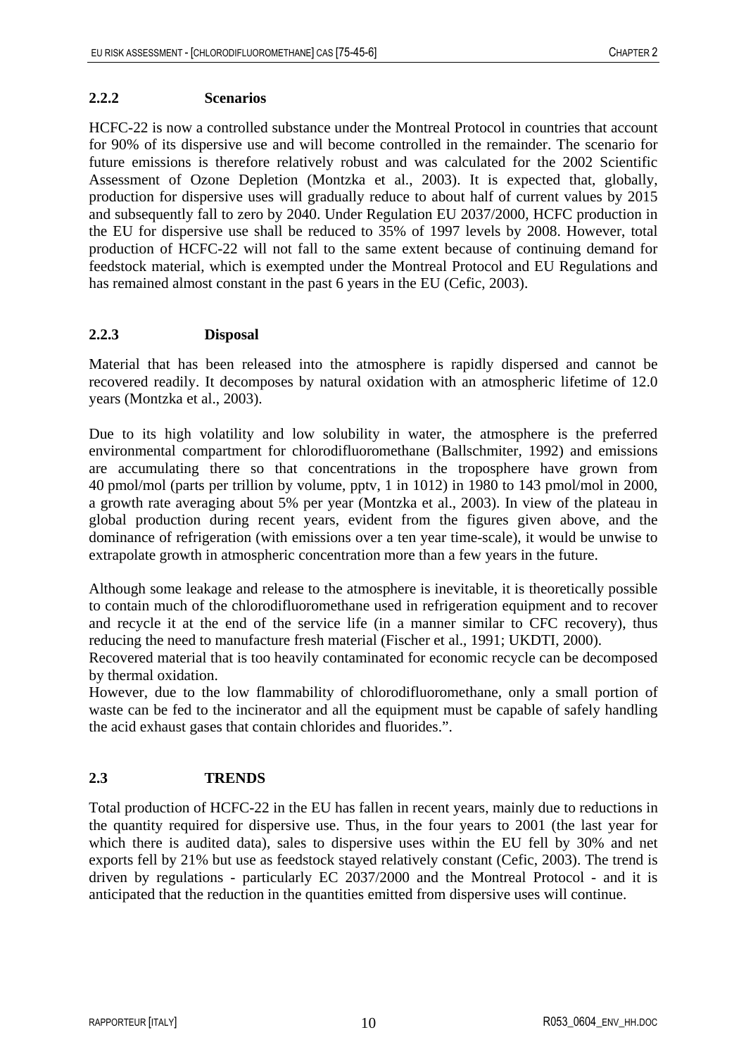### 2.2.2 Scenarios

HCFC-22 is now a controlled substance under the Montreal Protocol in countries that account for 90% of its dispersive use and will become controlled in the remainder. The scenario for future emissions is therefore relatively robust and was calculated for the 2002 Scientific Assessment of Ozone Depletion (Montzka et al., 2003). It is expected that, globally, production for dispersive uses will gradually reduce to about half of current values by 2015 and subsequently fall to zero by 2040. Under Regulation EU 2037/2000, HCFC production in the EU for dispersive use shall be reduced to 35% of 1997 levels by 2008. However, total production of HCFC-22 will not fall to the same extent because of continuing demand for feedstock material, which is exempted under the Montreal Protocol and EU Regulations and has remained almost constant in the past 6 years in the EU (Cefic, 2003).

### 2.2.3 Disposal

Material that has been released into the atmosphere is rapidly dispersed and cannot be recovered readily. It decomposes by natural oxidation with an atmospheric lifetime of 12.0 years (Montzka et al., 2003).

Due to its high volatility and low solubility in water, the atmosphere is the preferred environmental compartment for chlorodifluoromethane (Ballschmiter, 1992) and emissions are accumulating there so that concentrations in the troposphere have grown from 40 pmol/mol (parts per trillion by volume, pptv, 1 in 1012) in 1980 to 143 pmol/mol in 2000, a growth rate averaging about 5% per year (Montzka et al., 2003). In view of the plateau in global production during recent years, evident from the figures given above, and the dominance of refrigeration (with emissions over a ten year time-scale), it would be unwise to extrapolate growth in atmospheric concentration more than a few years in the future.

Although some leakage and release to the atmosphere is inevitable, it is theoretically possible to contain much of the chlorodifluoromethane used in refrigeration equipment and to recover and recycle it at the end of the service life (in a manner similar to CFC recovery), thus reducing the need to manufacture fresh material (Fischer et al., 1991; UKDTI, 2000).
Recovered material that is too heavily contaminated for economic recycle can be decomposed by thermal oxidation.
However, due to the low flammability of chlorodifluoromethane, only a small portion of waste can be fed to the incinerator and all the equipment must be capable of safely handling the acid exhaust gases that contain chlorides and fluorides.".

## 2.3 TRENDS

Total production of HCFC-22 in the EU has fallen in recent years, mainly due to reductions in the quantity required for dispersive use. Thus, in the four years to 2001 (the last year for which there is audited data), sales to dispersive uses within the EU fell by 30% and net exports fell by 21% but use as feedstock stayed relatively constant (Cefic, 2003). The trend is driven by regulations - particularly EC 2037/2000 and the Montreal Protocol - and it is anticipated that the reduction in the quantities emitted from dispersive uses will continue.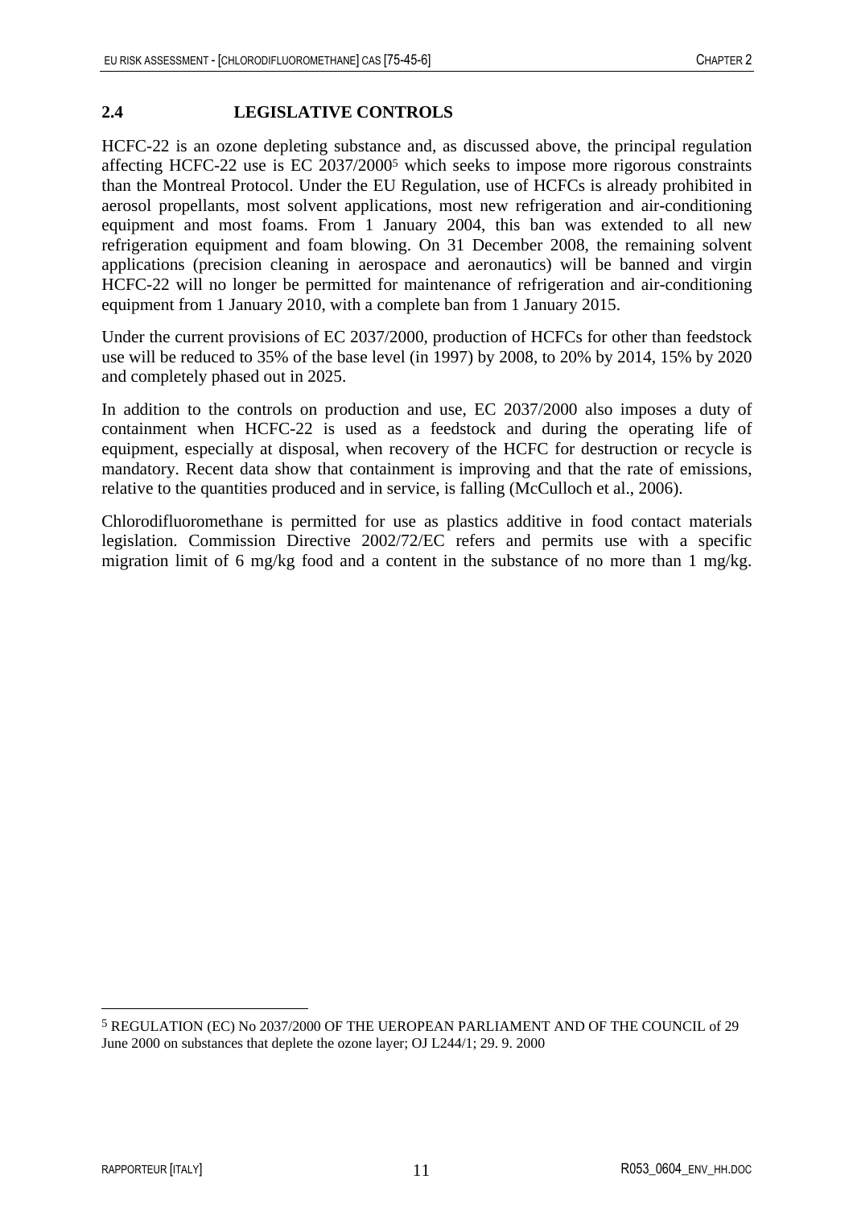## 2.4 LEGISLATIVE CONTROLS

HCFC-22 is an ozone depleting substance and, as discussed above, the principal regulation affecting HCFC-22 use is EC 2037/2000[5] which seeks to impose more rigorous constraints than the Montreal Protocol. Under the EU Regulation, use of HCFCs is already prohibited in aerosol propellants, most solvent applications, most new refrigeration and air-conditioning equipment and most foams. From 1 January 2004, this ban was extended to all new refrigeration equipment and foam blowing. On 31 December 2008, the remaining solvent applications (precision cleaning in aerospace and aeronautics) will be banned and virgin HCFC-22 will no longer be permitted for maintenance of refrigeration and air-conditioning equipment from 1 January 2010, with a complete ban from 1 January 2015.

Under the current provisions of EC 2037/2000, production of HCFCs for other than feedstock use will be reduced to 35% of the base level (in 1997) by 2008, to 20% by 2014, 15% by 2020 and completely phased out in 2025.

In addition to the controls on production and use, EC 2037/2000 also imposes a duty of containment when HCFC-22 is used as a feedstock and during the operating life of equipment, especially at disposal, when recovery of the HCFC for destruction or recycle is mandatory. Recent data show that containment is improving and that the rate of emissions, relative to the quantities produced and in service, is falling (McCulloch et al., 2006).

Chlorodifluoromethane is permitted for use as plastics additive in food contact materials legislation. Commission Directive 2002/72/EC refers and permits use with a specific migration limit of 6 mg/kg food and a content in the substance of no more than 1 mg/kg.

---

[5] REGULATION (EC) No 2037/2000 OF THE UEROPEAN PARLIAMENT AND OF THE COUNCIL of 29 June 2000 on substances that deplete the ozone layer; OJ L244/1; 29. 9. 2000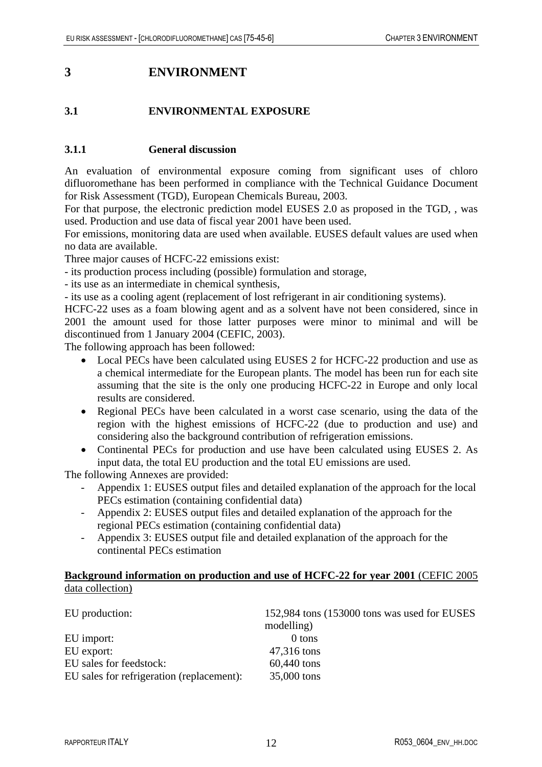# 3 ENVIRONMENT

## 3.1 ENVIRONMENTAL EXPOSURE

### 3.1.1 General discussion

An evaluation of environmental exposure coming from significant uses of chloro difluoromethane has been performed in compliance with the Technical Guidance Document for Risk Assessment (TGD), European Chemicals Bureau, 2003.

For that purpose, the electronic prediction model EUSES 2.0 as proposed in the TGD, , was used. Production and use data of fiscal year 2001 have been used.

For emissions, monitoring data are used when available. EUSES default values are used when no data are available.

Three major causes of HCFC-22 emissions exist:

- its production process including (possible) formulation and storage,
- its use as an intermediate in chemical synthesis,
- its use as a cooling agent (replacement of lost refrigerant in air conditioning systems).

HCFC-22 uses as a foam blowing agent and as a solvent have not been considered, since in 2001 the amount used for those latter purposes were minor to minimal and will be discontinued from 1 January 2004 (CEFIC, 2003).

The following approach has been followed:

- Local PECs have been calculated using EUSES 2 for HCFC-22 production and use as a chemical intermediate for the European plants. The model has been run for each site assuming that the site is the only one producing HCFC-22 in Europe and only local results are considered.
- Regional PECs have been calculated in a worst case scenario, using the data of the region with the highest emissions of HCFC-22 (due to production and use) and considering also the background contribution of refrigeration emissions.
- Continental PECs for production and use have been calculated using EUSES 2. As input data, the total EU production and the total EU emissions are used.

The following Annexes are provided:

- Appendix 1: EUSES output files and detailed explanation of the approach for the local PECs estimation (containing confidential data)
- Appendix 2: EUSES output files and detailed explanation of the approach for the regional PECs estimation (containing confidential data)
- Appendix 3: EUSES output file and detailed explanation of the approach for the continental PECs estimation

<u>**Background information on production and use of HCFC-22 for year 2001** (CEFIC 2005 data collection)</u>

| | |
|---|---|
| EU production: | 152,984 tons (153000 tons was used for EUSES modelling) |
| EU import: | 0 tons |
| EU export: | 47,316 tons |
| EU sales for feedstock: | 60,440 tons |
| EU sales for refrigeration (replacement): | 35,000 tons |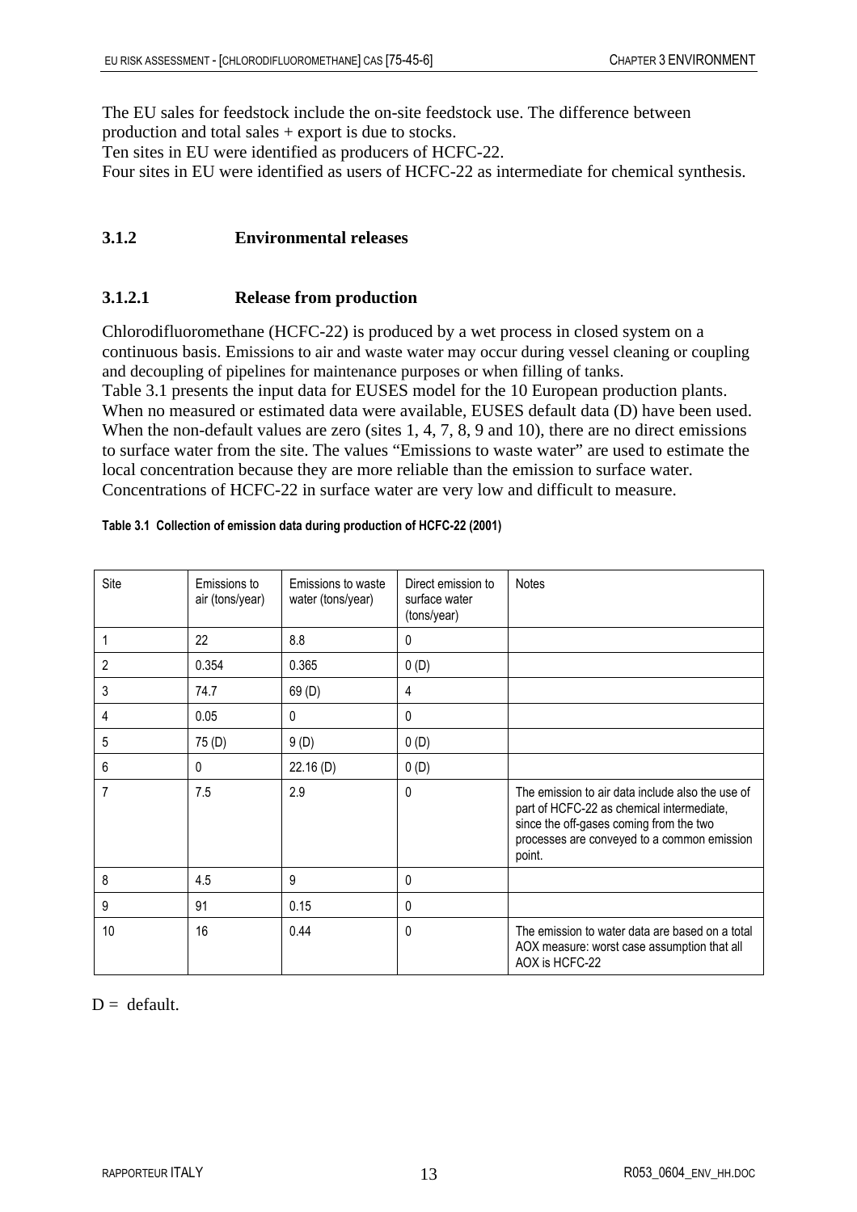The EU sales for feedstock include the on-site feedstock use. The difference between production and total sales + export is due to stocks.
Ten sites in EU were identified as producers of HCFC-22.
Four sites in EU were identified as users of HCFC-22 as intermediate for chemical synthesis.

### 3.1.2 Environmental releases

#### 3.1.2.1 Release from production

Chlorodifluoromethane (HCFC-22) is produced by a wet process in closed system on a continuous basis. Emissions to air and waste water may occur during vessel cleaning or coupling and decoupling of pipelines for maintenance purposes or when filling of tanks.
Table 3.1 presents the input data for EUSES model for the 10 European production plants. When no measured or estimated data were available, EUSES default data (D) have been used. When the non-default values are zero (sites 1, 4, 7, 8, 9 and 10), there are no direct emissions to surface water from the site. The values "Emissions to waste water" are used to estimate the local concentration because they are more reliable than the emission to surface water. Concentrations of HCFC-22 in surface water are very low and difficult to measure.

**Table 3.1 Collection of emission data during production of HCFC-22 (2001)**

| Site | Emissions to air (tons/year) | Emissions to waste water (tons/year) | Direct emission to surface water (tons/year) | Notes |
|---|---|---|---|---|
| 1 | 22 | 8.8 | 0 | |
| 2 | 0.354 | 0.365 | 0 (D) | |
| 3 | 74.7 | 69 (D) | 4 | |
| 4 | 0.05 | 0 | 0 | |
| 5 | 75 (D) | 9 (D) | 0 (D) | |
| 6 | 0 | 22.16 (D) | 0 (D) | |
| 7 | 7.5 | 2.9 | 0 | The emission to air data include also the use of part of HCFC-22 as chemical intermediate, since the off-gases coming from the two processes are conveyed to a common emission point. |
| 8 | 4.5 | 9 | 0 | |
| 9 | 91 | 0.15 | 0 | |
| 10 | 16 | 0.44 | 0 | The emission to water data are based on a total AOX measure: worst case assumption that all AOX is HCFC-22 |

D = default.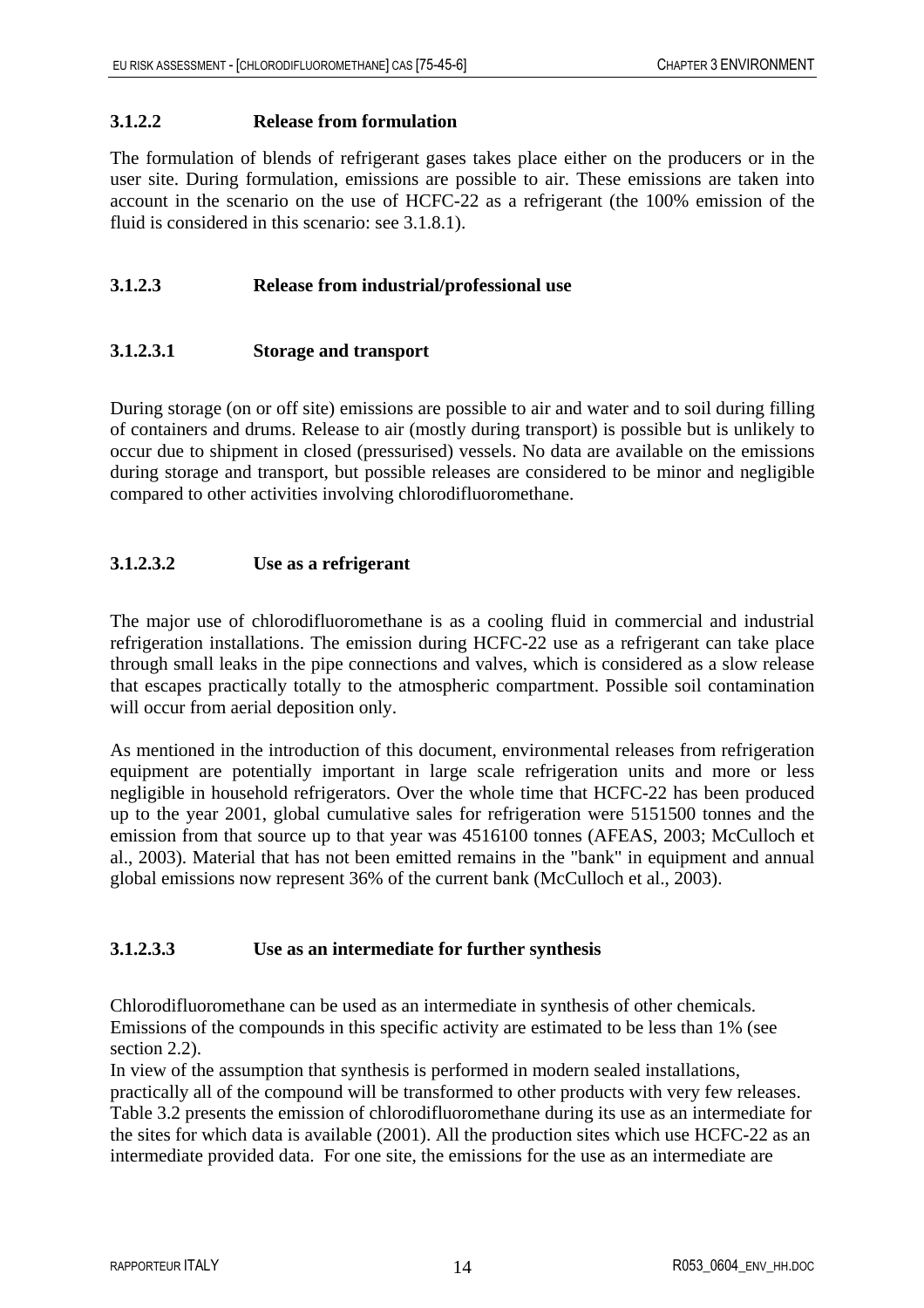### 3.1.2.2 Release from formulation

The formulation of blends of refrigerant gases takes place either on the producers or in the user site. During formulation, emissions are possible to air. These emissions are taken into account in the scenario on the use of HCFC-22 as a refrigerant (the 100% emission of the fluid is considered in this scenario: see 3.1.8.1).

### 3.1.2.3 Release from industrial/professional use

#### 3.1.2.3.1 Storage and transport

During storage (on or off site) emissions are possible to air and water and to soil during filling of containers and drums. Release to air (mostly during transport) is possible but is unlikely to occur due to shipment in closed (pressurised) vessels. No data are available on the emissions during storage and transport, but possible releases are considered to be minor and negligible compared to other activities involving chlorodifluoromethane.

#### 3.1.2.3.2 Use as a refrigerant

The major use of chlorodifluoromethane is as a cooling fluid in commercial and industrial refrigeration installations. The emission during HCFC-22 use as a refrigerant can take place through small leaks in the pipe connections and valves, which is considered as a slow release that escapes practically totally to the atmospheric compartment. Possible soil contamination will occur from aerial deposition only.

As mentioned in the introduction of this document, environmental releases from refrigeration equipment are potentially important in large scale refrigeration units and more or less negligible in household refrigerators. Over the whole time that HCFC-22 has been produced up to the year 2001, global cumulative sales for refrigeration were 5151500 tonnes and the emission from that source up to that year was 4516100 tonnes (AFEAS, 2003; McCulloch et al., 2003). Material that has not been emitted remains in the "bank" in equipment and annual global emissions now represent 36% of the current bank (McCulloch et al., 2003).

#### 3.1.2.3.3 Use as an intermediate for further synthesis

Chlorodifluoromethane can be used as an intermediate in synthesis of other chemicals. Emissions of the compounds in this specific activity are estimated to be less than 1% (see section 2.2).

In view of the assumption that synthesis is performed in modern sealed installations, practically all of the compound will be transformed to other products with very few releases. Table 3.2 presents the emission of chlorodifluoromethane during its use as an intermediate for the sites for which data is available (2001). All the production sites which use HCFC-22 as an intermediate provided data. For one site, the emissions for the use as an intermediate are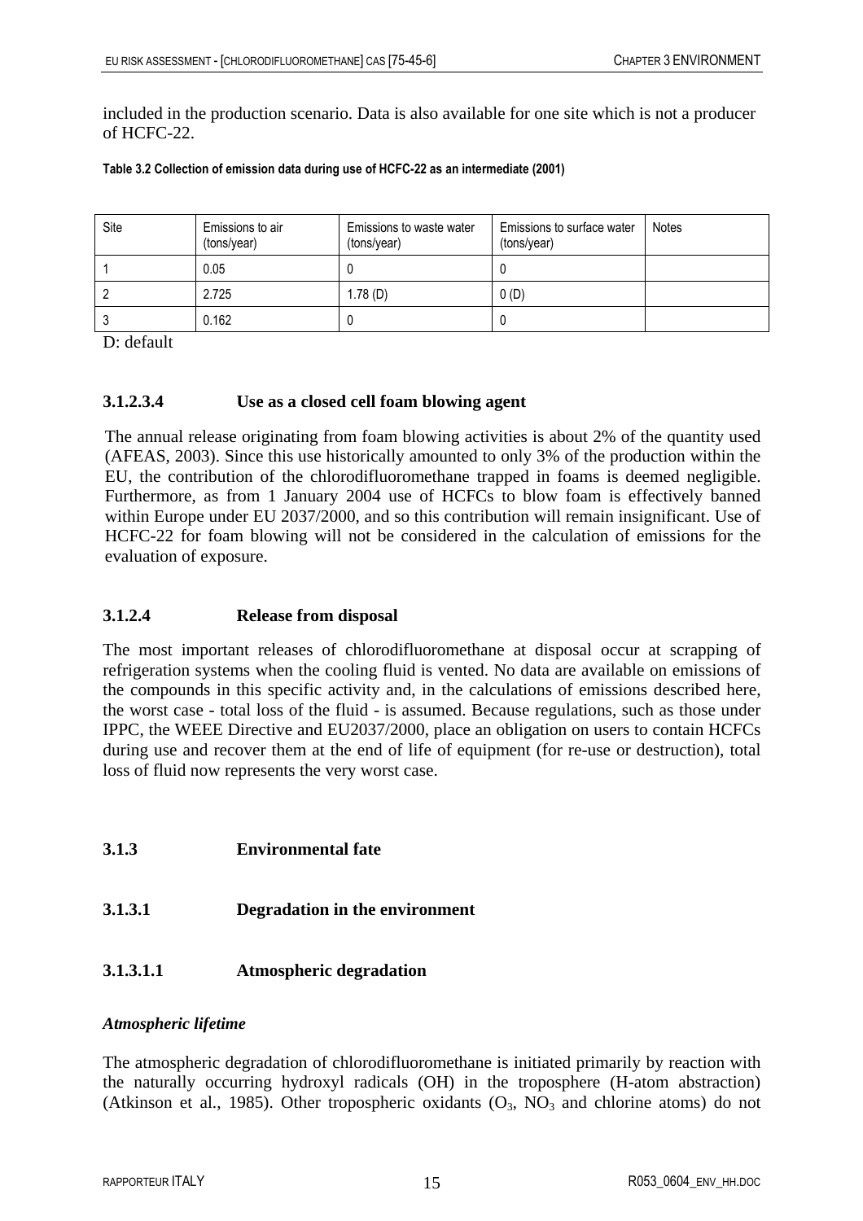included in the production scenario. Data is also available for one site which is not a producer of HCFC-22.

**Table 3.2 Collection of emission data during use of HCFC-22 as an intermediate (2001)**

| Site | Emissions to air (tons/year) | Emissions to waste water (tons/year) | Emissions to surface water (tons/year) | Notes |
|---|---|---|---|---|
| 1 | 0.05 | 0 | 0 | |
| 2 | 2.725 | 1.78 (D) | 0 (D) | |
| 3 | 0.162 | 0 | 0 | |

D: default

#### 3.1.2.3.4 Use as a closed cell foam blowing agent

The annual release originating from foam blowing activities is about 2% of the quantity used (AFEAS, 2003). Since this use historically amounted to only 3% of the production within the EU, the contribution of the chlorodifluoromethane trapped in foams is deemed negligible. Furthermore, as from 1 January 2004 use of HCFCs to blow foam is effectively banned within Europe under EU 2037/2000, and so this contribution will remain insignificant. Use of HCFC-22 for foam blowing will not be considered in the calculation of emissions for the evaluation of exposure.

### 3.1.2.4 Release from disposal

The most important releases of chlorodifluoromethane at disposal occur at scrapping of refrigeration systems when the cooling fluid is vented. No data are available on emissions of the compounds in this specific activity and, in the calculations of emissions described here, the worst case - total loss of the fluid - is assumed. Because regulations, such as those under IPPC, the WEEE Directive and EU2037/2000, place an obligation on users to contain HCFCs during use and recover them at the end of life of equipment (for re-use or destruction), total loss of fluid now represents the very worst case.

## 3.1.3 Environmental fate

### 3.1.3.1 Degradation in the environment

#### 3.1.3.1.1 Atmospheric degradation

*Atmospheric lifetime*

The atmospheric degradation of chlorodifluoromethane is initiated primarily by reaction with the naturally occurring hydroxyl radicals (OH) in the troposphere (H-atom abstraction) (Atkinson et al., 1985). Other tropospheric oxidants ($O_3$, $NO_3$ and chlorine atoms) do not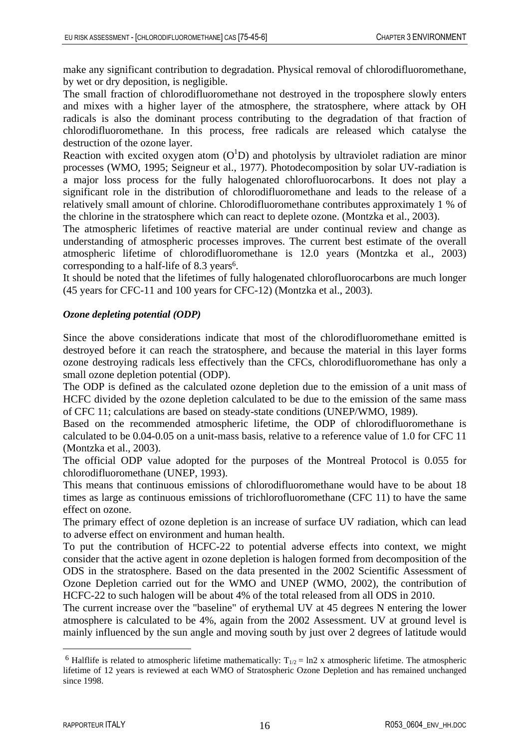make any significant contribution to degradation. Physical removal of chlorodifluoromethane, by wet or dry deposition, is negligible.

The small fraction of chlorodifluoromethane not destroyed in the troposphere slowly enters and mixes with a higher layer of the atmosphere, the stratosphere, where attack by OH radicals is also the dominant process contributing to the degradation of that fraction of chlorodifluoromethane. In this process, free radicals are released which catalyse the destruction of the ozone layer.

Reaction with excited oxygen atom ($O^1D$) and photolysis by ultraviolet radiation are minor processes (WMO, 1995; Seigneur et al., 1977). Photodecomposition by solar UV-radiation is a major loss process for the fully halogenated chlorofluorocarbons. It does not play a significant role in the distribution of chlorodifluoromethane and leads to the release of a relatively small amount of chlorine. Chlorodifluoromethane contributes approximately 1 % of the chlorine in the stratosphere which can react to deplete ozone. (Montzka et al., 2003).

The atmospheric lifetimes of reactive material are under continual review and change as understanding of atmospheric processes improves. The current best estimate of the overall atmospheric lifetime of chlorodifluoromethane is 12.0 years (Montzka et al., 2003) corresponding to a half-life of 8.3 years[6].

It should be noted that the lifetimes of fully halogenated chlorofluorocarbons are much longer (45 years for CFC-11 and 100 years for CFC-12) (Montzka et al., 2003).

***Ozone depleting potential (ODP)***

Since the above considerations indicate that most of the chlorodifluoromethane emitted is destroyed before it can reach the stratosphere, and because the material in this layer forms ozone destroying radicals less effectively than the CFCs, chlorodifluoromethane has only a small ozone depletion potential (ODP).

The ODP is defined as the calculated ozone depletion due to the emission of a unit mass of HCFC divided by the ozone depletion calculated to be due to the emission of the same mass of CFC 11; calculations are based on steady-state conditions (UNEP/WMO, 1989).

Based on the recommended atmospheric lifetime, the ODP of chlorodifluoromethane is calculated to be 0.04-0.05 on a unit-mass basis, relative to a reference value of 1.0 for CFC 11 (Montzka et al., 2003).

The official ODP value adopted for the purposes of the Montreal Protocol is 0.055 for chlorodifluoromethane (UNEP, 1993).

This means that continuous emissions of chlorodifluoromethane would have to be about 18 times as large as continuous emissions of trichlorofluoromethane (CFC 11) to have the same effect on ozone.

The primary effect of ozone depletion is an increase of surface UV radiation, which can lead to adverse effect on environment and human health.

To put the contribution of HCFC-22 to potential adverse effects into context, we might consider that the active agent in ozone depletion is halogen formed from decomposition of the ODS in the stratosphere. Based on the data presented in the 2002 Scientific Assessment of Ozone Depletion carried out for the WMO and UNEP (WMO, 2002), the contribution of HCFC-22 to such halogen will be about 4% of the total released from all ODS in 2010.

The current increase over the "baseline" of erythemal UV at 45 degrees N entering the lower atmosphere is calculated to be 4%, again from the 2002 Assessment. UV at ground level is mainly influenced by the sun angle and moving south by just over 2 degrees of latitude would

---

[6] Halflife is related to atmospheric lifetime mathematically: $T_{1/2}$ = ln2 x atmospheric lifetime. The atmospheric lifetime of 12 years is reviewed at each WMO of Stratospheric Ozone Depletion and has remained unchanged since 1998.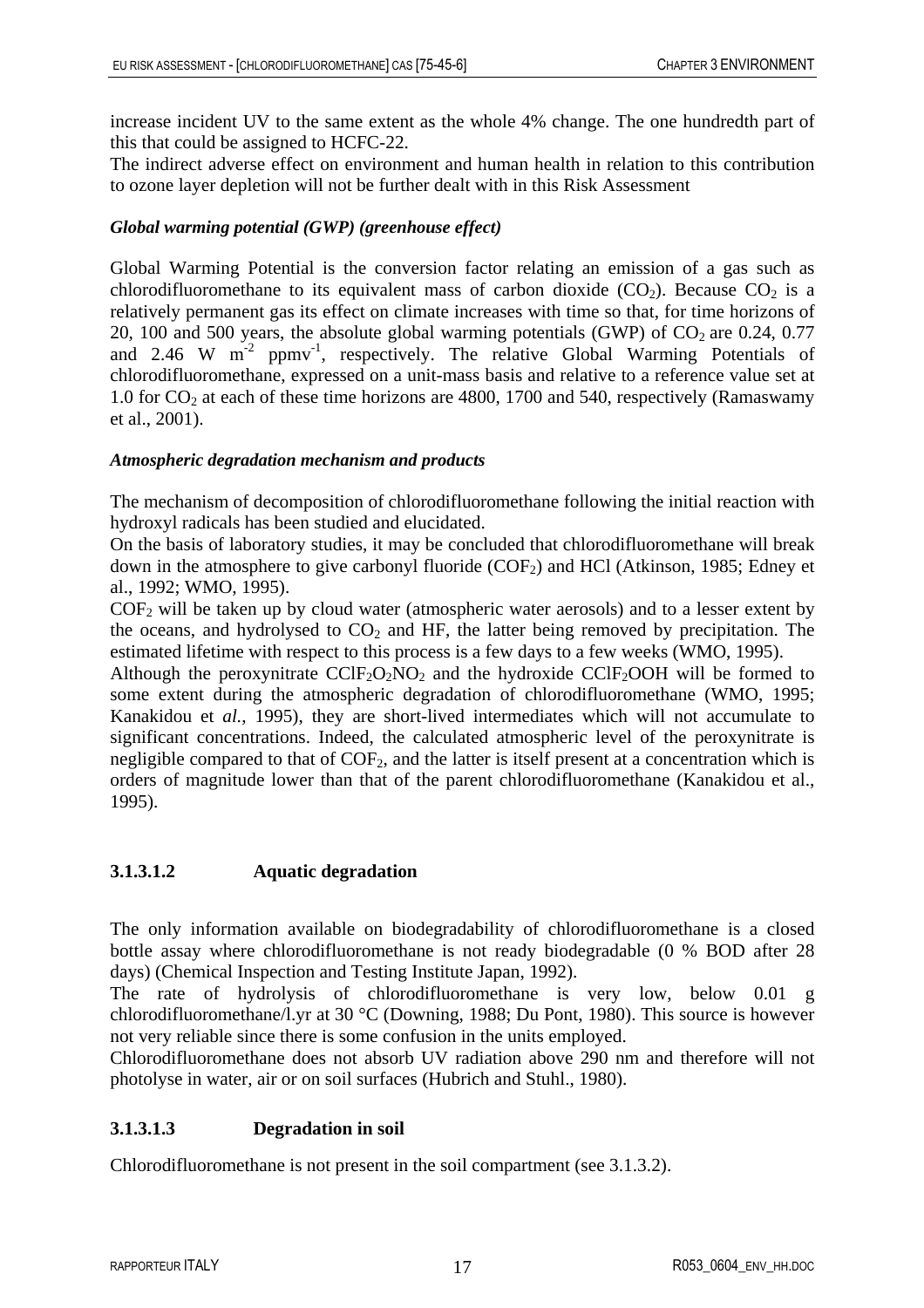increase incident UV to the same extent as the whole 4% change. The one hundredth part of this that could be assigned to HCFC-22.

The indirect adverse effect on environment and human health in relation to this contribution to ozone layer depletion will not be further dealt with in this Risk Assessment

***Global warming potential (GWP) (greenhouse effect)***

Global Warming Potential is the conversion factor relating an emission of a gas such as chlorodifluoromethane to its equivalent mass of carbon dioxide ($CO_2$). Because $CO_2$ is a relatively permanent gas its effect on climate increases with time so that, for time horizons of 20, 100 and 500 years, the absolute global warming potentials (GWP) of $CO_2$ are 0.24, 0.77 and 2.46 W $m^{-2}$ $ppmv^{-1}$, respectively. The relative Global Warming Potentials of chlorodifluoromethane, expressed on a unit-mass basis and relative to a reference value set at 1.0 for $CO_2$ at each of these time horizons are 4800, 1700 and 540, respectively (Ramaswamy et al., 2001).

***Atmospheric degradation mechanism and products***

The mechanism of decomposition of chlorodifluoromethane following the initial reaction with hydroxyl radicals has been studied and elucidated.

On the basis of laboratory studies, it may be concluded that chlorodifluoromethane will break down in the atmosphere to give carbonyl fluoride ($COF_2$) and HCl (Atkinson, 1985; Edney et al., 1992; WMO, 1995).

$COF_2$ will be taken up by cloud water (atmospheric water aerosols) and to a lesser extent by the oceans, and hydrolysed to $CO_2$ and HF, the latter being removed by precipitation. The estimated lifetime with respect to this process is a few days to a few weeks (WMO, 1995).

Although the peroxynitrate $CClF_2O_2NO_2$ and the hydroxide $CClF_2OOH$ will be formed to some extent during the atmospheric degradation of chlorodifluoromethane (WMO, 1995; Kanakidou et *al.*, 1995), they are short-lived intermediates which will not accumulate to significant concentrations. Indeed, the calculated atmospheric level of the peroxynitrate is negligible compared to that of $COF_2$, and the latter is itself present at a concentration which is orders of magnitude lower than that of the parent chlorodifluoromethane (Kanakidou et al., 1995).

### 3.1.3.1.2 Aquatic degradation

The only information available on biodegradability of chlorodifluoromethane is a closed bottle assay where chlorodifluoromethane is not ready biodegradable (0 % BOD after 28 days) (Chemical Inspection and Testing Institute Japan, 1992).

The rate of hydrolysis of chlorodifluoromethane is very low, below 0.01 g chlorodifluoromethane/l.yr at 30 °C (Downing, 1988; Du Pont, 1980). This source is however not very reliable since there is some confusion in the units employed.

Chlorodifluoromethane does not absorb UV radiation above 290 nm and therefore will not photolyse in water, air or on soil surfaces (Hubrich and Stuhl., 1980).

### 3.1.3.1.3 Degradation in soil

Chlorodifluoromethane is not present in the soil compartment (see 3.1.3.2).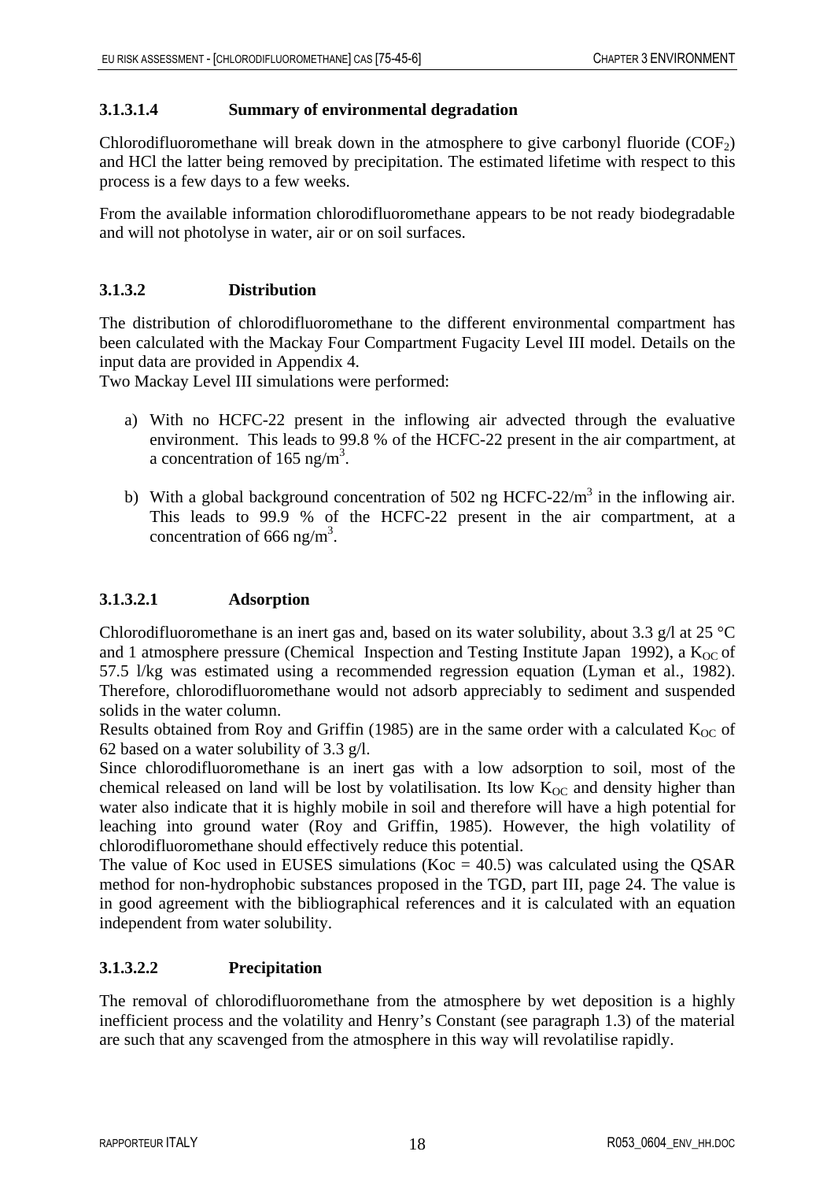#### 3.1.3.1.4 Summary of environmental degradation

Chlorodifluoromethane will break down in the atmosphere to give carbonyl fluoride ($COF_2$) and HCl the latter being removed by precipitation. The estimated lifetime with respect to this process is a few days to a few weeks.

From the available information chlorodifluoromethane appears to be not ready biodegradable and will not photolyse in water, air or on soil surfaces.

### 3.1.3.2 Distribution

The distribution of chlorodifluoromethane to the different environmental compartment has been calculated with the Mackay Four Compartment Fugacity Level III model. Details on the input data are provided in Appendix 4.
Two Mackay Level III simulations were performed:

a) With no HCFC-22 present in the inflowing air advected through the evaluative environment. This leads to 99.8 % of the HCFC-22 present in the air compartment, at a concentration of 165 ng/m$^3$.

b) With a global background concentration of 502 ng HCFC-22/m$^3$ in the inflowing air. This leads to 99.9 % of the HCFC-22 present in the air compartment, at a concentration of 666 ng/m$^3$.

#### 3.1.3.2.1 Adsorption

Chlorodifluoromethane is an inert gas and, based on its water solubility, about 3.3 g/l at 25 °C and 1 atmosphere pressure (Chemical Inspection and Testing Institute Japan 1992), a $K_{OC}$ of 57.5 l/kg was estimated using a recommended regression equation (Lyman et al., 1982). Therefore, chlorodifluoromethane would not adsorb appreciably to sediment and suspended solids in the water column.
Results obtained from Roy and Griffin (1985) are in the same order with a calculated $K_{OC}$ of 62 based on a water solubility of 3.3 g/l.
Since chlorodifluoromethane is an inert gas with a low adsorption to soil, most of the chemical released on land will be lost by volatilisation. Its low $K_{OC}$ and density higher than water also indicate that it is highly mobile in soil and therefore will have a high potential for leaching into ground water (Roy and Griffin, 1985). However, the high volatility of chlorodifluoromethane should effectively reduce this potential.
The value of Koc used in EUSES simulations (Koc = 40.5) was calculated using the QSAR method for non-hydrophobic substances proposed in the TGD, part III, page 24. The value is in good agreement with the bibliographical references and it is calculated with an equation independent from water solubility.

#### 3.1.3.2.2 Precipitation

The removal of chlorodifluoromethane from the atmosphere by wet deposition is a highly inefficient process and the volatility and Henry's Constant (see paragraph 1.3) of the material are such that any scavenged from the atmosphere in this way will revolatilise rapidly.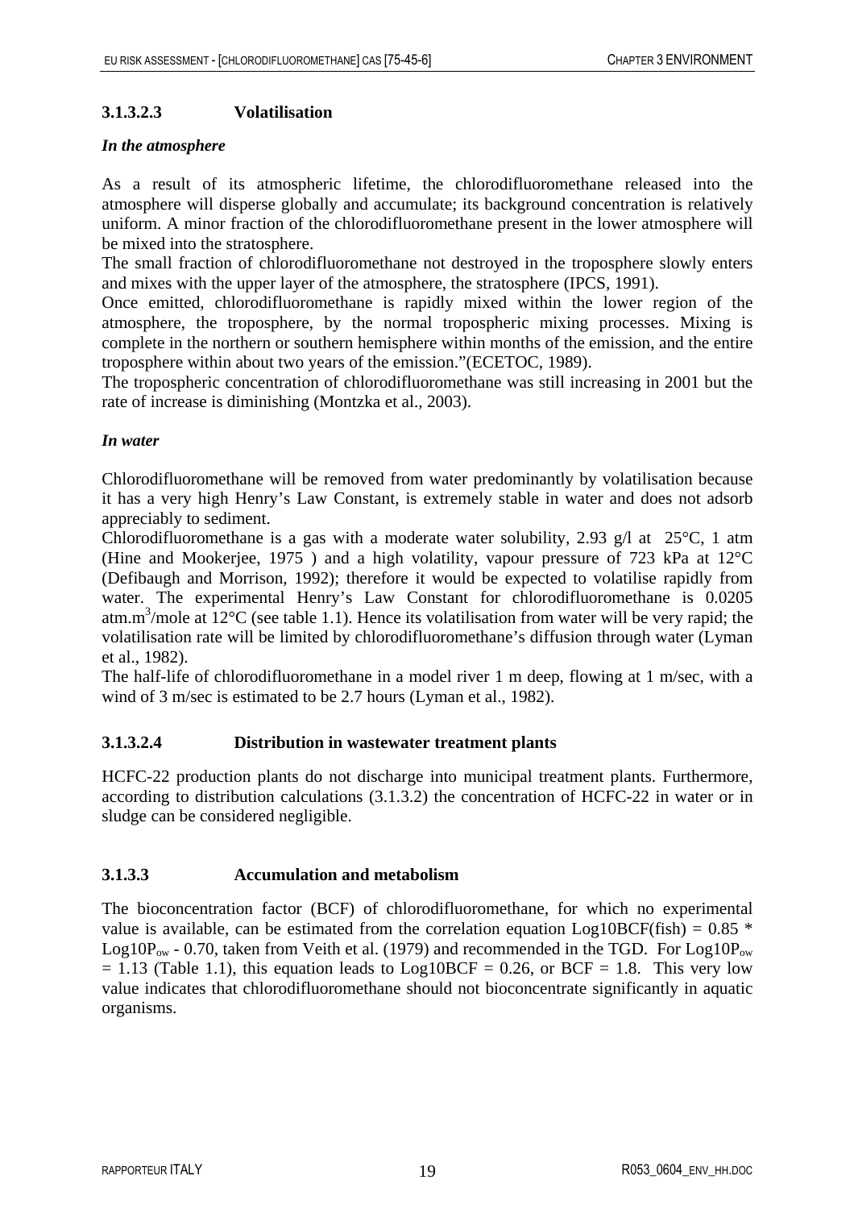### 3.1.3.2.3 Volatilisation

***In the atmosphere***

As a result of its atmospheric lifetime, the chlorodifluoromethane released into the atmosphere will disperse globally and accumulate; its background concentration is relatively uniform. A minor fraction of the chlorodifluoromethane present in the lower atmosphere will be mixed into the stratosphere.

The small fraction of chlorodifluoromethane not destroyed in the troposphere slowly enters and mixes with the upper layer of the atmosphere, the stratosphere (IPCS, 1991).

Once emitted, chlorodifluoromethane is rapidly mixed within the lower region of the atmosphere, the troposphere, by the normal tropospheric mixing processes. Mixing is complete in the northern or southern hemisphere within months of the emission, and the entire troposphere within about two years of the emission."(ECETOC, 1989).

The tropospheric concentration of chlorodifluoromethane was still increasing in 2001 but the rate of increase is diminishing (Montzka et al., 2003).

***In water***

Chlorodifluoromethane will be removed from water predominantly by volatilisation because it has a very high Henry's Law Constant, is extremely stable in water and does not adsorb appreciably to sediment.

Chlorodifluoromethane is a gas with a moderate water solubility, 2.93 g/l at 25°C, 1 atm (Hine and Mookerjee, 1975 ) and a high volatility, vapour pressure of 723 kPa at 12°C (Defibaugh and Morrison, 1992); therefore it would be expected to volatilise rapidly from water. The experimental Henry's Law Constant for chlorodifluoromethane is 0.0205 atm.$m^3$/mole at 12°C (see table 1.1). Hence its volatilisation from water will be very rapid; the volatilisation rate will be limited by chlorodifluoromethane's diffusion through water (Lyman et al., 1982).

The half-life of chlorodifluoromethane in a model river 1 m deep, flowing at 1 m/sec, with a wind of 3 m/sec is estimated to be 2.7 hours (Lyman et al., 1982).

### 3.1.3.2.4 Distribution in wastewater treatment plants

HCFC-22 production plants do not discharge into municipal treatment plants. Furthermore, according to distribution calculations (3.1.3.2) the concentration of HCFC-22 in water or in sludge can be considered negligible.

### 3.1.3.3 Accumulation and metabolism

The bioconcentration factor (BCF) of chlorodifluoromethane, for which no experimental value is available, can be estimated from the correlation equation $Log10BCF(fish) = 0.85 * Log10P_{ow} - 0.70$, taken from Veith et al. (1979) and recommended in the TGD. For $Log10P_{ow} = 1.13$ (Table 1.1), this equation leads to $Log10BCF = 0.26$, or BCF = 1.8. This very low value indicates that chlorodifluoromethane should not bioconcentrate significantly in aquatic organisms.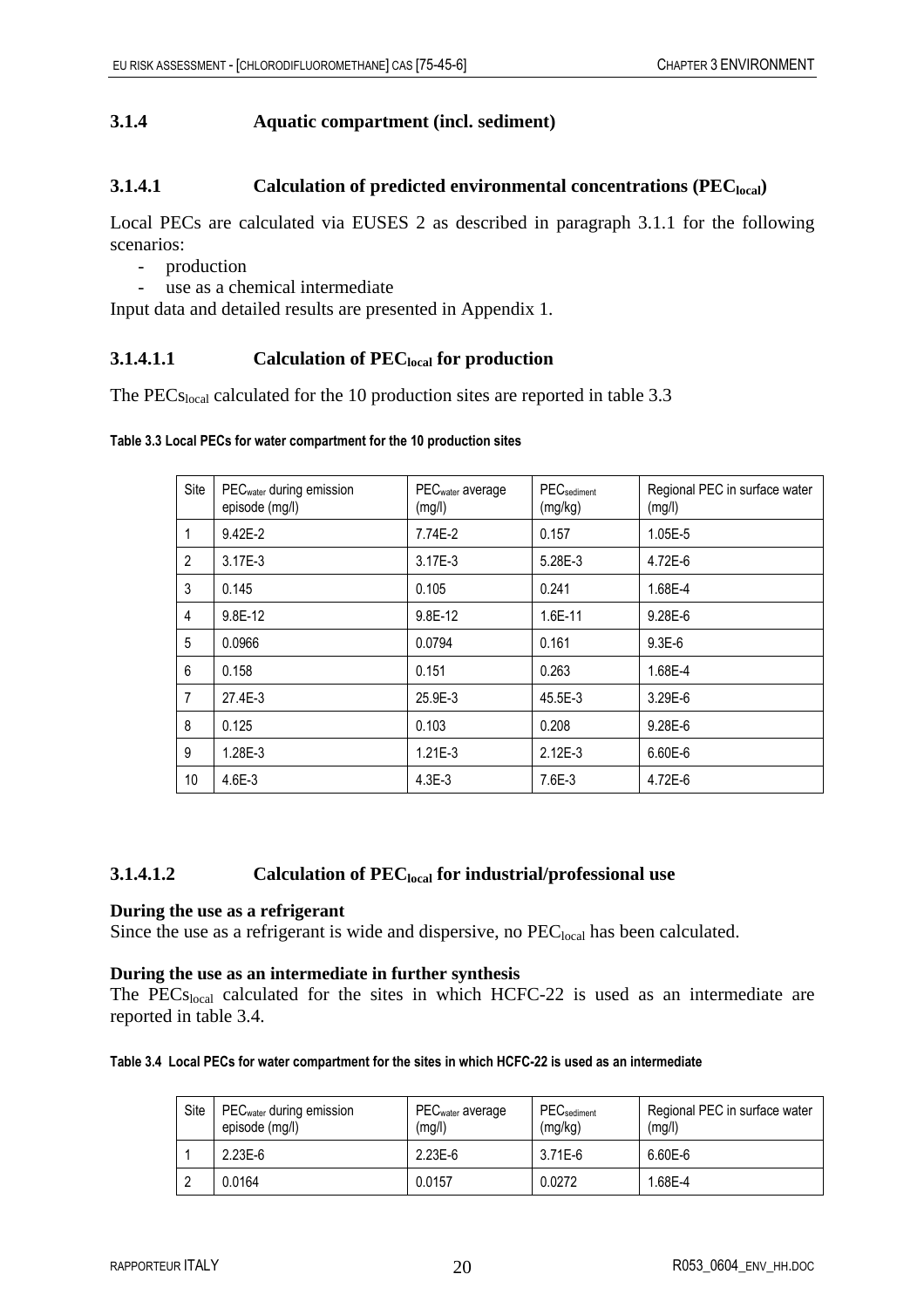### 3.1.4 Aquatic compartment (incl. sediment)

#### 3.1.4.1 Calculation of predicted environmental concentrations ($PEC_{local}$)

Local PECs are calculated via EUSES 2 as described in paragraph 3.1.1 for the following scenarios:

- production
- use as a chemical intermediate

Input data and detailed results are presented in Appendix 1.

##### 3.1.4.1.1 Calculation of $PEC_{local}$ for production

The $PECs_{local}$ calculated for the 10 production sites are reported in table 3.3

**Table 3.3 Local PECs for water compartment for the 10 production sites**

| Site | $PEC_{water}$ during emission episode (mg/l) | $PEC_{water}$ average (mg/l) | $PEC_{sediment}$ (mg/kg) | Regional PEC in surface water (mg/l) |
|---|---|---|---|---|
| 1 | 9.42E-2 | 7.74E-2 | 0.157 | 1.05E-5 |
| 2 | 3.17E-3 | 3.17E-3 | 5.28E-3 | 4.72E-6 |
| 3 | 0.145 | 0.105 | 0.241 | 1.68E-4 |
| 4 | 9.8E-12 | 9.8E-12 | 1.6E-11 | 9.28E-6 |
| 5 | 0.0966 | 0.0794 | 0.161 | 9.3E-6 |
| 6 | 0.158 | 0.151 | 0.263 | 1.68E-4 |
| 7 | 27.4E-3 | 25.9E-3 | 45.5E-3 | 3.29E-6 |
| 8 | 0.125 | 0.103 | 0.208 | 9.28E-6 |
| 9 | 1.28E-3 | 1.21E-3 | 2.12E-3 | 6.60E-6 |
| 10 | 4.6E-3 | 4.3E-3 | 7.6E-3 | 4.72E-6 |

##### 3.1.4.1.2 Calculation of $PEC_{local}$ for industrial/professional use

**During the use as a refrigerant**
Since the use as a refrigerant is wide and dispersive, no $PEC_{local}$ has been calculated.

**During the use as an intermediate in further synthesis**
The $PECs_{local}$ calculated for the sites in which HCFC-22 is used as an intermediate are reported in table 3.4.

**Table 3.4 Local PECs for water compartment for the sites in which HCFC-22 is used as an intermediate**

| Site | $PEC_{water}$ during emission episode (mg/l) | $PEC_{water}$ average (mg/l) | $PEC_{sediment}$ (mg/kg) | Regional PEC in surface water (mg/l) |
|---|---|---|---|---|
| 1 | 2.23E-6 | 2.23E-6 | 3.71E-6 | 6.60E-6 |
| 2 | 0.0164 | 0.0157 | 0.0272 | 1.68E-4 |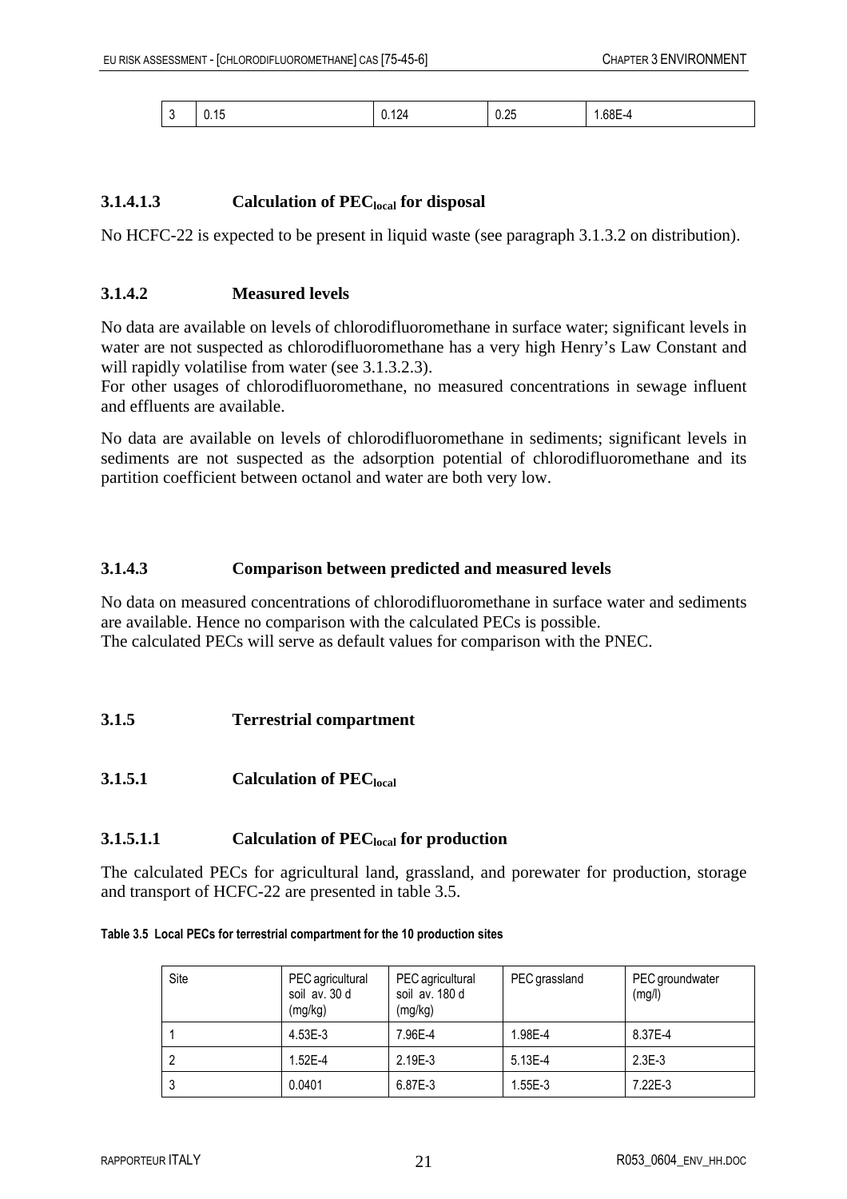| 3 | 0.15 | 0.124 | 0.25 | 1.68E-4 |
|---|---|---|---|---|

#### 3.1.4.1.3 Calculation of $PEC_{local}$ for disposal

No HCFC-22 is expected to be present in liquid waste (see paragraph 3.1.3.2 on distribution).

### 3.1.4.2 Measured levels

No data are available on levels of chlorodifluoromethane in surface water; significant levels in water are not suspected as chlorodifluoromethane has a very high Henry's Law Constant and will rapidly volatilise from water (see 3.1.3.2.3).
For other usages of chlorodifluoromethane, no measured concentrations in sewage influent and effluents are available.

No data are available on levels of chlorodifluoromethane in sediments; significant levels in sediments are not suspected as the adsorption potential of chlorodifluoromethane and its partition coefficient between octanol and water are both very low.

### 3.1.4.3 Comparison between predicted and measured levels

No data on measured concentrations of chlorodifluoromethane in surface water and sediments are available. Hence no comparison with the calculated PECs is possible.
The calculated PECs will serve as default values for comparison with the PNEC.

## 3.1.5 Terrestrial compartment

### 3.1.5.1 Calculation of $PEC_{local}$

#### 3.1.5.1.1 Calculation of $PEC_{local}$ for production

The calculated PECs for agricultural land, grassland, and porewater for production, storage and transport of HCFC-22 are presented in table 3.5.

**Table 3.5 Local PECs for terrestrial compartment for the 10 production sites**

| Site | PEC agricultural soil av. 30 d (mg/kg) | PEC agricultural soil av. 180 d (mg/kg) | PEC grassland | PEC groundwater (mg/l) |
|---|---|---|---|---|
| 1 | 4.53E-3 | 7.96E-4 | 1.98E-4 | 8.37E-4 |
| 2 | 1.52E-4 | 2.19E-3 | 5.13E-4 | 2.3E-3 |
| 3 | 0.0401 | 6.87E-3 | 1.55E-3 | 7.22E-3 |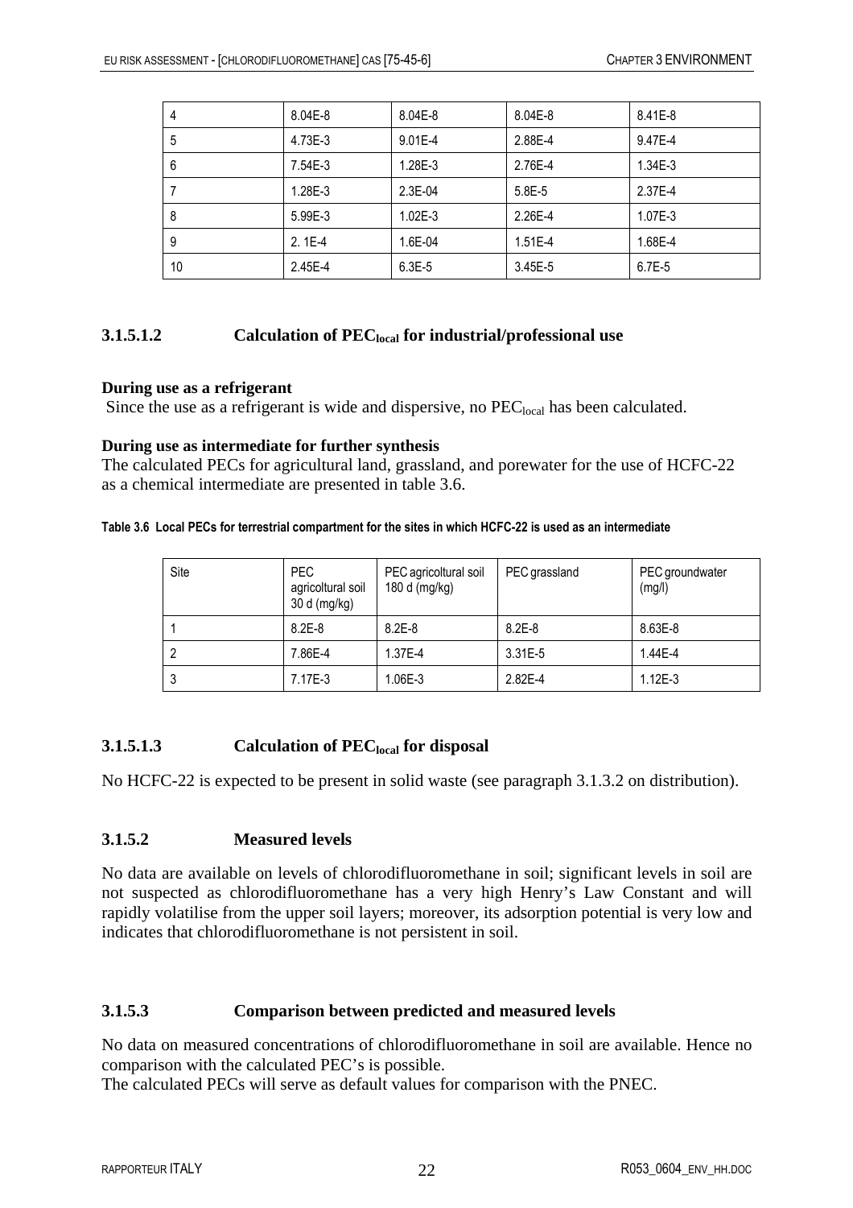| 4 | 8.04E-8 | 8.04E-8 | 8.04E-8 | 8.41E-8 |
|---|---|---|---|---|
| 5 | 4.73E-3 | 9.01E-4 | 2.88E-4 | 9.47E-4 |
| 6 | 7.54E-3 | 1.28E-3 | 2.76E-4 | 1.34E-3 |
| 7 | 1.28E-3 | 2.3E-04 | 5.8E-5 | 2.37E-4 |
| 8 | 5.99E-3 | 1.02E-3 | 2.26E-4 | 1.07E-3 |
| 9 | 2. 1E-4 | 1.6E-04 | 1.51E-4 | 1.68E-4 |
| 10 | 2.45E-4 | 6.3E-5 | 3.45E-5 | 6.7E-5 |

#### 3.1.5.1.2 Calculation of $PEC_{local}$ for industrial/professional use

**During use as a refrigerant**

Since the use as a refrigerant is wide and dispersive, no $PEC_{local}$ has been calculated.

**During use as intermediate for further synthesis**

The calculated PECs for agricultural land, grassland, and porewater for the use of HCFC-22 as a chemical intermediate are presented in table 3.6.

**Table 3.6 Local PECs for terrestrial compartment for the sites in which HCFC-22 is used as an intermediate**

| Site | PEC agricoltural soil 30 d (mg/kg) | PEC agricoltural soil 180 d (mg/kg) | PEC grassland | PEC groundwater (mg/l) |
|---|---|---|---|---|
| 1 | 8.2E-8 | 8.2E-8 | 8.2E-8 | 8.63E-8 |
| 2 | 7.86E-4 | 1.37E-4 | 3.31E-5 | 1.44E-4 |
| 3 | 7.17E-3 | 1.06E-3 | 2.82E-4 | 1.12E-3 |

#### 3.1.5.1.3 Calculation of $PEC_{local}$ for disposal

No HCFC-22 is expected to be present in solid waste (see paragraph 3.1.3.2 on distribution).

### 3.1.5.2 Measured levels

No data are available on levels of chlorodifluoromethane in soil; significant levels in soil are not suspected as chlorodifluoromethane has a very high Henry's Law Constant and will rapidly volatilise from the upper soil layers; moreover, its adsorption potential is very low and indicates that chlorodifluoromethane is not persistent in soil.

### 3.1.5.3 Comparison between predicted and measured levels

No data on measured concentrations of chlorodifluoromethane in soil are available. Hence no comparison with the calculated PEC's is possible.

The calculated PECs will serve as default values for comparison with the PNEC.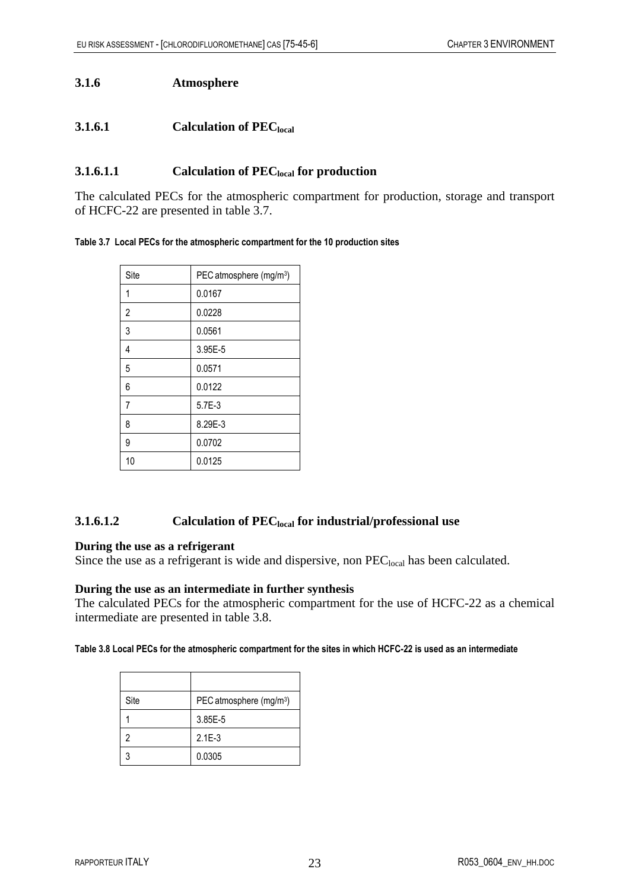### 3.1.6 Atmosphere

#### 3.1.6.1 Calculation of $PEC_{local}$

##### 3.1.6.1.1 Calculation of $PEC_{local}$ for production

The calculated PECs for the atmospheric compartment for production, storage and transport of HCFC-22 are presented in table 3.7.

**Table 3.7 Local PECs for the atmospheric compartment for the 10 production sites**

| Site | PEC atmosphere ($mg/m^3$) |
|---|---|
| 1 | 0.0167 |
| 2 | 0.0228 |
| 3 | 0.0561 |
| 4 | 3.95E-5 |
| 5 | 0.0571 |
| 6 | 0.0122 |
| 7 | 5.7E-3 |
| 8 | 8.29E-3 |
| 9 | 0.0702 |
| 10 | 0.0125 |

##### 3.1.6.1.2 Calculation of $PEC_{local}$ for industrial/professional use

**During the use as a refrigerant**

Since the use as a refrigerant is wide and dispersive, non $PEC_{local}$ has been calculated.

**During the use as an intermediate in further synthesis**

The calculated PECs for the atmospheric compartment for the use of HCFC-22 as a chemical intermediate are presented in table 3.8.

**Table 3.8 Local PECs for the atmospheric compartment for the sites in which HCFC-22 is used as an intermediate**

| | |
|---|---|
| Site | PEC atmosphere ($mg/m^3$) |
| 1 | 3.85E-5 |
| 2 | 2.1E-3 |
| 3 | 0.0305 |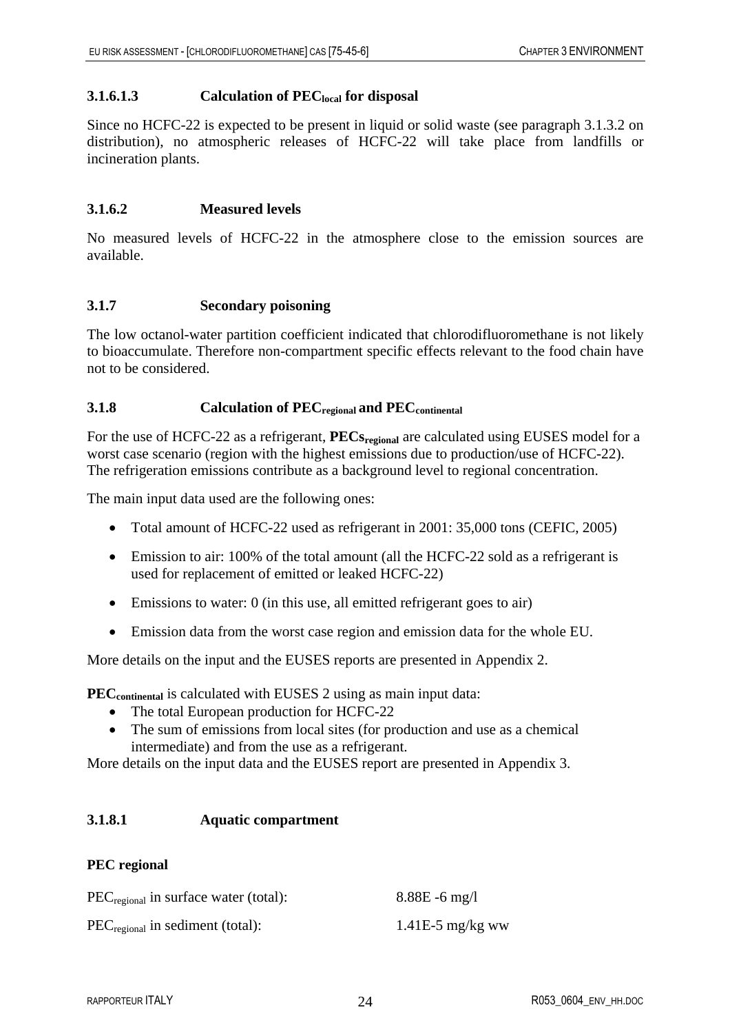#### 3.1.6.1.3 Calculation of $PEC_{local}$ for disposal

Since no HCFC-22 is expected to be present in liquid or solid waste (see paragraph 3.1.3.2 on distribution), no atmospheric releases of HCFC-22 will take place from landfills or incineration plants.

### 3.1.6.2 Measured levels

No measured levels of HCFC-22 in the atmosphere close to the emission sources are available.

## 3.1.7 Secondary poisoning

The low octanol-water partition coefficient indicated that chlorodifluoromethane is not likely to bioaccumulate. Therefore non-compartment specific effects relevant to the food chain have not to be considered.

## 3.1.8 Calculation of $PEC_{regional}$ and $PEC_{continental}$

For the use of HCFC-22 as a refrigerant, **$PECs_{regional}$** are calculated using EUSES model for a worst case scenario (region with the highest emissions due to production/use of HCFC-22). The refrigeration emissions contribute as a background level to regional concentration.

The main input data used are the following ones:

- Total amount of HCFC-22 used as refrigerant in 2001: 35,000 tons (CEFIC, 2005)
- Emission to air: 100% of the total amount (all the HCFC-22 sold as a refrigerant is used for replacement of emitted or leaked HCFC-22)
- Emissions to water: 0 (in this use, all emitted refrigerant goes to air)
- Emission data from the worst case region and emission data for the whole EU.

More details on the input and the EUSES reports are presented in Appendix 2.

**$PEC_{continental}$** is calculated with EUSES 2 using as main input data:

- The total European production for HCFC-22
- The sum of emissions from local sites (for production and use as a chemical intermediate) and from the use as a refrigerant.

More details on the input data and the EUSES report are presented in Appendix 3.

### 3.1.8.1 Aquatic compartment

**PEC regional**

$PEC_{regional}$ in surface water (total): 8.88E -6 mg/l

$PEC_{regional}$ in sediment (total): 1.41E-5 mg/kg ww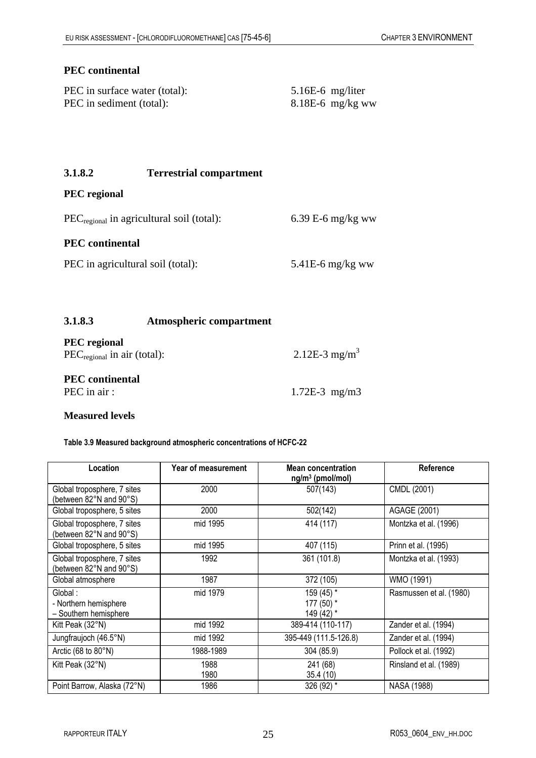**PEC continental**

PEC in surface water (total): 5.16E-6 mg/liter
PEC in sediment (total): 8.18E-6 mg/kg ww

### 3.1.8.2 Terrestrial compartment

**PEC regional**

$PEC_{regional}$ in agricultural soil (total): 6.39 E-6 mg/kg ww

**PEC continental**

PEC in agricultural soil (total): 5.41E-6 mg/kg ww

### 3.1.8.3 Atmospheric compartment

**PEC regional**
$PEC_{regional}$ in air (total): 2.12E-3 $mg/m^3$

**PEC continental**
PEC in air : 1.72E-3 mg/m3

**Measured levels**

**Table 3.9 Measured background atmospheric concentrations of HCFC-22**

| Location | Year of measurement | Mean concentration $ng/m^3$ (pmol/mol) | Reference |
|---|---|---|---|
| Global troposphere, 7 sites (between 82°N and 90°S) | 2000 | 507(143) | CMDL (2001) |
| Global troposphere, 5 sites | 2000 | 502(142) | AGAGE (2001) |
| Global troposphere, 7 sites (between 82°N and 90°S) | mid 1995 | 414 (117) | Montzka et al. (1996) |
| Global troposphere, 5 sites | mid 1995 | 407 (115) | Prinn et al. (1995) |
| Global troposphere, 7 sites (between 82°N and 90°S) | 1992 | 361 (101.8) | Montzka et al. (1993) |
| Global atmosphere | 1987 | 372 (105) | WMO (1991) |
| Global :<br>- Northern hemisphere<br>– Southern hemisphere | mid 1979 | 159 (45) *<br>177 (50) *<br>149 (42) * | Rasmussen et al. (1980) |
| Kitt Peak (32°N) | mid 1992 | 389-414 (110-117) | Zander et al. (1994) |
| Jungfraujoch (46.5°N) | mid 1992 | 395-449 (111.5-126.8) | Zander et al. (1994) |
| Arctic (68 to 80°N) | 1988-1989 | 304 (85.9) | Pollock et al. (1992) |
| Kitt Peak (32°N) | 1988<br>1980 | 241 (68)<br>35.4 (10) | Rinsland et al. (1989) |
| Point Barrow, Alaska (72°N) | 1986 | 326 (92) * | NASA (1988) |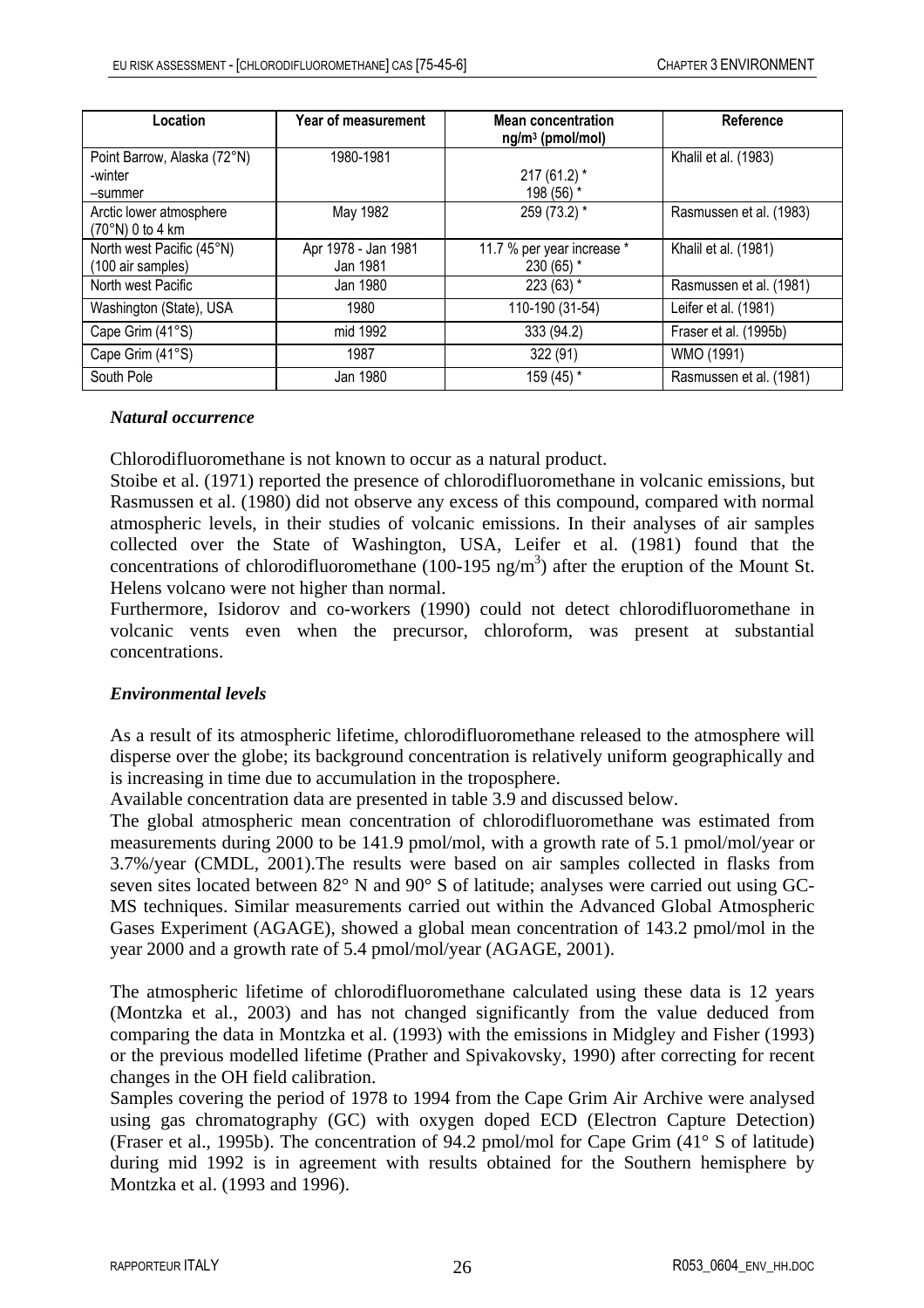| Location | Year of measurement | Mean concentration ng/m³ (pmol/mol) | Reference |
|---|---|---|---|
| Point Barrow, Alaska (72°N)<br>-winter<br>–summer | 1980-1981 | <br>217 (61.2) *<br>198 (56) * | Khalil et al. (1983) |
| Arctic lower atmosphere (70°N) 0 to 4 km | May 1982 | 259 (73.2) * | Rasmussen et al. (1983) |
| North west Pacific (45°N) (100 air samples) | Apr 1978 - Jan 1981<br>Jan 1981 | 11.7 % per year increase *<br>230 (65) * | Khalil et al. (1981) |
| North west Pacific | Jan 1980 | 223 (63) * | Rasmussen et al. (1981) |
| Washington (State), USA | 1980 | 110-190 (31-54) | Leifer et al. (1981) |
| Cape Grim (41°S) | mid 1992 | 333 (94.2) | Fraser et al. (1995b) |
| Cape Grim (41°S) | 1987 | 322 (91) | WMO (1991) |
| South Pole | Jan 1980 | 159 (45) * | Rasmussen et al. (1981) |

***Natural occurrence***

Chlorodifluoromethane is not known to occur as a natural product.

Stoibe et al. (1971) reported the presence of chlorodifluoromethane in volcanic emissions, but Rasmussen et al. (1980) did not observe any excess of this compound, compared with normal atmospheric levels, in their studies of volcanic emissions. In their analyses of air samples collected over the State of Washington, USA, Leifer et al. (1981) found that the concentrations of chlorodifluoromethane (100-195 ng/m$^3$) after the eruption of the Mount St. Helens volcano were not higher than normal.

Furthermore, Isidorov and co-workers (1990) could not detect chlorodifluoromethane in volcanic vents even when the precursor, chloroform, was present at substantial concentrations.

***Environmental levels***

As a result of its atmospheric lifetime, chlorodifluoromethane released to the atmosphere will disperse over the globe; its background concentration is relatively uniform geographically and is increasing in time due to accumulation in the troposphere.

Available concentration data are presented in table 3.9 and discussed below.

The global atmospheric mean concentration of chlorodifluoromethane was estimated from measurements during 2000 to be 141.9 pmol/mol, with a growth rate of 5.1 pmol/mol/year or 3.7%/year (CMDL, 2001).The results were based on air samples collected in flasks from seven sites located between 82° N and 90° S of latitude; analyses were carried out using GC-MS techniques. Similar measurements carried out within the Advanced Global Atmospheric Gases Experiment (AGAGE), showed a global mean concentration of 143.2 pmol/mol in the year 2000 and a growth rate of 5.4 pmol/mol/year (AGAGE, 2001).

The atmospheric lifetime of chlorodifluoromethane calculated using these data is 12 years (Montzka et al., 2003) and has not changed significantly from the value deduced from comparing the data in Montzka et al. (1993) with the emissions in Midgley and Fisher (1993) or the previous modelled lifetime (Prather and Spivakovsky, 1990) after correcting for recent changes in the OH field calibration.

Samples covering the period of 1978 to 1994 from the Cape Grim Air Archive were analysed using gas chromatography (GC) with oxygen doped ECD (Electron Capture Detection) (Fraser et al., 1995b). The concentration of 94.2 pmol/mol for Cape Grim (41° S of latitude) during mid 1992 is in agreement with results obtained for the Southern hemisphere by Montzka et al. (1993 and 1996).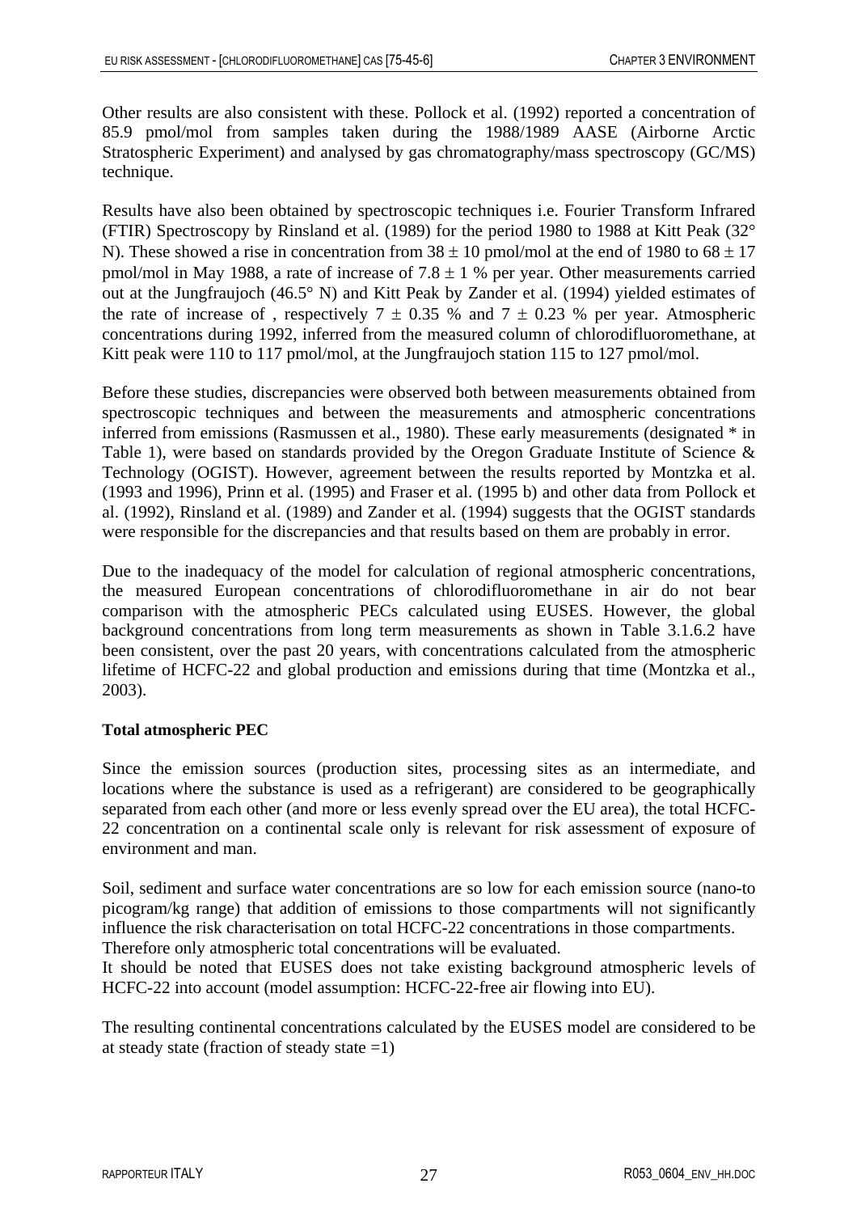Other results are also consistent with these. Pollock et al. (1992) reported a concentration of 85.9 pmol/mol from samples taken during the 1988/1989 AASE (Airborne Arctic Stratospheric Experiment) and analysed by gas chromatography/mass spectroscopy (GC/MS) technique.

Results have also been obtained by spectroscopic techniques i.e. Fourier Transform Infrared (FTIR) Spectroscopy by Rinsland et al. (1989) for the period 1980 to 1988 at Kitt Peak (32° N). These showed a rise in concentration from $38 \pm 10$ pmol/mol at the end of 1980 to $68 \pm 17$ pmol/mol in May 1988, a rate of increase of $7.8 \pm 1$ % per year. Other measurements carried out at the Jungfraujoch (46.5° N) and Kitt Peak by Zander et al. (1994) yielded estimates of the rate of increase of , respectively $7 \pm 0.35$ % and $7 \pm 0.23$ % per year. Atmospheric concentrations during 1992, inferred from the measured column of chlorodifluoromethane, at Kitt peak were 110 to 117 pmol/mol, at the Jungfraujoch station 115 to 127 pmol/mol.

Before these studies, discrepancies were observed both between measurements obtained from spectroscopic techniques and between the measurements and atmospheric concentrations inferred from emissions (Rasmussen et al., 1980). These early measurements (designated * in Table 1), were based on standards provided by the Oregon Graduate Institute of Science & Technology (OGIST). However, agreement between the results reported by Montzka et al. (1993 and 1996), Prinn et al. (1995) and Fraser et al. (1995 b) and other data from Pollock et al. (1992), Rinsland et al. (1989) and Zander et al. (1994) suggests that the OGIST standards were responsible for the discrepancies and that results based on them are probably in error.

Due to the inadequacy of the model for calculation of regional atmospheric concentrations, the measured European concentrations of chlorodifluoromethane in air do not bear comparison with the atmospheric PECs calculated using EUSES. However, the global background concentrations from long term measurements as shown in Table 3.1.6.2 have been consistent, over the past 20 years, with concentrations calculated from the atmospheric lifetime of HCFC-22 and global production and emissions during that time (Montzka et al., 2003).

**Total atmospheric PEC**

Since the emission sources (production sites, processing sites as an intermediate, and locations where the substance is used as a refrigerant) are considered to be geographically separated from each other (and more or less evenly spread over the EU area), the total HCFC-22 concentration on a continental scale only is relevant for risk assessment of exposure of environment and man.

Soil, sediment and surface water concentrations are so low for each emission source (nano-to picogram/kg range) that addition of emissions to those compartments will not significantly influence the risk characterisation on total HCFC-22 concentrations in those compartments. Therefore only atmospheric total concentrations will be evaluated.
It should be noted that EUSES does not take existing background atmospheric levels of HCFC-22 into account (model assumption: HCFC-22-free air flowing into EU).

The resulting continental concentrations calculated by the EUSES model are considered to be at steady state (fraction of steady state =1)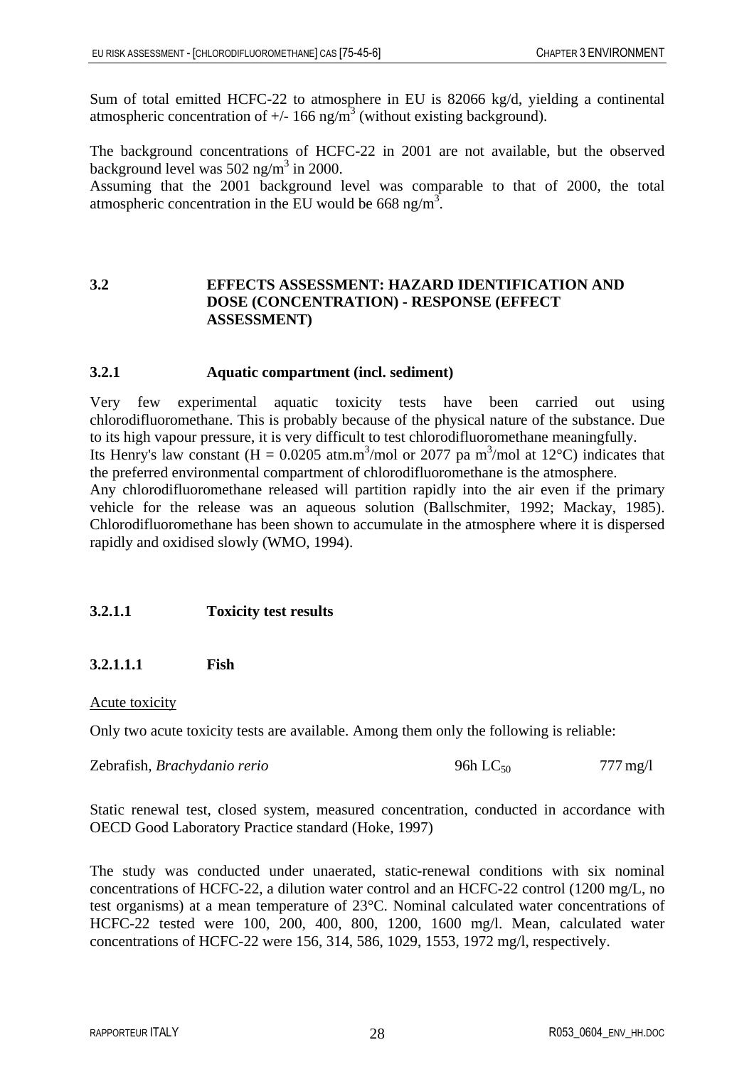Sum of total emitted HCFC-22 to atmosphere in EU is 82066 kg/d, yielding a continental atmospheric concentration of +/- 166 ng/m$^3$ (without existing background).

The background concentrations of HCFC-22 in 2001 are not available, but the observed background level was 502 ng/m$^3$ in 2000.
Assuming that the 2001 background level was comparable to that of 2000, the total atmospheric concentration in the EU would be 668 ng/m$^3$.

## 3.2 EFFECTS ASSESSMENT: HAZARD IDENTIFICATION AND DOSE (CONCENTRATION) - RESPONSE (EFFECT ASSESSMENT)

### 3.2.1 Aquatic compartment (incl. sediment)

Very few experimental aquatic toxicity tests have been carried out using chlorodifluoromethane. This is probably because of the physical nature of the substance. Due to its high vapour pressure, it is very difficult to test chlorodifluoromethane meaningfully.
Its Henry's law constant (H = 0.0205 atm.m$^3$/mol or 2077 pa m$^3$/mol at 12°C) indicates that the preferred environmental compartment of chlorodifluoromethane is the atmosphere.
Any chlorodifluoromethane released will partition rapidly into the air even if the primary vehicle for the release was an aqueous solution (Ballschmiter, 1992; Mackay, 1985). Chlorodifluoromethane has been shown to accumulate in the atmosphere where it is dispersed rapidly and oxidised slowly (WMO, 1994).

#### 3.2.1.1 Toxicity test results

##### 3.2.1.1.1 Fish

Acute toxicity

Only two acute toxicity tests are available. Among them only the following is reliable:

| | | |
|---|---|---|
| Zebrafish, *Brachydanio rerio* | 96h $LC_{50}$ | 777 mg/l |

Static renewal test, closed system, measured concentration, conducted in accordance with OECD Good Laboratory Practice standard (Hoke, 1997)

The study was conducted under unaerated, static-renewal conditions with six nominal concentrations of HCFC-22, a dilution water control and an HCFC-22 control (1200 mg/L, no test organisms) at a mean temperature of 23°C. Nominal calculated water concentrations of HCFC-22 tested were 100, 200, 400, 800, 1200, 1600 mg/l. Mean, calculated water concentrations of HCFC-22 were 156, 314, 586, 1029, 1553, 1972 mg/l, respectively.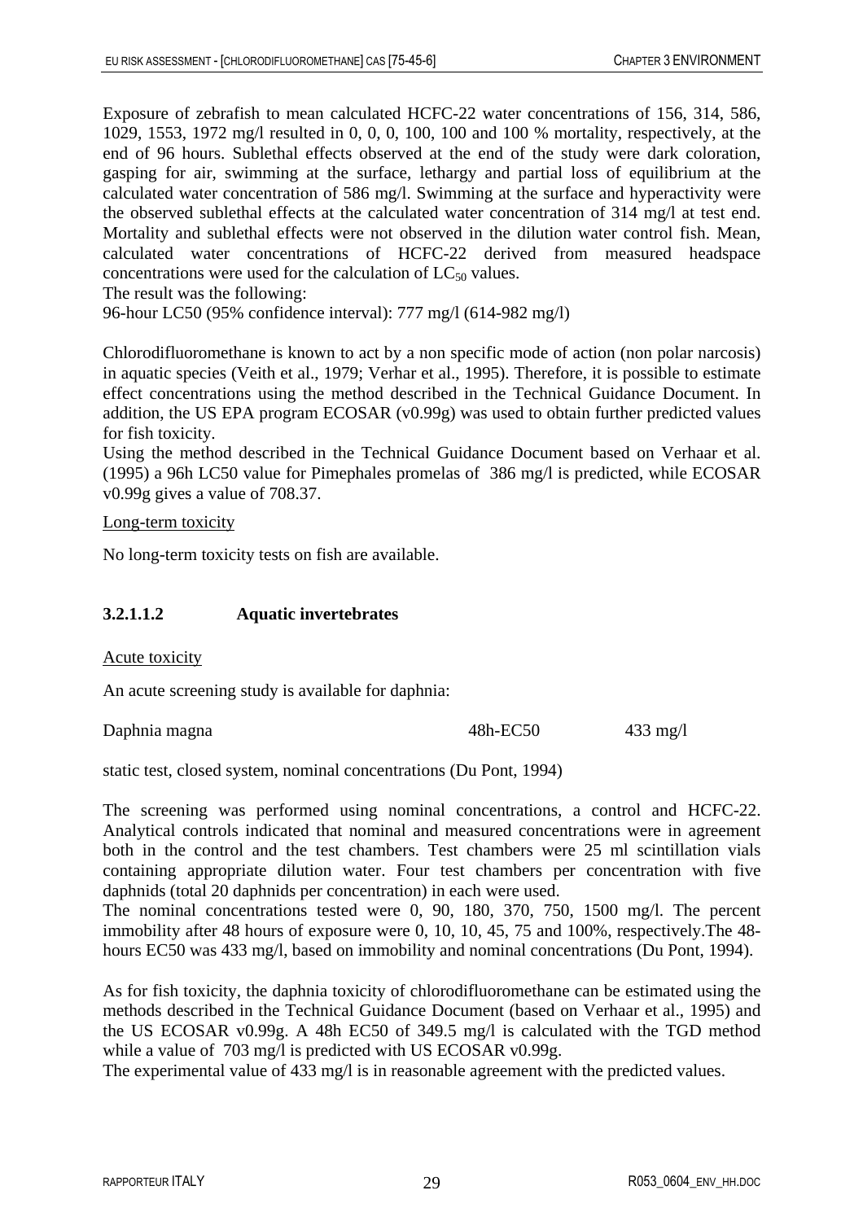Exposure of zebrafish to mean calculated HCFC-22 water concentrations of 156, 314, 586, 1029, 1553, 1972 mg/l resulted in 0, 0, 0, 100, 100 and 100 % mortality, respectively, at the end of 96 hours. Sublethal effects observed at the end of the study were dark coloration, gasping for air, swimming at the surface, lethargy and partial loss of equilibrium at the calculated water concentration of 586 mg/l. Swimming at the surface and hyperactivity were the observed sublethal effects at the calculated water concentration of 314 mg/l at test end. Mortality and sublethal effects were not observed in the dilution water control fish. Mean, calculated water concentrations of HCFC-22 derived from measured headspace concentrations were used for the calculation of $LC_{50}$ values.
The result was the following:
96-hour LC50 (95% confidence interval): 777 mg/l (614-982 mg/l)

Chlorodifluoromethane is known to act by a non specific mode of action (non polar narcosis) in aquatic species (Veith et al., 1979; Verhar et al., 1995). Therefore, it is possible to estimate effect concentrations using the method described in the Technical Guidance Document. In addition, the US EPA program ECOSAR (v0.99g) was used to obtain further predicted values for fish toxicity.
Using the method described in the Technical Guidance Document based on Verhaar et al. (1995) a 96h LC50 value for Pimephales promelas of 386 mg/l is predicted, while ECOSAR v0.99g gives a value of 708.37.

Long-term toxicity

No long-term toxicity tests on fish are available.

### 3.2.1.1.2 Aquatic invertebrates

Acute toxicity

An acute screening study is available for daphnia:

Daphnia magna 48h-EC50 433 mg/l

static test, closed system, nominal concentrations (Du Pont, 1994)

The screening was performed using nominal concentrations, a control and HCFC-22. Analytical controls indicated that nominal and measured concentrations were in agreement both in the control and the test chambers. Test chambers were 25 ml scintillation vials containing appropriate dilution water. Four test chambers per concentration with five daphnids (total 20 daphnids per concentration) in each were used.
The nominal concentrations tested were 0, 90, 180, 370, 750, 1500 mg/l. The percent immobility after 48 hours of exposure were 0, 10, 10, 45, 75 and 100%, respectively.The 48-hours EC50 was 433 mg/l, based on immobility and nominal concentrations (Du Pont, 1994).

As for fish toxicity, the daphnia toxicity of chlorodifluoromethane can be estimated using the methods described in the Technical Guidance Document (based on Verhaar et al., 1995) and the US ECOSAR v0.99g. A 48h EC50 of 349.5 mg/l is calculated with the TGD method while a value of 703 mg/l is predicted with US ECOSAR v0.99g.
The experimental value of 433 mg/l is in reasonable agreement with the predicted values.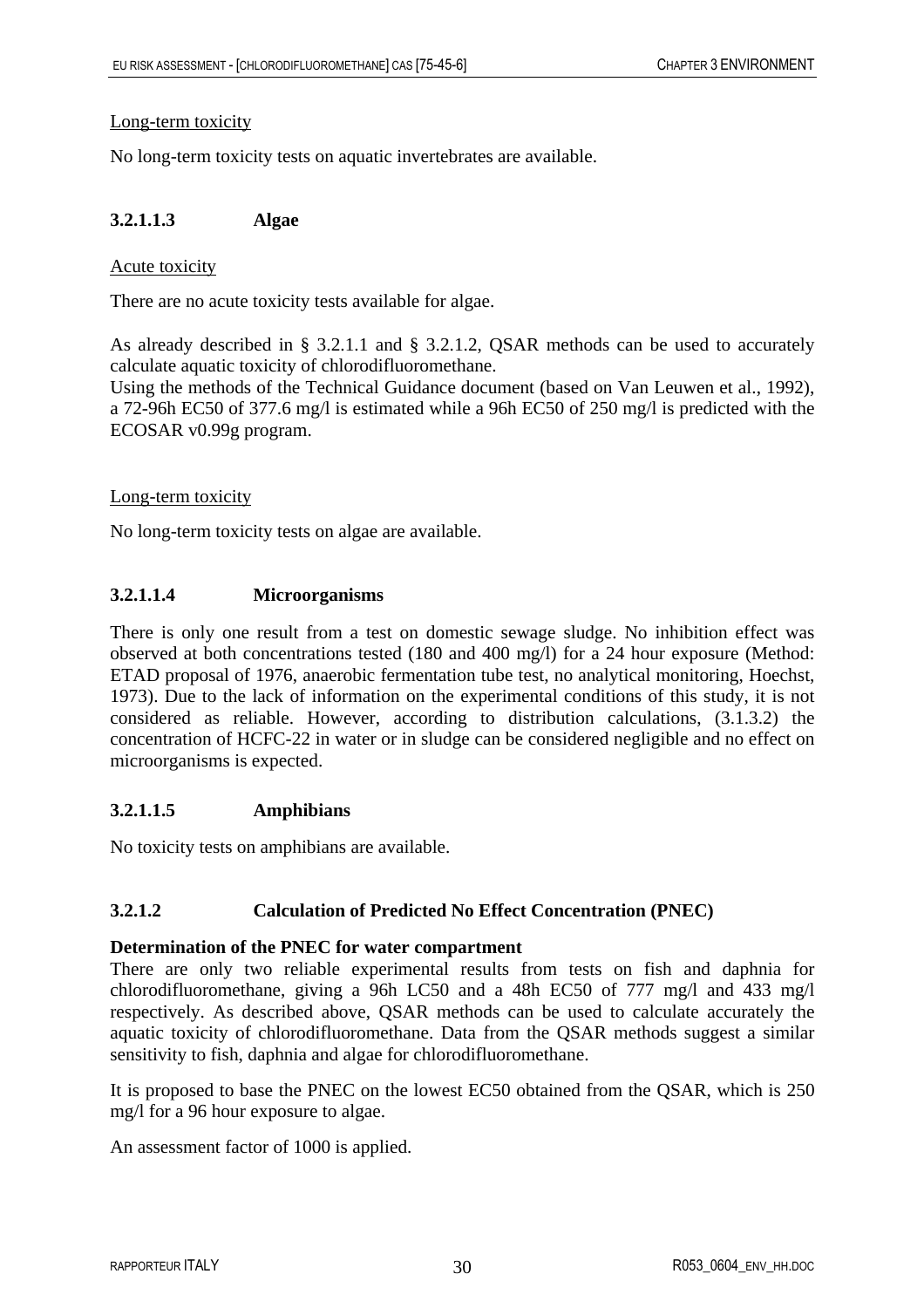Long-term toxicity

No long-term toxicity tests on aquatic invertebrates are available.

#### 3.2.1.1.3 Algae

Acute toxicity

There are no acute toxicity tests available for algae.

As already described in § 3.2.1.1 and § 3.2.1.2, QSAR methods can be used to accurately calculate aquatic toxicity of chlorodifluoromethane.
Using the methods of the Technical Guidance document (based on Van Leuwen et al., 1992), a 72-96h EC50 of 377.6 mg/l is estimated while a 96h EC50 of 250 mg/l is predicted with the ECOSAR v0.99g program.

Long-term toxicity

No long-term toxicity tests on algae are available.

#### 3.2.1.1.4 Microorganisms

There is only one result from a test on domestic sewage sludge. No inhibition effect was observed at both concentrations tested (180 and 400 mg/l) for a 24 hour exposure (Method: ETAD proposal of 1976, anaerobic fermentation tube test, no analytical monitoring, Hoechst, 1973). Due to the lack of information on the experimental conditions of this study, it is not considered as reliable. However, according to distribution calculations, (3.1.3.2) the concentration of HCFC-22 in water or in sludge can be considered negligible and no effect on microorganisms is expected.

#### 3.2.1.1.5 Amphibians

No toxicity tests on amphibians are available.

### 3.2.1.2 Calculation of Predicted No Effect Concentration (PNEC)

**Determination of the PNEC for water compartment**

There are only two reliable experimental results from tests on fish and daphnia for chlorodifluoromethane, giving a 96h LC50 and a 48h EC50 of 777 mg/l and 433 mg/l respectively. As described above, QSAR methods can be used to calculate accurately the aquatic toxicity of chlorodifluoromethane. Data from the QSAR methods suggest a similar sensitivity to fish, daphnia and algae for chlorodifluoromethane.

It is proposed to base the PNEC on the lowest EC50 obtained from the QSAR, which is 250 mg/l for a 96 hour exposure to algae.

An assessment factor of 1000 is applied.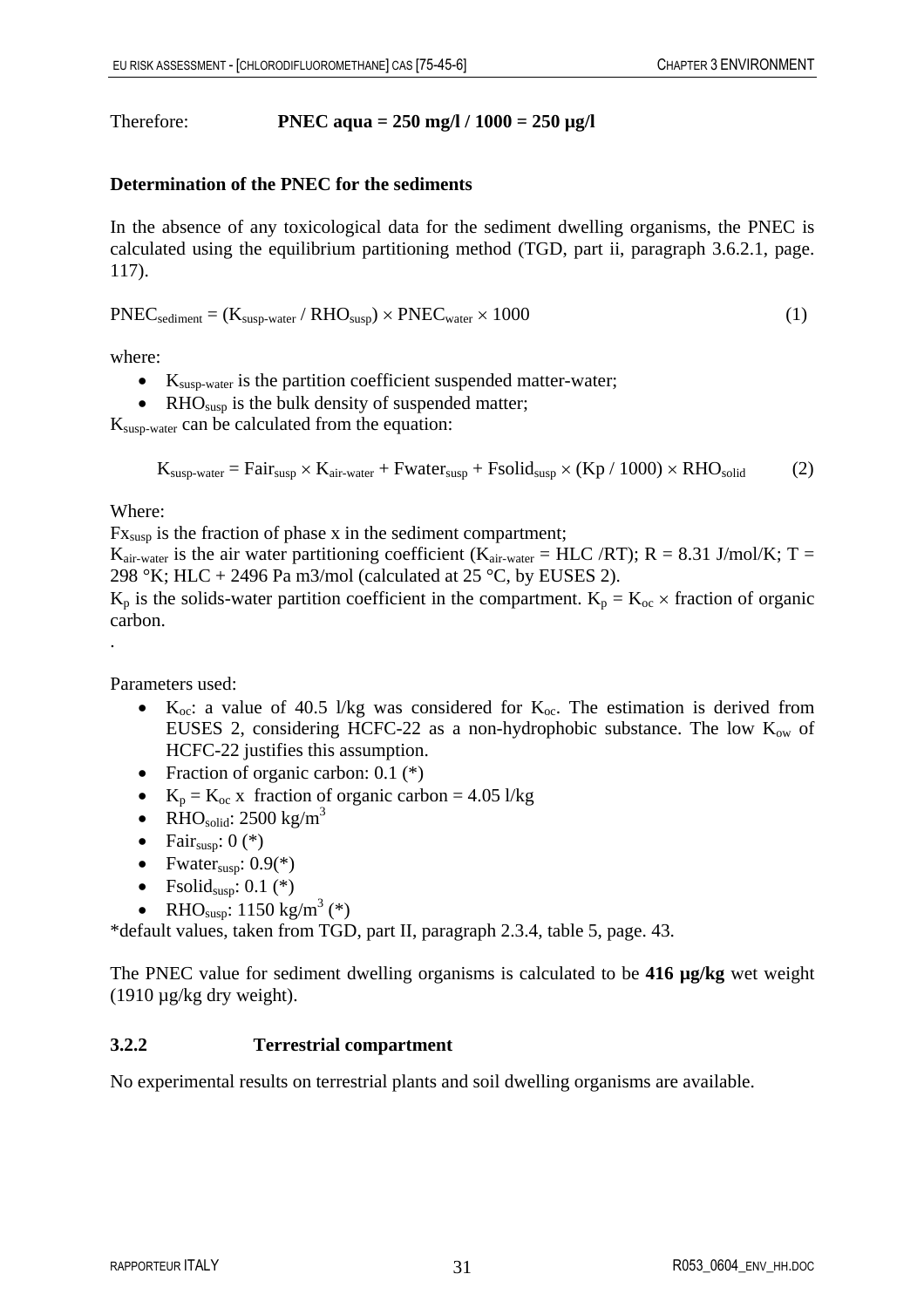Therefore: **PNEC aqua = 250 mg/l / 1000 = 250 µg/l**

**Determination of the PNEC for the sediments**

In the absence of any toxicological data for the sediment dwelling organisms, the PNEC is calculated using the equilibrium partitioning method (TGD, part ii, paragraph 3.6.2.1, page. 117).

$$PNEC_{sediment} = (K_{susp-water} / RHO_{susp}) \times PNEC_{water} \times 1000 \quad (1)$$

where:

- $K_{susp-water}$ is the partition coefficient suspended matter-water;
- $RHO_{susp}$ is the bulk density of suspended matter;

$K_{susp-water}$ can be calculated from the equation:

$$K_{susp-water} = Fair_{susp} \times K_{air-water} + Fwater_{susp} + Fsolid_{susp} \times (Kp / 1000) \times RHO_{solid} \quad (2)$$

Where:

$Fx_{susp}$ is the fraction of phase x in the sediment compartment;

$K_{air-water}$ is the air water partitioning coefficient ($K_{air-water} = HLC /RT$); R = 8.31 J/mol/K; T = 298 °K; HLC + 2496 Pa m3/mol (calculated at 25 °C, by EUSES 2).

$K_p$ is the solids-water partition coefficient in the compartment. $K_p = K_{oc} \times$ fraction of organic carbon.

.

Parameters used:

- $K_{oc}$: a value of 40.5 l/kg was considered for $K_{oc}$. The estimation is derived from EUSES 2, considering HCFC-22 as a non-hydrophobic substance. The low $K_{ow}$ of HCFC-22 justifies this assumption.
- Fraction of organic carbon: 0.1 (*)
- $K_p = K_{oc}$ x fraction of organic carbon = 4.05 l/kg
- $RHO_{solid}$: 2500 kg/m$^3$
- $Fair_{susp}$: 0 (*)
- $Fwater_{susp}$: 0.9(*)
- $Fsolid_{susp}$: 0.1 (*)
- $RHO_{susp}$: 1150 kg/m$^3$ (*)

*default values, taken from TGD, part II, paragraph 2.3.4, table 5, page. 43.

The PNEC value for sediment dwelling organisms is calculated to be **416 µg/kg** wet weight (1910 µg/kg dry weight).

### 3.2.2 Terrestrial compartment

No experimental results on terrestrial plants and soil dwelling organisms are available.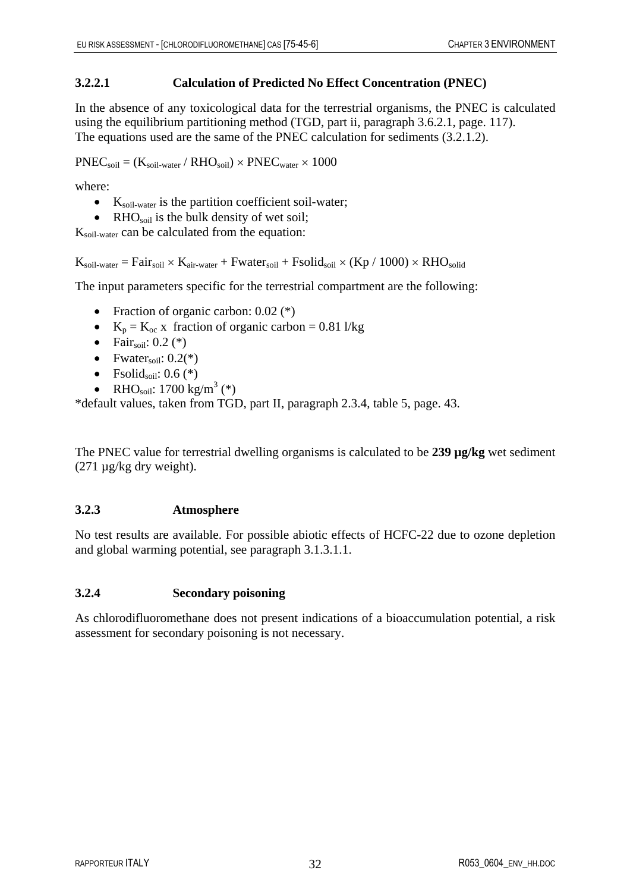#### 3.2.2.1 Calculation of Predicted No Effect Concentration (PNEC)

In the absence of any toxicological data for the terrestrial organisms, the PNEC is calculated using the equilibrium partitioning method (TGD, part ii, paragraph 3.6.2.1, page. 117).
The equations used are the same of the PNEC calculation for sediments (3.2.1.2).

$PNEC_{soil} = (K_{soil\text{-}water} / RHO_{soil}) \times PNEC_{water} \times 1000$

where:

- $K_{soil\text{-}water}$ is the partition coefficient soil-water;
- $RHO_{soil}$ is the bulk density of wet soil;

$K_{soil\text{-}water}$ can be calculated from the equation:

$K_{soil\text{-}water} = Fair_{soil} \times K_{air\text{-}water} + Fwater_{soil} + Fsolid_{soil} \times (Kp / 1000) \times RHO_{solid}$

The input parameters specific for the terrestrial compartment are the following:

- Fraction of organic carbon: 0.02 (*)
- $K_p = K_{oc}$ x fraction of organic carbon = 0.81 l/kg
- $Fair_{soil}$: 0.2 (*)
- $Fwater_{soil}$: 0.2(*)
- $Fsolid_{soil}$: 0.6 (*)
- $RHO_{soil}$: 1700 kg/m$^3$ (*)

*default values, taken from TGD, part II, paragraph 2.3.4, table 5, page. 43.

The PNEC value for terrestrial dwelling organisms is calculated to be **239 µg/kg** wet sediment (271 µg/kg dry weight).

### 3.2.3 Atmosphere

No test results are available. For possible abiotic effects of HCFC-22 due to ozone depletion and global warming potential, see paragraph 3.1.3.1.1.

### 3.2.4 Secondary poisoning

As chlorodifluoromethane does not present indications of a bioaccumulation potential, a risk assessment for secondary poisoning is not necessary.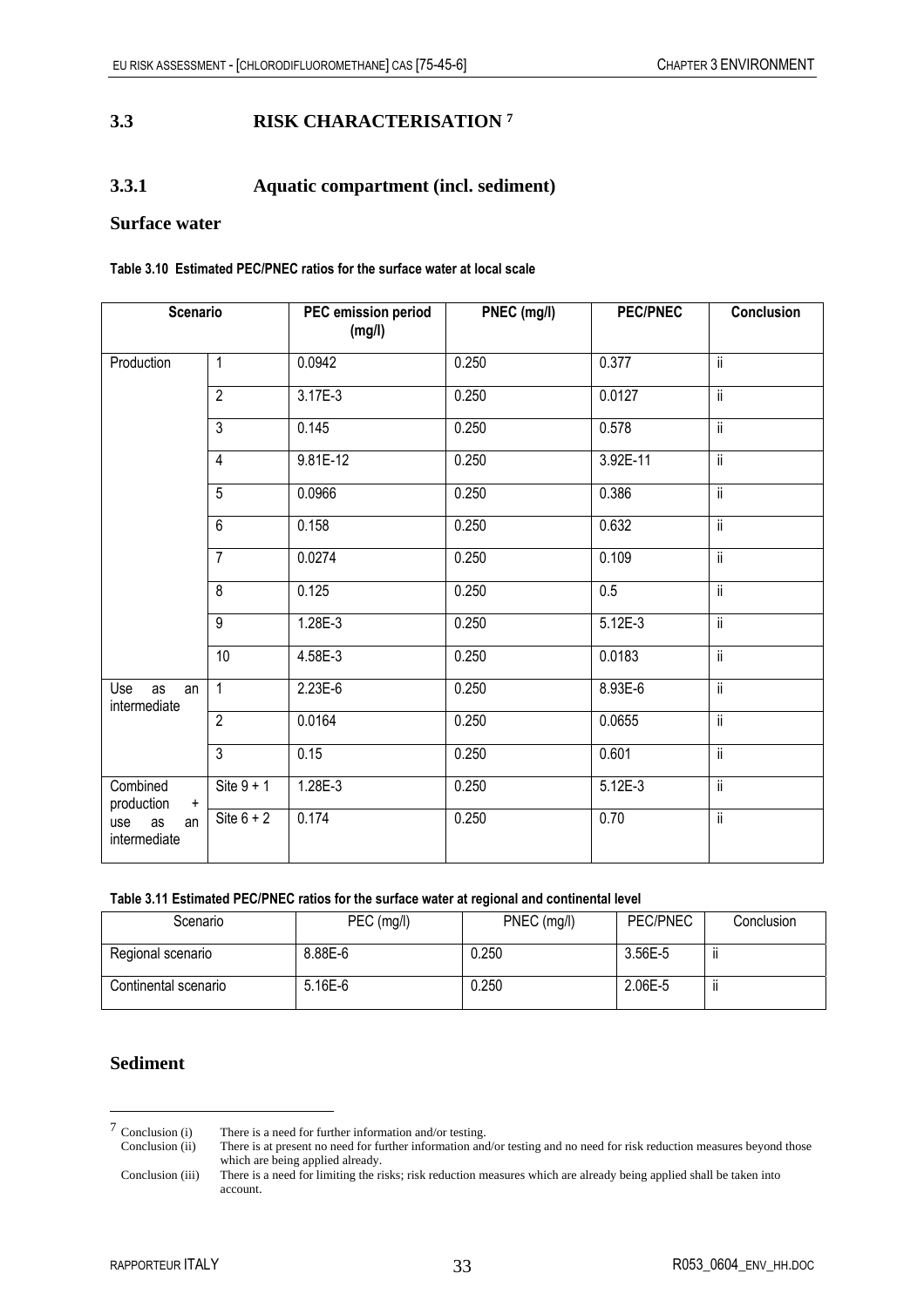## 3.3 RISK CHARACTERISATION [7]

### 3.3.1 Aquatic compartment (incl. sediment)

#### Surface water

**Table 3.10 Estimated PEC/PNEC ratios for the surface water at local scale**

| Scenario | | PEC emission period (mg/l) | PNEC (mg/l) | PEC/PNEC | Conclusion |
|---|---|---|---|---|---|
| Production | 1 | 0.0942 | 0.250 | 0.377 | ii |
| | 2 | 3.17E-3 | 0.250 | 0.0127 | ii |
| | 3 | 0.145 | 0.250 | 0.578 | ii |
| | 4 | 9.81E-12 | 0.250 | 3.92E-11 | ii |
| | 5 | 0.0966 | 0.250 | 0.386 | ii |
| | 6 | 0.158 | 0.250 | 0.632 | ii |
| | 7 | 0.0274 | 0.250 | 0.109 | ii |
| | 8 | 0.125 | 0.250 | 0.5 | ii |
| | 9 | 1.28E-3 | 0.250 | 5.12E-3 | ii |
| | 10 | 4.58E-3 | 0.250 | 0.0183 | ii |
| Use as an intermediate | 1 | 2.23E-6 | 0.250 | 8.93E-6 | ii |
| | 2 | 0.0164 | 0.250 | 0.0655 | ii |
| | 3 | 0.15 | 0.250 | 0.601 | ii |
| Combined production + use as an intermediate | Site 9 + 1 | 1.28E-3 | 0.250 | 5.12E-3 | ii |
| | Site 6 + 2 | 0.174 | 0.250 | 0.70 | ii |

**Table 3.11 Estimated PEC/PNEC ratios for the surface water at regional and continental level**

| Scenario | PEC (mg/l) | PNEC (mg/l) | PEC/PNEC | Conclusion |
|---|---|---|---|---|
| Regional scenario | 8.88E-6 | 0.250 | 3.56E-5 | ii |
| Continental scenario | 5.16E-6 | 0.250 | 2.06E-5 | ii |

#### Sediment

---

[7] Conclusion (i) There is a need for further information and/or testing.
Conclusion (ii) There is at present no need for further information and/or testing and no need for risk reduction measures beyond those which are being applied already.
Conclusion (iii) There is a need for limiting the risks; risk reduction measures which are already being applied shall be taken into account.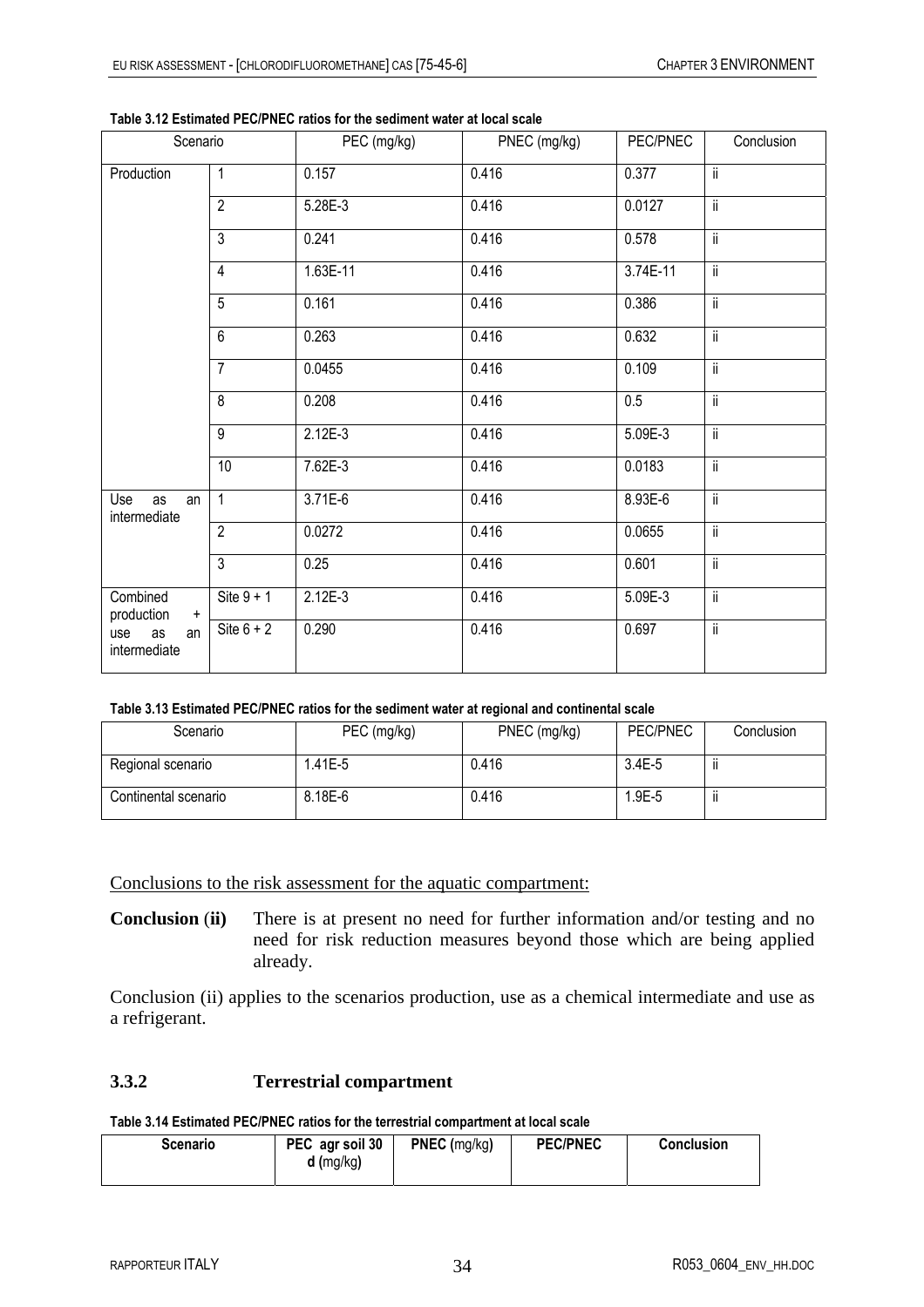**Table 3.12 Estimated PEC/PNEC ratios for the sediment water at local scale**

| Scenario | | PEC (mg/kg) | PNEC (mg/kg) | PEC/PNEC | Conclusion |
|---|---|---|---|---|---|
| Production | 1 | 0.157 | 0.416 | 0.377 | ii |
| | 2 | 5.28E-3 | 0.416 | 0.0127 | ii |
| | 3 | 0.241 | 0.416 | 0.578 | ii |
| | 4 | 1.63E-11 | 0.416 | 3.74E-11 | ii |
| | 5 | 0.161 | 0.416 | 0.386 | ii |
| | 6 | 0.263 | 0.416 | 0.632 | ii |
| | 7 | 0.0455 | 0.416 | 0.109 | ii |
| | 8 | 0.208 | 0.416 | 0.5 | ii |
| | 9 | 2.12E-3 | 0.416 | 5.09E-3 | ii |
| | 10 | 7.62E-3 | 0.416 | 0.0183 | ii |
| Use as an intermediate | 1 | 3.71E-6 | 0.416 | 8.93E-6 | ii |
| | 2 | 0.0272 | 0.416 | 0.0655 | ii |
| | 3 | 0.25 | 0.416 | 0.601 | ii |
| Combined production + use as an intermediate | Site 9 + 1 | 2.12E-3 | 0.416 | 5.09E-3 | ii |
| | Site 6 + 2 | 0.290 | 0.416 | 0.697 | ii |

**Table 3.13 Estimated PEC/PNEC ratios for the sediment water at regional and continental scale**

| Scenario | PEC (mg/kg) | PNEC (mg/kg) | PEC/PNEC | Conclusion |
|---|---|---|---|---|
| Regional scenario | 1.41E-5 | 0.416 | 3.4E-5 | ii |
| Continental scenario | 8.18E-6 | 0.416 | 1.9E-5 | ii |

Conclusions to the risk assessment for the aquatic compartment:

**Conclusion (ii)** There is at present no need for further information and/or testing and no need for risk reduction measures beyond those which are being applied already.

Conclusion (ii) applies to the scenarios production, use as a chemical intermediate and use as a refrigerant.

### 3.3.2 Terrestrial compartment

**Table 3.14 Estimated PEC/PNEC ratios for the terrestrial compartment at local scale**

| **Scenario** | **PEC agr soil 30 d (mg/kg)** | **PNEC (mg/kg)** | **PEC/PNEC** | **Conclusion** |
|---|---|---|---|---|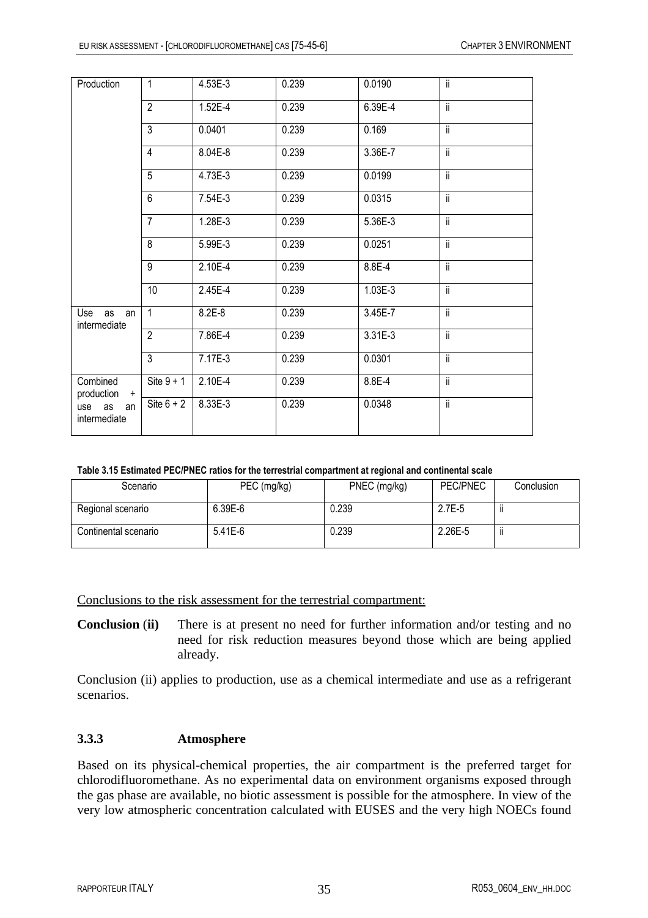| Production | 1 | 4.53E-3 | 0.239 | 0.0190 | ii |
|---|---|---|---|---|---|
| | 2 | 1.52E-4 | 0.239 | 6.39E-4 | ii |
| | 3 | 0.0401 | 0.239 | 0.169 | ii |
| | 4 | 8.04E-8 | 0.239 | 3.36E-7 | ii |
| | 5 | 4.73E-3 | 0.239 | 0.0199 | ii |
| | 6 | 7.54E-3 | 0.239 | 0.0315 | ii |
| | 7 | 1.28E-3 | 0.239 | 5.36E-3 | ii |
| | 8 | 5.99E-3 | 0.239 | 0.0251 | ii |
| | 9 | 2.10E-4 | 0.239 | 8.8E-4 | ii |
| | 10 | 2.45E-4 | 0.239 | 1.03E-3 | ii |
| Use as an intermediate | 1 | 8.2E-8 | 0.239 | 3.45E-7 | ii |
| | 2 | 7.86E-4 | 0.239 | 3.31E-3 | ii |
| | 3 | 7.17E-3 | 0.239 | 0.0301 | ii |
| Combined production + use as an intermediate | Site 9 + 1 | 2.10E-4 | 0.239 | 8.8E-4 | ii |
| | Site 6 + 2 | 8.33E-3 | 0.239 | 0.0348 | ii |

**Table 3.15 Estimated PEC/PNEC ratios for the terrestrial compartment at regional and continental scale**

| Scenario | PEC (mg/kg) | PNEC (mg/kg) | PEC/PNEC | Conclusion |
|---|---|---|---|---|
| Regional scenario | 6.39E-6 | 0.239 | 2.7E-5 | ii |
| Continental scenario | 5.41E-6 | 0.239 | 2.26E-5 | ii |

Conclusions to the risk assessment for the terrestrial compartment:

**Conclusion (ii)** There is at present no need for further information and/or testing and no need for risk reduction measures beyond those which are being applied already.

Conclusion (ii) applies to production, use as a chemical intermediate and use as a refrigerant scenarios.

### 3.3.3 Atmosphere

Based on its physical-chemical properties, the air compartment is the preferred target for chlorodifluoromethane. As no experimental data on environment organisms exposed through the gas phase are available, no biotic assessment is possible for the atmosphere. In view of the very low atmospheric concentration calculated with EUSES and the very high NOECs found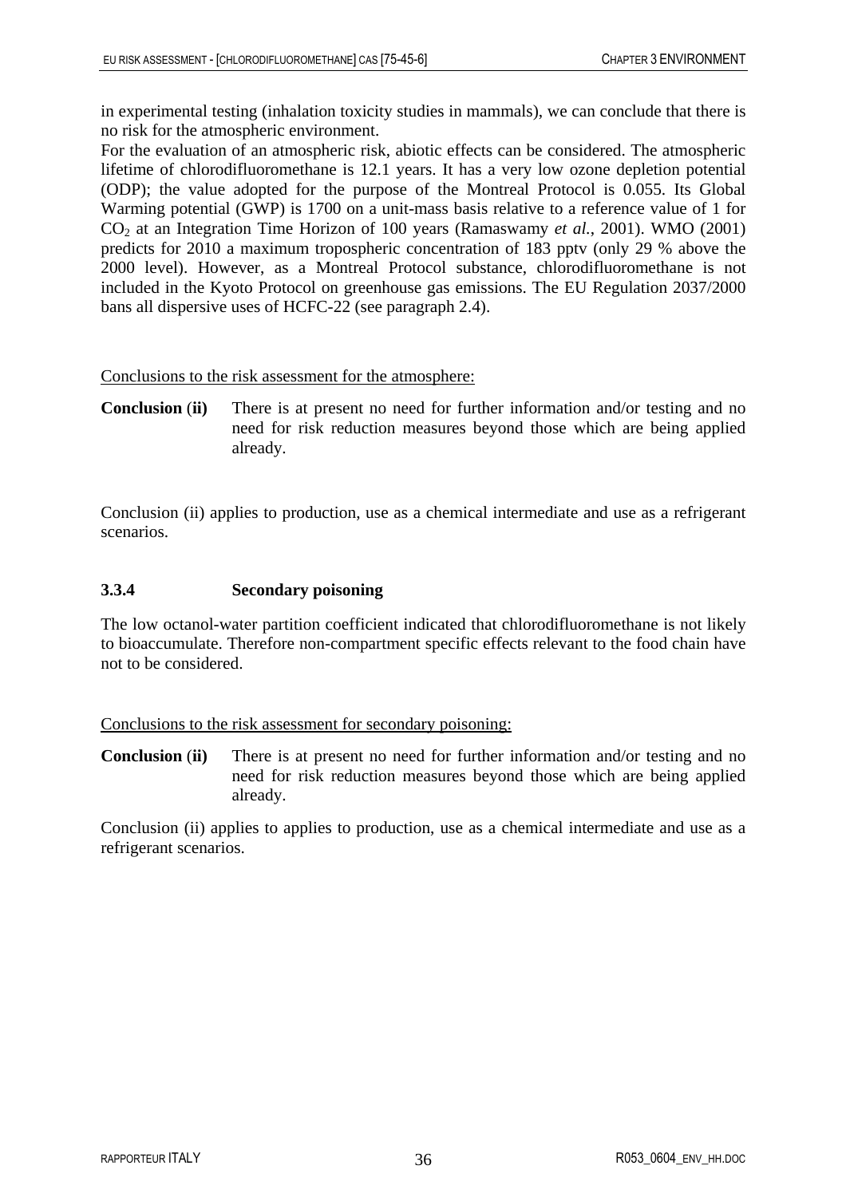in experimental testing (inhalation toxicity studies in mammals), we can conclude that there is no risk for the atmospheric environment.

For the evaluation of an atmospheric risk, abiotic effects can be considered. The atmospheric lifetime of chlorodifluoromethane is 12.1 years. It has a very low ozone depletion potential (ODP); the value adopted for the purpose of the Montreal Protocol is 0.055. Its Global Warming potential (GWP) is 1700 on a unit-mass basis relative to a reference value of 1 for $CO_2$ at an Integration Time Horizon of 100 years (Ramaswamy *et al.*, 2001). WMO (2001) predicts for 2010 a maximum tropospheric concentration of 183 pptv (only 29 % above the 2000 level). However, as a Montreal Protocol substance, chlorodifluoromethane is not included in the Kyoto Protocol on greenhouse gas emissions. The EU Regulation 2037/2000 bans all dispersive uses of HCFC-22 (see paragraph 2.4).

<u>Conclusions to the risk assessment for the atmosphere:</u>

**Conclusion (ii)** There is at present no need for further information and/or testing and no need for risk reduction measures beyond those which are being applied already.

Conclusion (ii) applies to production, use as a chemical intermediate and use as a refrigerant scenarios.

### 3.3.4 Secondary poisoning

The low octanol-water partition coefficient indicated that chlorodifluoromethane is not likely to bioaccumulate. Therefore non-compartment specific effects relevant to the food chain have not to be considered.

<u>Conclusions to the risk assessment for secondary poisoning:</u>

**Conclusion (ii)** There is at present no need for further information and/or testing and no need for risk reduction measures beyond those which are being applied already.

Conclusion (ii) applies to applies to production, use as a chemical intermediate and use as a refrigerant scenarios.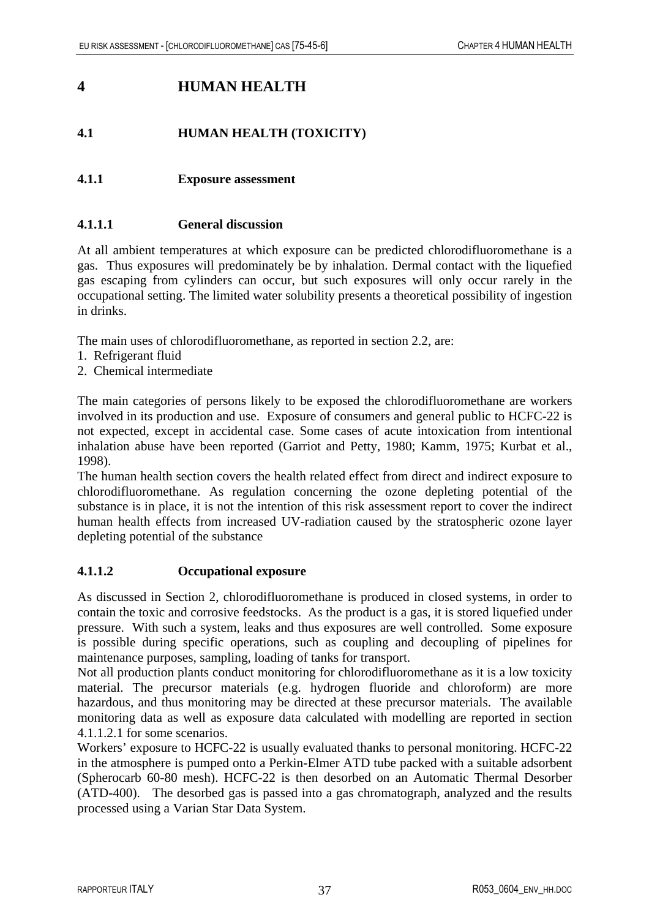# 4 HUMAN HEALTH

## 4.1 HUMAN HEALTH (TOXICITY)

### 4.1.1 Exposure assessment

#### 4.1.1.1 General discussion

At all ambient temperatures at which exposure can be predicted chlorodifluoromethane is a gas. Thus exposures will predominately be by inhalation. Dermal contact with the liquefied gas escaping from cylinders can occur, but such exposures will only occur rarely in the occupational setting. The limited water solubility presents a theoretical possibility of ingestion in drinks.

The main uses of chlorodifluoromethane, as reported in section 2.2, are:
1. Refrigerant fluid
2. Chemical intermediate

The main categories of persons likely to be exposed the chlorodifluoromethane are workers involved in its production and use. Exposure of consumers and general public to HCFC-22 is not expected, except in accidental case. Some cases of acute intoxication from intentional inhalation abuse have been reported (Garriot and Petty, 1980; Kamm, 1975; Kurbat et al., 1998).

The human health section covers the health related effect from direct and indirect exposure to chlorodifluoromethane. As regulation concerning the ozone depleting potential of the substance is in place, it is not the intention of this risk assessment report to cover the indirect human health effects from increased UV-radiation caused by the stratospheric ozone layer depleting potential of the substance

#### 4.1.1.2 Occupational exposure

As discussed in Section 2, chlorodifluoromethane is produced in closed systems, in order to contain the toxic and corrosive feedstocks. As the product is a gas, it is stored liquefied under pressure. With such a system, leaks and thus exposures are well controlled. Some exposure is possible during specific operations, such as coupling and decoupling of pipelines for maintenance purposes, sampling, loading of tanks for transport.

Not all production plants conduct monitoring for chlorodifluoromethane as it is a low toxicity material. The precursor materials (e.g. hydrogen fluoride and chloroform) are more hazardous, and thus monitoring may be directed at these precursor materials. The available monitoring data as well as exposure data calculated with modelling are reported in section 4.1.1.2.1 for some scenarios.

Workers' exposure to HCFC-22 is usually evaluated thanks to personal monitoring. HCFC-22 in the atmosphere is pumped onto a Perkin-Elmer ATD tube packed with a suitable adsorbent (Spherocarb 60-80 mesh). HCFC-22 is then desorbed on an Automatic Thermal Desorber (ATD-400). The desorbed gas is passed into a gas chromatograph, analyzed and the results processed using a Varian Star Data System.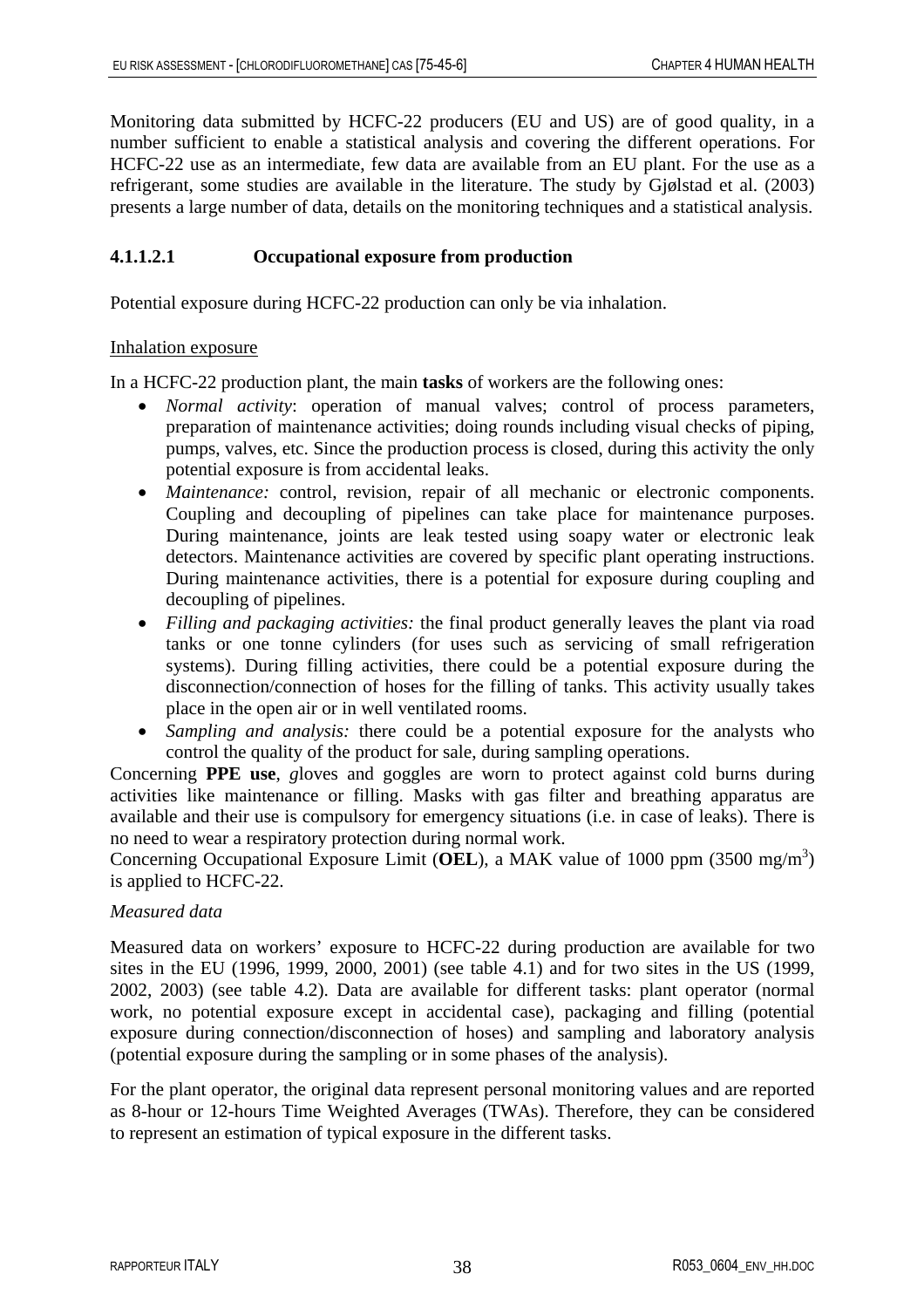Monitoring data submitted by HCFC-22 producers (EU and US) are of good quality, in a number sufficient to enable a statistical analysis and covering the different operations. For HCFC-22 use as an intermediate, few data are available from an EU plant. For the use as a refrigerant, some studies are available in the literature. The study by Gjølstad et al. (2003) presents a large number of data, details on the monitoring techniques and a statistical analysis.

#### 4.1.1.2.1 Occupational exposure from production

Potential exposure during HCFC-22 production can only be via inhalation.

Inhalation exposure

In a HCFC-22 production plant, the main **tasks** of workers are the following ones:

- *Normal activity*: operation of manual valves; control of process parameters, preparation of maintenance activities; doing rounds including visual checks of piping, pumps, valves, etc. Since the production process is closed, during this activity the only potential exposure is from accidental leaks.
- *Maintenance:* control, revision, repair of all mechanic or electronic components. Coupling and decoupling of pipelines can take place for maintenance purposes. During maintenance, joints are leak tested using soapy water or electronic leak detectors. Maintenance activities are covered by specific plant operating instructions. During maintenance activities, there is a potential for exposure during coupling and decoupling of pipelines.
- *Filling and packaging activities:* the final product generally leaves the plant via road tanks or one tonne cylinders (for uses such as servicing of small refrigeration systems). During filling activities, there could be a potential exposure during the disconnection/connection of hoses for the filling of tanks. This activity usually takes place in the open air or in well ventilated rooms.
- *Sampling and analysis:* there could be a potential exposure for the analysts who control the quality of the product for sale, during sampling operations.

Concerning **PPE use**, *g*loves and goggles are worn to protect against cold burns during activities like maintenance or filling. Masks with gas filter and breathing apparatus are available and their use is compulsory for emergency situations (i.e. in case of leaks). There is no need to wear a respiratory protection during normal work.

Concerning Occupational Exposure Limit (**OEL**), a MAK value of 1000 ppm (3500 mg/m$^3$) is applied to HCFC-22.

*Measured data*

Measured data on workers' exposure to HCFC-22 during production are available for two sites in the EU (1996, 1999, 2000, 2001) (see table 4.1) and for two sites in the US (1999, 2002, 2003) (see table 4.2). Data are available for different tasks: plant operator (normal work, no potential exposure except in accidental case), packaging and filling (potential exposure during connection/disconnection of hoses) and sampling and laboratory analysis (potential exposure during the sampling or in some phases of the analysis).

For the plant operator, the original data represent personal monitoring values and are reported as 8-hour or 12-hours Time Weighted Averages (TWAs). Therefore, they can be considered to represent an estimation of typical exposure in the different tasks.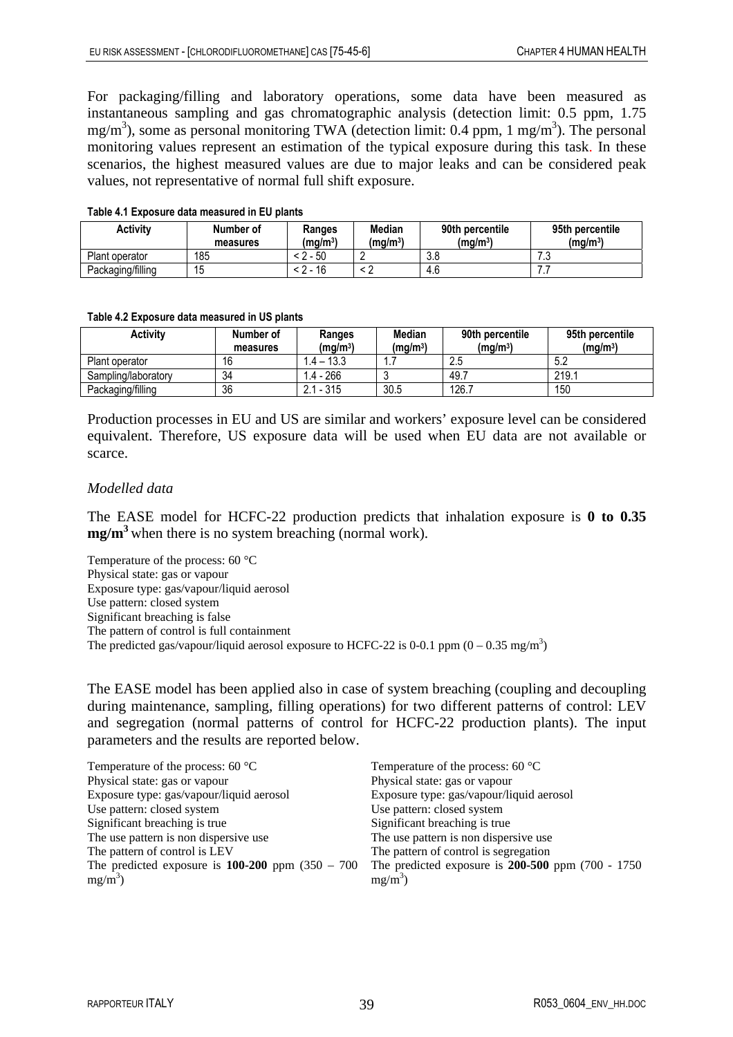For packaging/filling and laboratory operations, some data have been measured as instantaneous sampling and gas chromatographic analysis (detection limit: 0.5 ppm, 1.75 $mg/m^3$), some as personal monitoring TWA (detection limit: 0.4 ppm, 1 $mg/m^3$). The personal monitoring values represent an estimation of the typical exposure during this task. In these scenarios, the highest measured values are due to major leaks and can be considered peak values, not representative of normal full shift exposure.

**Table 4.1 Exposure data measured in EU plants**

| Activity | Number of measures | Ranges ($mg/m^3$) | Median ($mg/m^3$) | 90th percentile ($mg/m^3$) | 95th percentile ($mg/m^3$) |
|---|---|---|---|---|---|
| Plant operator | 185 | < 2 - 50 | 2 | 3.8 | 7.3 |
| Packaging/filling | 15 | < 2 - 16 | < 2 | 4.6 | 7.7 |

**Table 4.2 Exposure data measured in US plants**

| Activity | Number of measures | Ranges ($mg/m^3$) | Median ($mg/m^3$) | 90th percentile ($mg/m^3$) | 95th percentile ($mg/m^3$) |
|---|---|---|---|---|---|
| Plant operator | 16 | 1.4 – 13.3 | 1.7 | 2.5 | 5.2 |
| Sampling/laboratory | 34 | 1.4 - 266 | 3 | 49.7 | 219.1 |
| Packaging/filling | 36 | 2.1 - 315 | 30.5 | 126.7 | 150 |

Production processes in EU and US are similar and workers' exposure level can be considered equivalent. Therefore, US exposure data will be used when EU data are not available or scarce.

*Modelled data*

The EASE model for HCFC-22 production predicts that inhalation exposure is **0 to 0.35 $mg/m^3$** when there is no system breaching (normal work).

Temperature of the process: 60 °C
Physical state: gas or vapour
Exposure type: gas/vapour/liquid aerosol
Use pattern: closed system
Significant breaching is false
The pattern of control is full containment
The predicted gas/vapour/liquid aerosol exposure to HCFC-22 is 0-0.1 ppm (0 – 0.35 $mg/m^3$)

The EASE model has been applied also in case of system breaching (coupling and decoupling during maintenance, sampling, filling operations) for two different patterns of control: LEV and segregation (normal patterns of control for HCFC-22 production plants). The input parameters and the results are reported below.

Temperature of the process: 60 °C
Physical state: gas or vapour
Exposure type: gas/vapour/liquid aerosol
Use pattern: closed system
Significant breaching is true
The use pattern is non dispersive use
The pattern of control is LEV
The predicted exposure is **100-200** ppm (350 – 700 $mg/m^3$)

Temperature of the process: 60 °C
Physical state: gas or vapour
Exposure type: gas/vapour/liquid aerosol
Use pattern: closed system
Significant breaching is true
The use pattern is non dispersive use
The pattern of control is segregation
The predicted exposure is **200-500** ppm (700 - 1750 $mg/m^3$)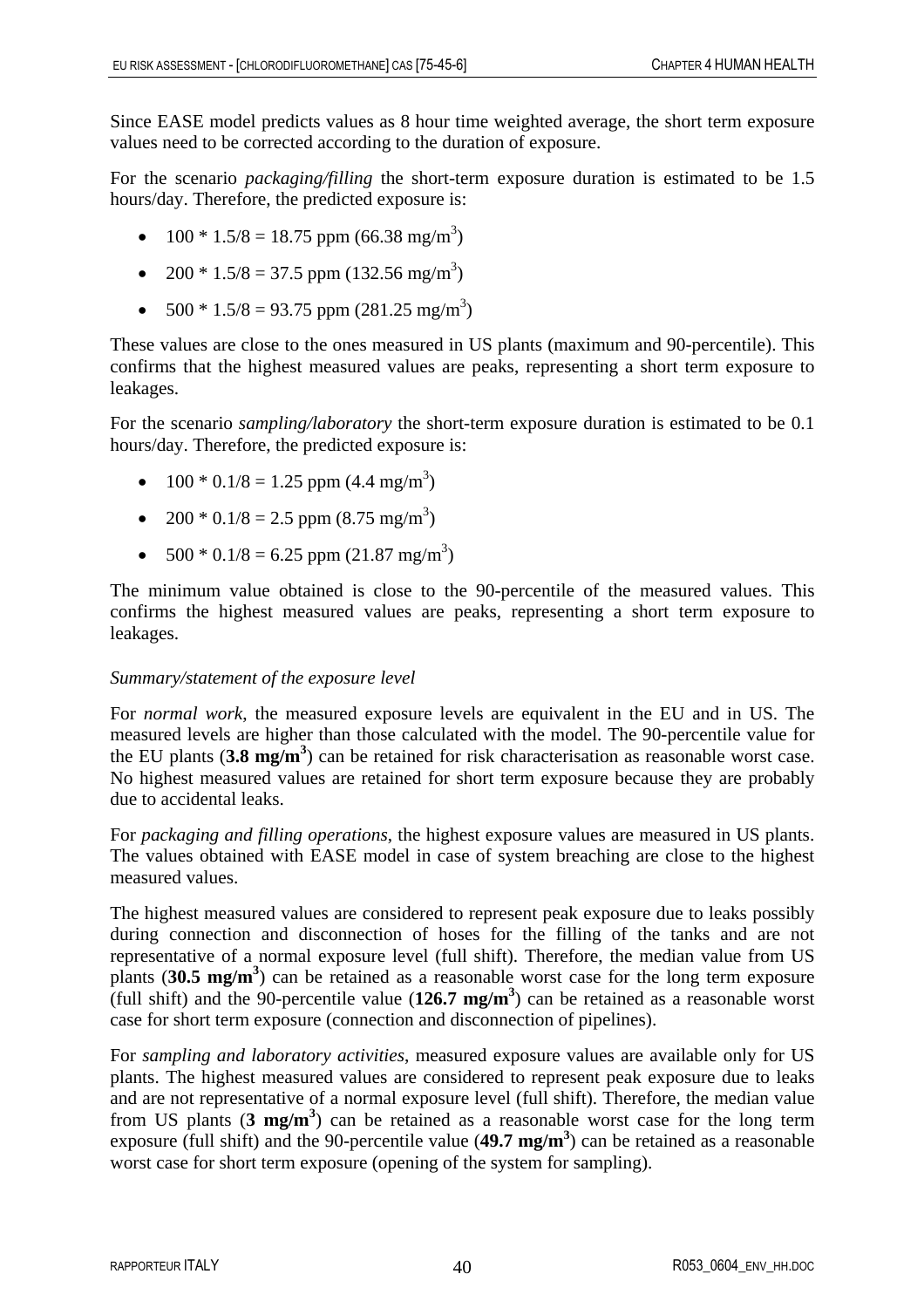Since EASE model predicts values as 8 hour time weighted average, the short term exposure values need to be corrected according to the duration of exposure.

For the scenario *packaging/filling* the short-term exposure duration is estimated to be 1.5 hours/day. Therefore, the predicted exposure is:

- 100 * 1.5/8 = 18.75 ppm (66.38 mg/m$^3$)
- 200 * 1.5/8 = 37.5 ppm (132.56 mg/m$^3$)
- 500 * 1.5/8 = 93.75 ppm (281.25 mg/m$^3$)

These values are close to the ones measured in US plants (maximum and 90-percentile). This confirms that the highest measured values are peaks, representing a short term exposure to leakages.

For the scenario *sampling/laboratory* the short-term exposure duration is estimated to be 0.1 hours/day. Therefore, the predicted exposure is:

- 100 * 0.1/8 = 1.25 ppm (4.4 mg/m$^3$)
- 200 * 0.1/8 = 2.5 ppm (8.75 mg/m$^3$)
- 500 * 0.1/8 = 6.25 ppm (21.87 mg/m$^3$)

The minimum value obtained is close to the 90-percentile of the measured values. This confirms the highest measured values are peaks, representing a short term exposure to leakages.

*Summary/statement of the exposure level*

For *normal work*, the measured exposure levels are equivalent in the EU and in US. The measured levels are higher than those calculated with the model. The 90-percentile value for the EU plants (**3.8 mg/m$^3$**) can be retained for risk characterisation as reasonable worst case. No highest measured values are retained for short term exposure because they are probably due to accidental leaks.

For *packaging and filling operations*, the highest exposure values are measured in US plants. The values obtained with EASE model in case of system breaching are close to the highest measured values.

The highest measured values are considered to represent peak exposure due to leaks possibly during connection and disconnection of hoses for the filling of the tanks and are not representative of a normal exposure level (full shift). Therefore, the median value from US plants (**30.5 mg/m$^3$**) can be retained as a reasonable worst case for the long term exposure (full shift) and the 90-percentile value (**126.7 mg/m$^3$**) can be retained as a reasonable worst case for short term exposure (connection and disconnection of pipelines).

For *sampling and laboratory activities*, measured exposure values are available only for US plants. The highest measured values are considered to represent peak exposure due to leaks and are not representative of a normal exposure level (full shift). Therefore, the median value from US plants (**3 mg/m$^3$**) can be retained as a reasonable worst case for the long term exposure (full shift) and the 90-percentile value (**49.7 mg/m$^3$**) can be retained as a reasonable worst case for short term exposure (opening of the system for sampling).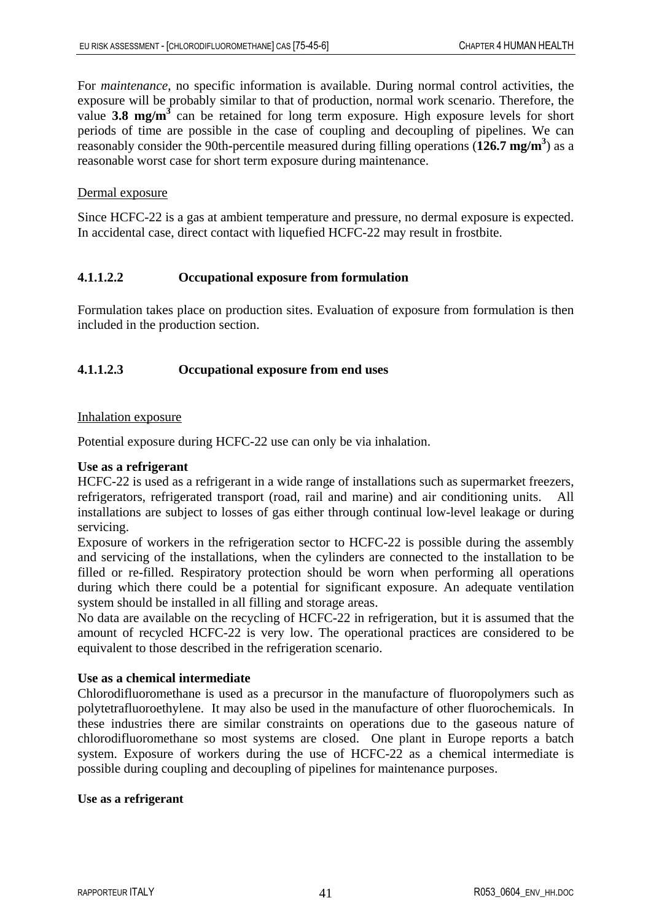For *maintenance*, no specific information is available. During normal control activities, the exposure will be probably similar to that of production, normal work scenario. Therefore, the value **3.8 mg/m³** can be retained for long term exposure. High exposure levels for short periods of time are possible in the case of coupling and decoupling of pipelines. We can reasonably consider the 90th-percentile measured during filling operations (**126.7 mg/m³**) as a reasonable worst case for short term exposure during maintenance.

Dermal exposure

Since HCFC-22 is a gas at ambient temperature and pressure, no dermal exposure is expected. In accidental case, direct contact with liquefied HCFC-22 may result in frostbite.

#### 4.1.1.2.2 Occupational exposure from formulation

Formulation takes place on production sites. Evaluation of exposure from formulation is then included in the production section.

#### 4.1.1.2.3 Occupational exposure from end uses

Inhalation exposure

Potential exposure during HCFC-22 use can only be via inhalation.

**Use as a refrigerant**

HCFC-22 is used as a refrigerant in a wide range of installations such as supermarket freezers, refrigerators, refrigerated transport (road, rail and marine) and air conditioning units. All installations are subject to losses of gas either through continual low-level leakage or during servicing.

Exposure of workers in the refrigeration sector to HCFC-22 is possible during the assembly and servicing of the installations, when the cylinders are connected to the installation to be filled or re-filled. Respiratory protection should be worn when performing all operations during which there could be a potential for significant exposure. An adequate ventilation system should be installed in all filling and storage areas.

No data are available on the recycling of HCFC-22 in refrigeration, but it is assumed that the amount of recycled HCFC-22 is very low. The operational practices are considered to be equivalent to those described in the refrigeration scenario.

**Use as a chemical intermediate**

Chlorodifluoromethane is used as a precursor in the manufacture of fluoropolymers such as polytetrafluoroethylene. It may also be used in the manufacture of other fluorochemicals. In these industries there are similar constraints on operations due to the gaseous nature of chlorodifluoromethane so most systems are closed. One plant in Europe reports a batch system. Exposure of workers during the use of HCFC-22 as a chemical intermediate is possible during coupling and decoupling of pipelines for maintenance purposes.

**Use as a refrigerant**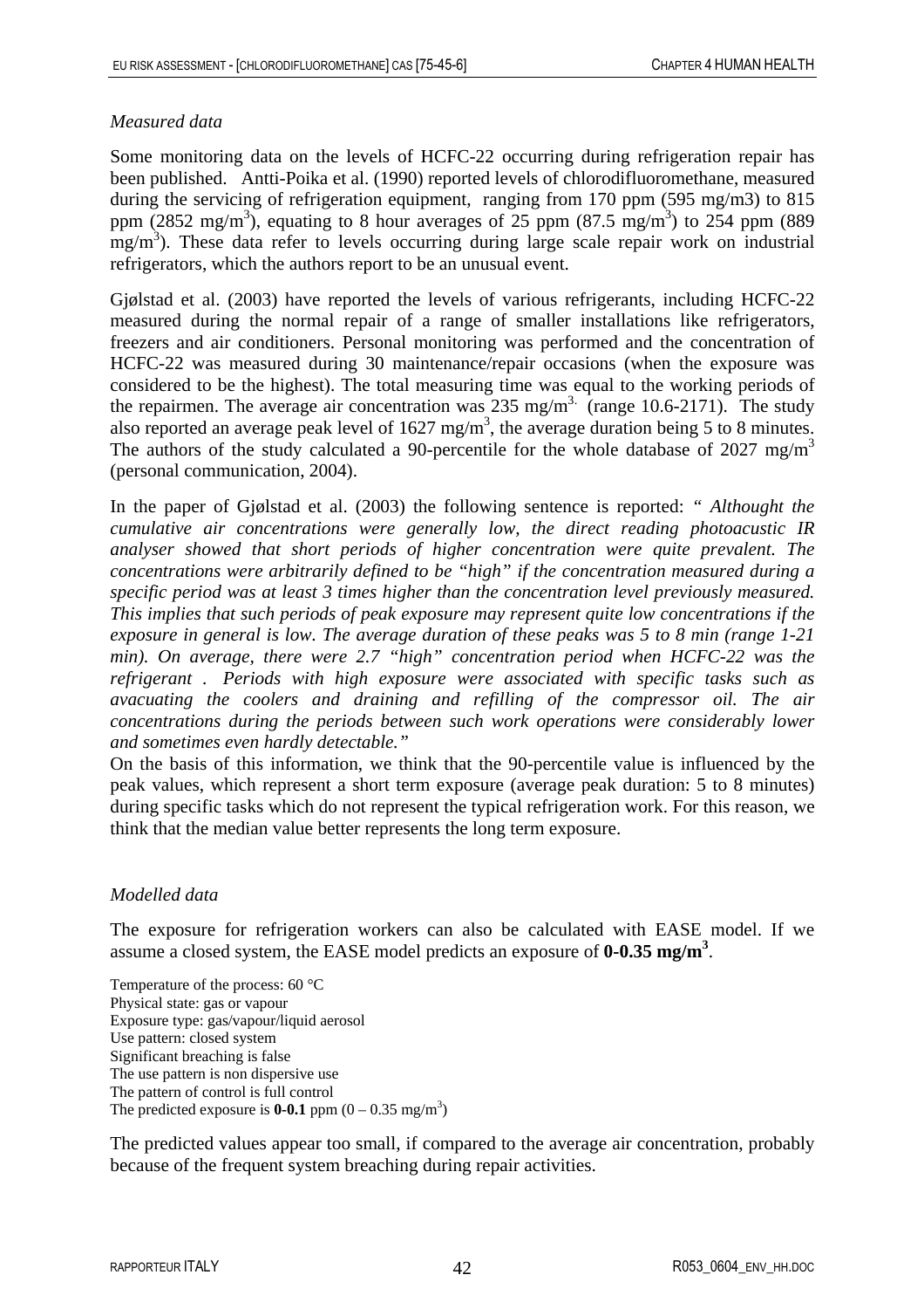*Measured data*

Some monitoring data on the levels of HCFC-22 occurring during refrigeration repair has been published. Antti-Poika et al. (1990) reported levels of chlorodifluoromethane, measured during the servicing of refrigeration equipment, ranging from 170 ppm (595 mg/m3) to 815 ppm (2852 mg/m$^3$), equating to 8 hour averages of 25 ppm (87.5 mg/m$^3$) to 254 ppm (889 mg/m$^3$). These data refer to levels occurring during large scale repair work on industrial refrigerators, which the authors report to be an unusual event.

Gjølstad et al. (2003) have reported the levels of various refrigerants, including HCFC-22 measured during the normal repair of a range of smaller installations like refrigerators, freezers and air conditioners. Personal monitoring was performed and the concentration of HCFC-22 was measured during 30 maintenance/repair occasions (when the exposure was considered to be the highest). The total measuring time was equal to the working periods of the repairmen. The average air concentration was 235 mg/m$^3$. (range 10.6-2171). The study also reported an average peak level of 1627 mg/m$^3$, the average duration being 5 to 8 minutes. The authors of the study calculated a 90-percentile for the whole database of 2027 mg/m$^3$ (personal communication, 2004).

In the paper of Gjølstad et al. (2003) the following sentence is reported: " *Althought the cumulative air concentrations were generally low, the direct reading photoacustic IR analyser showed that short periods of higher concentration were quite prevalent. The concentrations were arbitrarily defined to be "high" if the concentration measured during a specific period was at least 3 times higher than the concentration level previously measured. This implies that such periods of peak exposure may represent quite low concentrations if the exposure in general is low. The average duration of these peaks was 5 to 8 min (range 1-21 min). On average, there were 2.7 "high" concentration period when HCFC-22 was the refrigerant . Periods with high exposure were associated with specific tasks such as avacuating the coolers and draining and refilling of the compressor oil. The air concentrations during the periods between such work operations were considerably lower and sometimes even hardly detectable."*

On the basis of this information, we think that the 90-percentile value is influenced by the peak values, which represent a short term exposure (average peak duration: 5 to 8 minutes) during specific tasks which do not represent the typical refrigeration work. For this reason, we think that the median value better represents the long term exposure.

*Modelled data*

The exposure for refrigeration workers can also be calculated with EASE model. If we assume a closed system, the EASE model predicts an exposure of **0-0.35 mg/m$^3$**.

Temperature of the process: 60 °C
Physical state: gas or vapour
Exposure type: gas/vapour/liquid aerosol
Use pattern: closed system
Significant breaching is false
The use pattern is non dispersive use
The pattern of control is full control
The predicted exposure is **0-0.1** ppm (0 – 0.35 mg/m$^3$)

The predicted values appear too small, if compared to the average air concentration, probably because of the frequent system breaching during repair activities.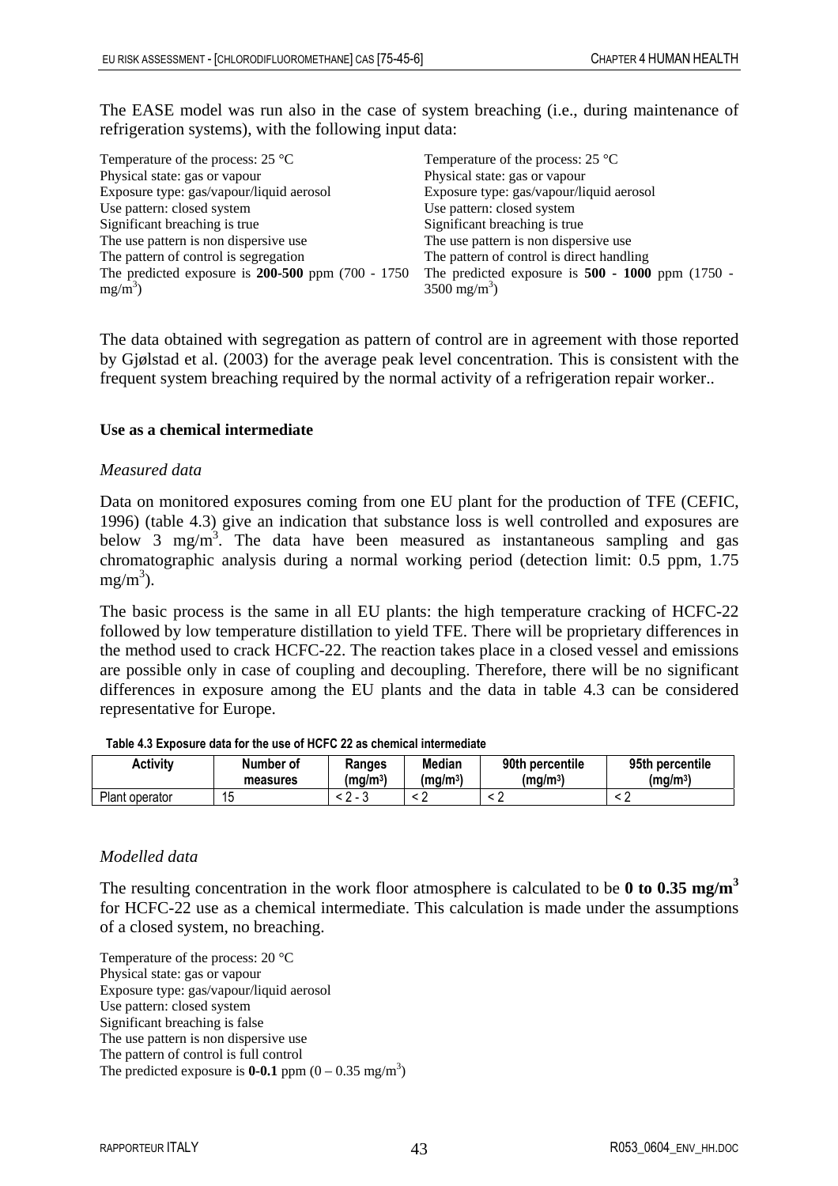The EASE model was run also in the case of system breaching (i.e., during maintenance of refrigeration systems), with the following input data:

Temperature of the process: 25 °C
Physical state: gas or vapour
Exposure type: gas/vapour/liquid aerosol
Use pattern: closed system
Significant breaching is true
The use pattern is non dispersive use
The pattern of control is segregation
The predicted exposure is **200-500** ppm (700 - 1750 $mg/m^3$)

Temperature of the process: 25 °C
Physical state: gas or vapour
Exposure type: gas/vapour/liquid aerosol
Use pattern: closed system
Significant breaching is true
The use pattern is non dispersive use
The pattern of control is direct handling
The predicted exposure is **500 - 1000** ppm (1750 - 3500 $mg/m^3$)

The data obtained with segregation as pattern of control are in agreement with those reported by Gjølstad et al. (2003) for the average peak level concentration. This is consistent with the frequent system breaching required by the normal activity of a refrigeration repair worker..

**Use as a chemical intermediate**

*Measured data*

Data on monitored exposures coming from one EU plant for the production of TFE (CEFIC, 1996) (table 4.3) give an indication that substance loss is well controlled and exposures are below 3 $mg/m^3$. The data have been measured as instantaneous sampling and gas chromatographic analysis during a normal working period (detection limit: 0.5 ppm, 1.75 $mg/m^3$).

The basic process is the same in all EU plants: the high temperature cracking of HCFC-22 followed by low temperature distillation to yield TFE. There will be proprietary differences in the method used to crack HCFC-22. The reaction takes place in a closed vessel and emissions are possible only in case of coupling and decoupling. Therefore, there will be no significant differences in exposure among the EU plants and the data in table 4.3 can be considered representative for Europe.

**Table 4.3 Exposure data for the use of HCFC 22 as chemical intermediate**

| Activity | Number of measures | Ranges ($mg/m^3$) | Median ($mg/m^3$) | 90th percentile ($mg/m^3$) | 95th percentile ($mg/m^3$) |
|---|---|---|---|---|---|
| Plant operator | 15 | < 2 - 3 | < 2 | < 2 | < 2 |

*Modelled data*

The resulting concentration in the work floor atmosphere is calculated to be **0 to 0.35 $mg/m^3$** for HCFC-22 use as a chemical intermediate. This calculation is made under the assumptions of a closed system, no breaching.

Temperature of the process: 20 °C
Physical state: gas or vapour
Exposure type: gas/vapour/liquid aerosol
Use pattern: closed system
Significant breaching is false
The use pattern is non dispersive use
The pattern of control is full control
The predicted exposure is **0-0.1** ppm (0 – 0.35 $mg/m^3$)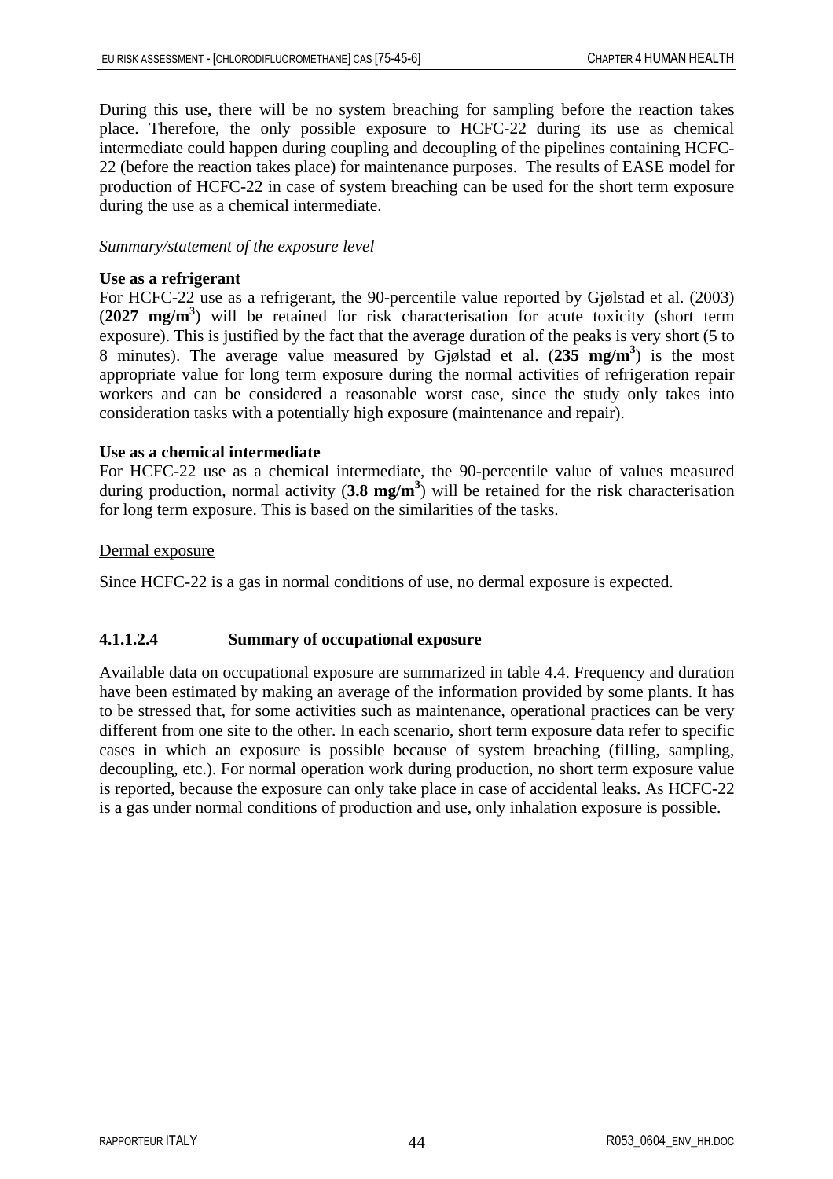During this use, there will be no system breaching for sampling before the reaction takes place. Therefore, the only possible exposure to HCFC-22 during its use as chemical intermediate could happen during coupling and decoupling of the pipelines containing HCFC-22 (before the reaction takes place) for maintenance purposes. The results of EASE model for production of HCFC-22 in case of system breaching can be used for the short term exposure during the use as a chemical intermediate.

*Summary/statement of the exposure level*

**Use as a refrigerant**

For HCFC-22 use as a refrigerant, the 90-percentile value reported by Gjølstad et al. (2003) (**2027 mg/m$^3$**) will be retained for risk characterisation for acute toxicity (short term exposure). This is justified by the fact that the average duration of the peaks is very short (5 to 8 minutes). The average value measured by Gjølstad et al. (**235 mg/m$^3$**) is the most appropriate value for long term exposure during the normal activities of refrigeration repair workers and can be considered a reasonable worst case, since the study only takes into consideration tasks with a potentially high exposure (maintenance and repair).

**Use as a chemical intermediate**

For HCFC-22 use as a chemical intermediate, the 90-percentile value of values measured during production, normal activity (**3.8 mg/m$^3$**) will be retained for the risk characterisation for long term exposure. This is based on the similarities of the tasks.

<u>Dermal exposure</u>

Since HCFC-22 is a gas in normal conditions of use, no dermal exposure is expected.

#### 4.1.1.2.4 Summary of occupational exposure

Available data on occupational exposure are summarized in table 4.4. Frequency and duration have been estimated by making an average of the information provided by some plants. It has to be stressed that, for some activities such as maintenance, operational practices can be very different from one site to the other. In each scenario, short term exposure data refer to specific cases in which an exposure is possible because of system breaching (filling, sampling, decoupling, etc.). For normal operation work during production, no short term exposure value is reported, because the exposure can only take place in case of accidental leaks. As HCFC-22 is a gas under normal conditions of production and use, only inhalation exposure is possible.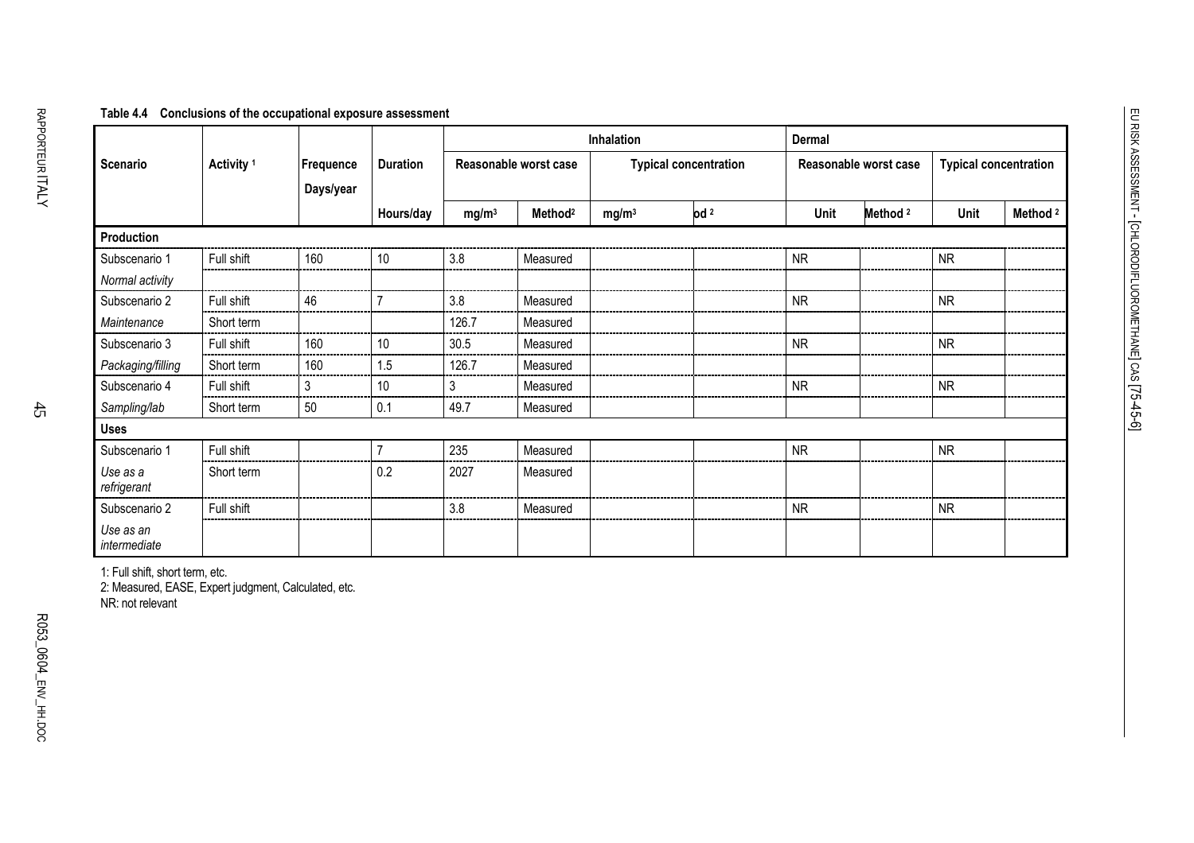**Table 4.4 Conclusions of the occupational exposure assessment**

| Scenario | Activity [1] | Frequence Days/year | Duration | Inhalation | | | | Dermal | | | |
|---|---|---|---|---|---|---|---|---|---|---|---|
| | | | | Reasonable worst case | | Typical concentration | | Reasonable worst case | | Typical concentration | |
| | | | Hours/day | $mg/m^3$ | Method[2] | $mg/m^3$ | od [2] | Unit | Method [2] | Unit | Method [2] |
| **Production** | | | | | | | | | | | |
| Subscenario 1 | Full shift | 160 | 10 | 3.8 | Measured | | | NR | | NR | |
| *Normal activity* | | | | | | | | | | | |
| Subscenario 2 | Full shift | 46 | 7 | 3.8 | Measured | | | NR | | NR | |
| *Maintenance* | Short term | | | 126.7 | Measured | | | | | | |
| Subscenario 3 | Full shift | 160 | 10 | 30.5 | Measured | | | NR | | NR | |
| *Packaging/filling* | Short term | 160 | 1.5 | 126.7 | Measured | | | | | | |
| Subscenario 4 | Full shift | 3 | 10 | 3 | Measured | | | NR | | NR | |
| *Sampling/lab* | Short term | 50 | 0.1 | 49.7 | Measured | | | | | | |
| **Uses** | | | | | | | | | | | |
| Subscenario 1 | Full shift | | 7 | 235 | Measured | | | NR | | NR | |
| *Use as a refrigerant* | Short term | | 0.2 | 2027 | Measured | | | | | | |
| Subscenario 2 | Full shift | | | 3.8 | Measured | | | NR | | NR | |
| *Use as an intermediate* | | | | | | | | | | | |

1: Full shift, short term, etc.
2: Measured, EASE, Expert judgment, Calculated, etc.
NR: not relevant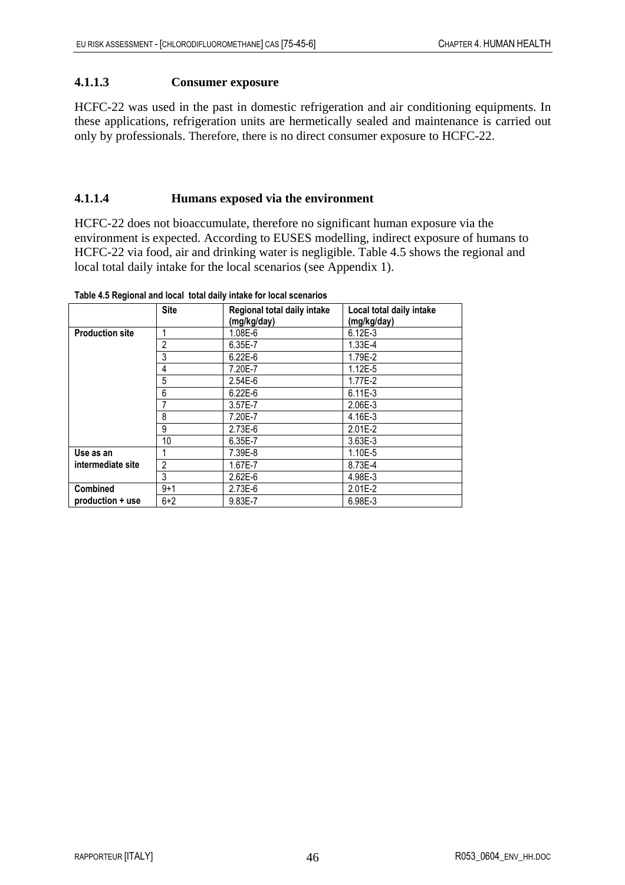#### 4.1.1.3 Consumer exposure

HCFC-22 was used in the past in domestic refrigeration and air conditioning equipments. In these applications, refrigeration units are hermetically sealed and maintenance is carried out only by professionals. Therefore, there is no direct consumer exposure to HCFC-22.

#### 4.1.1.4 Humans exposed via the environment

HCFC-22 does not bioaccumulate, therefore no significant human exposure via the environment is expected. According to EUSES modelling, indirect exposure of humans to HCFC-22 via food, air and drinking water is negligible. Table 4.5 shows the regional and local total daily intake for the local scenarios (see Appendix 1).

**Table 4.5 Regional and local total daily intake for local scenarios**

| | Site | Regional total daily intake (mg/kg/day) | Local total daily intake (mg/kg/day) |
|---|---|---|---|
| **Production site** | 1 | 1.08E-6 | 6.12E-3 |
| | 2 | 6.35E-7 | 1.33E-4 |
| | 3 | 6.22E-6 | 1.79E-2 |
| | 4 | 7.20E-7 | 1.12E-5 |
| | 5 | 2.54E-6 | 1.77E-2 |
| | 6 | 6.22E-6 | 6.11E-3 |
| | 7 | 3.57E-7 | 2.06E-3 |
| | 8 | 7.20E-7 | 4.16E-3 |
| | 9 | 2.73E-6 | 2.01E-2 |
| | 10 | 6.35E-7 | 3.63E-3 |
| **Use as an intermediate site** | 1 | 7.39E-8 | 1.10E-5 |
| | 2 | 1.67E-7 | 8.73E-4 |
| | 3 | 2.62E-6 | 4.98E-3 |
| **Combined production + use** | 9+1 | 2.73E-6 | 2.01E-2 |
| | 6+2 | 9.83E-7 | 6.98E-3 |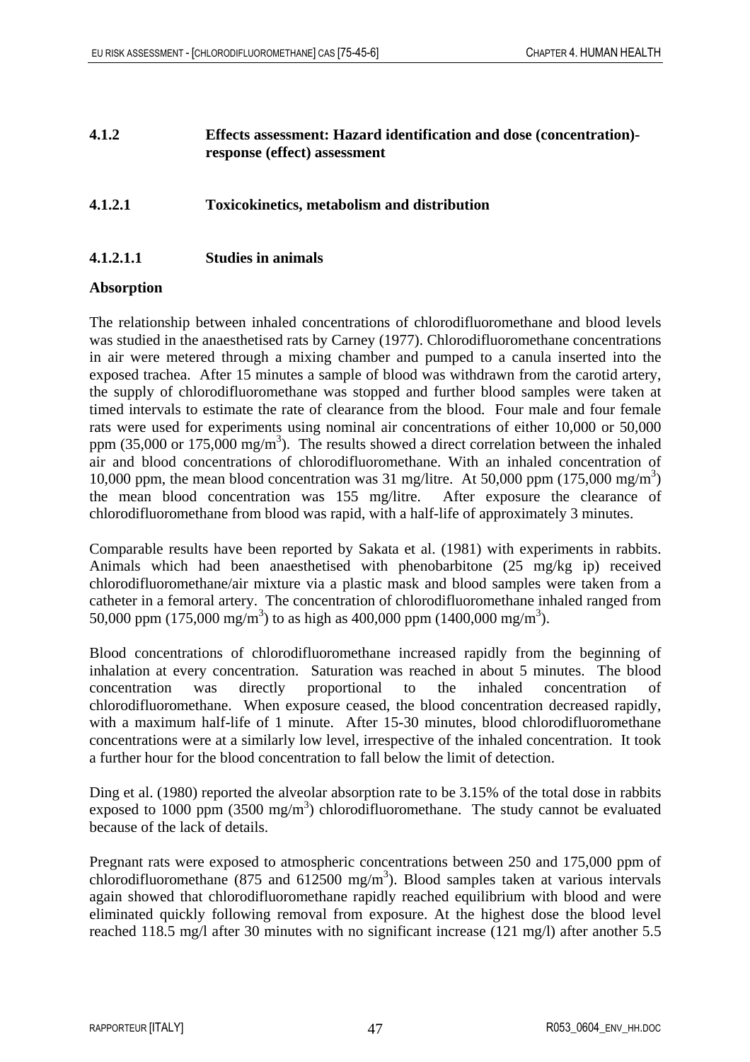### 4.1.2 Effects assessment: Hazard identification and dose (concentration)-response (effect) assessment

### 4.1.2.1 Toxicokinetics, metabolism and distribution

#### 4.1.2.1.1 Studies in animals

**Absorption**

The relationship between inhaled concentrations of chlorodifluoromethane and blood levels was studied in the anaesthetised rats by Carney (1977). Chlorodifluoromethane concentrations in air were metered through a mixing chamber and pumped to a canula inserted into the exposed trachea. After 15 minutes a sample of blood was withdrawn from the carotid artery, the supply of chlorodifluoromethane was stopped and further blood samples were taken at timed intervals to estimate the rate of clearance from the blood. Four male and four female rats were used for experiments using nominal air concentrations of either 10,000 or 50,000 ppm (35,000 or 175,000 mg/m$^3$). The results showed a direct correlation between the inhaled air and blood concentrations of chlorodifluoromethane. With an inhaled concentration of 10,000 ppm, the mean blood concentration was 31 mg/litre. At 50,000 ppm (175,000 mg/m$^3$) the mean blood concentration was 155 mg/litre. After exposure the clearance of chlorodifluoromethane from blood was rapid, with a half-life of approximately 3 minutes.

Comparable results have been reported by Sakata et al. (1981) with experiments in rabbits. Animals which had been anaesthetised with phenobarbitone (25 mg/kg ip) received chlorodifluoromethane/air mixture via a plastic mask and blood samples were taken from a catheter in a femoral artery. The concentration of chlorodifluoromethane inhaled ranged from 50,000 ppm (175,000 mg/m$^3$) to as high as 400,000 ppm (1400,000 mg/m$^3$).

Blood concentrations of chlorodifluoromethane increased rapidly from the beginning of inhalation at every concentration. Saturation was reached in about 5 minutes. The blood concentration was directly proportional to the inhaled concentration of chlorodifluoromethane. When exposure ceased, the blood concentration decreased rapidly, with a maximum half-life of 1 minute. After 15-30 minutes, blood chlorodifluoromethane concentrations were at a similarly low level, irrespective of the inhaled concentration. It took a further hour for the blood concentration to fall below the limit of detection.

Ding et al. (1980) reported the alveolar absorption rate to be 3.15% of the total dose in rabbits exposed to 1000 ppm (3500 mg/m$^3$) chlorodifluoromethane. The study cannot be evaluated because of the lack of details.

Pregnant rats were exposed to atmospheric concentrations between 250 and 175,000 ppm of chlorodifluoromethane (875 and 612500 mg/m$^3$). Blood samples taken at various intervals again showed that chlorodifluoromethane rapidly reached equilibrium with blood and were eliminated quickly following removal from exposure. At the highest dose the blood level reached 118.5 mg/l after 30 minutes with no significant increase (121 mg/l) after another 5.5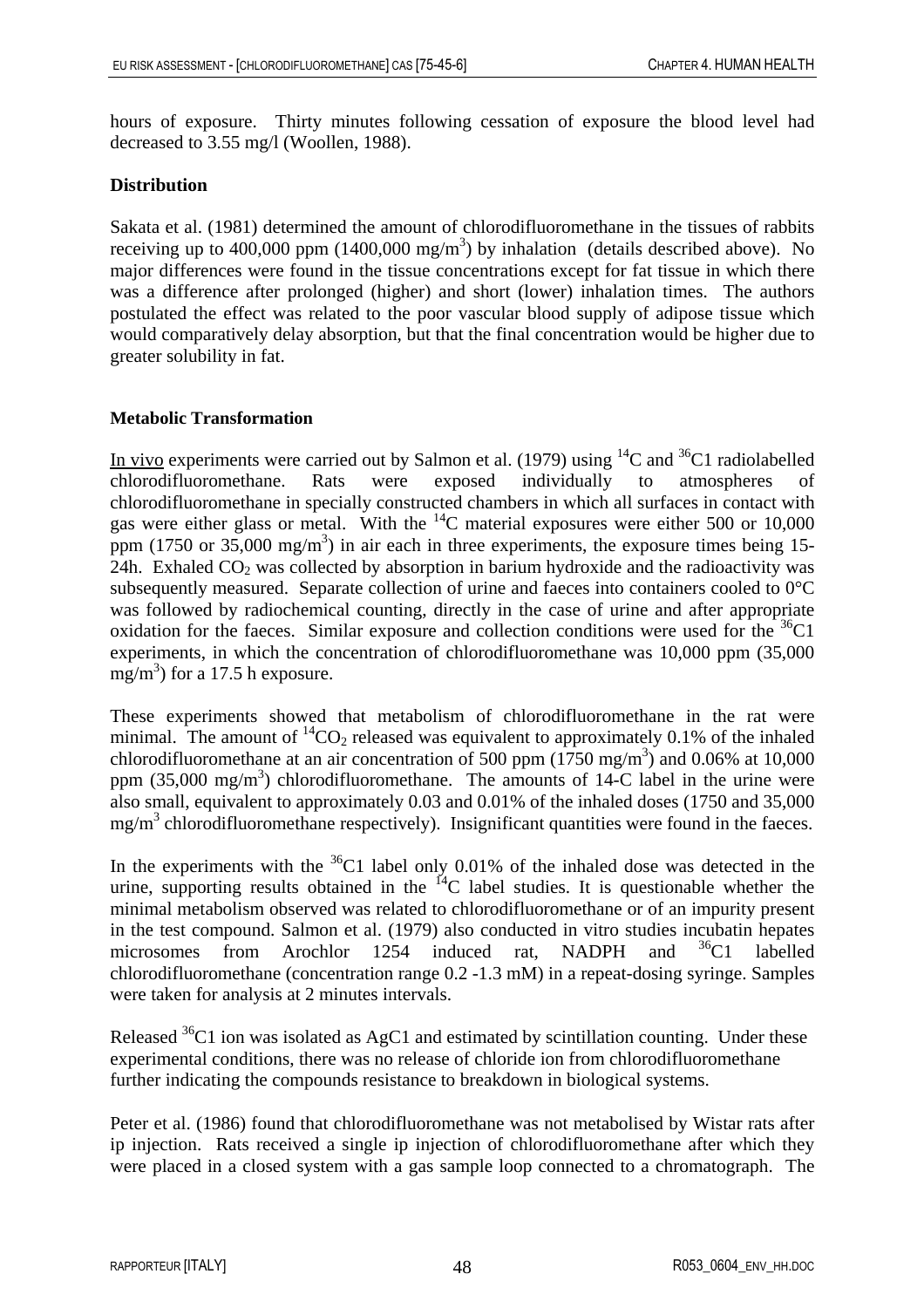hours of exposure. Thirty minutes following cessation of exposure the blood level had decreased to 3.55 mg/l (Woollen, 1988).

**Distribution**

Sakata et al. (1981) determined the amount of chlorodifluoromethane in the tissues of rabbits receiving up to 400,000 ppm (1400,000 mg/m$^3$) by inhalation (details described above). No major differences were found in the tissue concentrations except for fat tissue in which there was a difference after prolonged (higher) and short (lower) inhalation times. The authors postulated the effect was related to the poor vascular blood supply of adipose tissue which would comparatively delay absorption, but that the final concentration would be higher due to greater solubility in fat.

**Metabolic Transformation**

In vivo experiments were carried out by Salmon et al. (1979) using $^{14}$C and $^{36}$C1 radiolabelled chlorodifluoromethane. Rats were exposed individually to atmospheres of chlorodifluoromethane in specially constructed chambers in which all surfaces in contact with gas were either glass or metal. With the $^{14}$C material exposures were either 500 or 10,000 ppm (1750 or 35,000 mg/m$^3$) in air each in three experiments, the exposure times being 15-24h. Exhaled $CO_2$ was collected by absorption in barium hydroxide and the radioactivity was subsequently measured. Separate collection of urine and faeces into containers cooled to 0°C was followed by radiochemical counting, directly in the case of urine and after appropriate oxidation for the faeces. Similar exposure and collection conditions were used for the $^{36}$C1 experiments, in which the concentration of chlorodifluoromethane was 10,000 ppm (35,000 mg/m$^3$) for a 17.5 h exposure.

These experiments showed that metabolism of chlorodifluoromethane in the rat were minimal. The amount of $^{14}CO_2$ released was equivalent to approximately 0.1% of the inhaled chlorodifluoromethane at an air concentration of 500 ppm (1750 mg/m$^3$) and 0.06% at 10,000 ppm (35,000 mg/m$^3$) chlorodifluoromethane. The amounts of 14-C label in the urine were also small, equivalent to approximately 0.03 and 0.01% of the inhaled doses (1750 and 35,000 mg/m$^3$ chlorodifluoromethane respectively). Insignificant quantities were found in the faeces.

In the experiments with the $^{36}$C1 label only 0.01% of the inhaled dose was detected in the urine, supporting results obtained in the $^{14}$C label studies. It is questionable whether the minimal metabolism observed was related to chlorodifluoromethane or of an impurity present in the test compound. Salmon et al. (1979) also conducted in vitro studies incubatin hepates microsomes from Arochlor 1254 induced rat, NADPH and $^{36}$C1 labelled chlorodifluoromethane (concentration range 0.2 -1.3 mM) in a repeat-dosing syringe. Samples were taken for analysis at 2 minutes intervals.

Released $^{36}$C1 ion was isolated as AgC1 and estimated by scintillation counting. Under these experimental conditions, there was no release of chloride ion from chlorodifluoromethane further indicating the compounds resistance to breakdown in biological systems.

Peter et al. (1986) found that chlorodifluoromethane was not metabolised by Wistar rats after ip injection. Rats received a single ip injection of chlorodifluoromethane after which they were placed in a closed system with a gas sample loop connected to a chromatograph. The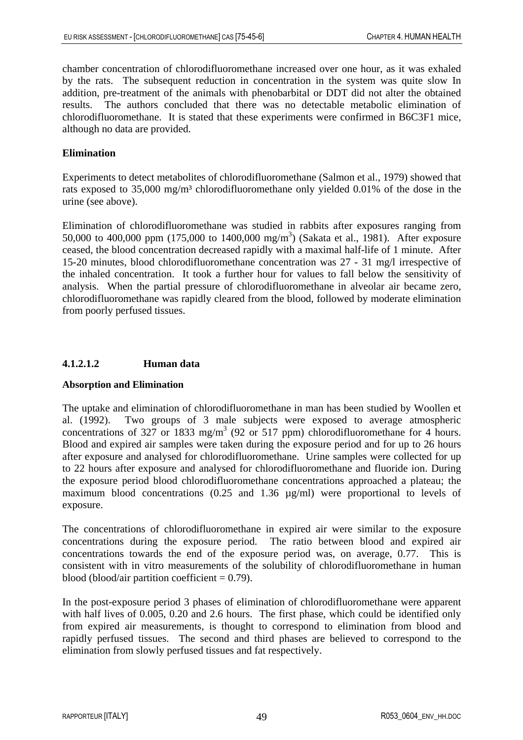chamber concentration of chlorodifluoromethane increased over one hour, as it was exhaled by the rats. The subsequent reduction in concentration in the system was quite slow In addition, pre-treatment of the animals with phenobarbital or DDT did not alter the obtained results. The authors concluded that there was no detectable metabolic elimination of chlorodifluoromethane. It is stated that these experiments were confirmed in B6C3F1 mice, although no data are provided.

**Elimination**

Experiments to detect metabolites of chlorodifluoromethane (Salmon et al., 1979) showed that rats exposed to 35,000 mg/m³ chlorodifluoromethane only yielded 0.01% of the dose in the urine (see above).

Elimination of chlorodifluoromethane was studied in rabbits after exposures ranging from 50,000 to 400,000 ppm (175,000 to 1400,000 $mg/m^3$) (Sakata et al., 1981). After exposure ceased, the blood concentration decreased rapidly with a maximal half-life of 1 minute. After 15-20 minutes, blood chlorodifluoromethane concentration was 27 - 31 mg/l irrespective of the inhaled concentration. It took a further hour for values to fall below the sensitivity of analysis. When the partial pressure of chlorodifluoromethane in alveolar air became zero, chlorodifluoromethane was rapidly cleared from the blood, followed by moderate elimination from poorly perfused tissues.

#### 4.1.2.1.2 Human data

**Absorption and Elimination**

The uptake and elimination of chlorodifluoromethane in man has been studied by Woollen et al. (1992). Two groups of 3 male subjects were exposed to average atmospheric concentrations of 327 or 1833 $mg/m^3$ (92 or 517 ppm) chlorodifluoromethane for 4 hours. Blood and expired air samples were taken during the exposure period and for up to 26 hours after exposure and analysed for chlorodifluoromethane. Urine samples were collected for up to 22 hours after exposure and analysed for chlorodifluoromethane and fluoride ion. During the exposure period blood chlorodifluoromethane concentrations approached a plateau; the maximum blood concentrations (0.25 and 1.36 µg/ml) were proportional to levels of exposure.

The concentrations of chlorodifluoromethane in expired air were similar to the exposure concentrations during the exposure period. The ratio between blood and expired air concentrations towards the end of the exposure period was, on average, 0.77. This is consistent with in vitro measurements of the solubility of chlorodifluoromethane in human blood (blood/air partition coefficient = 0.79).

In the post-exposure period 3 phases of elimination of chlorodifluoromethane were apparent with half lives of 0.005, 0.20 and 2.6 hours. The first phase, which could be identified only from expired air measurements, is thought to correspond to elimination from blood and rapidly perfused tissues. The second and third phases are believed to correspond to the elimination from slowly perfused tissues and fat respectively.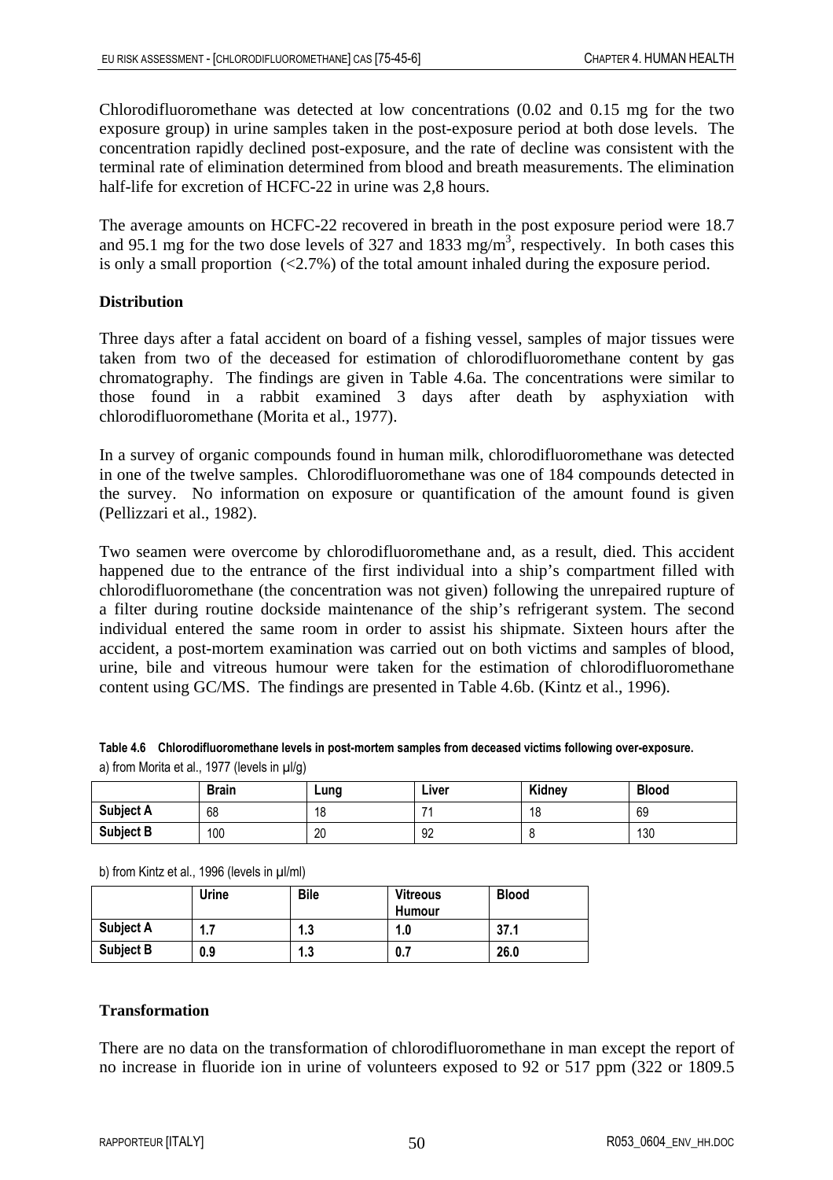Chlorodifluoromethane was detected at low concentrations (0.02 and 0.15 mg for the two exposure group) in urine samples taken in the post-exposure period at both dose levels. The concentration rapidly declined post-exposure, and the rate of decline was consistent with the terminal rate of elimination determined from blood and breath measurements. The elimination half-life for excretion of HCFC-22 in urine was 2,8 hours.

The average amounts on HCFC-22 recovered in breath in the post exposure period were 18.7 and 95.1 mg for the two dose levels of 327 and 1833 mg/m$^3$, respectively. In both cases this is only a small proportion (<2.7%) of the total amount inhaled during the exposure period.

**Distribution**

Three days after a fatal accident on board of a fishing vessel, samples of major tissues were taken from two of the deceased for estimation of chlorodifluoromethane content by gas chromatography. The findings are given in Table 4.6a. The concentrations were similar to those found in a rabbit examined 3 days after death by asphyxiation with chlorodifluoromethane (Morita et al., 1977).

In a survey of organic compounds found in human milk, chlorodifluoromethane was detected in one of the twelve samples. Chlorodifluoromethane was one of 184 compounds detected in the survey. No information on exposure or quantification of the amount found is given (Pellizzari et al., 1982).

Two seamen were overcome by chlorodifluoromethane and, as a result, died. This accident happened due to the entrance of the first individual into a ship's compartment filled with chlorodifluoromethane (the concentration was not given) following the unrepaired rupture of a filter during routine dockside maintenance of the ship's refrigerant system. The second individual entered the same room in order to assist his shipmate. Sixteen hours after the accident, a post-mortem examination was carried out on both victims and samples of blood, urine, bile and vitreous humour were taken for the estimation of chlorodifluoromethane content using GC/MS. The findings are presented in Table 4.6b. (Kintz et al., 1996).

**Table 4.6 Chlorodifluoromethane levels in post-mortem samples from deceased victims following over-exposure.**

a) from Morita et al., 1977 (levels in µl/g)

| | Brain | Lung | Liver | Kidney | Blood |
|---|---|---|---|---|---|
| **Subject A** | 68 | 18 | 71 | 18 | 69 |
| **Subject B** | 100 | 20 | 92 | 8 | 130 |

b) from Kintz et al., 1996 (levels in µl/ml)

| | Urine | Bile | Vitreous Humour | Blood |
|---|---|---|---|---|
| **Subject A** | **1.7** | **1.3** | **1.0** | **37.1** |
| **Subject B** | **0.9** | **1.3** | **0.7** | **26.0** |

**Transformation**

There are no data on the transformation of chlorodifluoromethane in man except the report of no increase in fluoride ion in urine of volunteers exposed to 92 or 517 ppm (322 or 1809.5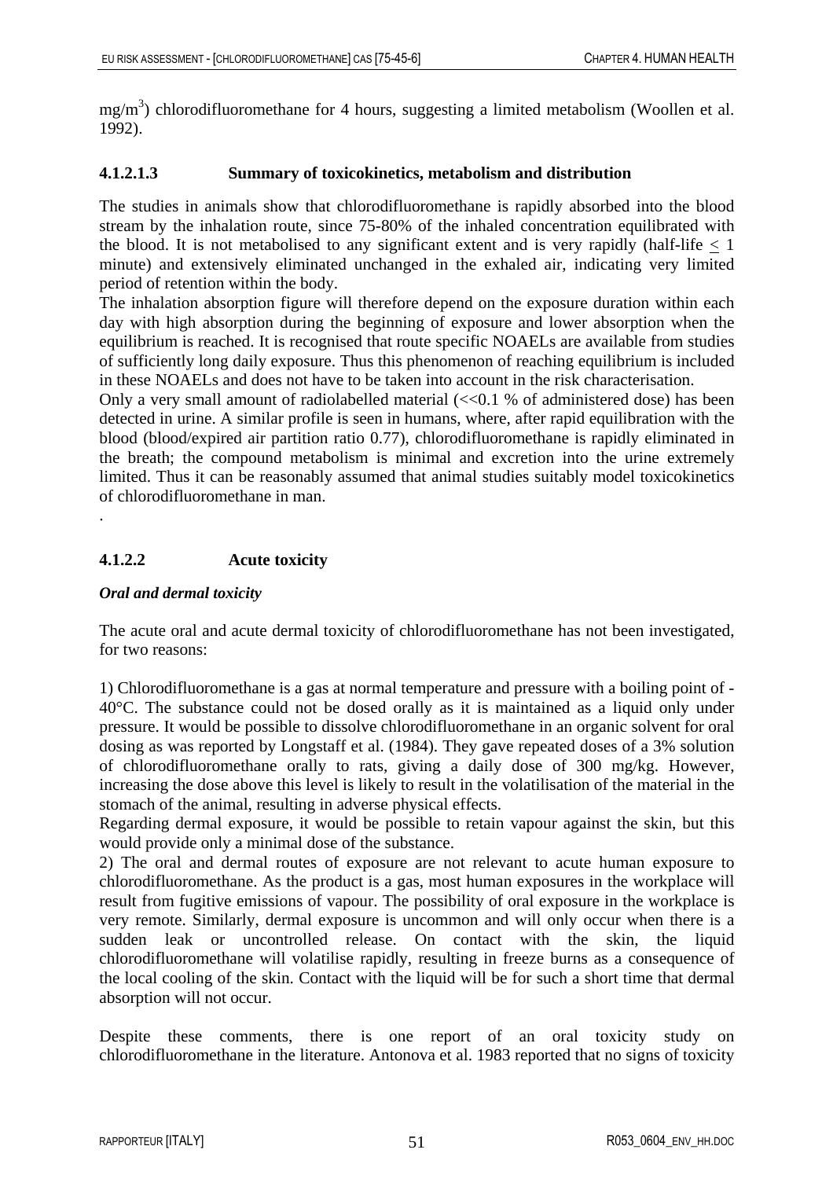mg/m$^3$) chlorodifluoromethane for 4 hours, suggesting a limited metabolism (Woollen et al. 1992).

#### 4.1.2.1.3 Summary of toxicokinetics, metabolism and distribution

The studies in animals show that chlorodifluoromethane is rapidly absorbed into the blood stream by the inhalation route, since 75-80% of the inhaled concentration equilibrated with the blood. It is not metabolised to any significant extent and is very rapidly (half-life $\leq$ 1 minute) and extensively eliminated unchanged in the exhaled air, indicating very limited period of retention within the body.

The inhalation absorption figure will therefore depend on the exposure duration within each day with high absorption during the beginning of exposure and lower absorption when the equilibrium is reached. It is recognised that route specific NOAELs are available from studies of sufficiently long daily exposure. Thus this phenomenon of reaching equilibrium is included in these NOAELs and does not have to be taken into account in the risk characterisation.

Only a very small amount of radiolabelled material (<<0.1 % of administered dose) has been detected in urine. A similar profile is seen in humans, where, after rapid equilibration with the blood (blood/expired air partition ratio 0.77), chlorodifluoromethane is rapidly eliminated in the breath; the compound metabolism is minimal and excretion into the urine extremely limited. Thus it can be reasonably assumed that animal studies suitably model toxicokinetics of chlorodifluoromethane in man.

.

### 4.1.2.2 Acute toxicity

***Oral and dermal toxicity***

The acute oral and acute dermal toxicity of chlorodifluoromethane has not been investigated, for two reasons:

1) Chlorodifluoromethane is a gas at normal temperature and pressure with a boiling point of -40°C. The substance could not be dosed orally as it is maintained as a liquid only under pressure. It would be possible to dissolve chlorodifluoromethane in an organic solvent for oral dosing as was reported by Longstaff et al. (1984). They gave repeated doses of a 3% solution of chlorodifluoromethane orally to rats, giving a daily dose of 300 mg/kg. However, increasing the dose above this level is likely to result in the volatilisation of the material in the stomach of the animal, resulting in adverse physical effects.

Regarding dermal exposure, it would be possible to retain vapour against the skin, but this would provide only a minimal dose of the substance.

2) The oral and dermal routes of exposure are not relevant to acute human exposure to chlorodifluoromethane. As the product is a gas, most human exposures in the workplace will result from fugitive emissions of vapour. The possibility of oral exposure in the workplace is very remote. Similarly, dermal exposure is uncommon and will only occur when there is a sudden leak or uncontrolled release. On contact with the skin, the liquid chlorodifluoromethane will volatilise rapidly, resulting in freeze burns as a consequence of the local cooling of the skin. Contact with the liquid will be for such a short time that dermal absorption will not occur.

Despite these comments, there is one report of an oral toxicity study on chlorodifluoromethane in the literature. Antonova et al. 1983 reported that no signs of toxicity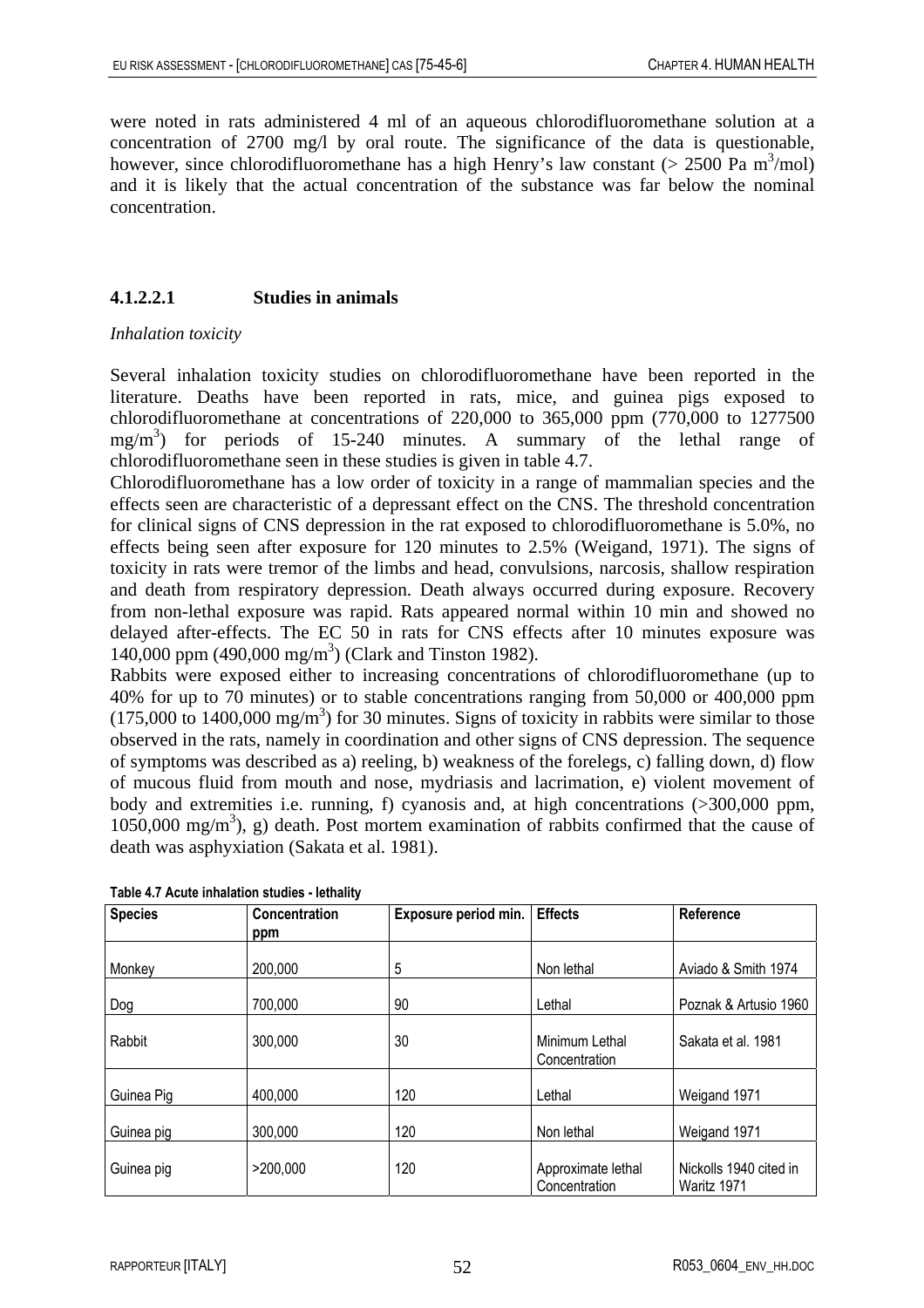were noted in rats administered 4 ml of an aqueous chlorodifluoromethane solution at a concentration of 2700 mg/l by oral route. The significance of the data is questionable, however, since chlorodifluoromethane has a high Henry's law constant (> 2500 Pa $m^3$/mol) and it is likely that the actual concentration of the substance was far below the nominal concentration.

### 4.1.2.2.1 Studies in animals

*Inhalation toxicity*

Several inhalation toxicity studies on chlorodifluoromethane have been reported in the literature. Deaths have been reported in rats, mice, and guinea pigs exposed to chlorodifluoromethane at concentrations of 220,000 to 365,000 ppm (770,000 to 1277500 $mg/m^3$) for periods of 15-240 minutes. A summary of the lethal range of chlorodifluoromethane seen in these studies is given in table 4.7.

Chlorodifluoromethane has a low order of toxicity in a range of mammalian species and the effects seen are characteristic of a depressant effect on the CNS. The threshold concentration for clinical signs of CNS depression in the rat exposed to chlorodifluoromethane is 5.0%, no effects being seen after exposure for 120 minutes to 2.5% (Weigand, 1971). The signs of toxicity in rats were tremor of the limbs and head, convulsions, narcosis, shallow respiration and death from respiratory depression. Death always occurred during exposure. Recovery from non-lethal exposure was rapid. Rats appeared normal within 10 min and showed no delayed after-effects. The EC 50 in rats for CNS effects after 10 minutes exposure was 140,000 ppm (490,000 $mg/m^3$) (Clark and Tinston 1982).

Rabbits were exposed either to increasing concentrations of chlorodifluoromethane (up to 40% for up to 70 minutes) or to stable concentrations ranging from 50,000 or 400,000 ppm (175,000 to 1400,000 $mg/m^3$) for 30 minutes. Signs of toxicity in rabbits were similar to those observed in the rats, namely in coordination and other signs of CNS depression. The sequence of symptoms was described as a) reeling, b) weakness of the forelegs, c) falling down, d) flow of mucous fluid from mouth and nose, mydriasis and lacrimation, e) violent movement of body and extremities i.e. running, f) cyanosis and, at high concentrations (>300,000 ppm, 1050,000 $mg/m^3$), g) death. Post mortem examination of rabbits confirmed that the cause of death was asphyxiation (Sakata et al. 1981).

**Table 4.7 Acute inhalation studies - lethality**

| Species | Concentration ppm | Exposure period min. | Effects | Reference |
|---|---|---|---|---|
| Monkey | 200,000 | 5 | Non lethal | Aviado & Smith 1974 |
| Dog | 700,000 | 90 | Lethal | Poznak & Artusio 1960 |
| Rabbit | 300,000 | 30 | Minimum Lethal Concentration | Sakata et al. 1981 |
| Guinea Pig | 400,000 | 120 | Lethal | Weigand 1971 |
| Guinea pig | 300,000 | 120 | Non lethal | Weigand 1971 |
| Guinea pig | >200,000 | 120 | Approximate lethal Concentration | Nickolls 1940 cited in Waritz 1971 |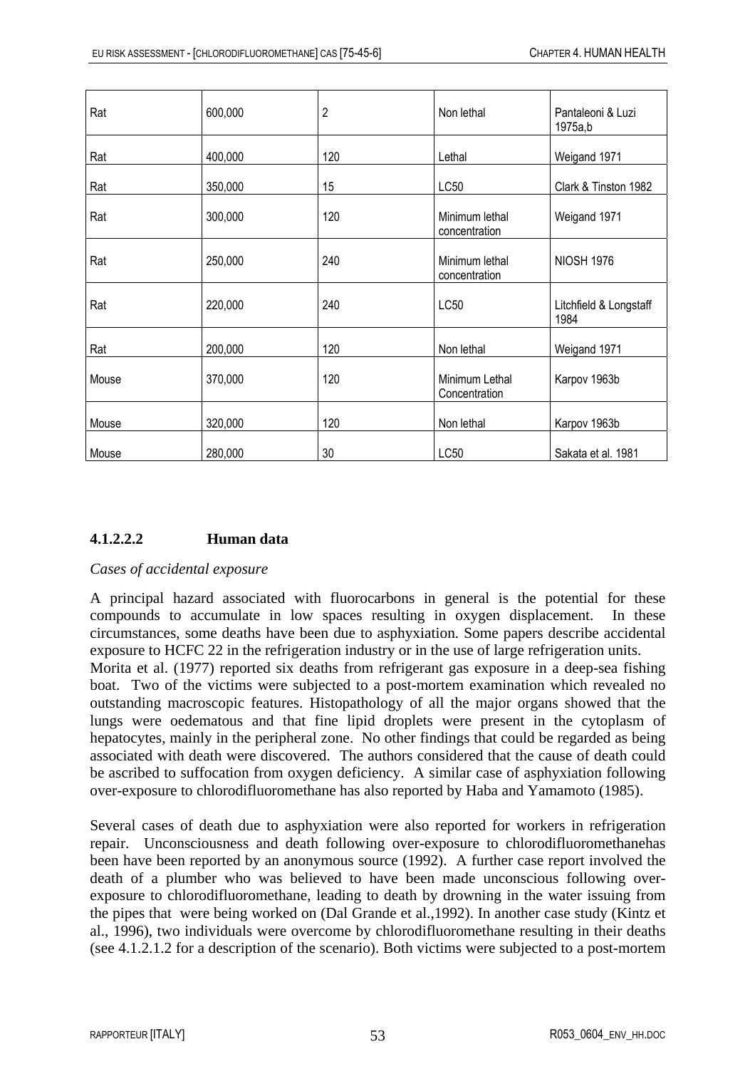| Rat | 600,000 | 2 | Non lethal | Pantaleoni & Luzi 1975a,b |
|---|---|---|---|---|
| Rat | 400,000 | 120 | Lethal | Weigand 1971 |
| Rat | 350,000 | 15 | LC50 | Clark & Tinston 1982 |
| Rat | 300,000 | 120 | Minimum lethal concentration | Weigand 1971 |
| Rat | 250,000 | 240 | Minimum lethal concentration | NIOSH 1976 |
| Rat | 220,000 | 240 | LC50 | Litchfield & Longstaff 1984 |
| Rat | 200,000 | 120 | Non lethal | Weigand 1971 |
| Mouse | 370,000 | 120 | Minimum Lethal Concentration | Karpov 1963b |
| Mouse | 320,000 | 120 | Non lethal | Karpov 1963b |
| Mouse | 280,000 | 30 | LC50 | Sakata et al. 1981 |

#### 4.1.2.2.2 Human data

*Cases of accidental exposure*

A principal hazard associated with fluorocarbons in general is the potential for these compounds to accumulate in low spaces resulting in oxygen displacement. In these circumstances, some deaths have been due to asphyxiation. Some papers describe accidental exposure to HCFC 22 in the refrigeration industry or in the use of large refrigeration units.
Morita et al. (1977) reported six deaths from refrigerant gas exposure in a deep-sea fishing boat. Two of the victims were subjected to a post-mortem examination which revealed no outstanding macroscopic features. Histopathology of all the major organs showed that the lungs were oedematous and that fine lipid droplets were present in the cytoplasm of hepatocytes, mainly in the peripheral zone. No other findings that could be regarded as being associated with death were discovered. The authors considered that the cause of death could be ascribed to suffocation from oxygen deficiency. A similar case of asphyxiation following over-exposure to chlorodifluoromethane has also reported by Haba and Yamamoto (1985).

Several cases of death due to asphyxiation were also reported for workers in refrigeration repair. Unconsciousness and death following over-exposure to chlorodifluoromethanehas been have been reported by an anonymous source (1992). A further case report involved the death of a plumber who was believed to have been made unconscious following over-exposure to chlorodifluoromethane, leading to death by drowning in the water issuing from the pipes that were being worked on (Dal Grande et al.,1992). In another case study (Kintz et al., 1996), two individuals were overcome by chlorodifluoromethane resulting in their deaths (see 4.1.2.1.2 for a description of the scenario). Both victims were subjected to a post-mortem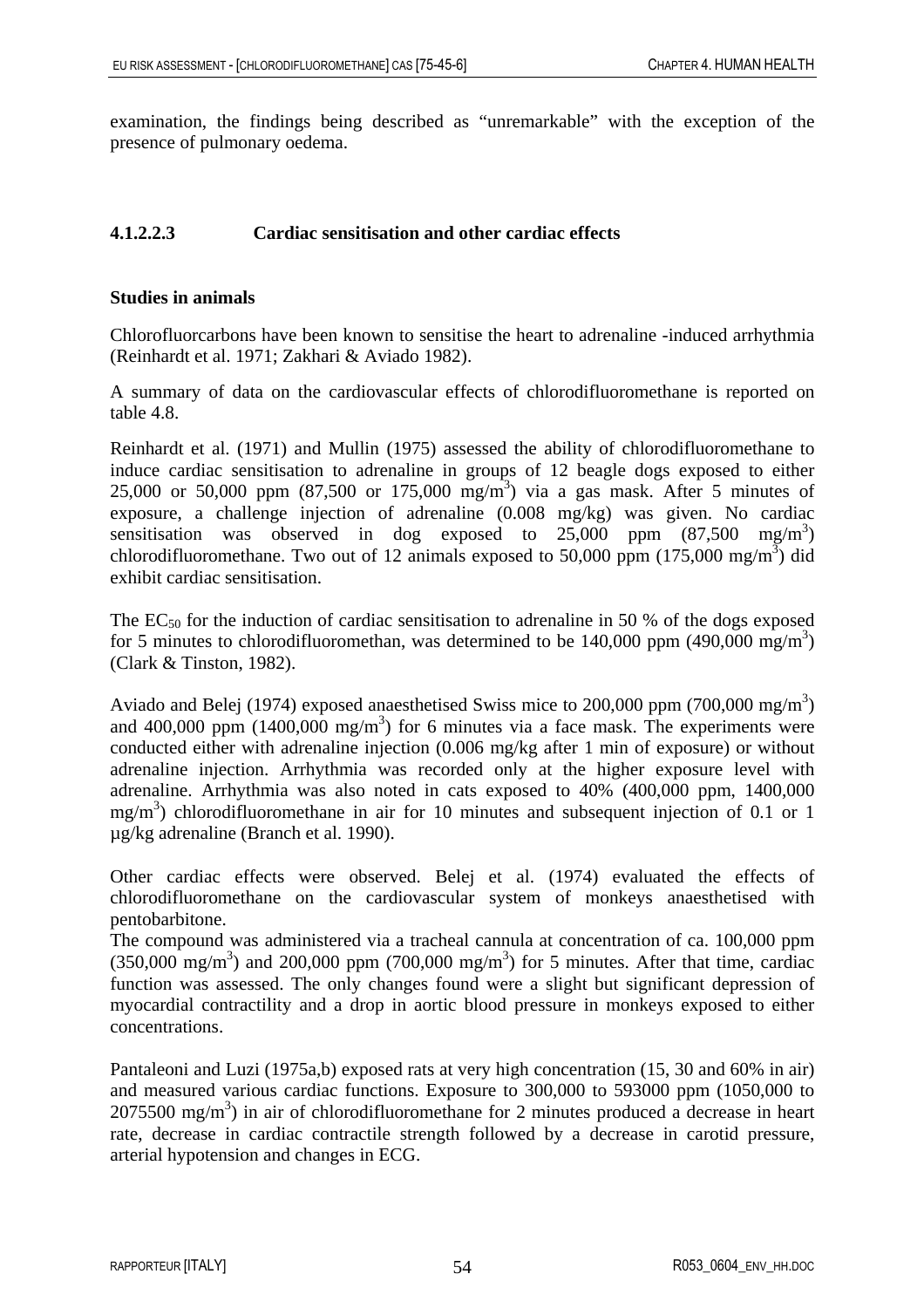examination, the findings being described as “unremarkable” with the exception of the presence of pulmonary oedema.

### 4.1.2.2.3 Cardiac sensitisation and other cardiac effects

**Studies in animals**

Chlorofluorcarbons have been known to sensitise the heart to adrenaline -induced arrhythmia (Reinhardt et al. 1971; Zakhari & Aviado 1982).

A summary of data on the cardiovascular effects of chlorodifluoromethane is reported on table 4.8.

Reinhardt et al. (1971) and Mullin (1975) assessed the ability of chlorodifluoromethane to induce cardiac sensitisation to adrenaline in groups of 12 beagle dogs exposed to either 25,000 or 50,000 ppm (87,500 or 175,000 mg/m$^3$) via a gas mask. After 5 minutes of exposure, a challenge injection of adrenaline (0.008 mg/kg) was given. No cardiac sensitisation was observed in dog exposed to 25,000 ppm (87,500 mg/m$^3$) chlorodifluoromethane. Two out of 12 animals exposed to 50,000 ppm (175,000 mg/m$^3$) did exhibit cardiac sensitisation.

The $EC_{50}$ for the induction of cardiac sensitisation to adrenaline in 50 % of the dogs exposed for 5 minutes to chlorodifluorometheran, was determined to be 140,000 ppm (490,000 mg/m$^3$) (Clark & Tinston, 1982).

Aviado and Belej (1974) exposed anaesthetised Swiss mice to 200,000 ppm (700,000 mg/m$^3$) and 400,000 ppm (1400,000 mg/m$^3$) for 6 minutes via a face mask. The experiments were conducted either with adrenaline injection (0.006 mg/kg after 1 min of exposure) or without adrenaline injection. Arrhythmia was recorded only at the higher exposure level with adrenaline. Arrhythmia was also noted in cats exposed to 40% (400,000 ppm, 1400,000 mg/m$^3$) chlorodifluoromethane in air for 10 minutes and subsequent injection of 0.1 or 1 µg/kg adrenaline (Branch et al. 1990).

Other cardiac effects were observed. Belej et al. (1974) evaluated the effects of chlorodifluoromethane on the cardiovascular system of monkeys anaesthetised with pentobarbitone.
The compound was administered via a tracheal cannula at concentration of ca. 100,000 ppm (350,000 mg/m$^3$) and 200,000 ppm (700,000 mg/m$^3$) for 5 minutes. After that time, cardiac function was assessed. The only changes found were a slight but significant depression of myocardial contractility and a drop in aortic blood pressure in monkeys exposed to either concentrations.

Pantaleoni and Luzi (1975a,b) exposed rats at very high concentration (15, 30 and 60% in air) and measured various cardiac functions. Exposure to 300,000 to 593000 ppm (1050,000 to 2075500 mg/m$^3$) in air of chlorodifluoromethane for 2 minutes produced a decrease in heart rate, decrease in cardiac contractile strength followed by a decrease in carotid pressure, arterial hypotension and changes in ECG.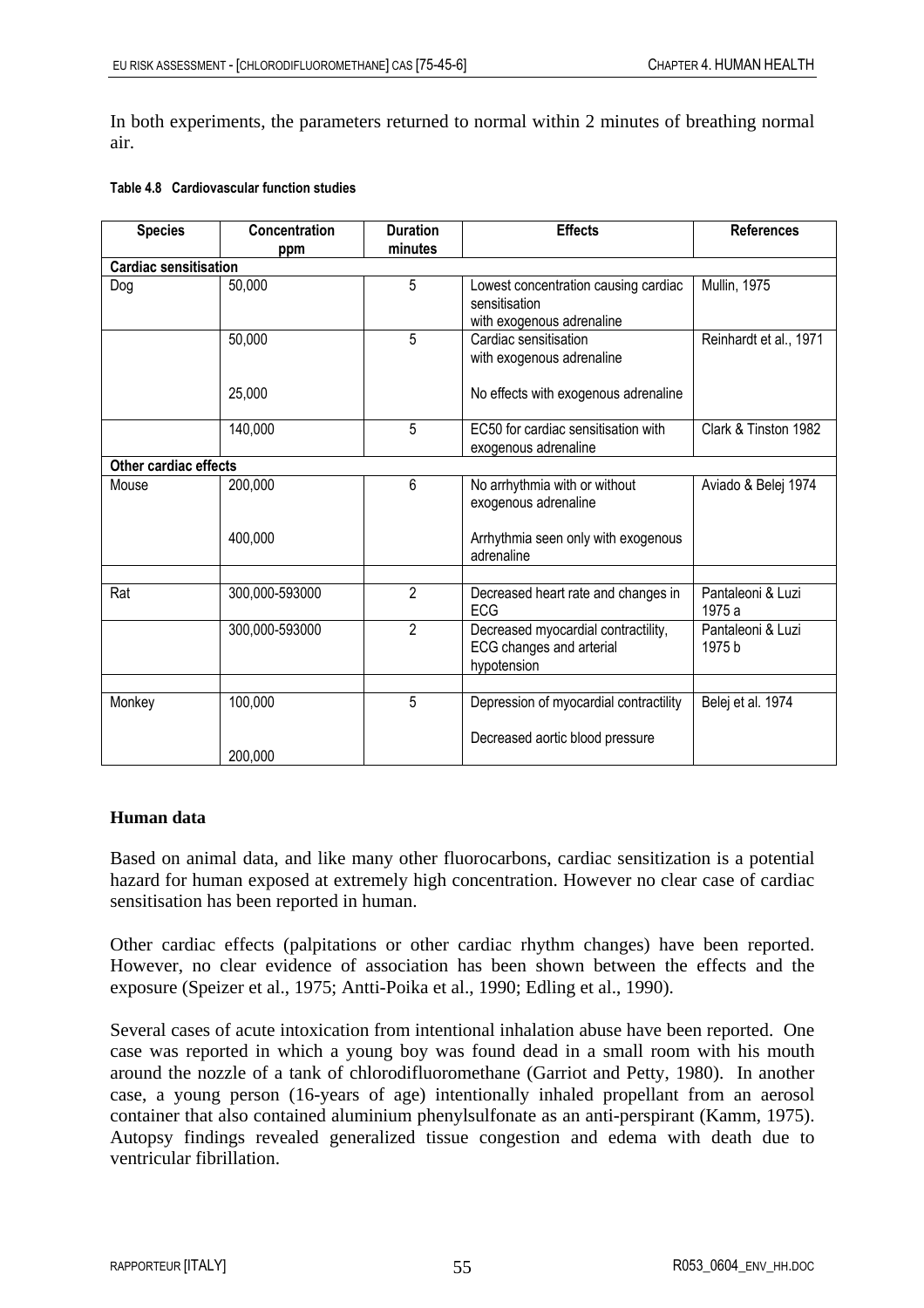In both experiments, the parameters returned to normal within 2 minutes of breathing normal air.

**Table 4.8 Cardiovascular function studies**

| Species | Concentration ppm | Duration minutes | Effects | References |
|---|---|---|---|---|
| **Cardiac sensitisation** | | | | |
| Dog | 50,000 | 5 | Lowest concentration causing cardiac sensitisation with exogenous adrenaline | Mullin, 1975 |
| | 50,000<br><br>25,000 | 5 | Cardiac sensitisation with exogenous adrenaline<br><br>No effects with exogenous adrenaline | Reinhardt et al., 1971 |
| | 140,000 | 5 | EC50 for cardiac sensitisation with exogenous adrenaline | Clark & Tinston 1982 |
| **Other cardiac effects** | | | | |
| Mouse | 200,000<br><br>400,000 | 6 | No arrhythmia with or without exogenous adrenaline<br><br>Arrhythmia seen only with exogenous adrenaline | Aviado & Belej 1974 |
| | | | | |
| Rat | 300,000-593000 | 2 | Decreased heart rate and changes in ECG | Pantaleoni & Luzi 1975 a |
| | 300,000-593000 | 2 | Decreased myocardial contractility, ECG changes and arterial hypotension | Pantaleoni & Luzi 1975 b |
| | | | | |
| Monkey | 100,000<br><br>200,000 | 5 | Depression of myocardial contractility<br><br>Decreased aortic blood pressure | Belej et al. 1974 |

**Human data**

Based on animal data, and like many other fluorocarbons, cardiac sensitization is a potential hazard for human exposed at extremely high concentration. However no clear case of cardiac sensitisation has been reported in human.

Other cardiac effects (palpitations or other cardiac rhythm changes) have been reported. However, no clear evidence of association has been shown between the effects and the exposure (Speizer et al., 1975; Antti-Poika et al., 1990; Edling et al., 1990).

Several cases of acute intoxication from intentional inhalation abuse have been reported. One case was reported in which a young boy was found dead in a small room with his mouth around the nozzle of a tank of chlorodifluoromethane (Garriot and Petty, 1980). In another case, a young person (16-years of age) intentionally inhaled propellant from an aerosol container that also contained aluminium phenylsulfonate as an anti-perspirant (Kamm, 1975). Autopsy findings revealed generalized tissue congestion and edema with death due to ventricular fibrillation.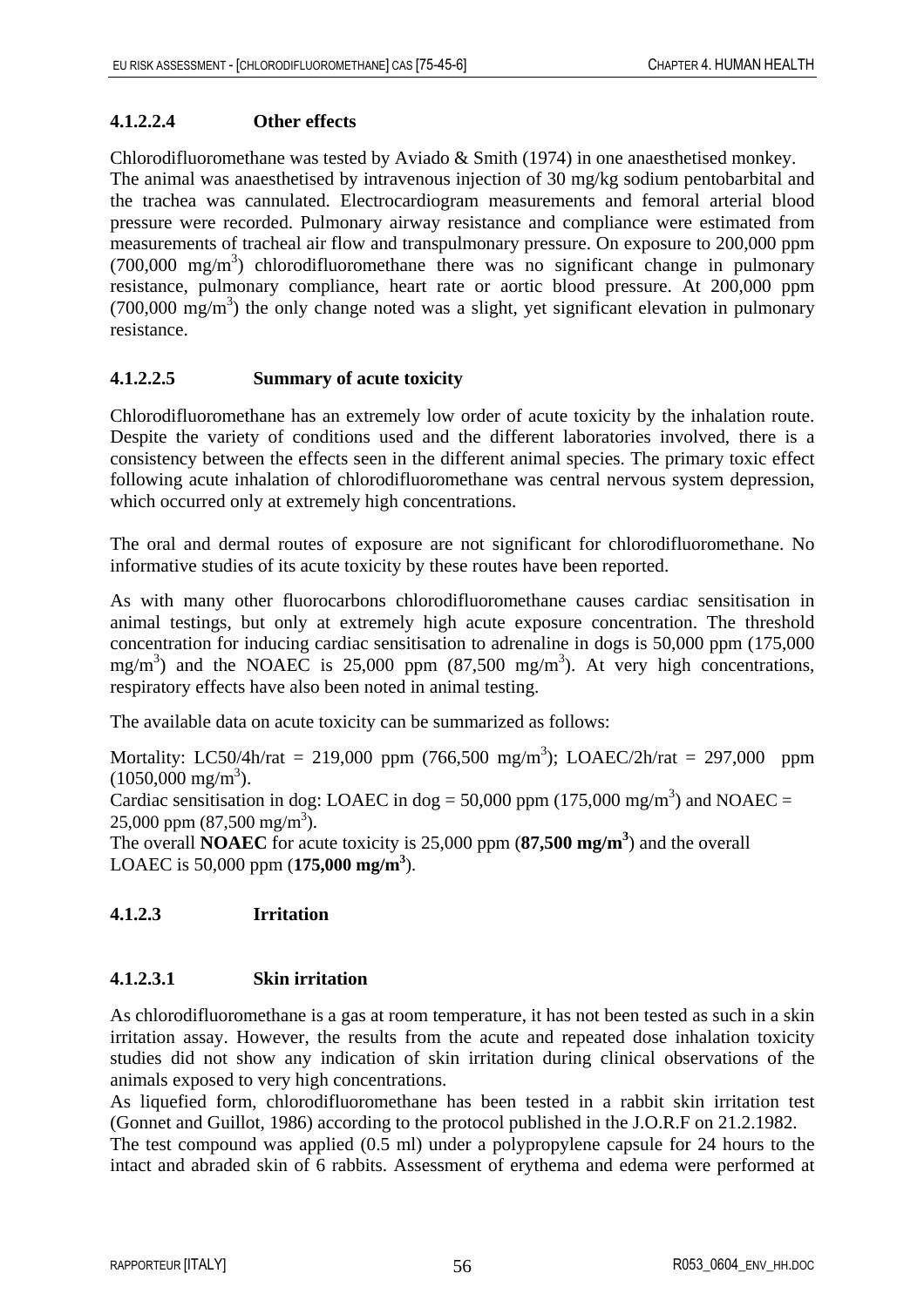#### 4.1.2.2.4 Other effects

Chlorodifluoromethane was tested by Aviado & Smith (1974) in one anaesthetised monkey. The animal was anaesthetised by intravenous injection of 30 mg/kg sodium pentobarbital and the trachea was cannulated. Electrocardiogram measurements and femoral arterial blood pressure were recorded. Pulmonary airway resistance and compliance were estimated from measurements of tracheal air flow and transpulmonary pressure. On exposure to 200,000 ppm (700,000 mg/m$^3$) chlorodifluoromethane there was no significant change in pulmonary resistance, pulmonary compliance, heart rate or aortic blood pressure. At 200,000 ppm (700,000 mg/m$^3$) the only change noted was a slight, yet significant elevation in pulmonary resistance.

#### 4.1.2.2.5 Summary of acute toxicity

Chlorodifluoromethane has an extremely low order of acute toxicity by the inhalation route. Despite the variety of conditions used and the different laboratories involved, there is a consistency between the effects seen in the different animal species. The primary toxic effect following acute inhalation of chlorodifluoromethane was central nervous system depression, which occurred only at extremely high concentrations.

The oral and dermal routes of exposure are not significant for chlorodifluoromethane. No informative studies of its acute toxicity by these routes have been reported.

As with many other fluorocarbons chlorodifluoromethane causes cardiac sensitisation in animal testings, but only at extremely high acute exposure concentration. The threshold concentration for inducing cardiac sensitisation to adrenaline in dogs is 50,000 ppm (175,000 mg/m$^3$) and the NOAEC is 25,000 ppm (87,500 mg/m$^3$). At very high concentrations, respiratory effects have also been noted in animal testing.

The available data on acute toxicity can be summarized as follows:

Mortality: LC50/4h/rat = 219,000 ppm (766,500 mg/m$^3$); LOAEC/2h/rat = 297,000 ppm (1050,000 mg/m$^3$).
Cardiac sensitisation in dog: LOAEC in dog = 50,000 ppm (175,000 mg/m$^3$) and NOAEC = 25,000 ppm (87,500 mg/m$^3$).
The overall **NOAEC** for acute toxicity is 25,000 ppm (**87,500 mg/m$^3$**) and the overall LOAEC is 50,000 ppm (**175,000 mg/m$^3$**).

### 4.1.2.3 Irritation

#### 4.1.2.3.1 Skin irritation

As chlorodifluoromethane is a gas at room temperature, it has not been tested as such in a skin irritation assay. However, the results from the acute and repeated dose inhalation toxicity studies did not show any indication of skin irritation during clinical observations of the animals exposed to very high concentrations.
As liquefied form, chlorodifluoromethane has been tested in a rabbit skin irritation test (Gonnet and Guillot, 1986) according to the protocol published in the J.O.R.F on 21.2.1982.
The test compound was applied (0.5 ml) under a polypropylene capsule for 24 hours to the intact and abraded skin of 6 rabbits. Assessment of erythema and edema were performed at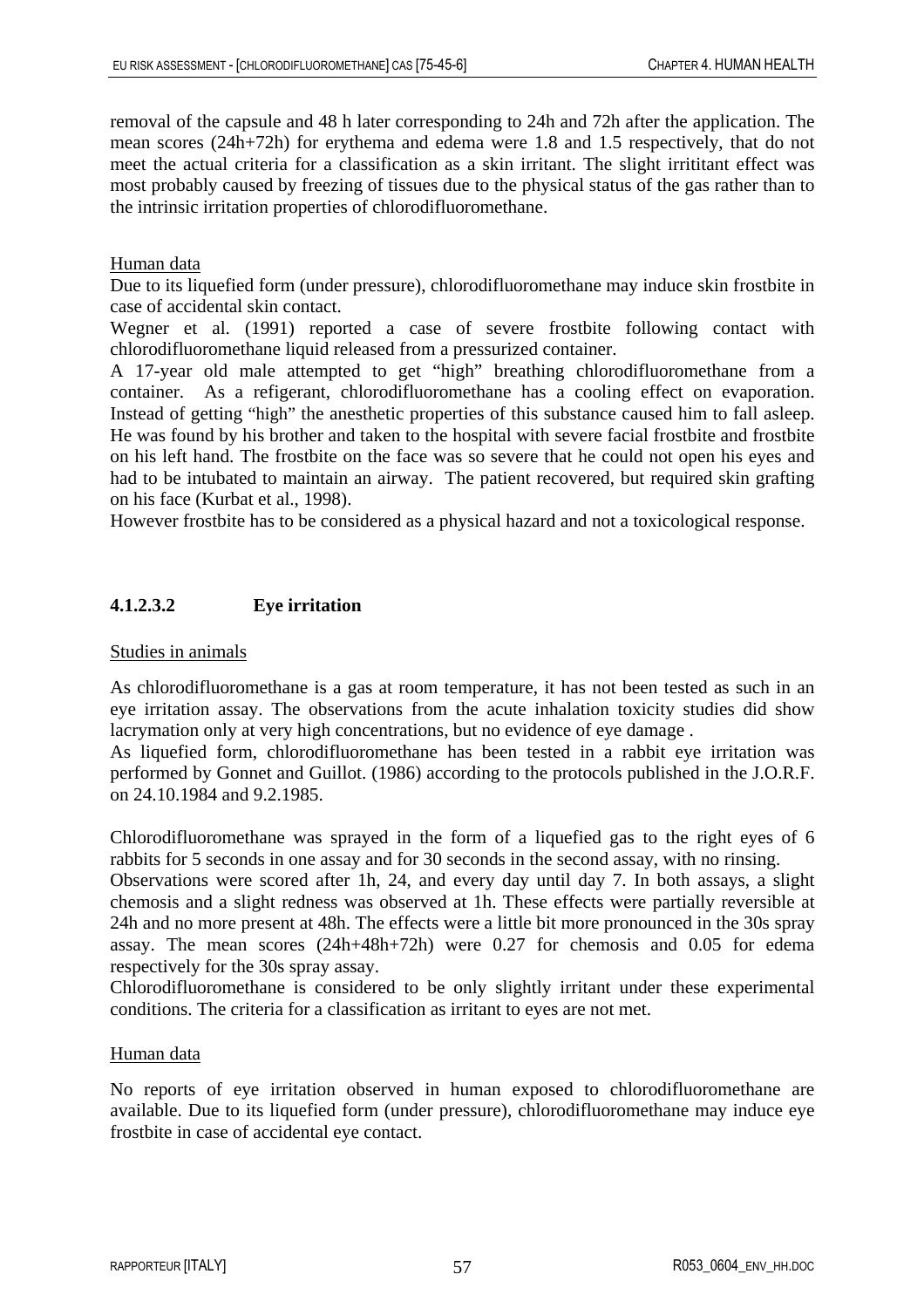removal of the capsule and 48 h later corresponding to 24h and 72h after the application. The mean scores (24h+72h) for erythema and edema were 1.8 and 1.5 respectively, that do not meet the actual criteria for a classification as a skin irritant. The slight irrititant effect was most probably caused by freezing of tissues due to the physical status of the gas rather than to the intrinsic irritation properties of chlorodifluoromethane.

<u>Human data</u>

Due to its liquefied form (under pressure), chlorodifluoromethane may induce skin frostbite in case of accidental skin contact.

Wegner et al. (1991) reported a case of severe frostbite following contact with chlorodifluoromethane liquid released from a pressurized container.

A 17-year old male attempted to get "high" breathing chlorodifluoromethane from a container. As a refigerant, chlorodifluoromethane has a cooling effect on evaporation. Instead of getting "high" the anesthetic properties of this substance caused him to fall asleep. He was found by his brother and taken to the hospital with severe facial frostbite and frostbite on his left hand. The frostbite on the face was so severe that he could not open his eyes and had to be intubated to maintain an airway. The patient recovered, but required skin grafting on his face (Kurbat et al., 1998).

However frostbite has to be considered as a physical hazard and not a toxicological response.

#### 4.1.2.3.2 Eye irritation

<u>Studies in animals</u>

As chlorodifluoromethane is a gas at room temperature, it has not been tested as such in an eye irritation assay. The observations from the acute inhalation toxicity studies did show lacrymation only at very high concentrations, but no evidence of eye damage .

As liquefied form, chlorodifluoromethane has been tested in a rabbit eye irritation was performed by Gonnet and Guillot. (1986) according to the protocols published in the J.O.R.F. on 24.10.1984 and 9.2.1985.

Chlorodifluoromethane was sprayed in the form of a liquefied gas to the right eyes of 6 rabbits for 5 seconds in one assay and for 30 seconds in the second assay, with no rinsing.

Observations were scored after 1h, 24, and every day until day 7. In both assays, a slight chemosis and a slight redness was observed at 1h. These effects were partially reversible at 24h and no more present at 48h. The effects were a little bit more pronounced in the 30s spray assay. The mean scores (24h+48h+72h) were 0.27 for chemosis and 0.05 for edema respectively for the 30s spray assay.

Chlorodifluoromethane is considered to be only slightly irritant under these experimental conditions. The criteria for a classification as irritant to eyes are not met.

<u>Human data</u>

No reports of eye irritation observed in human exposed to chlorodifluoromethane are available. Due to its liquefied form (under pressure), chlorodifluoromethane may induce eye frostbite in case of accidental eye contact.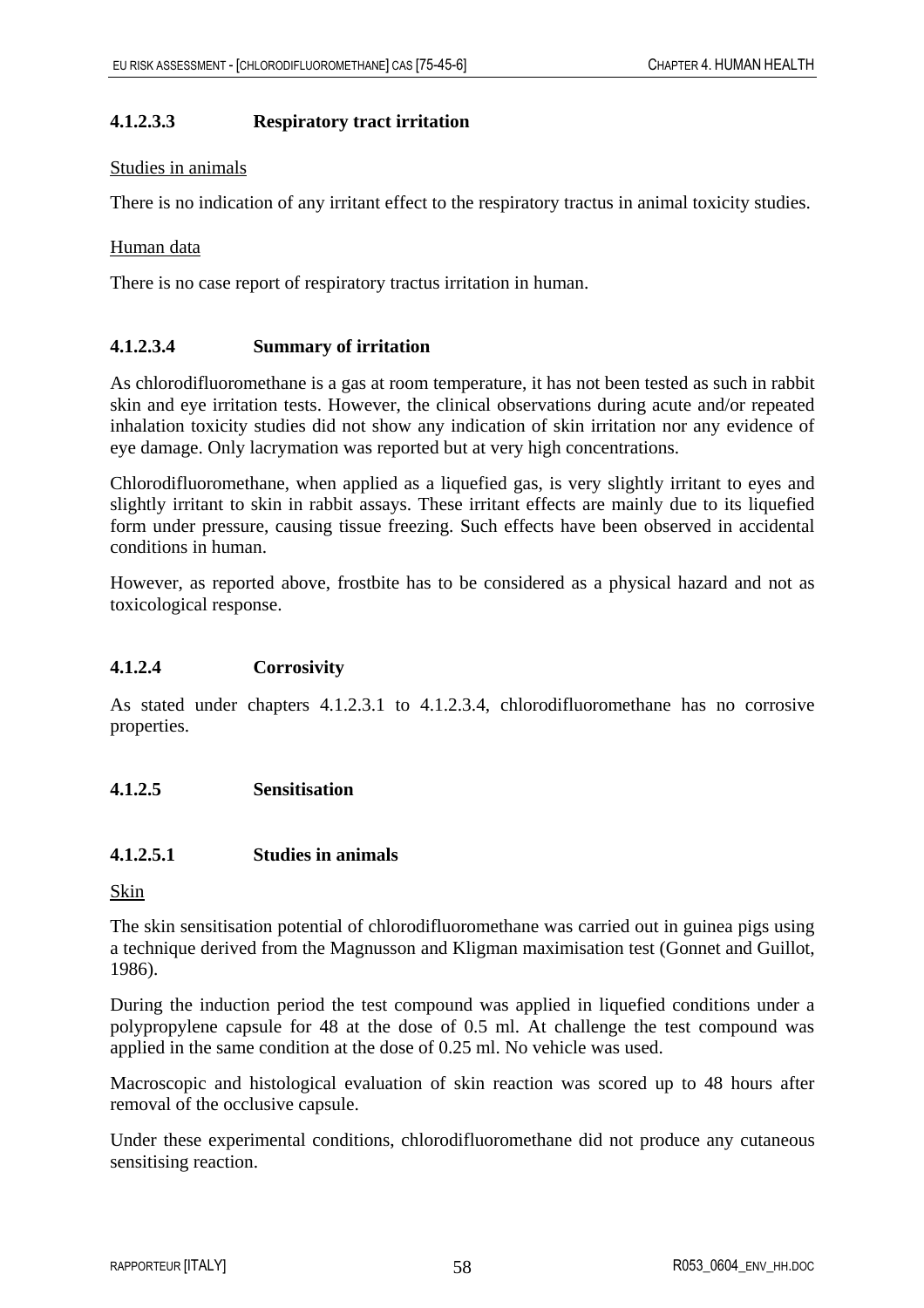#### 4.1.2.3.3 Respiratory tract irritation

Studies in animals

There is no indication of any irritant effect to the respiratory tractus in animal toxicity studies.

Human data

There is no case report of respiratory tractus irritation in human.

#### 4.1.2.3.4 Summary of irritation

As chlorodifluoromethane is a gas at room temperature, it has not been tested as such in rabbit skin and eye irritation tests. However, the clinical observations during acute and/or repeated inhalation toxicity studies did not show any indication of skin irritation nor any evidence of eye damage. Only lacrymation was reported but at very high concentrations.

Chlorodifluoromethane, when applied as a liquefied gas, is very slightly irritant to eyes and slightly irritant to skin in rabbit assays. These irritant effects are mainly due to its liquefied form under pressure, causing tissue freezing. Such effects have been observed in accidental conditions in human.

However, as reported above, frostbite has to be considered as a physical hazard and not as toxicological response.

### 4.1.2.4 Corrosivity

As stated under chapters 4.1.2.3.1 to 4.1.2.3.4, chlorodifluoromethane has no corrosive properties.

### 4.1.2.5 Sensitisation

#### 4.1.2.5.1 Studies in animals

Skin

The skin sensitisation potential of chlorodifluoromethane was carried out in guinea pigs using a technique derived from the Magnusson and Kligman maximisation test (Gonnet and Guillot, 1986).

During the induction period the test compound was applied in liquefied conditions under a polypropylene capsule for 48 at the dose of 0.5 ml. At challenge the test compound was applied in the same condition at the dose of 0.25 ml. No vehicle was used.

Macroscopic and histological evaluation of skin reaction was scored up to 48 hours after removal of the occlusive capsule.

Under these experimental conditions, chlorodifluoromethane did not produce any cutaneous sensitising reaction.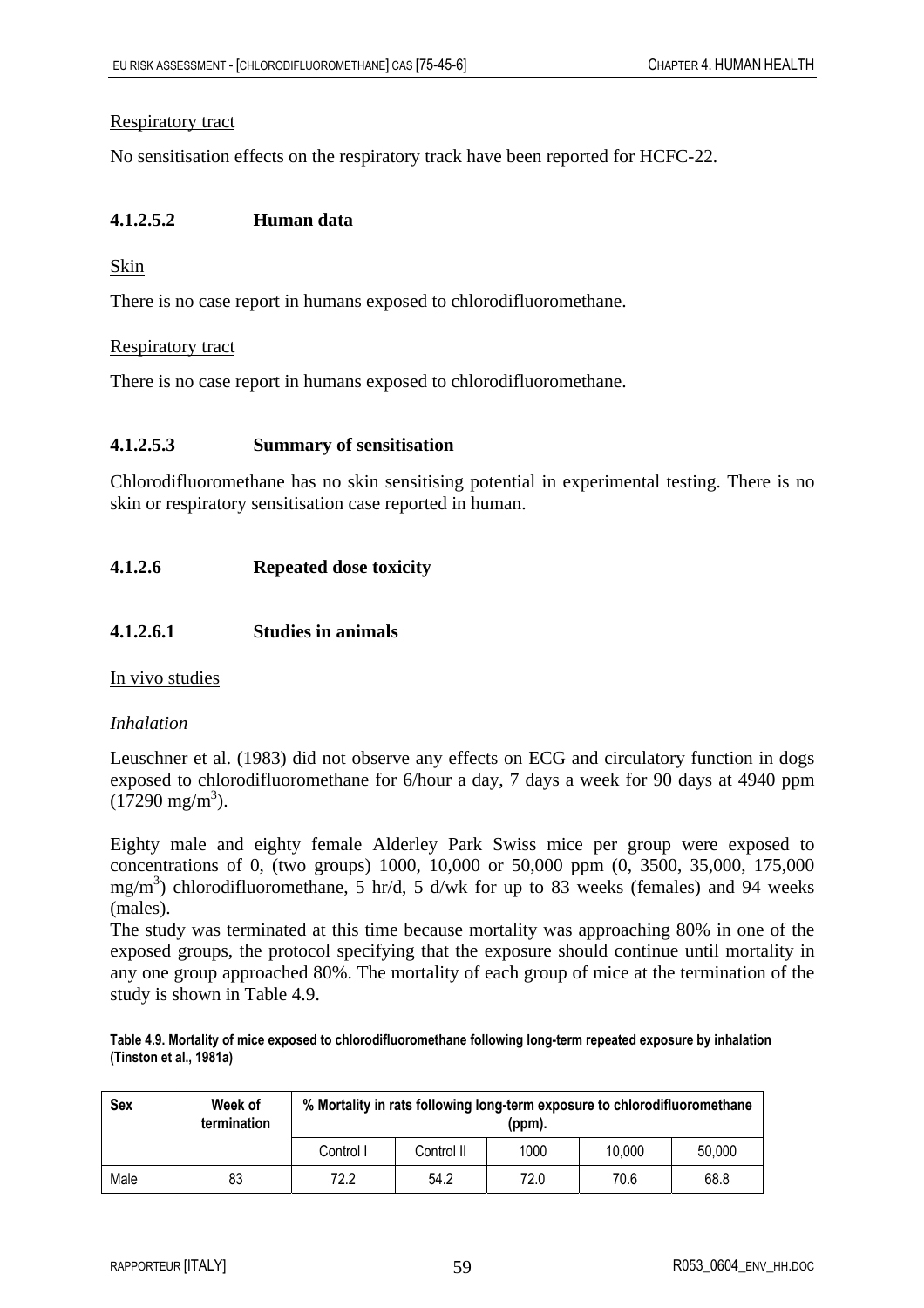Respiratory tract

No sensitisation effects on the respiratory track have been reported for HCFC-22.

### 4.1.2.5.2 Human data

Skin

There is no case report in humans exposed to chlorodifluoromethane.

Respiratory tract

There is no case report in humans exposed to chlorodifluoromethane.

### 4.1.2.5.3 Summary of sensitisation

Chlorodifluoromethane has no skin sensitising potential in experimental testing. There is no skin or respiratory sensitisation case reported in human.

### 4.1.2.6 Repeated dose toxicity

### 4.1.2.6.1 Studies in animals

In vivo studies

*Inhalation*

Leuschner et al. (1983) did not observe any effects on ECG and circulatory function in dogs exposed to chlorodifluoromethane for 6/hour a day, 7 days a week for 90 days at 4940 ppm (17290 mg/m$^3$).

Eighty male and eighty female Alderley Park Swiss mice per group were exposed to concentrations of 0, (two groups) 1000, 10,000 or 50,000 ppm (0, 3500, 35,000, 175,000 mg/m$^3$) chlorodifluoromethane, 5 hr/d, 5 d/wk for up to 83 weeks (females) and 94 weeks (males).
The study was terminated at this time because mortality was approaching 80% in one of the exposed groups, the protocol specifying that the exposure should continue until mortality in any one group approached 80%. The mortality of each group of mice at the termination of the study is shown in Table 4.9.

**Table 4.9. Mortality of mice exposed to chlorodifluoromethane following long-term repeated exposure by inhalation (Tinston et al., 1981a)**

| Sex | Week of termination | % Mortality in rats following long-term exposure to chlorodifluoromethane (ppm). | | | | |
|---|---|---|---|---|---|---|
| | | Control I | Control II | 1000 | 10,000 | 50,000 |
| Male | 83 | 72.2 | 54.2 | 72.0 | 70.6 | 68.8 |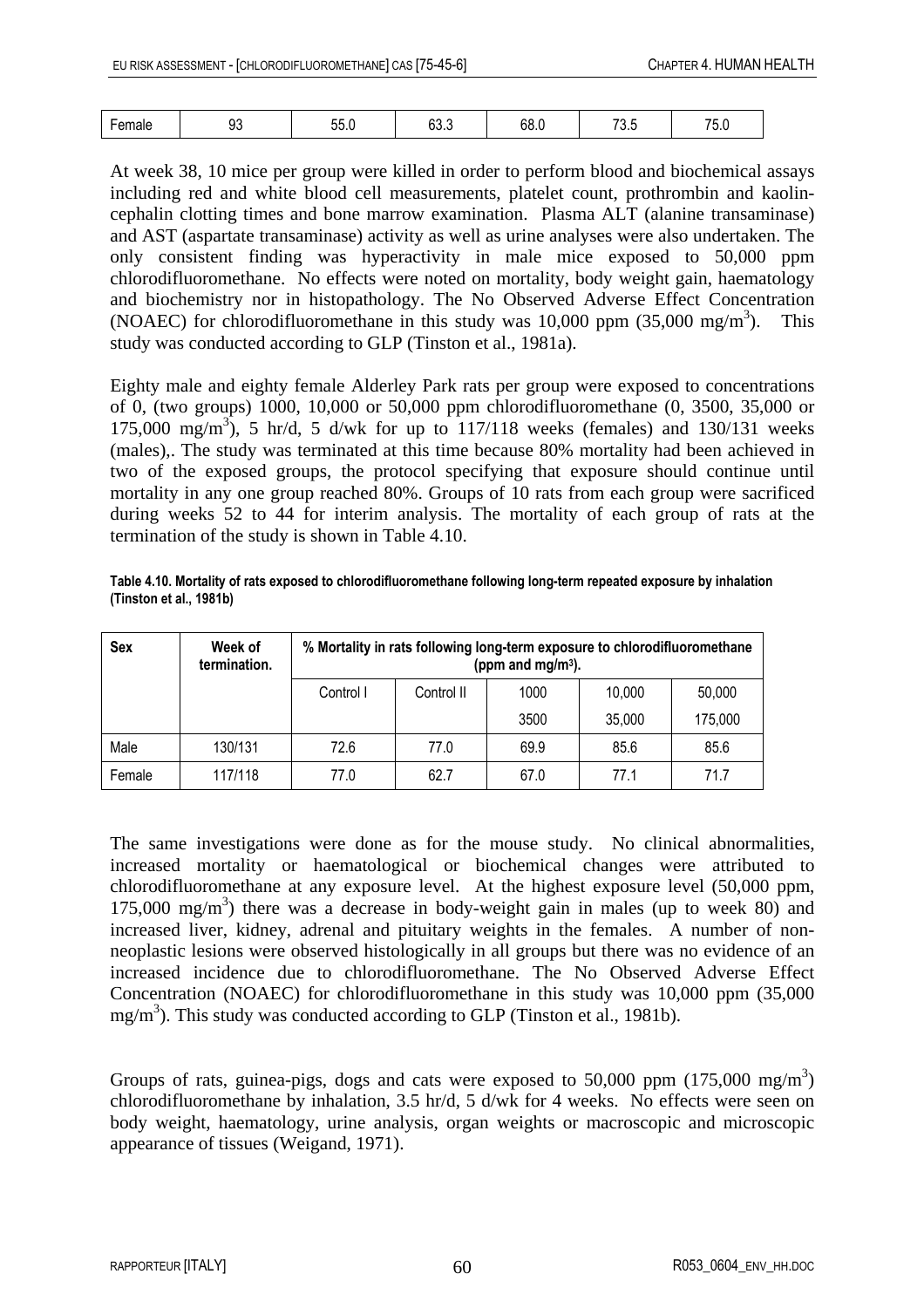| Female | 93 | 55.0 | 63.3 | 68.0 | 73.5 | 75.0 |
|---|---|---|---|---|---|---|

At week 38, 10 mice per group were killed in order to perform blood and biochemical assays including red and white blood cell measurements, platelet count, prothrombin and kaolin-cephalin clotting times and bone marrow examination. Plasma ALT (alanine transaminase) and AST (aspartate transaminase) activity as well as urine analyses were also undertaken. The only consistent finding was hyperactivity in male mice exposed to 50,000 ppm chlorodifluoromethane. No effects were noted on mortality, body weight gain, haematology and biochemistry nor in histopathology. The No Observed Adverse Effect Concentration (NOAEC) for chlorodifluoromethane in this study was 10,000 ppm (35,000 mg/m$^3$). This study was conducted according to GLP (Tinston et al., 1981a).

Eighty male and eighty female Alderley Park rats per group were exposed to concentrations of 0, (two groups) 1000, 10,000 or 50,000 ppm chlorodifluoromethane (0, 3500, 35,000 or 175,000 mg/m$^3$), 5 hr/d, 5 d/wk for up to 117/118 weeks (females) and 130/131 weeks (males),. The study was terminated at this time because 80% mortality had been achieved in two of the exposed groups, the protocol specifying that exposure should continue until mortality in any one group reached 80%. Groups of 10 rats from each group were sacrificed during weeks 52 to 44 for interim analysis. The mortality of each group of rats at the termination of the study is shown in Table 4.10.

**Table 4.10. Mortality of rats exposed to chlorodifluoromethane following long-term repeated exposure by inhalation (Tinston et al., 1981b)**

| Sex | Week of termination. | % Mortality in rats following long-term exposure to chlorodifluoromethane (ppm and mg/m$^3$). | | | | |
|---|---|---|---|---|---|---|
| | | Control I | Control II | 1000<br>3500 | 10,000<br>35,000 | 50,000<br>175,000 |
| Male | 130/131 | 72.6 | 77.0 | 69.9 | 85.6 | 85.6 |
| Female | 117/118 | 77.0 | 62.7 | 67.0 | 77.1 | 71.7 |

The same investigations were done as for the mouse study. No clinical abnormalities, increased mortality or haematological or biochemical changes were attributed to chlorodifluoromethane at any exposure level. At the highest exposure level (50,000 ppm, 175,000 mg/m$^3$) there was a decrease in body-weight gain in males (up to week 80) and increased liver, kidney, adrenal and pituitary weights in the females. A number of non-neoplastic lesions were observed histologically in all groups but there was no evidence of an increased incidence due to chlorodifluoromethane. The No Observed Adverse Effect Concentration (NOAEC) for chlorodifluoromethane in this study was 10,000 ppm (35,000 mg/m$^3$). This study was conducted according to GLP (Tinston et al., 1981b).

Groups of rats, guinea-pigs, dogs and cats were exposed to 50,000 ppm (175,000 mg/m$^3$) chlorodifluoromethane by inhalation, 3.5 hr/d, 5 d/wk for 4 weeks. No effects were seen on body weight, haematology, urine analysis, organ weights or macroscopic and microscopic appearance of tissues (Weigand, 1971).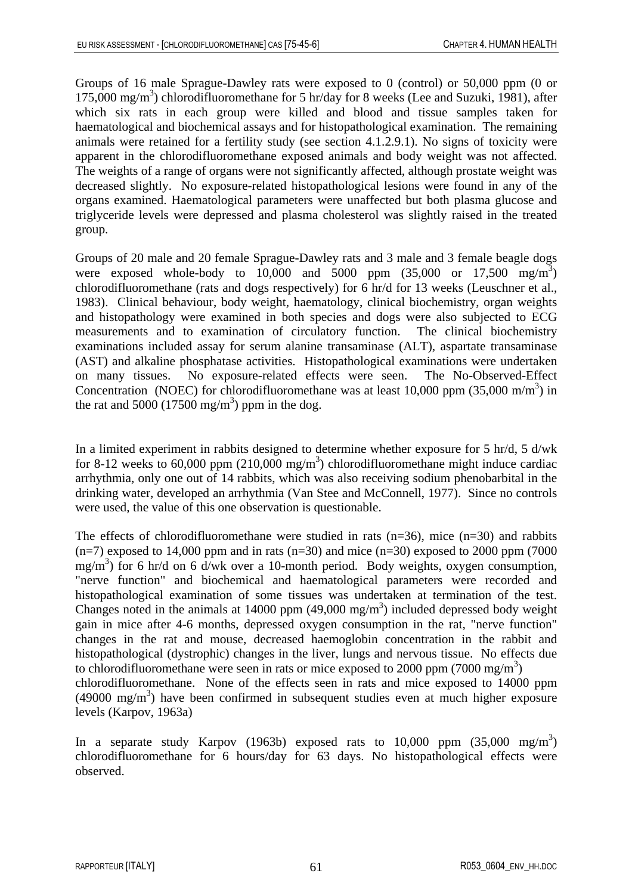Groups of 16 male Sprague-Dawley rats were exposed to 0 (control) or 50,000 ppm (0 or 175,000 mg/m$^3$) chlorodifluoromethane for 5 hr/day for 8 weeks (Lee and Suzuki, 1981), after which six rats in each group were killed and blood and tissue samples taken for haematological and biochemical assays and for histopathological examination. The remaining animals were retained for a fertility study (see section 4.1.2.9.1). No signs of toxicity were apparent in the chlorodifluoromethane exposed animals and body weight was not affected. The weights of a range of organs were not significantly affected, although prostate weight was decreased slightly. No exposure-related histopathological lesions were found in any of the organs examined. Haematological parameters were unaffected but both plasma glucose and triglyceride levels were depressed and plasma cholesterol was slightly raised in the treated group.

Groups of 20 male and 20 female Sprague-Dawley rats and 3 male and 3 female beagle dogs were exposed whole-body to 10,000 and 5000 ppm (35,000 or 17,500 mg/m$^3$) chlorodifluoromethane (rats and dogs respectively) for 6 hr/d for 13 weeks (Leuschner et al., 1983). Clinical behaviour, body weight, haematology, clinical biochemistry, organ weights and histopathology were examined in both species and dogs were also subjected to ECG measurements and to examination of circulatory function. The clinical biochemistry examinations included assay for serum alanine transaminase (ALT), aspartate transaminase (AST) and alkaline phosphatase activities. Histopathological examinations were undertaken on many tissues. No exposure-related effects were seen. The No-Observed-Effect Concentration (NOEC) for chlorodifluoromethane was at least 10,000 ppm (35,000 m/m$^3$) in the rat and 5000 (17500 mg/m$^3$) ppm in the dog.

In a limited experiment in rabbits designed to determine whether exposure for 5 hr/d, 5 d/wk for 8-12 weeks to 60,000 ppm (210,000 mg/m$^3$) chlorodifluoromethane might induce cardiac arrhythmia, only one out of 14 rabbits, which was also receiving sodium phenobarbital in the drinking water, developed an arrhythmia (Van Stee and McConnell, 1977). Since no controls were used, the value of this one observation is questionable.

The effects of chlorodifluoromethane were studied in rats (n=36), mice (n=30) and rabbits (n=7) exposed to 14,000 ppm and in rats (n=30) and mice (n=30) exposed to 2000 ppm (7000 mg/m$^3$) for 6 hr/d on 6 d/wk over a 10-month period. Body weights, oxygen consumption, "nerve function" and biochemical and haematological parameters were recorded and histopathological examination of some tissues was undertaken at termination of the test. Changes noted in the animals at 14000 ppm (49,000 mg/m$^3$) included depressed body weight gain in mice after 4-6 months, depressed oxygen consumption in the rat, "nerve function" changes in the rat and mouse, decreased haemoglobin concentration in the rabbit and histopathological (dystrophic) changes in the liver, lungs and nervous tissue. No effects due to chlorodifluoromethane were seen in rats or mice exposed to 2000 ppm (7000 mg/m$^3$) chlorodifluoromethane. None of the effects seen in rats and mice exposed to 14000 ppm (49000 mg/m$^3$) have been confirmed in subsequent studies even at much higher exposure levels (Karpov, 1963a)

In a separate study Karpov (1963b) exposed rats to 10,000 ppm (35,000 mg/m$^3$) chlorodifluoromethane for 6 hours/day for 63 days. No histopathological effects were observed.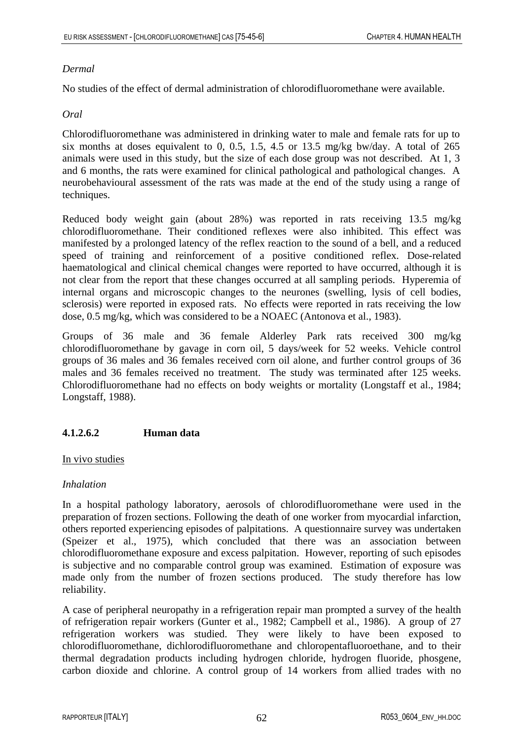*Dermal*

No studies of the effect of dermal administration of chlorodifluoromethane were available.

*Oral*

Chlorodifluoromethane was administered in drinking water to male and female rats for up to six months at doses equivalent to 0, 0.5, 1.5, 4.5 or 13.5 mg/kg bw/day. A total of 265 animals were used in this study, but the size of each dose group was not described. At 1, 3 and 6 months, the rats were examined for clinical pathological and pathological changes. A neurobehavioural assessment of the rats was made at the end of the study using a range of techniques.

Reduced body weight gain (about 28%) was reported in rats receiving 13.5 mg/kg chlorodifluoromethane. Their conditioned reflexes were also inhibited. This effect was manifested by a prolonged latency of the reflex reaction to the sound of a bell, and a reduced speed of training and reinforcement of a positive conditioned reflex. Dose-related haematological and clinical chemical changes were reported to have occurred, although it is not clear from the report that these changes occurred at all sampling periods. Hyperemia of internal organs and microscopic changes to the neurones (swelling, lysis of cell bodies, sclerosis) were reported in exposed rats. No effects were reported in rats receiving the low dose, 0.5 mg/kg, which was considered to be a NOAEC (Antonova et al., 1983).

Groups of 36 male and 36 female Alderley Park rats received 300 mg/kg chlorodifluoromethane by gavage in corn oil, 5 days/week for 52 weeks. Vehicle control groups of 36 males and 36 females received corn oil alone, and further control groups of 36 males and 36 females received no treatment. The study was terminated after 125 weeks. Chlorodifluoromethane had no effects on body weights or mortality (Longstaff et al., 1984; Longstaff, 1988).

#### 4.1.2.6.2 Human data

In vivo studies

*Inhalation*

In a hospital pathology laboratory, aerosols of chlorodifluoromethane were used in the preparation of frozen sections. Following the death of one worker from myocardial infarction, others reported experiencing episodes of palpitations. A questionnaire survey was undertaken (Speizer et al., 1975), which concluded that there was an association between chlorodifluoromethane exposure and excess palpitation. However, reporting of such episodes is subjective and no comparable control group was examined. Estimation of exposure was made only from the number of frozen sections produced. The study therefore has low reliability.

A case of peripheral neuropathy in a refrigeration repair man prompted a survey of the health of refrigeration repair workers (Gunter et al., 1982; Campbell et al., 1986). A group of 27 refrigeration workers was studied. They were likely to have been exposed to chlorodifluoromethane, dichlorodifluoromethane and chloropentafluoroethane, and to their thermal degradation products including hydrogen chloride, hydrogen fluoride, phosgene, carbon dioxide and chlorine. A control group of 14 workers from allied trades with no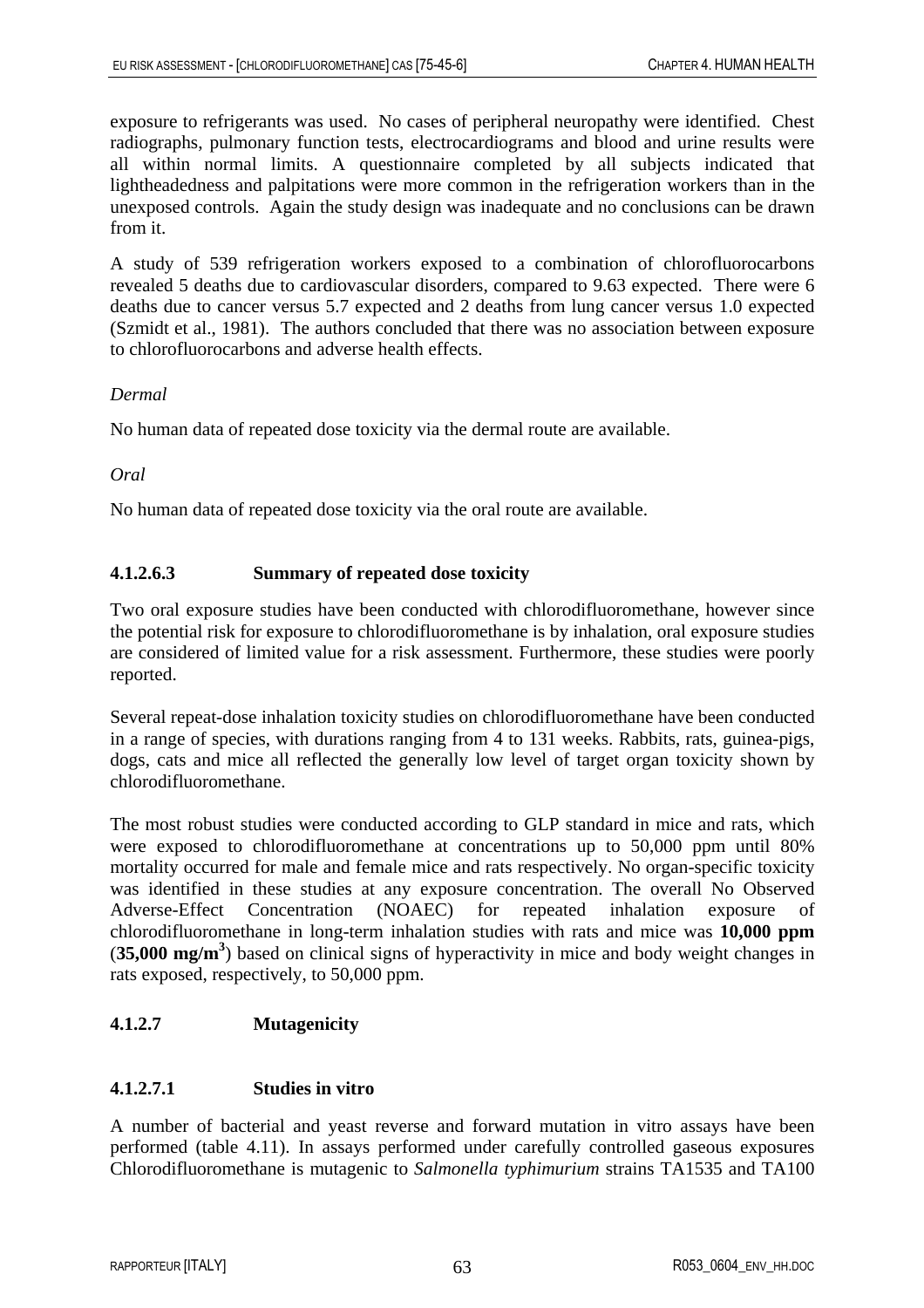exposure to refrigerants was used. No cases of peripheral neuropathy were identified. Chest radiographs, pulmonary function tests, electrocardiograms and blood and urine results were all within normal limits. A questionnaire completed by all subjects indicated that lightheadedness and palpitations were more common in the refrigeration workers than in the unexposed controls. Again the study design was inadequate and no conclusions can be drawn from it.

A study of 539 refrigeration workers exposed to a combination of chlorofluorocarbons revealed 5 deaths due to cardiovascular disorders, compared to 9.63 expected. There were 6 deaths due to cancer versus 5.7 expected and 2 deaths from lung cancer versus 1.0 expected (Szmidt et al., 1981). The authors concluded that there was no association between exposure to chlorofluorocarbons and adverse health effects.

*Dermal*

No human data of repeated dose toxicity via the dermal route are available.

*Oral*

No human data of repeated dose toxicity via the oral route are available.

#### 4.1.2.6.3 Summary of repeated dose toxicity

Two oral exposure studies have been conducted with chlorodifluoromethane, however since the potential risk for exposure to chlorodifluoromethane is by inhalation, oral exposure studies are considered of limited value for a risk assessment. Furthermore, these studies were poorly reported.

Several repeat-dose inhalation toxicity studies on chlorodifluoromethane have been conducted in a range of species, with durations ranging from 4 to 131 weeks. Rabbits, rats, guinea-pigs, dogs, cats and mice all reflected the generally low level of target organ toxicity shown by chlorodifluoromethane.

The most robust studies were conducted according to GLP standard in mice and rats, which were exposed to chlorodifluoromethane at concentrations up to 50,000 ppm until 80% mortality occurred for male and female mice and rats respectively. No organ-specific toxicity was identified in these studies at any exposure concentration. The overall No Observed Adverse-Effect Concentration (NOAEC) for repeated inhalation exposure of chlorodifluoromethane in long-term inhalation studies with rats and mice was **10,000 ppm** (**35,000 mg/m$^3$**) based on clinical signs of hyperactivity in mice and body weight changes in rats exposed, respectively, to 50,000 ppm.

### 4.1.2.7 Mutagenicity

#### 4.1.2.7.1 Studies in vitro

A number of bacterial and yeast reverse and forward mutation in vitro assays have been performed (table 4.11). In assays performed under carefully controlled gaseous exposures Chlorodifluoromethane is mutagenic to *Salmonella typhimurium* strains TA1535 and TA100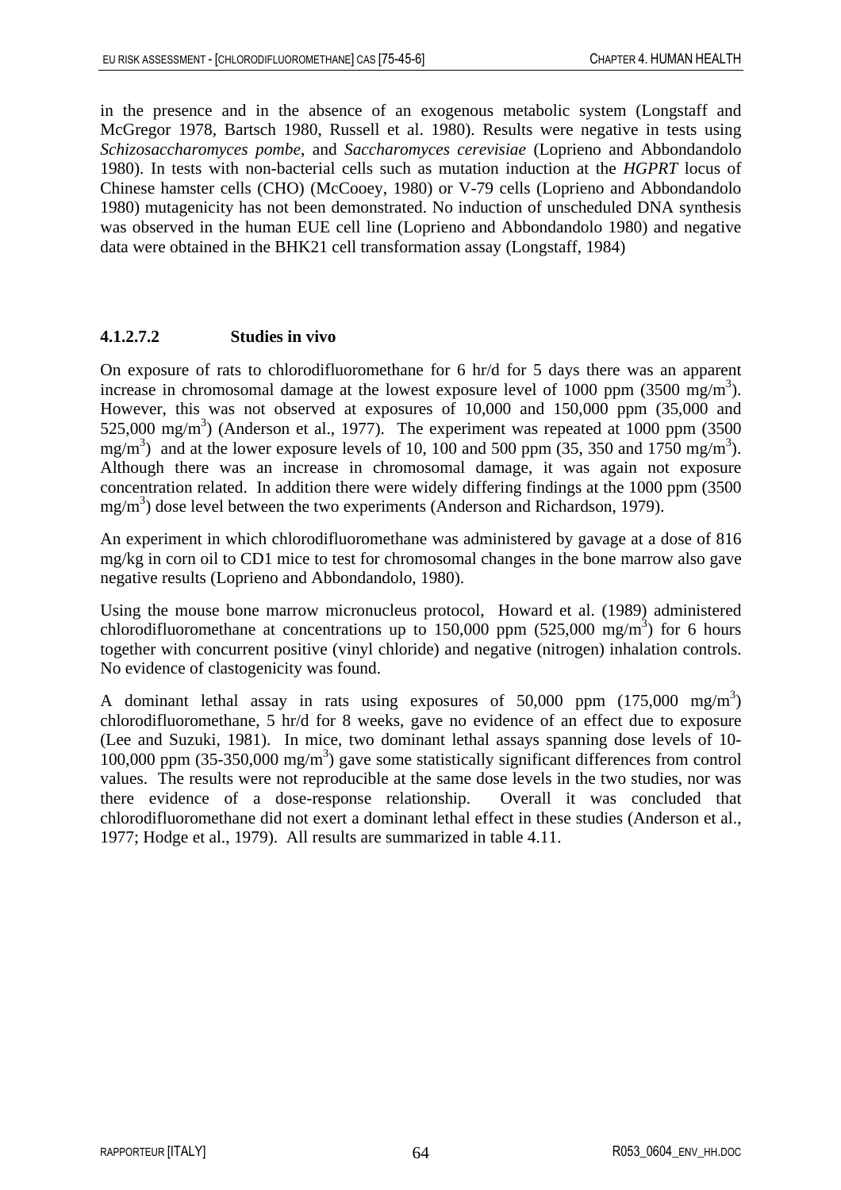in the presence and in the absence of an exogenous metabolic system (Longstaff and McGregor 1978, Bartsch 1980, Russell et al. 1980). Results were negative in tests using *Schizosaccharomyces pombe*, and *Saccharomyces cerevisiae* (Loprieno and Abbondandolo 1980). In tests with non-bacterial cells such as mutation induction at the *HGPRT* locus of Chinese hamster cells (CHO) (McCooey, 1980) or V-79 cells (Loprieno and Abbondandolo 1980) mutagenicity has not been demonstrated. No induction of unscheduled DNA synthesis was observed in the human EUE cell line (Loprieno and Abbondandolo 1980) and negative data were obtained in the BHK21 cell transformation assay (Longstaff, 1984)

#### 4.1.2.7.2 Studies in vivo

On exposure of rats to chlorodifluoromethane for 6 hr/d for 5 days there was an apparent increase in chromosomal damage at the lowest exposure level of 1000 ppm (3500 $mg/m^3$). However, this was not observed at exposures of 10,000 and 150,000 ppm (35,000 and 525,000 $mg/m^3$) (Anderson et al., 1977). The experiment was repeated at 1000 ppm (3500 $mg/m^3$) and at the lower exposure levels of 10, 100 and 500 ppm (35, 350 and 1750 $mg/m^3$). Although there was an increase in chromosomal damage, it was again not exposure concentration related. In addition there were widely differing findings at the 1000 ppm (3500 $mg/m^3$) dose level between the two experiments (Anderson and Richardson, 1979).

An experiment in which chlorodifluoromethane was administered by gavage at a dose of 816 mg/kg in corn oil to CD1 mice to test for chromosomal changes in the bone marrow also gave negative results (Loprieno and Abbondandolo, 1980).

Using the mouse bone marrow micronucleus protocol, Howard et al. (1989) administered chlorodifluoromethane at concentrations up to 150,000 ppm (525,000 $mg/m^3$) for 6 hours together with concurrent positive (vinyl chloride) and negative (nitrogen) inhalation controls. No evidence of clastogenicity was found.

A dominant lethal assay in rats using exposures of 50,000 ppm (175,000 $mg/m^3$) chlorodifluoromethane, 5 hr/d for 8 weeks, gave no evidence of an effect due to exposure (Lee and Suzuki, 1981). In mice, two dominant lethal assays spanning dose levels of 10-100,000 ppm (35-350,000 $mg/m^3$) gave some statistically significant differences from control values. The results were not reproducible at the same dose levels in the two studies, nor was there evidence of a dose-response relationship. Overall it was concluded that chlorodifluoromethane did not exert a dominant lethal effect in these studies (Anderson et al., 1977; Hodge et al., 1979). All results are summarized in table 4.11.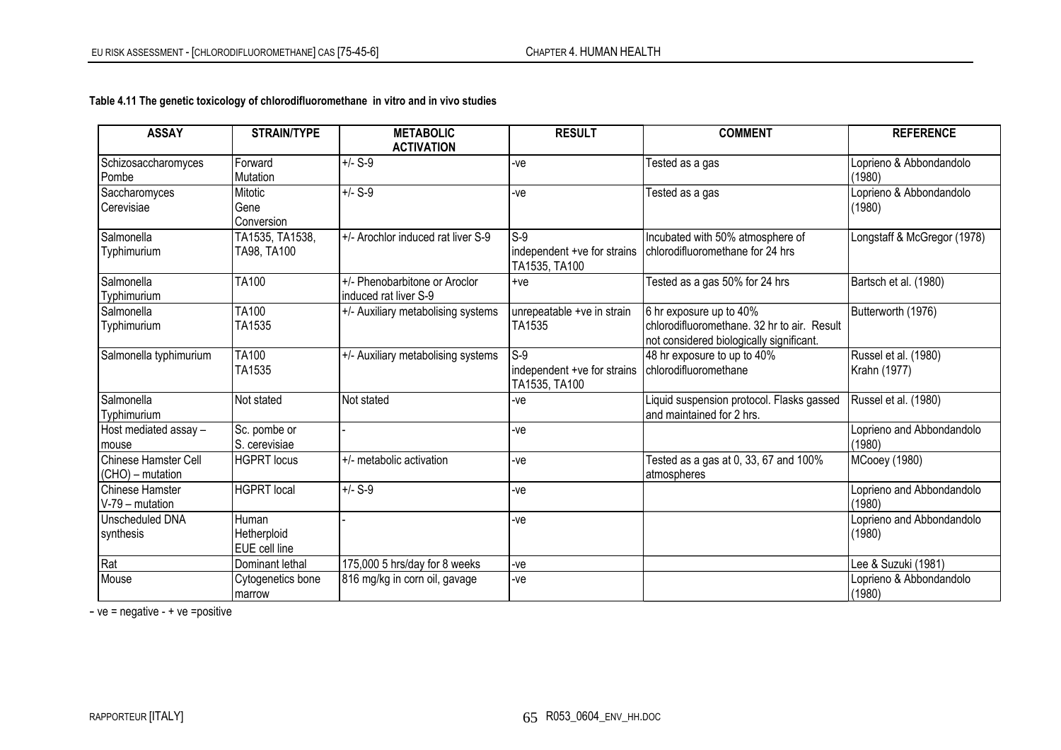**Table 4.11 The genetic toxicology of chlorodifluoromethane in vitro and in vivo studies**

| ASSAY | STRAIN/TYPE | METABOLIC ACTIVATION | RESULT | COMMENT | REFERENCE |
|---|---|---|---|---|---|
| Schizosaccharomyces Pombe | Forward Mutation | +/- S-9 | -ve | Tested as a gas | Loprieno & Abbondandolo (1980) |
| Saccharomyces Cerevisiae | Mitotic Gene Conversion | +/- S-9 | -ve | Tested as a gas | Loprieno & Abbondandolo (1980) |
| Salmonella Typhimurium | TA1535, TA1538, TA98, TA100 | +/- Arochlor induced rat liver S-9 | S-9 independent +ve for strains TA1535, TA100 | Incubated with 50% atmosphere of chlorodifluoromethane for 24 hrs | Longstaff & McGregor (1978) |
| Salmonella Typhimurium | TA100 | +/- Phenobarbitone or Aroclor induced rat liver S-9 | +ve | Tested as a gas 50% for 24 hrs | Bartsch et al. (1980) |
| Salmonella Typhimurium | TA100 TA1535 | +/- Auxiliary metabolising systems | unrepeatable +ve in strain TA1535 | 6 hr exposure up to 40% chlorodifluoromethane. 32 hr to air. Result not considered biologically significant. | Butterworth (1976) |
| Salmonella typhimurium | TA100 TA1535 | +/- Auxiliary metabolising systems | S-9 independent +ve for strains TA1535, TA100 | 48 hr exposure to up to 40% chlorodifluoromethane | Russel et al. (1980) Krahn (1977) |
| Salmonella Typhimurium | Not stated | Not stated | -ve | Liquid suspension protocol. Flasks gassed and maintained for 2 hrs. | Russel et al. (1980) |
| Host mediated assay – mouse | Sc. pombe or S. cerevisiae | - | -ve | | Loprieno and Abbondandolo (1980) |
| Chinese Hamster Cell (CHO) – mutation | HGPRT locus | +/- metabolic activation | -ve | Tested as a gas at 0, 33, 67 and 100% atmospheres | MCooey (1980) |
| Chinese Hamster V-79 – mutation | HGPRT local | +/- S-9 | -ve | | Loprieno and Abbondandolo (1980) |
| Unscheduled DNA synthesis | Human Hetherploid EUE cell line | - | -ve | | Loprieno and Abbondandolo (1980) |
| Rat | Dominant lethal | 175,000 5 hrs/day for 8 weeks | -ve | | Lee & Suzuki (1981) |
| Mouse | Cytogenetics bone marrow | 816 mg/kg in corn oil, gavage | -ve | | Loprieno & Abbondandolo (1980) |

– ve = negative - + ve =positive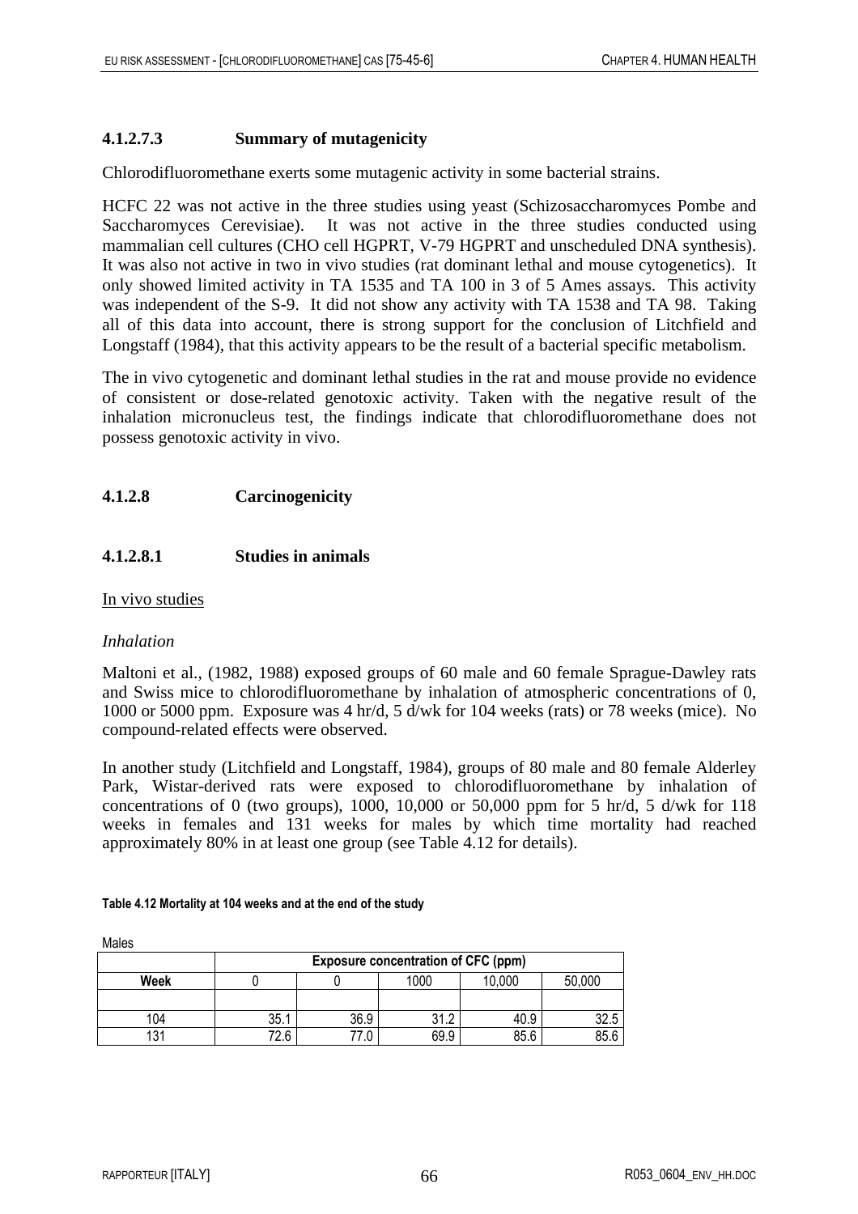#### 4.1.2.7.3 Summary of mutagenicity

Chlorodifluoromethane exerts some mutagenic activity in some bacterial strains.

HCFC 22 was not active in the three studies using yeast (Schizosaccharomyces Pombe and Saccharomyces Cerevisiae). It was not active in the three studies conducted using mammalian cell cultures (CHO cell HGPRT, V-79 HGPRT and unscheduled DNA synthesis). It was also not active in two in vivo studies (rat dominant lethal and mouse cytogenetics). It only showed limited activity in TA 1535 and TA 100 in 3 of 5 Ames assays. This activity was independent of the S-9. It did not show any activity with TA 1538 and TA 98. Taking all of this data into account, there is strong support for the conclusion of Litchfield and Longstaff (1984), that this activity appears to be the result of a bacterial specific metabolism.

The in vivo cytogenetic and dominant lethal studies in the rat and mouse provide no evidence of consistent or dose-related genotoxic activity. Taken with the negative result of the inhalation micronucleus test, the findings indicate that chlorodifluoromethane does not possess genotoxic activity in vivo.

### 4.1.2.8 Carcinogenicity

#### 4.1.2.8.1 Studies in animals

In vivo studies

*Inhalation*

Maltoni et al., (1982, 1988) exposed groups of 60 male and 60 female Sprague-Dawley rats and Swiss mice to chlorodifluoromethane by inhalation of atmospheric concentrations of 0, 1000 or 5000 ppm. Exposure was 4 hr/d, 5 d/wk for 104 weeks (rats) or 78 weeks (mice). No compound-related effects were observed.

In another study (Litchfield and Longstaff, 1984), groups of 80 male and 80 female Alderley Park, Wistar-derived rats were exposed to chlorodifluoromethane by inhalation of concentrations of 0 (two groups), 1000, 10,000 or 50,000 ppm for 5 hr/d, 5 d/wk for 118 weeks in females and 131 weeks for males by which time mortality had reached approximately 80% in at least one group (see Table 4.12 for details).

**Table 4.12 Mortality at 104 weeks and at the end of the study**

Males

| | Exposure concentration of CFC (ppm) | | | | |
|---|---|---|---|---|---|
| **Week** | 0 | 0 | 1000 | 10,000 | 50,000 |
| | | | | | |
| 104 | 35.1 | 36.9 | 31.2 | 40.9 | 32.5 |
| 131 | 72.6 | 77.0 | 69.9 | 85.6 | 85.6 |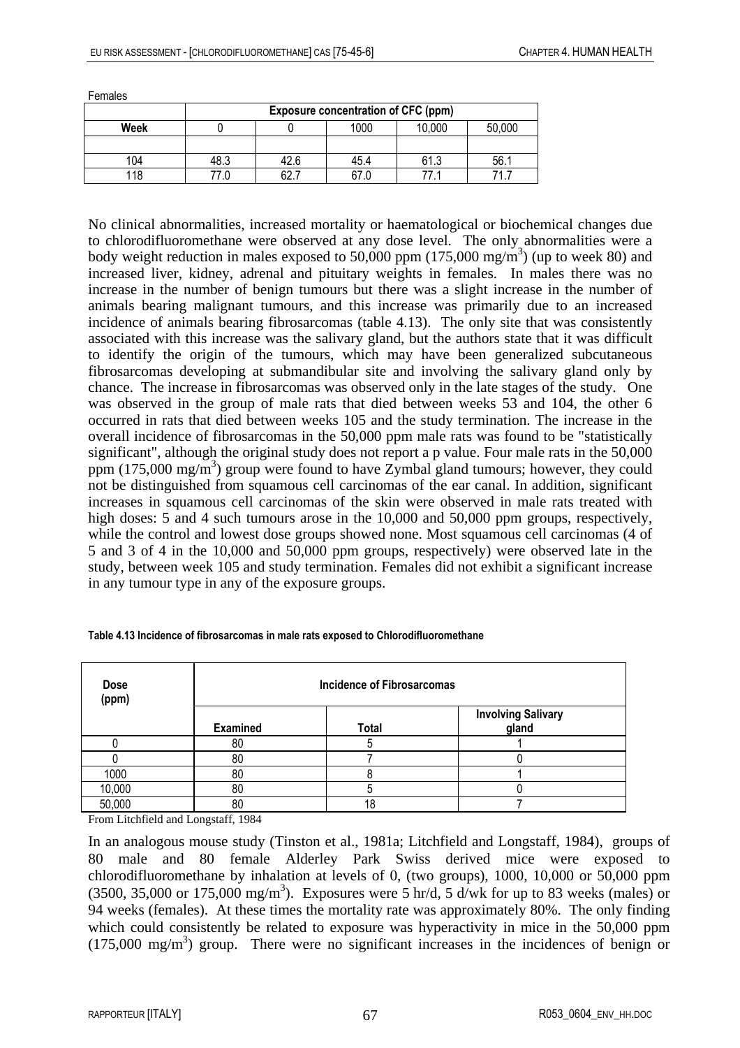Females

| | Exposure concentration of CFC (ppm) | | | | |
|---|---|---|---|---|---|
| **Week** | 0 | 0 | 1000 | 10,000 | 50,000 |
| | | | | | |
| 104 | 48.3 | 42.6 | 45.4 | 61.3 | 56.1 |
| 118 | 77.0 | 62.7 | 67.0 | 77.1 | 71.7 |

No clinical abnormalities, increased mortality or haematological or biochemical changes due to chlorodifluoromethane were observed at any dose level. The only abnormalities were a body weight reduction in males exposed to 50,000 ppm (175,000 mg/m$^3$) (up to week 80) and increased liver, kidney, adrenal and pituitary weights in females. In males there was no increase in the number of benign tumours but there was a slight increase in the number of animals bearing malignant tumours, and this increase was primarily due to an increased incidence of animals bearing fibrosarcomas (table 4.13). The only site that was consistently associated with this increase was the salivary gland, but the authors state that it was difficult to identify the origin of the tumours, which may have been generalized subcutaneous fibrosarcomas developing at submandibular site and involving the salivary gland only by chance. The increase in fibrosarcomas was observed only in the late stages of the study. One was observed in the group of male rats that died between weeks 53 and 104, the other 6 occurred in rats that died between weeks 105 and the study termination. The increase in the overall incidence of fibrosarcomas in the 50,000 ppm male rats was found to be "statistically significant", although the original study does not report a p value. Four male rats in the 50,000 ppm (175,000 mg/m$^3$) group were found to have Zymbal gland tumours; however, they could not be distinguished from squamous cell carcinomas of the ear canal. In addition, significant increases in squamous cell carcinomas of the skin were observed in male rats treated with high doses: 5 and 4 such tumours arose in the 10,000 and 50,000 ppm groups, respectively, while the control and lowest dose groups showed none. Most squamous cell carcinomas (4 of 5 and 3 of 4 in the 10,000 and 50,000 ppm groups, respectively) were observed late in the study, between week 105 and study termination. Females did not exhibit a significant increase in any tumour type in any of the exposure groups.

**Table 4.13 Incidence of fibrosarcomas in male rats exposed to Chlorodifluoromethane**

| Dose (ppm) | Incidence of Fibrosarcomas | | |
|---|---|---|---|
| | **Examined** | **Total** | **Involving Salivary gland** |
| 0 | 80 | 5 | 1 |
| 0 | 80 | 7 | 0 |
| 1000 | 80 | 8 | 1 |
| 10,000 | 80 | 5 | 0 |
| 50,000 | 80 | 18 | 7 |

From Litchfield and Longstaff, 1984

In an analogous mouse study (Tinston et al., 1981a; Litchfield and Longstaff, 1984), groups of 80 male and 80 female Alderley Park Swiss derived mice were exposed to chlorodifluoromethane by inhalation at levels of 0, (two groups), 1000, 10,000 or 50,000 ppm (3500, 35,000 or 175,000 mg/m$^3$). Exposures were 5 hr/d, 5 d/wk for up to 83 weeks (males) or 94 weeks (females). At these times the mortality rate was approximately 80%. The only finding which could consistently be related to exposure was hyperactivity in mice in the 50,000 ppm (175,000 mg/m$^3$) group. There were no significant increases in the incidences of benign or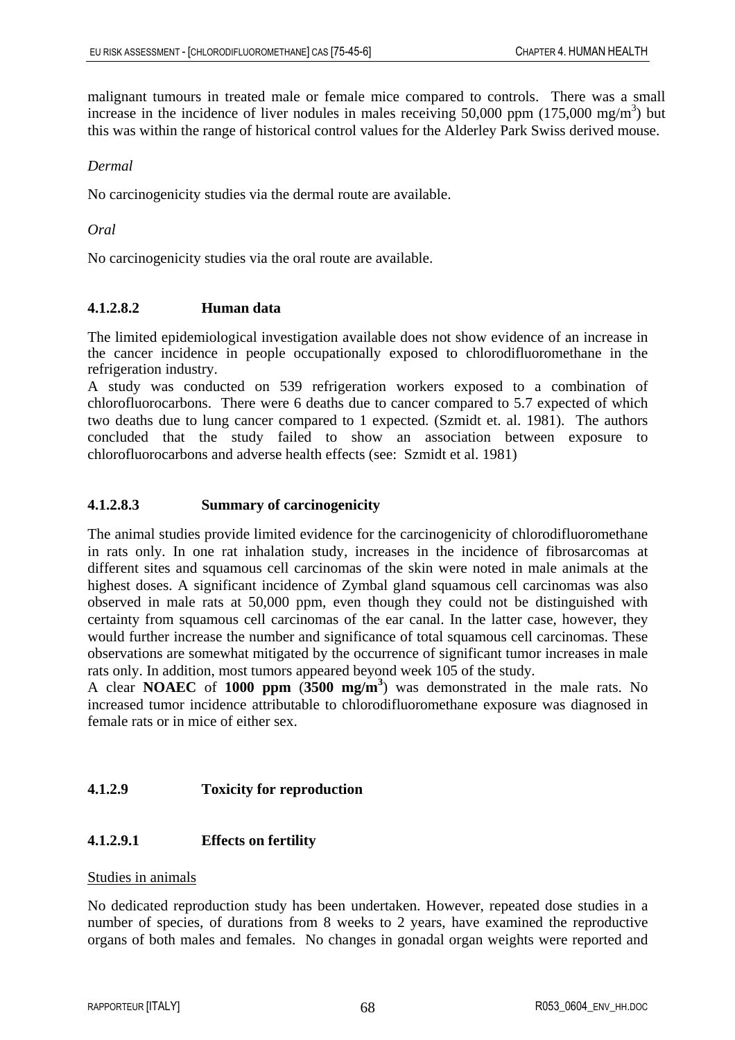malignant tumours in treated male or female mice compared to controls. There was a small increase in the incidence of liver nodules in males receiving 50,000 ppm (175,000 mg/m$^3$) but this was within the range of historical control values for the Alderley Park Swiss derived mouse.

*Dermal*

No carcinogenicity studies via the dermal route are available.

*Oral*

No carcinogenicity studies via the oral route are available.

#### 4.1.2.8.2 Human data

The limited epidemiological investigation available does not show evidence of an increase in the cancer incidence in people occupationally exposed to chlorodifluoromethane in the refrigeration industry.

A study was conducted on 539 refrigeration workers exposed to a combination of chlorofluorocarbons. There were 6 deaths due to cancer compared to 5.7 expected of which two deaths due to lung cancer compared to 1 expected. (Szmidt et. al. 1981). The authors concluded that the study failed to show an association between exposure to chlorofluorocarbons and adverse health effects (see: Szmidt et al. 1981)

#### 4.1.2.8.3 Summary of carcinogenicity

The animal studies provide limited evidence for the carcinogenicity of chlorodifluoromethane in rats only. In one rat inhalation study, increases in the incidence of fibrosarcomas at different sites and squamous cell carcinomas of the skin were noted in male animals at the highest doses. A significant incidence of Zymbal gland squamous cell carcinomas was also observed in male rats at 50,000 ppm, even though they could not be distinguished with certainty from squamous cell carcinomas of the ear canal. In the latter case, however, they would further increase the number and significance of total squamous cell carcinomas. These observations are somewhat mitigated by the occurrence of significant tumor increases in male rats only. In addition, most tumors appeared beyond week 105 of the study.

A clear **NOAEC** of **1000 ppm** (**3500 mg/m$^3$**) was demonstrated in the male rats. No increased tumor incidence attributable to chlorodifluoromethane exposure was diagnosed in female rats or in mice of either sex.

### 4.1.2.9 Toxicity for reproduction

#### 4.1.2.9.1 Effects on fertility

Studies in animals

No dedicated reproduction study has been undertaken. However, repeated dose studies in a number of species, of durations from 8 weeks to 2 years, have examined the reproductive organs of both males and females. No changes in gonadal organ weights were reported and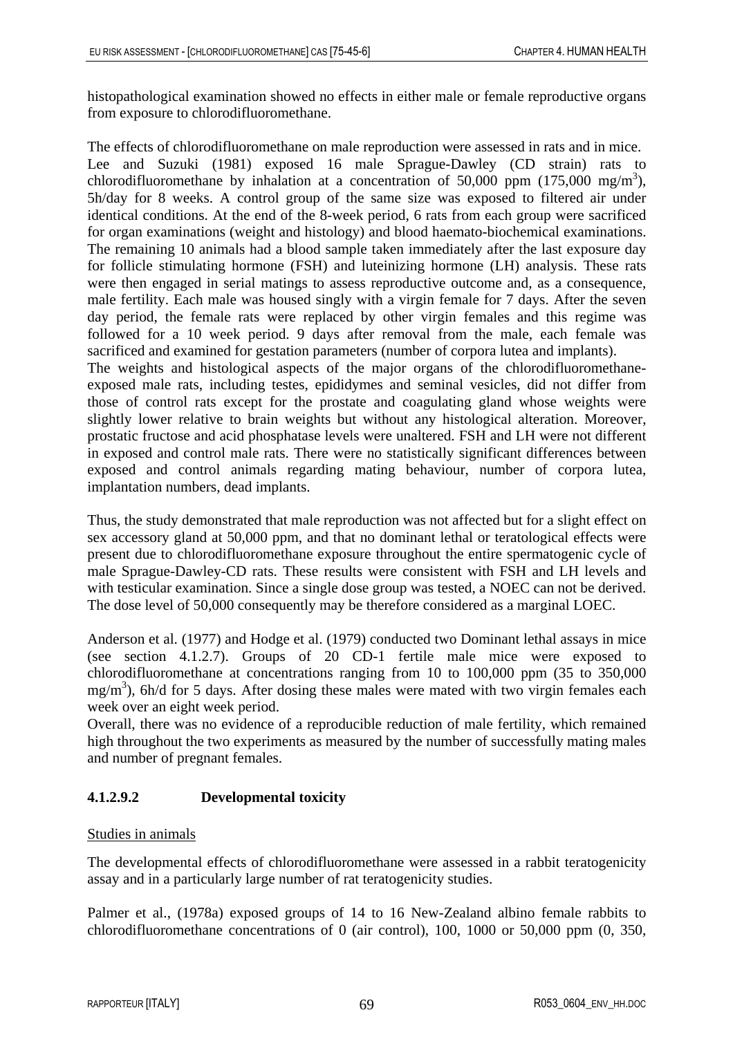histopathological examination showed no effects in either male or female reproductive organs from exposure to chlorodifluoromethane.

The effects of chlorodifluoromethane on male reproduction were assessed in rats and in mice. Lee and Suzuki (1981) exposed 16 male Sprague-Dawley (CD strain) rats to chlorodifluoromethane by inhalation at a concentration of 50,000 ppm (175,000 mg/m$^3$), 5h/day for 8 weeks. A control group of the same size was exposed to filtered air under identical conditions. At the end of the 8-week period, 6 rats from each group were sacrificed for organ examinations (weight and histology) and blood haemato-biochemical examinations. The remaining 10 animals had a blood sample taken immediately after the last exposure day for follicle stimulating hormone (FSH) and luteinizing hormone (LH) analysis. These rats were then engaged in serial matings to assess reproductive outcome and, as a consequence, male fertility. Each male was housed singly with a virgin female for 7 days. After the seven day period, the female rats were replaced by other virgin females and this regime was followed for a 10 week period. 9 days after removal from the male, each female was sacrificed and examined for gestation parameters (number of corpora lutea and implants).
The weights and histological aspects of the major organs of the chlorodifluoromethane-exposed male rats, including testes, epididymes and seminal vesicles, did not differ from those of control rats except for the prostate and coagulating gland whose weights were slightly lower relative to brain weights but without any histological alteration. Moreover, prostatic fructose and acid phosphatase levels were unaltered. FSH and LH were not different in exposed and control male rats. There were no statistically significant differences between exposed and control animals regarding mating behaviour, number of corpora lutea, implantation numbers, dead implants.

Thus, the study demonstrated that male reproduction was not affected but for a slight effect on sex accessory gland at 50,000 ppm, and that no dominant lethal or teratological effects were present due to chlorodifluoromethane exposure throughout the entire spermatogenic cycle of male Sprague-Dawley-CD rats. These results were consistent with FSH and LH levels and with testicular examination. Since a single dose group was tested, a NOEC can not be derived. The dose level of 50,000 consequently may be therefore considered as a marginal LOEC.

Anderson et al. (1977) and Hodge et al. (1979) conducted two Dominant lethal assays in mice (see section 4.1.2.7). Groups of 20 CD-1 fertile male mice were exposed to chlorodifluoromethane at concentrations ranging from 10 to 100,000 ppm (35 to 350,000 mg/m$^3$), 6h/d for 5 days. After dosing these males were mated with two virgin females each week over an eight week period.
Overall, there was no evidence of a reproducible reduction of male fertility, which remained high throughout the two experiments as measured by the number of successfully mating males and number of pregnant females.

#### 4.1.2.9.2 Developmental toxicity

Studies in animals

The developmental effects of chlorodifluoromethane were assessed in a rabbit teratogenicity assay and in a particularly large number of rat teratogenicity studies.

Palmer et al., (1978a) exposed groups of 14 to 16 New-Zealand albino female rabbits to chlorodifluoromethane concentrations of 0 (air control), 100, 1000 or 50,000 ppm (0, 350,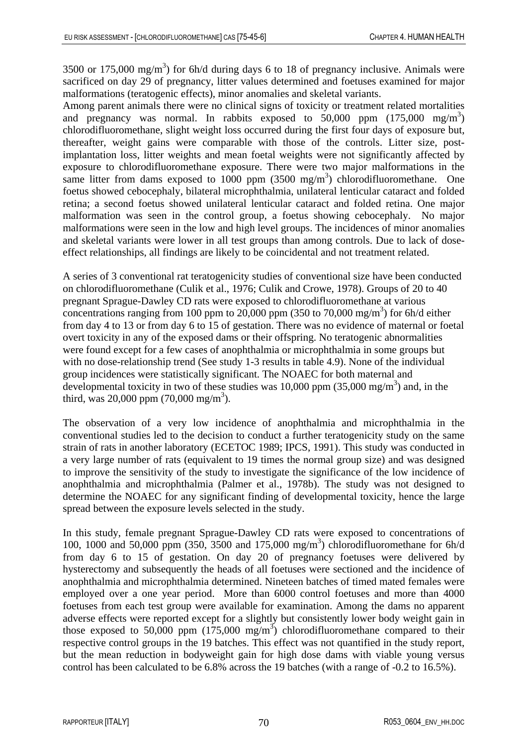3500 or 175,000 mg/m$^3$) for 6h/d during days 6 to 18 of pregnancy inclusive. Animals were sacrificed on day 29 of pregnancy, litter values determined and foetuses examined for major malformations (teratogenic effects), minor anomalies and skeletal variants.

Among parent animals there were no clinical signs of toxicity or treatment related mortalities and pregnancy was normal. In rabbits exposed to 50,000 ppm (175,000 mg/m$^3$) chlorodifluoromethane, slight weight loss occurred during the first four days of exposure but, thereafter, weight gains were comparable with those of the controls. Litter size, post-implantation loss, litter weights and mean foetal weights were not significantly affected by exposure to chlorodifluoromethane exposure. There were two major malformations in the same litter from dams exposed to 1000 ppm (3500 mg/m$^3$) chlorodifluoromethane. One foetus showed cebocephaly, bilateral microphthalmia, unilateral lenticular cataract and folded retina; a second foetus showed unilateral lenticular cataract and folded retina. One major malformation was seen in the control group, a foetus showing cebocephaly. No major malformations were seen in the low and high level groups. The incidences of minor anomalies and skeletal variants were lower in all test groups than among controls. Due to lack of dose-effect relationships, all findings are likely to be coincidental and not treatment related.

A series of 3 conventional rat teratogenicity studies of conventional size have been conducted on chlorodifluoromethane (Culik et al., 1976; Culik and Crowe, 1978). Groups of 20 to 40 pregnant Sprague-Dawley CD rats were exposed to chlorodifluoromethane at various concentrations ranging from 100 ppm to 20,000 ppm (350 to 70,000 mg/m$^3$) for 6h/d either from day 4 to 13 or from day 6 to 15 of gestation. There was no evidence of maternal or foetal overt toxicity in any of the exposed dams or their offspring. No teratogenic abnormalities were found except for a few cases of anophthalmia or microphthalmia in some groups but with no dose-relationship trend (See study 1-3 results in table 4.9). None of the individual group incidences were statistically significant. The NOAEC for both maternal and developmental toxicity in two of these studies was 10,000 ppm (35,000 mg/m$^3$) and, in the third, was 20,000 ppm (70,000 mg/m$^3$).

The observation of a very low incidence of anophthalmia and microphthalmia in the conventional studies led to the decision to conduct a further teratogenicity study on the same strain of rats in another laboratory (ECETOC 1989; IPCS, 1991). This study was conducted in a very large number of rats (equivalent to 19 times the normal group size) and was designed to improve the sensitivity of the study to investigate the significance of the low incidence of anophthalmia and microphthalmia (Palmer et al., 1978b). The study was not designed to determine the NOAEC for any significant finding of developmental toxicity, hence the large spread between the exposure levels selected in the study.

In this study, female pregnant Sprague-Dawley CD rats were exposed to concentrations of 100, 1000 and 50,000 ppm (350, 3500 and 175,000 mg/m$^3$) chlorodifluoromethane for 6h/d from day 6 to 15 of gestation. On day 20 of pregnancy foetuses were delivered by hysterectomy and subsequently the heads of all foetuses were sectioned and the incidence of anophthalmia and microphthalmia determined. Nineteen batches of timed mated females were employed over a one year period. More than 6000 control foetuses and more than 4000 foetuses from each test group were available for examination. Among the dams no apparent adverse effects were reported except for a slightly but consistently lower body weight gain in those exposed to 50,000 ppm (175,000 mg/m$^3$) chlorodifluoromethane compared to their respective control groups in the 19 batches. This effect was not quantified in the study report, but the mean reduction in bodyweight gain for high dose dams with viable young versus control has been calculated to be 6.8% across the 19 batches (with a range of -0.2 to 16.5%).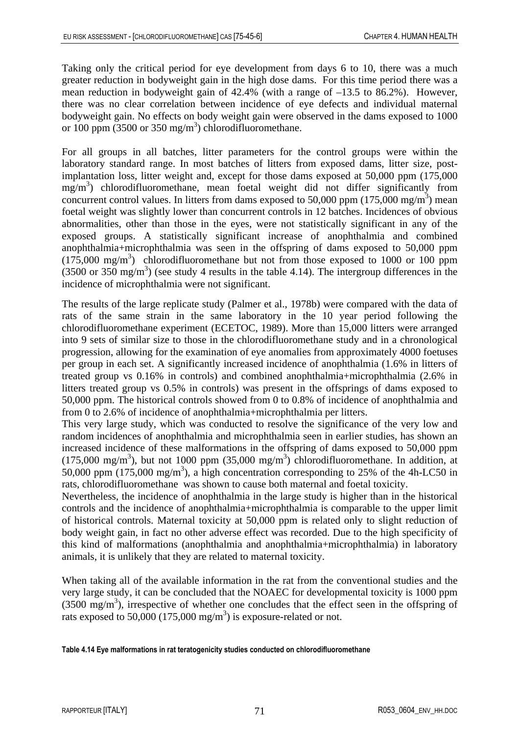Taking only the critical period for eye development from days 6 to 10, there was a much greater reduction in bodyweight gain in the high dose dams. For this time period there was a mean reduction in bodyweight gain of 42.4% (with a range of –13.5 to 86.2%). However, there was no clear correlation between incidence of eye defects and individual maternal bodyweight gain. No effects on body weight gain were observed in the dams exposed to 1000 or 100 ppm (3500 or 350 mg/m$^3$) chlorodifluoromethane.

For all groups in all batches, litter parameters for the control groups were within the laboratory standard range. In most batches of litters from exposed dams, litter size, post-implantation loss, litter weight and, except for those dams exposed at 50,000 ppm (175,000 mg/m$^3$) chlorodifluoromethane, mean foetal weight did not differ significantly from concurrent control values. In litters from dams exposed to 50,000 ppm (175,000 mg/m$^3$) mean foetal weight was slightly lower than concurrent controls in 12 batches. Incidences of obvious abnormalities, other than those in the eyes, were not statistically significant in any of the exposed groups. A statistically significant increase of anophthalmia and combined anophthalmia+microphthalmia was seen in the offspring of dams exposed to 50,000 ppm (175,000 mg/m$^3$) chlorodifluoromethane but not from those exposed to 1000 or 100 ppm (3500 or 350 mg/m$^3$) (see study 4 results in the table 4.14). The intergroup differences in the incidence of microphthalmia were not significant.

The results of the large replicate study (Palmer et al., 1978b) were compared with the data of rats of the same strain in the same laboratory in the 10 year period following the chlorodifluoromethane experiment (ECETOC, 1989). More than 15,000 litters were arranged into 9 sets of similar size to those in the chlorodifluoromethane study and in a chronological progression, allowing for the examination of eye anomalies from approximately 4000 foetuses per group in each set. A significantly increased incidence of anophthalmia (1.6% in litters of treated group vs 0.16% in controls) and combined anophthalmia+microphthalmia (2.6% in litters treated group vs 0.5% in controls) was present in the offsprings of dams exposed to 50,000 ppm. The historical controls showed from 0 to 0.8% of incidence of anophthalmia and from 0 to 2.6% of incidence of anophthalmia+microphthalmia per litters.
This very large study, which was conducted to resolve the significance of the very low and random incidences of anophthalmia and microphthalmia seen in earlier studies, has shown an increased incidence of these malformations in the offspring of dams exposed to 50,000 ppm (175,000 mg/m$^3$), but not 1000 ppm (35,000 mg/m$^3$) chlorodifluoromethane. In addition, at 50,000 ppm (175,000 mg/m$^3$), a high concentration corresponding to 25% of the 4h-LC50 in rats, chlorodifluoromethane was shown to cause both maternal and foetal toxicity.
Nevertheless, the incidence of anophthalmia in the large study is higher than in the historical controls and the incidence of anophthalmia+microphthalmia is comparable to the upper limit of historical controls. Maternal toxicity at 50,000 ppm is related only to slight reduction of body weight gain, in fact no other adverse effect was recorded. Due to the high specificity of this kind of malformations (anophthalmia and anophthalmia+microphthalmia) in laboratory animals, it is unlikely that they are related to maternal toxicity.

When taking all of the available information in the rat from the conventional studies and the very large study, it can be concluded that the NOAEC for developmental toxicity is 1000 ppm (3500 mg/m$^3$), irrespective of whether one concludes that the effect seen in the offspring of rats exposed to 50,000 (175,000 mg/m$^3$) is exposure-related or not.

**Table 4.14 Eye malformations in rat teratogenicity studies conducted on chlorodifluoromethane**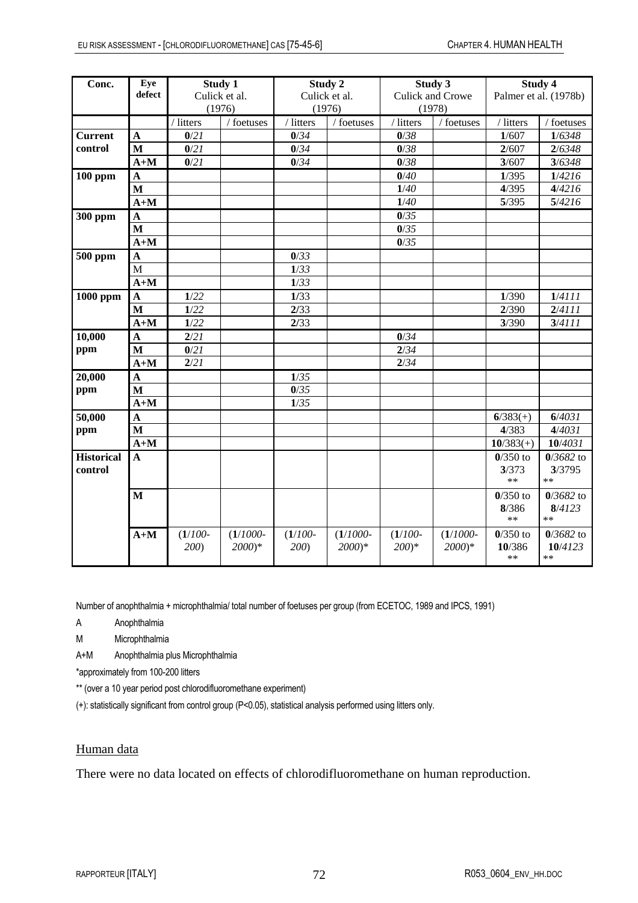| Conc. | Eye defect | Study 1 Culick et al. (1976) | | Study 2 Culick et al. (1976) | | Study 3 Culick and Crowe (1978) | | Study 4 Palmer et al. (1978b) | |
|---|---|---|---|---|---|---|---|---|---|
| | | / litters | / foetuses | / litters | / foetuses | / litters | / foetuses | / litters | / foetuses |
| **Current control** | **A** | **0**/*21* | | **0**/*34* | | **0**/*38* | | **1**/607 | **1**/*6348* |
| | **M** | **0**/*21* | | **0**/*34* | | **0**/*38* | | **2**/607 | **2**/*6348* |
| | **A+M** | **0**/*21* | | **0**/*34* | | **0**/*38* | | **3**/607 | **3**/*6348* |
| **100 ppm** | **A** | | | | | **0**/*40* | | **1**/395 | **1**/*4216* |
| | **M** | | | | | **1**/*40* | | **4**/395 | **4**/*4216* |
| | **A+M** | | | | | **1**/*40* | | **5**/395 | **5**/*4216* |
| **300 ppm** | **A** | | | | | **0**/*35* | | | |
| | **M** | | | | | **0**/*35* | | | |
| | **A+M** | | | | | **0**/*35* | | | |
| **500 ppm** | **A** | | | **0**/*33* | | | | | |
| | M | | | **1**/*33* | | | | | |
| | **A+M** | | | **1**/*33* | | | | | |
| **1000 ppm** | **A** | **1**/*22* | | **1**/33 | | | | **1**/390 | **1**/*4111* |
| | **M** | **1**/*22* | | **2**/33 | | | | **2**/390 | **2**/*4111* |
| | **A+M** | **1**/*22* | | **2**/33 | | | | **3**/390 | **3**/*4111* |
| **10,000 ppm** | **A** | **2**/*21* | | | | **0**/*34* | | | |
| | **M** | **0**/*21* | | | | **2**/*34* | | | |
| | **A+M** | **2**/*21* | | | | **2**/*34* | | | |
| **20,000 ppm** | **A** | | | **1**/*35* | | | | | |
| | **M** | | | **0**/*35* | | | | | |
| | **A+M** | | | **1**/*35* | | | | | |
| **50,000 ppm** | **A** | | | | | | | **6**/383(+) | **6**/*4031* |
| | **M** | | | | | | | **4**/383 | **4**/*4031* |
| | **A+M** | | | | | | | **10**/383(+) | **10**/*4031* |
| **Historical control** | **A** | | | | | | | **0**/350 to **3**/373 ** | **0**/*3682* to **3**/3795 ** |
| | **M** | | | | | | | **0**/350 to **8**/386 ** | **0**/*3682* to **8**/*4123* ** |
| | **A+M** | (**1**/*100-200*) | (**1**/*1000-2000*)* | (**1**/*100-200*) | (**1**/*1000-2000*)* | (**1**/*100-200*)* | (**1**/*1000-2000*)* | **0**/350 to **10**/386 ** | **0**/*3682* to **10**/*4123* ** |

Number of anophthalmia + microphthalmia/ total number of foetuses per group (from ECETOC, 1989 and IPCS, 1991)

A Anophthalmia

M Microphthalmia

A+M Anophthalmia plus Microphthalmia

*approximately from 100-200 litters

** (over a 10 year period post chlorodifluoromethane experiment)

(+): statistically significant from control group (P<0.05), statistical analysis performed using litters only.

Human data

There were no data located on effects of chlorodifluoromethane on human reproduction.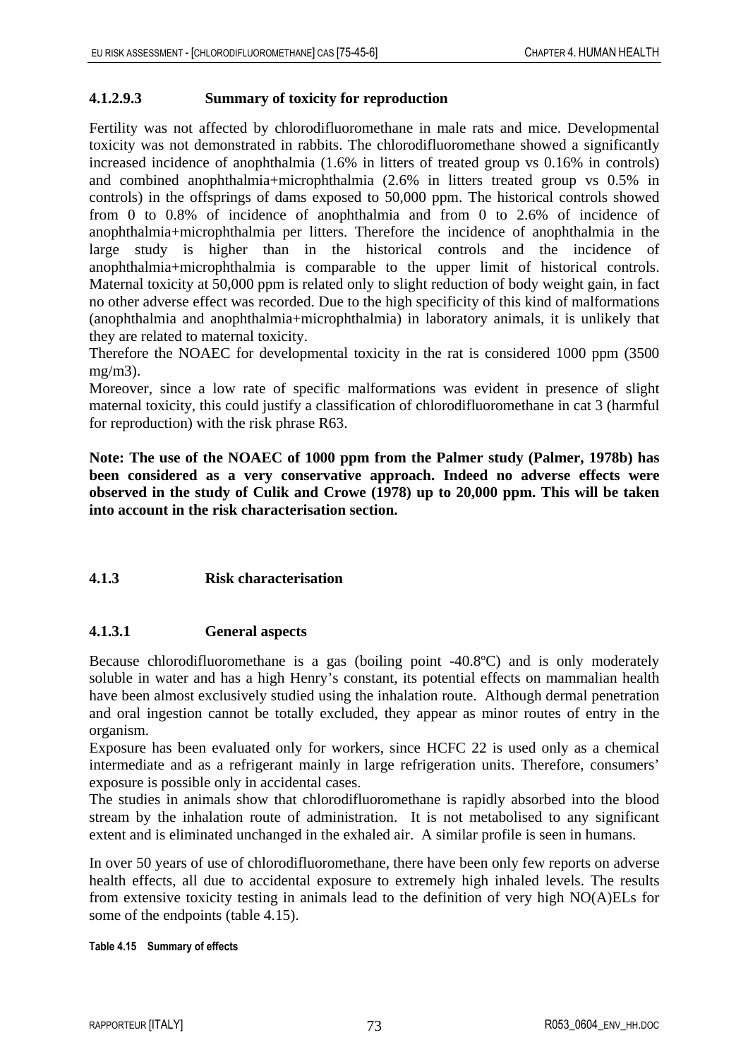#### 4.1.2.9.3 Summary of toxicity for reproduction

Fertility was not affected by chlorodifluoromethane in male rats and mice. Developmental toxicity was not demonstrated in rabbits. The chlorodifluoromethane showed a significantly increased incidence of anophthalmia (1.6% in litters of treated group vs 0.16% in controls) and combined anophthalmia+microphthalmia (2.6% in litters treated group vs 0.5% in controls) in the offsprings of dams exposed to 50,000 ppm. The historical controls showed from 0 to 0.8% of incidence of anophthalmia and from 0 to 2.6% of incidence of anophthalmia+microphthalmia per litters. Therefore the incidence of anophthalmia in the large study is higher than in the historical controls and the incidence of anophthalmia+microphthalmia is comparable to the upper limit of historical controls. Maternal toxicity at 50,000 ppm is related only to slight reduction of body weight gain, in fact no other adverse effect was recorded. Due to the high specificity of this kind of malformations (anophthalmia and anophthalmia+microphthalmia) in laboratory animals, it is unlikely that they are related to maternal toxicity.

Therefore the NOAEC for developmental toxicity in the rat is considered 1000 ppm (3500 mg/m3).

Moreover, since a low rate of specific malformations was evident in presence of slight maternal toxicity, this could justify a classification of chlorodifluoromethane in cat 3 (harmful for reproduction) with the risk phrase R63.

**Note: The use of the NOAEC of 1000 ppm from the Palmer study (Palmer, 1978b) has been considered as a very conservative approach. Indeed no adverse effects were observed in the study of Culik and Crowe (1978) up to 20,000 ppm. This will be taken into account in the risk characterisation section.**

### 4.1.3 Risk characterisation

#### 4.1.3.1 General aspects

Because chlorodifluoromethane is a gas (boiling point -40.8ºC) and is only moderately soluble in water and has a high Henry's constant, its potential effects on mammalian health have been almost exclusively studied using the inhalation route. Although dermal penetration and oral ingestion cannot be totally excluded, they appear as minor routes of entry in the organism.

Exposure has been evaluated only for workers, since HCFC 22 is used only as a chemical intermediate and as a refrigerant mainly in large refrigeration units. Therefore, consumers' exposure is possible only in accidental cases.

The studies in animals show that chlorodifluoromethane is rapidly absorbed into the blood stream by the inhalation route of administration. It is not metabolised to any significant extent and is eliminated unchanged in the exhaled air. A similar profile is seen in humans.

In over 50 years of use of chlorodifluoromethane, there have been only few reports on adverse health effects, all due to accidental exposure to extremely high inhaled levels. The results from extensive toxicity testing in animals lead to the definition of very high NO(A)ELs for some of the endpoints (table 4.15).

**Table 4.15 Summary of effects**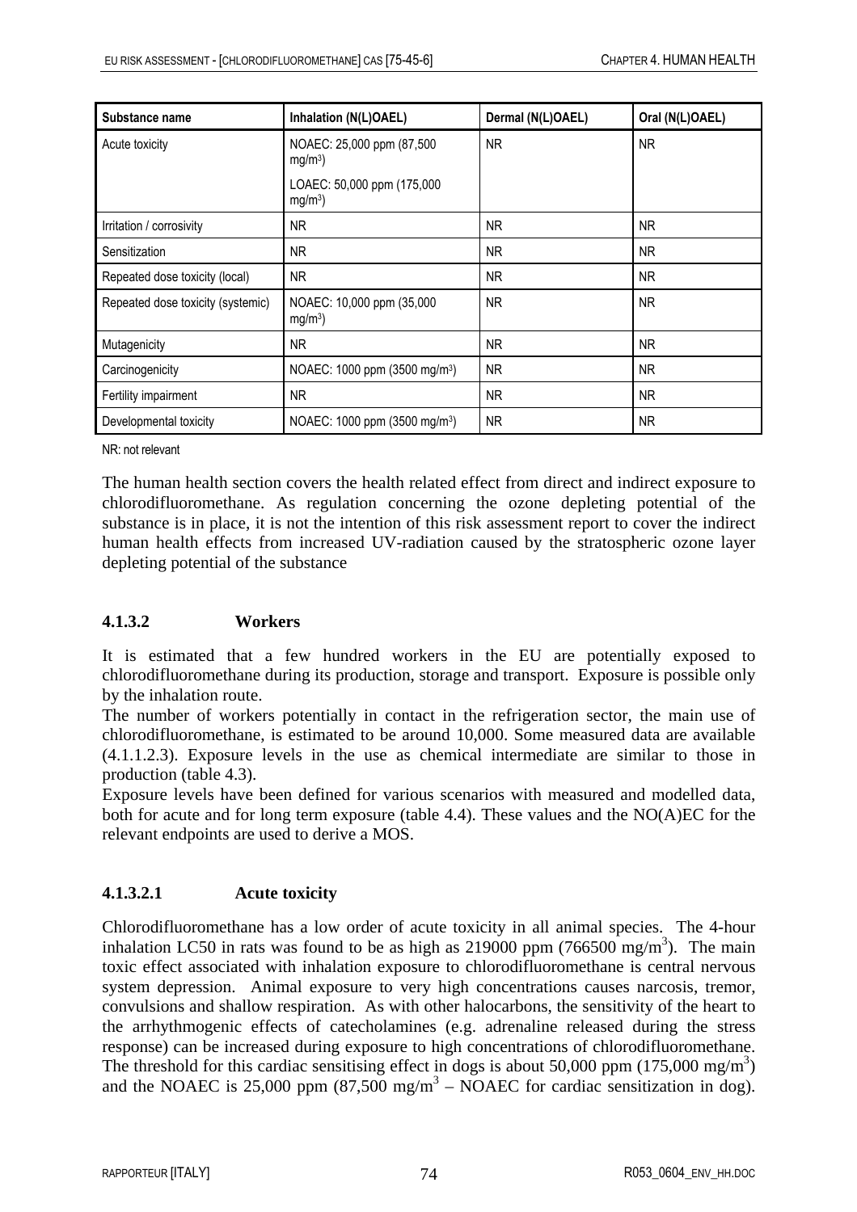| Substance name | Inhalation (N(L)OAEL) | Dermal (N(L)OAEL) | Oral (N(L)OAEL) |
|---|---|---|---|
| Acute toxicity | NOAEC: 25,000 ppm (87,500 mg/m$^3$)<br><br>LOAEC: 50,000 ppm (175,000 mg/m$^3$) | NR | NR |
| Irritation / corrosivity | NR | NR | NR |
| Sensitization | NR | NR | NR |
| Repeated dose toxicity (local) | NR | NR | NR |
| Repeated dose toxicity (systemic) | NOAEC: 10,000 ppm (35,000 mg/m$^3$) | NR | NR |
| Mutagenicity | NR | NR | NR |
| Carcinogenicity | NOAEC: 1000 ppm (3500 mg/m$^3$) | NR | NR |
| Fertility impairment | NR | NR | NR |
| Developmental toxicity | NOAEC: 1000 ppm (3500 mg/m$^3$) | NR | NR |

NR: not relevant

The human health section covers the health related effect from direct and indirect exposure to chlorodifluoromethane. As regulation concerning the ozone depleting potential of the substance is in place, it is not the intention of this risk assessment report to cover the indirect human health effects from increased UV-radiation caused by the stratospheric ozone layer depleting potential of the substance

### 4.1.3.2 Workers

It is estimated that a few hundred workers in the EU are potentially exposed to chlorodifluoromethane during its production, storage and transport. Exposure is possible only by the inhalation route.

The number of workers potentially in contact in the refrigeration sector, the main use of chlorodifluoromethane, is estimated to be around 10,000. Some measured data are available (4.1.1.2.3). Exposure levels in the use as chemical intermediate are similar to those in production (table 4.3).

Exposure levels have been defined for various scenarios with measured and modelled data, both for acute and for long term exposure (table 4.4). These values and the NO(A)EC for the relevant endpoints are used to derive a MOS.

#### 4.1.3.2.1 Acute toxicity

Chlorodifluoromethane has a low order of acute toxicity in all animal species. The 4-hour inhalation LC50 in rats was found to be as high as 219000 ppm (766500 mg/m$^3$). The main toxic effect associated with inhalation exposure to chlorodifluoromethane is central nervous system depression. Animal exposure to very high concentrations causes narcosis, tremor, convulsions and shallow respiration. As with other halocarbons, the sensitivity of the heart to the arrhythmogenic effects of catecholamines (e.g. adrenaline released during the stress response) can be increased during exposure to high concentrations of chlorodifluoromethane. The threshold for this cardiac sensitising effect in dogs is about 50,000 ppm (175,000 mg/m$^3$) and the NOAEC is 25,000 ppm (87,500 mg/m$^3$ – NOAEC for cardiac sensitization in dog).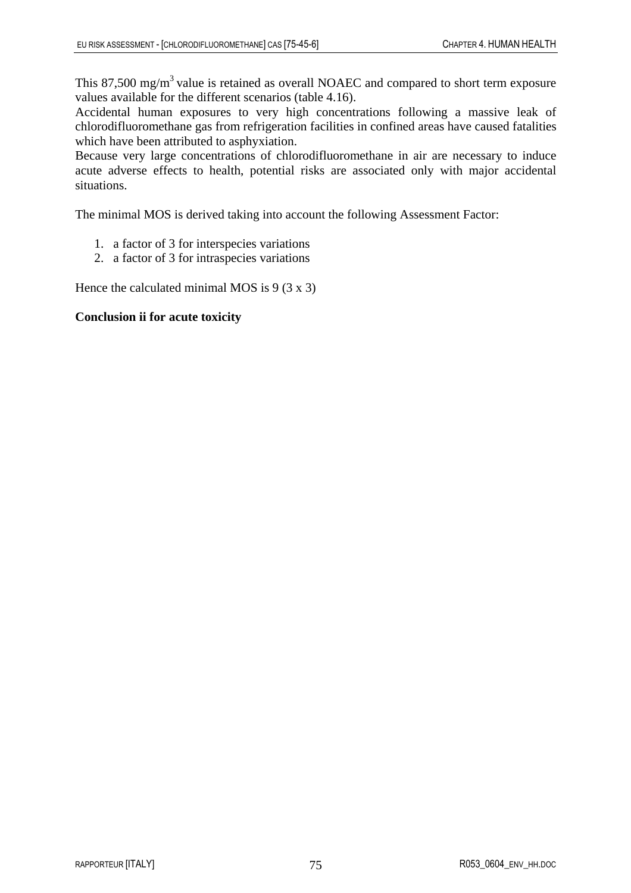This 87,500 mg/m$^3$ value is retained as overall NOAEC and compared to short term exposure values available for the different scenarios (table 4.16).

Accidental human exposures to very high concentrations following a massive leak of chlorodifluoromethane gas from refrigeration facilities in confined areas have caused fatalities which have been attributed to asphyxiation.

Because very large concentrations of chlorodifluoromethane in air are necessary to induce acute adverse effects to health, potential risks are associated only with major accidental situations.

The minimal MOS is derived taking into account the following Assessment Factor:

1. a factor of 3 for interspecies variations
2. a factor of 3 for intraspecies variations

Hence the calculated minimal MOS is 9 (3 x 3)

**Conclusion ii for acute toxicity**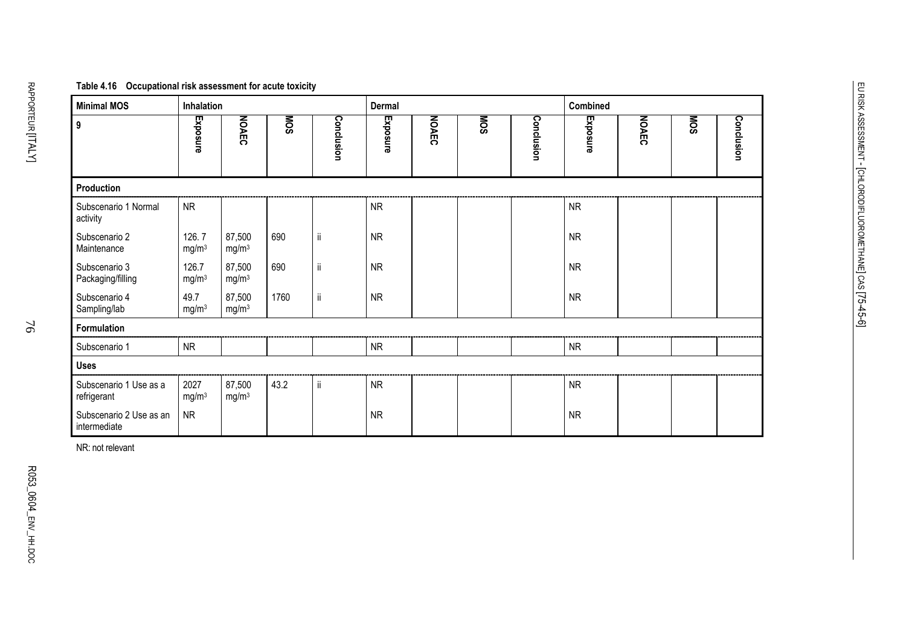**Table 4.16 Occupational risk assessment for acute toxicity**

| Minimal MOS | Inhalation | | | | Dermal | | | | Combined | | | |
|---|---|---|---|---|---|---|---|---|---|---|---|---|
| 9 | Exposure | NOAEC | MOS | Conclusion | Exposure | NOAEC | MOS | Conclusion | Exposure | NOAEC | MOS | Conclusion |
| **Production** | | | | | | | | | | | | |
| Subscenario 1 Normal activity | NR | | | | NR | | | | NR | | | |
| Subscenario 2 Maintenance | 126. 7 mg/m³ | 87,500 mg/m³ | 690 | ii | NR | | | | NR | | | |
| Subscenario 3 Packaging/filling | 126.7 mg/m³ | 87,500 mg/m³ | 690 | ii | NR | | | | NR | | | |
| Subscenario 4 Sampling/lab | 49.7 mg/m³ | 87,500 mg/m³ | 1760 | ii | NR | | | | NR | | | |
| **Formulation** | | | | | | | | | | | | |
| Subscenario 1 | NR | | | | NR | | | | NR | | | |
| **Uses** | | | | | | | | | | | | |
| Subscenario 1 Use as a refrigerant | 2027 mg/m³ | 87,500 mg/m³ | 43.2 | ii | NR | | | | NR | | | |
| Subscenario 2 Use as an intermediate | NR | | | | NR | | | | NR | | | |

NR: not relevant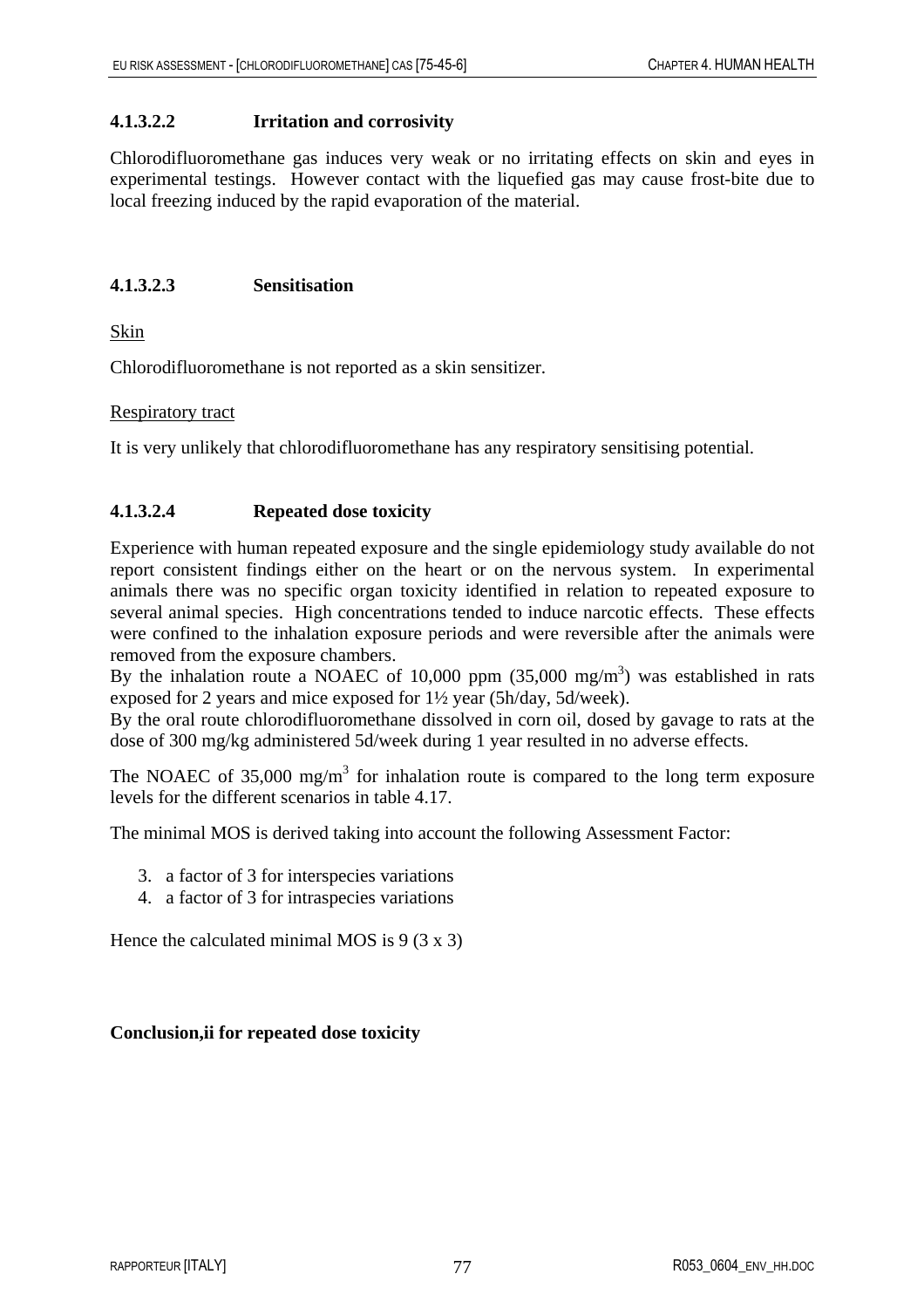#### 4.1.3.2.2 Irritation and corrosivity

Chlorodifluoromethane gas induces very weak or no irritating effects on skin and eyes in experimental testings. However contact with the liquefied gas may cause frost-bite due to local freezing induced by the rapid evaporation of the material.

#### 4.1.3.2.3 Sensitisation

Skin

Chlorodifluoromethane is not reported as a skin sensitizer.

Respiratory tract

It is very unlikely that chlorodifluoromethane has any respiratory sensitising potential.

#### 4.1.3.2.4 Repeated dose toxicity

Experience with human repeated exposure and the single epidemiology study available do not report consistent findings either on the heart or on the nervous system. In experimental animals there was no specific organ toxicity identified in relation to repeated exposure to several animal species. High concentrations tended to induce narcotic effects. These effects were confined to the inhalation exposure periods and were reversible after the animals were removed from the exposure chambers.

By the inhalation route a NOAEC of 10,000 ppm (35,000 mg/m$^3$) was established in rats exposed for 2 years and mice exposed for 1½ year (5h/day, 5d/week).

By the oral route chlorodifluoromethane dissolved in corn oil, dosed by gavage to rats at the dose of 300 mg/kg administered 5d/week during 1 year resulted in no adverse effects.

The NOAEC of 35,000 mg/m$^3$ for inhalation route is compared to the long term exposure levels for the different scenarios in table 4.17.

The minimal MOS is derived taking into account the following Assessment Factor:

3. a factor of 3 for interspecies variations
4. a factor of 3 for intraspecies variations

Hence the calculated minimal MOS is 9 (3 x 3)

**Conclusion,ii for repeated dose toxicity**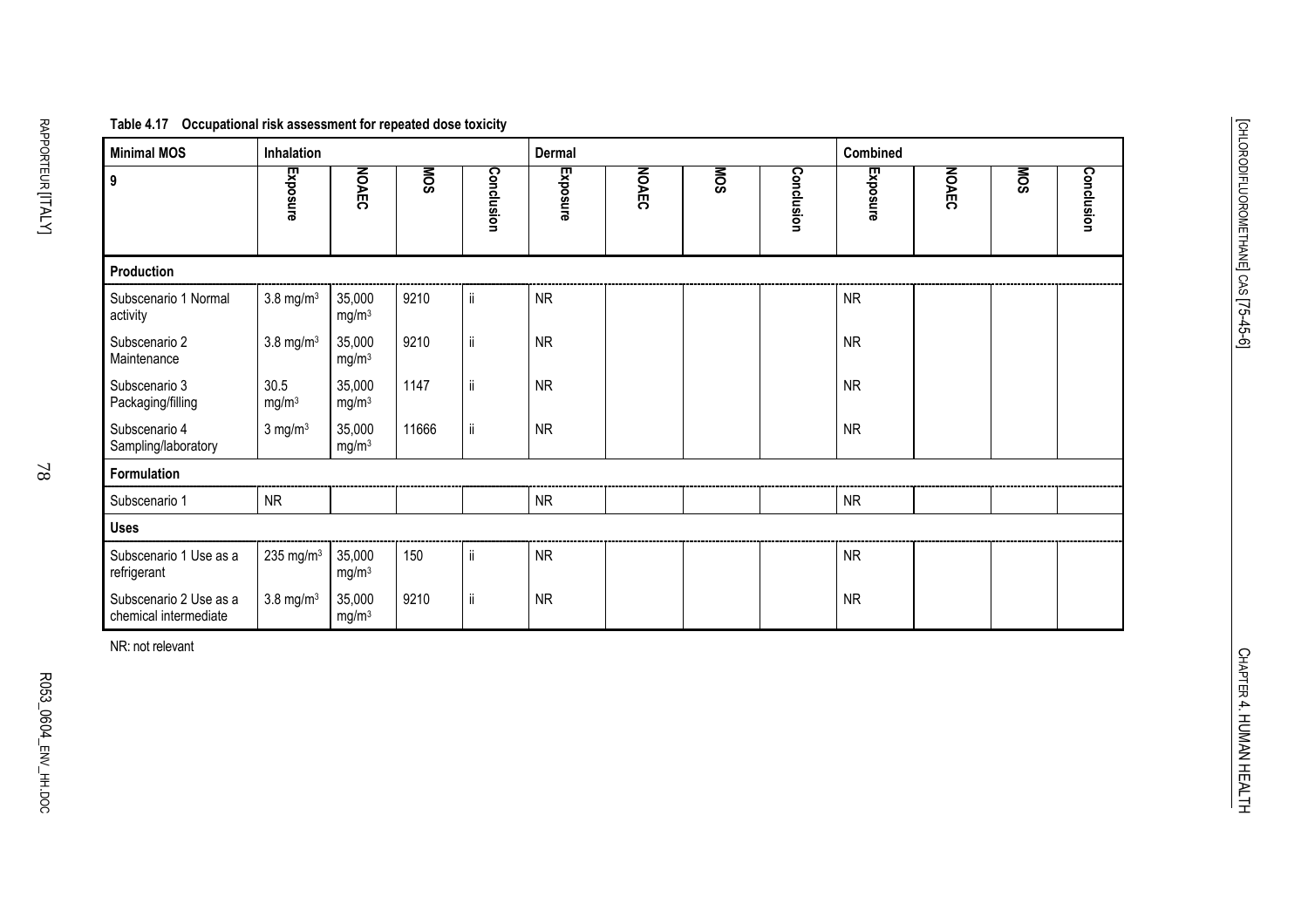**Table 4.17 Occupational risk assessment for repeated dose toxicity**

| Minimal MOS | Inhalation | | | | Dermal | | | | Combined | | | |
|---|---|---|---|---|---|---|---|---|---|---|---|---|
| 9 | Exposure | NOAEC | MOS | Conclusion | Exposure | NOAEC | MOS | Conclusion | Exposure | NOAEC | MOS | Conclusion |
| **Production** | | | | | | | | | | | | |
| Subscenario 1 Normal activity | 3.8 mg/m³ | 35,000 mg/m³ | 9210 | ii | NR | | | | NR | | | |
| Subscenario 2 Maintenance | 3.8 mg/m³ | 35,000 mg/m³ | 9210 | ii | NR | | | | NR | | | |
| Subscenario 3 Packaging/filling | 30.5 mg/m³ | 35,000 mg/m³ | 1147 | ii | NR | | | | NR | | | |
| Subscenario 4 Sampling/laboratory | 3 mg/m³ | 35,000 mg/m³ | 11666 | ii | NR | | | | NR | | | |
| **Formulation** | | | | | | | | | | | | |
| Subscenario 1 | NR | | | | NR | | | | NR | | | |
| **Uses** | | | | | | | | | | | | |
| Subscenario 1 Use as a refrigerant | 235 mg/m³ | 35,000 mg/m³ | 150 | ii | NR | | | | NR | | | |
| Subscenario 2 Use as a chemical intermediate | 3.8 mg/m³ | 35,000 mg/m³ | 9210 | ii | NR | | | | NR | | | |

NR: not relevant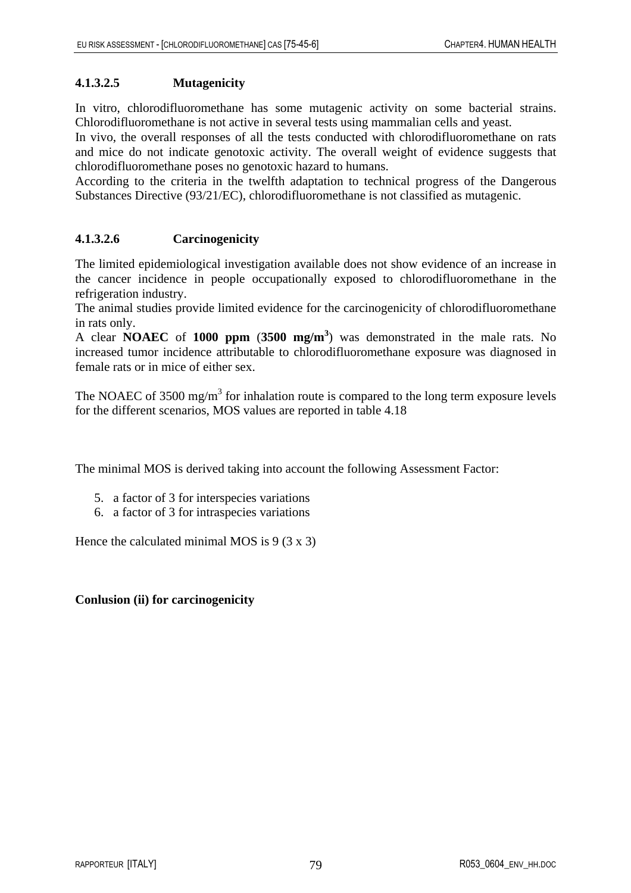#### 4.1.3.2.5 Mutagenicity

In vitro, chlorodifluoromethane has some mutagenic activity on some bacterial strains. Chlorodifluoromethane is not active in several tests using mammalian cells and yeast.
In vivo, the overall responses of all the tests conducted with chlorodifluoromethane on rats and mice do not indicate genotoxic activity. The overall weight of evidence suggests that chlorodifluoromethane poses no genotoxic hazard to humans.
According to the criteria in the twelfth adaptation to technical progress of the Dangerous Substances Directive (93/21/EC), chlorodifluoromethane is not classified as mutagenic.

#### 4.1.3.2.6 Carcinogenicity

The limited epidemiological investigation available does not show evidence of an increase in the cancer incidence in people occupationally exposed to chlorodifluoromethane in the refrigeration industry.
The animal studies provide limited evidence for the carcinogenicity of chlorodifluoromethane in rats only.
A clear **NOAEC** of **1000 ppm** (**3500 mg/m$^3$**) was demonstrated in the male rats. No increased tumor incidence attributable to chlorodifluoromethane exposure was diagnosed in female rats or in mice of either sex.

The NOAEC of 3500 mg/m$^3$ for inhalation route is compared to the long term exposure levels for the different scenarios, MOS values are reported in table 4.18

The minimal MOS is derived taking into account the following Assessment Factor:

5. a factor of 3 for interspecies variations
6. a factor of 3 for intraspecies variations

Hence the calculated minimal MOS is 9 (3 x 3)

**Conlusion (ii) for carcinogenicity**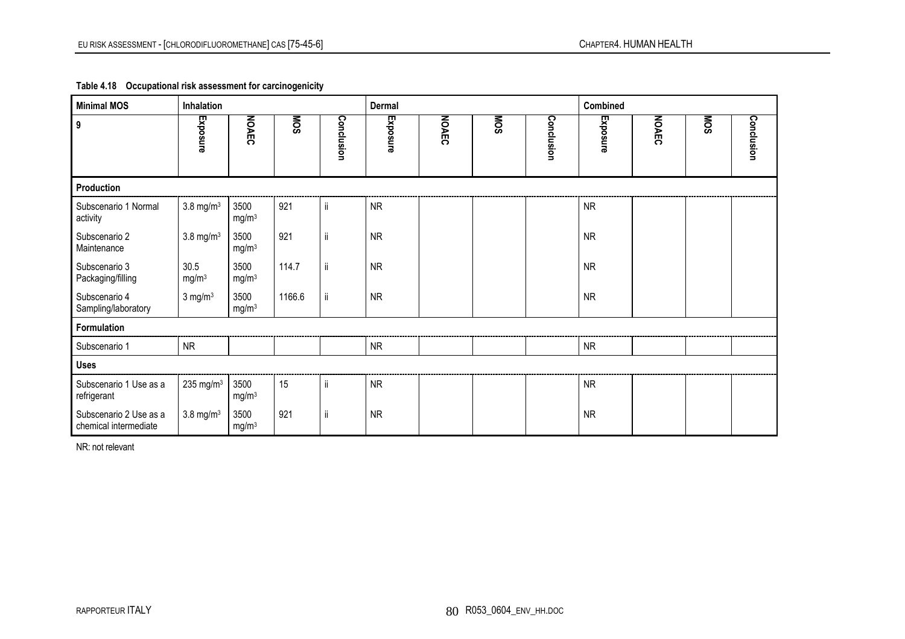**Table 4.18 Occupational risk assessment for carcinogenicity**

| Minimal MOS | Inhalation | | | | Dermal | | | | Combined | | | |
|---|---|---|---|---|---|---|---|---|---|---|---|---|
| 9 | Exposure | NOAEC | MOS | Conclusion | Exposure | NOAEC | MOS | Conclusion | Exposure | NOAEC | MOS | Conclusion |
| **Production** | | | | | | | | | | | | |
| Subscenario 1 Normal activity | 3.8 mg/m$^3$ | 3500 mg/m$^3$ | 921 | ii | NR | | | | NR | | | |
| Subscenario 2 Maintenance | 3.8 mg/m$^3$ | 3500 mg/m$^3$ | 921 | ii | NR | | | | NR | | | |
| Subscenario 3 Packaging/filling | 30.5 mg/m$^3$ | 3500 mg/m$^3$ | 114.7 | ii | NR | | | | NR | | | |
| Subscenario 4 Sampling/laboratory | 3 mg/m$^3$ | 3500 mg/m$^3$ | 1166.6 | ii | NR | | | | NR | | | |
| **Formulation** | | | | | | | | | | | | |
| Subscenario 1 | NR | | | | NR | | | | NR | | | |
| **Uses** | | | | | | | | | | | | |
| Subscenario 1 Use as a refrigerant | 235 mg/m$^3$ | 3500 mg/m$^3$ | 15 | ii | NR | | | | NR | | | |
| Subscenario 2 Use as a chemical intermediate | 3.8 mg/m$^3$ | 3500 mg/m$^3$ | 921 | ii | NR | | | | NR | | | |

NR: not relevant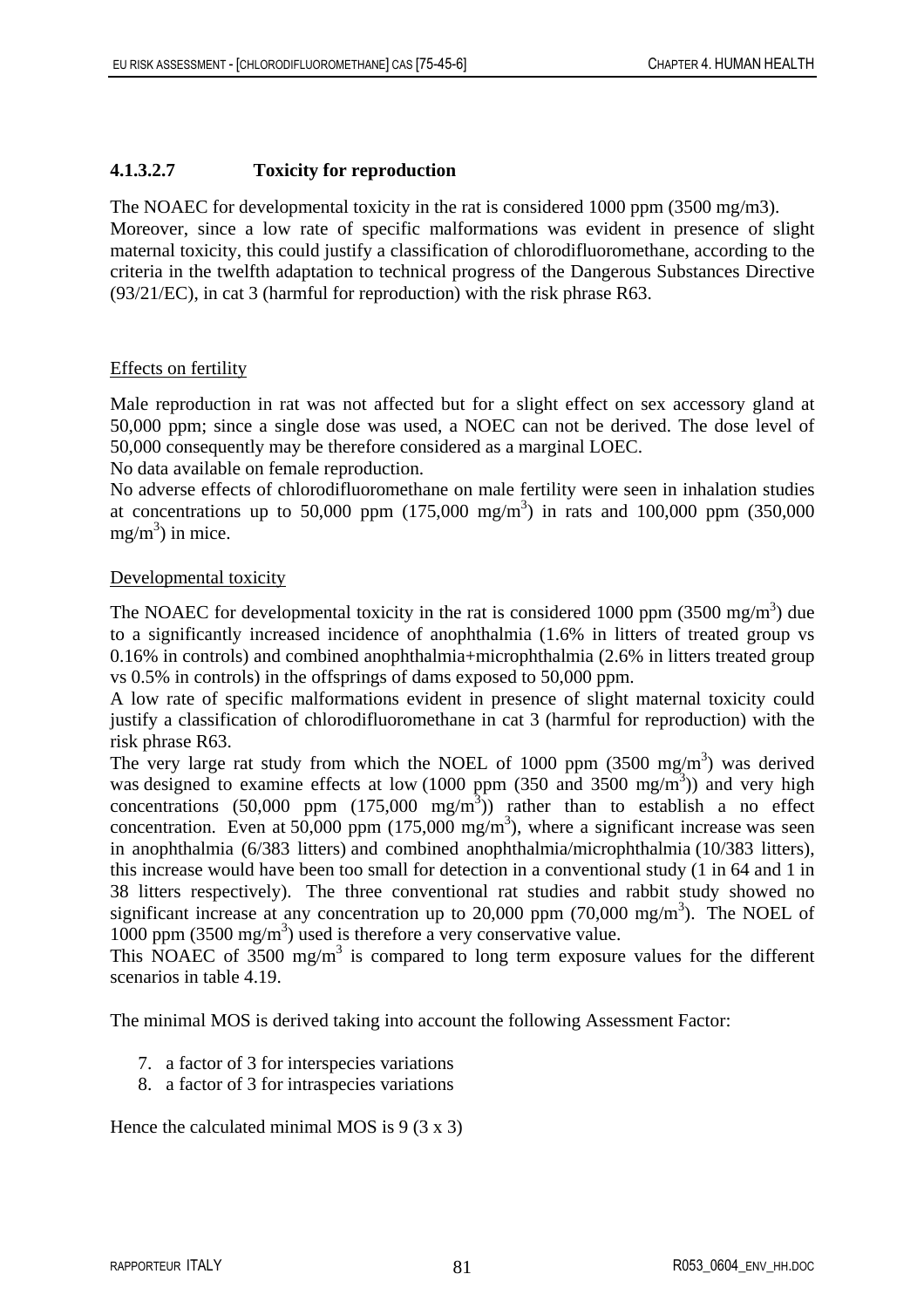### 4.1.3.2.7 Toxicity for reproduction

The NOAEC for developmental toxicity in the rat is considered 1000 ppm (3500 mg/m3). Moreover, since a low rate of specific malformations was evident in presence of slight maternal toxicity, this could justify a classification of chlorodifluoromethane, according to the criteria in the twelfth adaptation to technical progress of the Dangerous Substances Directive (93/21/EC), in cat 3 (harmful for reproduction) with the risk phrase R63.

Effects on fertility

Male reproduction in rat was not affected but for a slight effect on sex accessory gland at 50,000 ppm; since a single dose was used, a NOEC can not be derived. The dose level of 50,000 consequently may be therefore considered as a marginal LOEC.
No data available on female reproduction.
No adverse effects of chlorodifluoromethane on male fertility were seen in inhalation studies at concentrations up to 50,000 ppm (175,000 mg/m$^3$) in rats and 100,000 ppm (350,000 mg/m$^3$) in mice.

Developmental toxicity

The NOAEC for developmental toxicity in the rat is considered 1000 ppm (3500 mg/m$^3$) due to a significantly increased incidence of anophthalmia (1.6% in litters of treated group vs 0.16% in controls) and combined anophthalmia+microphthalmia (2.6% in litters treated group vs 0.5% in controls) in the offsprings of dams exposed to 50,000 ppm.
A low rate of specific malformations evident in presence of slight maternal toxicity could justify a classification of chlorodifluoromethane in cat 3 (harmful for reproduction) with the risk phrase R63.
The very large rat study from which the NOEL of 1000 ppm (3500 mg/m$^3$) was derived was designed to examine effects at low (1000 ppm (350 and 3500 mg/m$^3$)) and very high concentrations (50,000 ppm (175,000 mg/m$^3$)) rather than to establish a no effect concentration. Even at 50,000 ppm (175,000 mg/m$^3$), where a significant increase was seen in anophthalmia (6/383 litters) and combined anophthalmia/microphthalmia (10/383 litters), this increase would have been too small for detection in a conventional study (1 in 64 and 1 in 38 litters respectively). The three conventional rat studies and rabbit study showed no significant increase at any concentration up to 20,000 ppm (70,000 mg/m$^3$). The NOEL of 1000 ppm (3500 mg/m$^3$) used is therefore a very conservative value.
This NOAEC of 3500 mg/m$^3$ is compared to long term exposure values for the different scenarios in table 4.19.

The minimal MOS is derived taking into account the following Assessment Factor:

7. a factor of 3 for interspecies variations
8. a factor of 3 for intraspecies variations

Hence the calculated minimal MOS is 9 (3 x 3)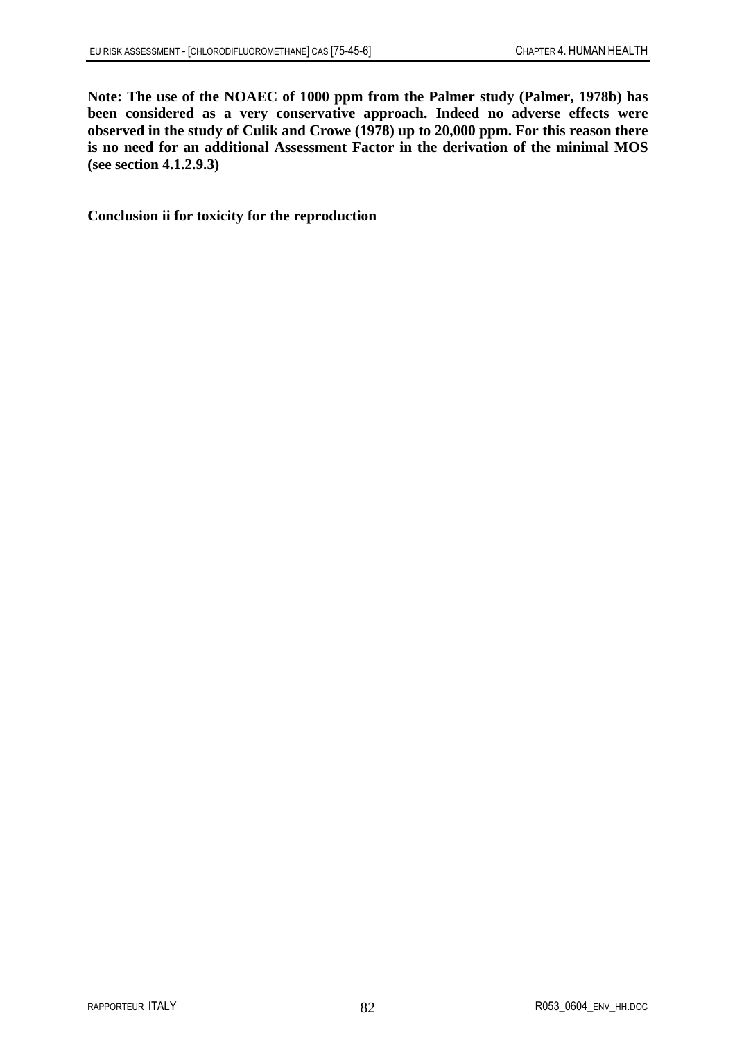**Note: The use of the NOAEC of 1000 ppm from the Palmer study (Palmer, 1978b) has been considered as a very conservative approach. Indeed no adverse effects were observed in the study of Culik and Crowe (1978) up to 20,000 ppm. For this reason there is no need for an additional Assessment Factor in the derivation of the minimal MOS (see section 4.1.2.9.3)**

**Conclusion ii for toxicity for the reproduction**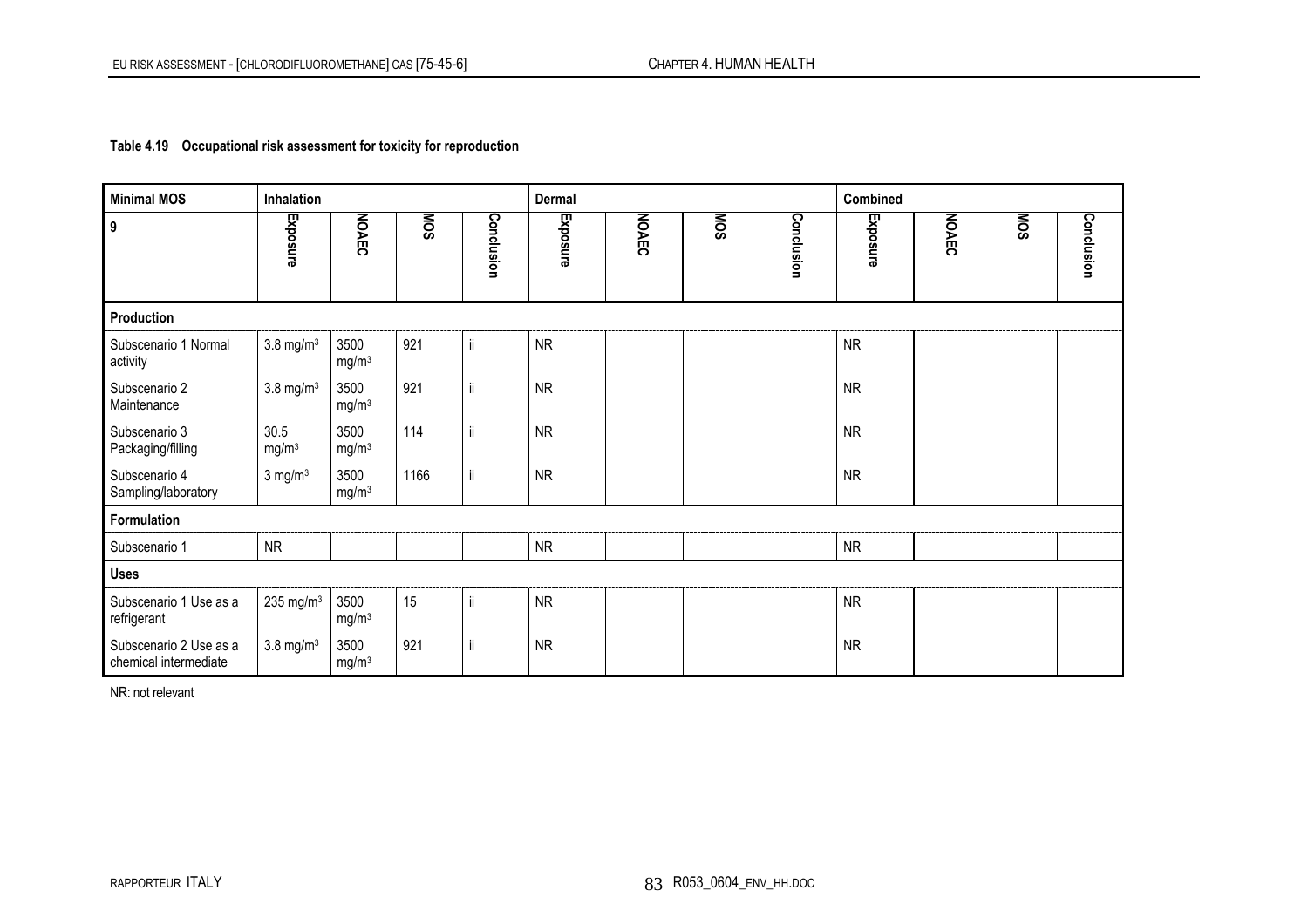**Table 4.19 Occupational risk assessment for toxicity for reproduction**

| Minimal MOS | Inhalation | | | | Dermal | | | | Combined | | | |
|---|---|---|---|---|---|---|---|---|---|---|---|---|
| 9 | Exposure | NOAEC | MOS | Conclusion | Exposure | NOAEC | MOS | Conclusion | Exposure | NOAEC | MOS | Conclusion |
| **Production** | | | | | | | | | | | | |
| Subscenario 1 Normal activity | 3.8 mg/m³ | 3500 mg/m³ | 921 | ii | NR | | | | NR | | | |
| Subscenario 2 Maintenance | 3.8 mg/m³ | 3500 mg/m³ | 921 | ii | NR | | | | NR | | | |
| Subscenario 3 Packaging/filling | 30.5 mg/m³ | 3500 mg/m³ | 114 | ii | NR | | | | NR | | | |
| Subscenario 4 Sampling/laboratory | 3 mg/m³ | 3500 mg/m³ | 1166 | ii | NR | | | | NR | | | |
| **Formulation** | | | | | | | | | | | | |
| Subscenario 1 | NR | | | | NR | | | | NR | | | |
| **Uses** | | | | | | | | | | | | |
| Subscenario 1 Use as a refrigerant | 235 mg/m³ | 3500 mg/m³ | 15 | ii | NR | | | | NR | | | |
| Subscenario 2 Use as a chemical intermediate | 3.8 mg/m³ | 3500 mg/m³ | 921 | ii | NR | | | | NR | | | |

NR: not relevant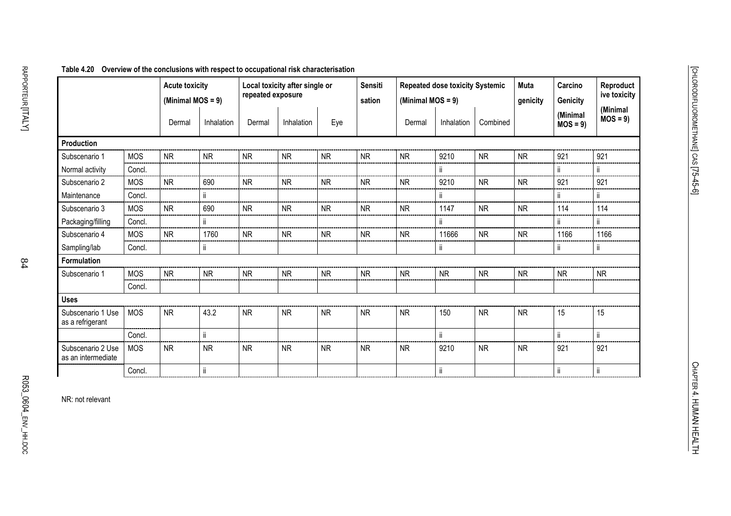**Table 4.20 Overview of the conclusions with respect to occupational risk characterisation**

| | | Acute toxicity (Minimal MOS = 9) | | Local toxicity after single or repeated exposure | | | Sensitisation | Repeated dose toxicity Systemic (Minimal MOS = 9) | | | Mutagenicity | Carcino Genicity (Minimal MOS = 9) | Reproductive toxicity (Minimal MOS = 9) |
|---|---|---|---|---|---|---|---|---|---|---|---|---|---|
| | | Dermal | Inhalation | Dermal | Inhalation | Eye | | Dermal | Inhalation | Combined | | | |
| **Production** | | | | | | | | | | | | | |
| Subscenario 1 | MOS | NR | NR | NR | NR | NR | NR | NR | 9210 | NR | NR | 921 | 921 |
| Normal activity | Concl. | | | | | | | | ii | | | ii | ii |
| Subscenario 2 | MOS | NR | 690 | NR | NR | NR | NR | NR | 9210 | NR | NR | 921 | 921 |
| Maintenance | Concl. | | ii | | | | | | ii | | | ii | ii |
| Subscenario 3 | MOS | NR | 690 | NR | NR | NR | NR | NR | 1147 | NR | NR | 114 | 114 |
| Packaging/filling | Concl. | | ii | | | | | | ii | | | ii | ii |
| Subscenario 4 | MOS | NR | 1760 | NR | NR | NR | NR | NR | 11666 | NR | NR | 1166 | 1166 |
| Sampling/lab | Concl. | | ii | | | | | | ii | | | ii | ii |
| **Formulation** | | | | | | | | | | | | | |
| Subscenario 1 | MOS | NR | NR | NR | NR | NR | NR | NR | NR | NR | NR | NR | NR |
| | Concl. | | | | | | | | | | | | |
| **Uses** | | | | | | | | | | | | | |
| Subscenario 1 Use as a refrigerant | MOS | NR | 43.2 | NR | NR | NR | NR | NR | 150 | NR | NR | 15 | 15 |
| | Concl. | | ii | | | | | | ii | | | ii | ii |
| Subscenario 2 Use as an intermediate | MOS | NR | NR | NR | NR | NR | NR | NR | 9210 | NR | NR | 921 | 921 |
| | Concl. | | ii | | | | | | ii | | | ii | ii |

NR: not relevant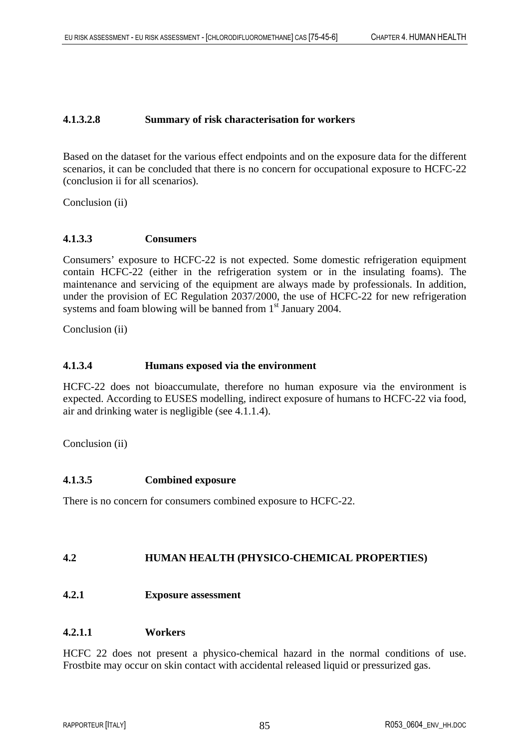#### 4.1.3.2.8 Summary of risk characterisation for workers

Based on the dataset for the various effect endpoints and on the exposure data for the different scenarios, it can be concluded that there is no concern for occupational exposure to HCFC-22 (conclusion ii for all scenarios).

Conclusion (ii)

### 4.1.3.3 Consumers

Consumers' exposure to HCFC-22 is not expected. Some domestic refrigeration equipment contain HCFC-22 (either in the refrigeration system or in the insulating foams). The maintenance and servicing of the equipment are always made by professionals. In addition, under the provision of EC Regulation 2037/2000, the use of HCFC-22 for new refrigeration systems and foam blowing will be banned from 1st January 2004.

Conclusion (ii)

### 4.1.3.4 Humans exposed via the environment

HCFC-22 does not bioaccumulate, therefore no human exposure via the environment is expected. According to EUSES modelling, indirect exposure of humans to HCFC-22 via food, air and drinking water is negligible (see 4.1.1.4).

Conclusion (ii)

### 4.1.3.5 Combined exposure

There is no concern for consumers combined exposure to HCFC-22.

## 4.2 HUMAN HEALTH (PHYSICO-CHEMICAL PROPERTIES)

### 4.2.1 Exposure assessment

#### 4.2.1.1 Workers

HCFC 22 does not present a physico-chemical hazard in the normal conditions of use. Frostbite may occur on skin contact with accidental released liquid or pressurized gas.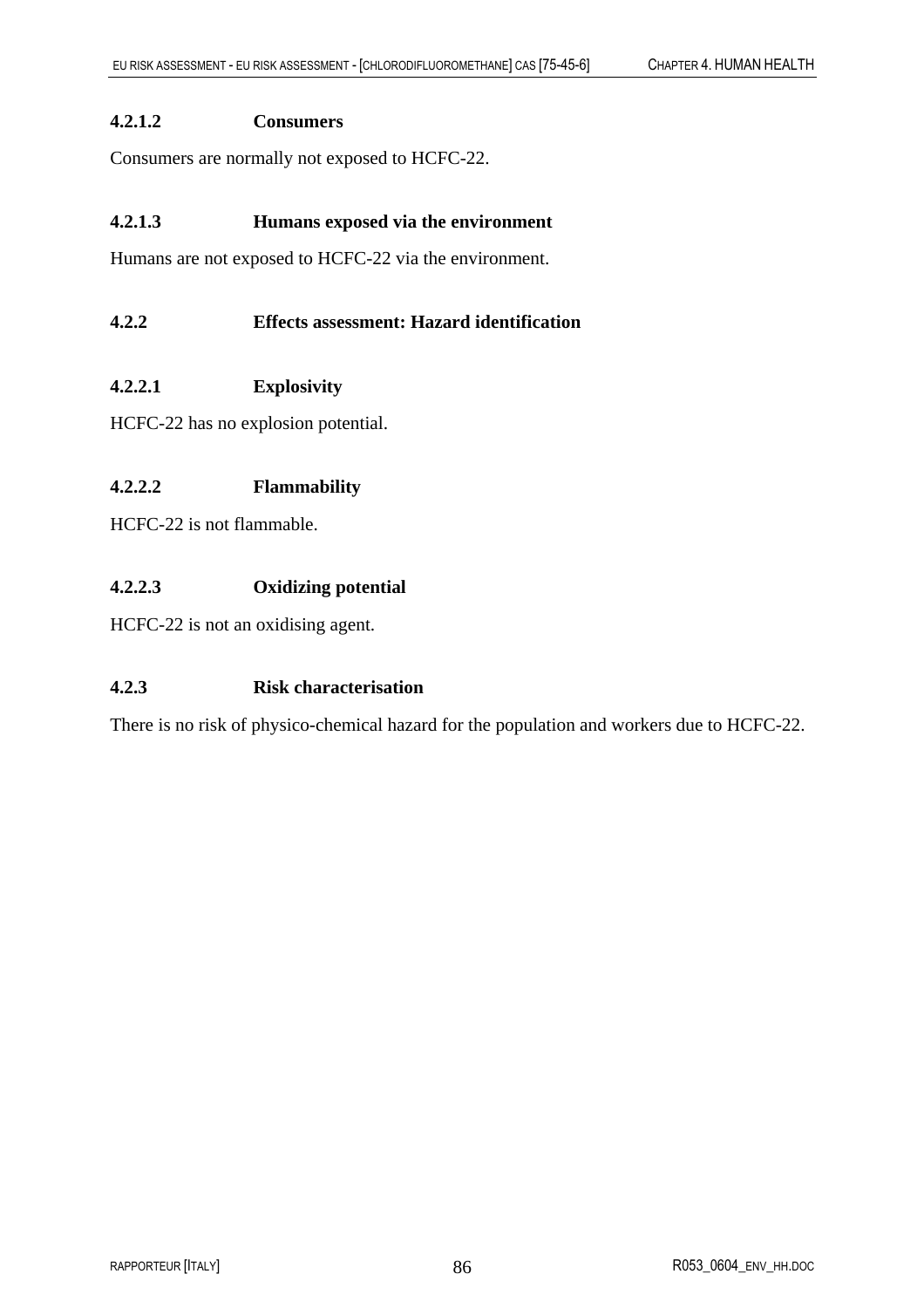#### 4.2.1.2 Consumers

Consumers are normally not exposed to HCFC-22.

#### 4.2.1.3 Humans exposed via the environment

Humans are not exposed to HCFC-22 via the environment.

### 4.2.2 Effects assessment: Hazard identification

#### 4.2.2.1 Explosivity

HCFC-22 has no explosion potential.

#### 4.2.2.2 Flammability

HCFC-22 is not flammable.

#### 4.2.2.3 Oxidizing potential

HCFC-22 is not an oxidising agent.

### 4.2.3 Risk characterisation

There is no risk of physico-chemical hazard for the population and workers due to HCFC-22.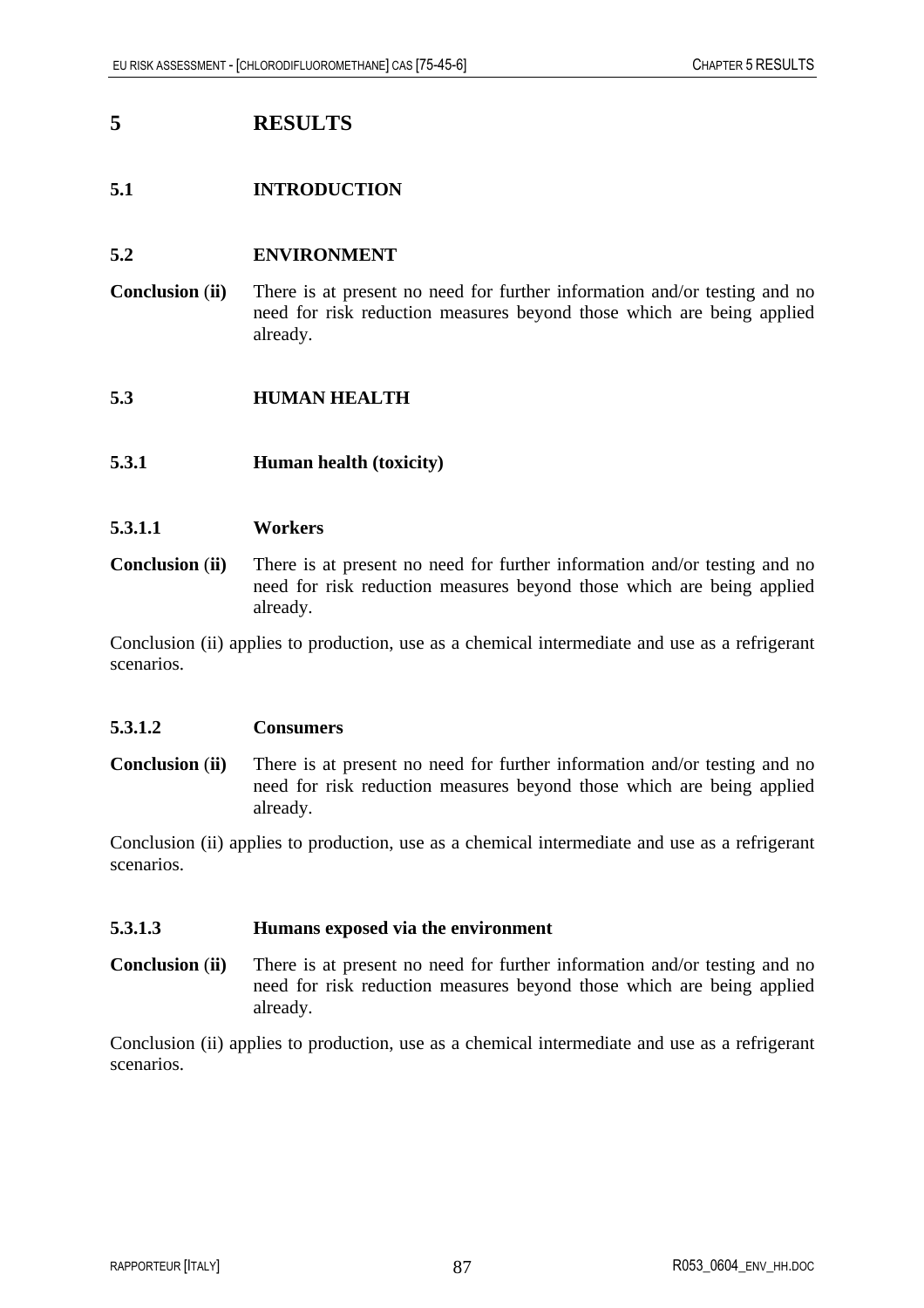# 5 RESULTS

## 5.1 INTRODUCTION

## 5.2 ENVIRONMENT

**Conclusion (ii)** There is at present no need for further information and/or testing and no need for risk reduction measures beyond those which are being applied already.

## 5.3 HUMAN HEALTH

### 5.3.1 Human health (toxicity)

#### 5.3.1.1 Workers

**Conclusion (ii)** There is at present no need for further information and/or testing and no need for risk reduction measures beyond those which are being applied already.

Conclusion (ii) applies to production, use as a chemical intermediate and use as a refrigerant scenarios.

#### 5.3.1.2 Consumers

**Conclusion (ii)** There is at present no need for further information and/or testing and no need for risk reduction measures beyond those which are being applied already.

Conclusion (ii) applies to production, use as a chemical intermediate and use as a refrigerant scenarios.

#### 5.3.1.3 Humans exposed via the environment

**Conclusion (ii)** There is at present no need for further information and/or testing and no need for risk reduction measures beyond those which are being applied already.

Conclusion (ii) applies to production, use as a chemical intermediate and use as a refrigerant scenarios.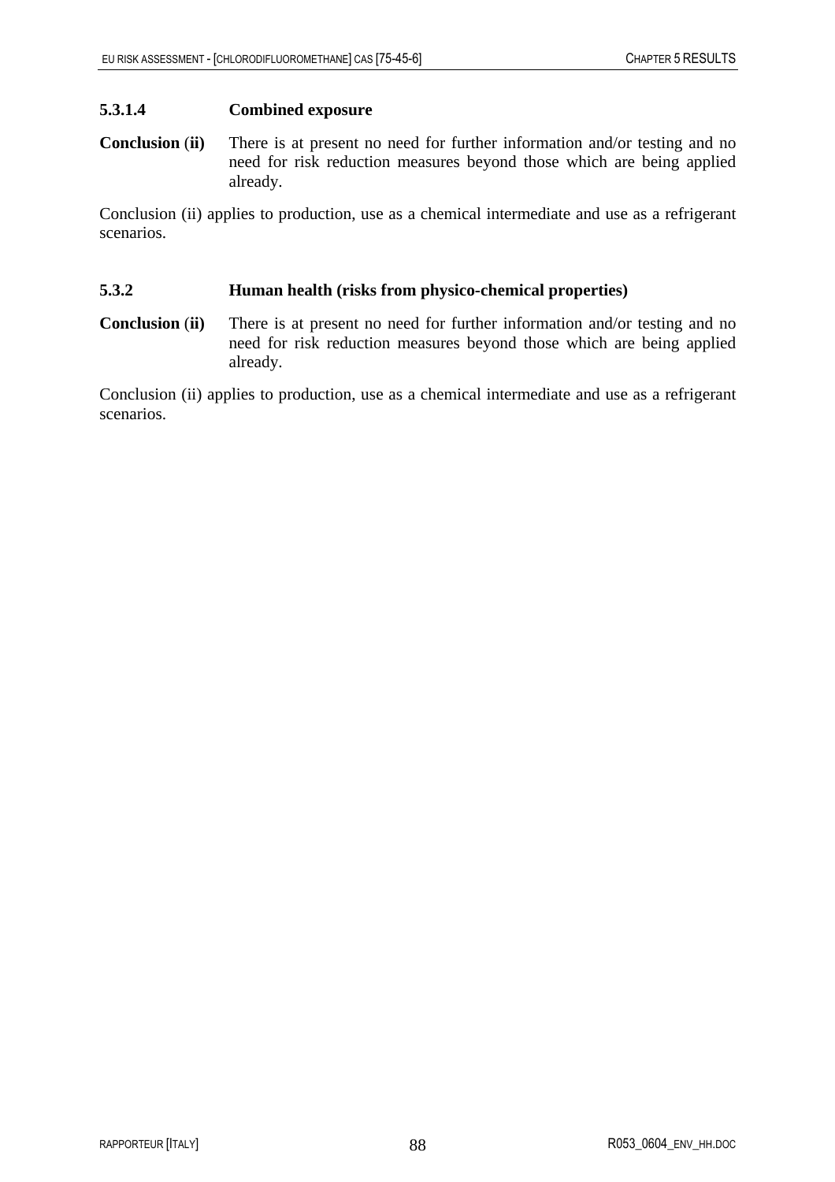#### 5.3.1.4 Combined exposure

**Conclusion (ii)** There is at present no need for further information and/or testing and no need for risk reduction measures beyond those which are being applied already.

Conclusion (ii) applies to production, use as a chemical intermediate and use as a refrigerant scenarios.

### 5.3.2 Human health (risks from physico-chemical properties)

**Conclusion (ii)** There is at present no need for further information and/or testing and no need for risk reduction measures beyond those which are being applied already.

Conclusion (ii) applies to production, use as a chemical intermediate and use as a refrigerant scenarios.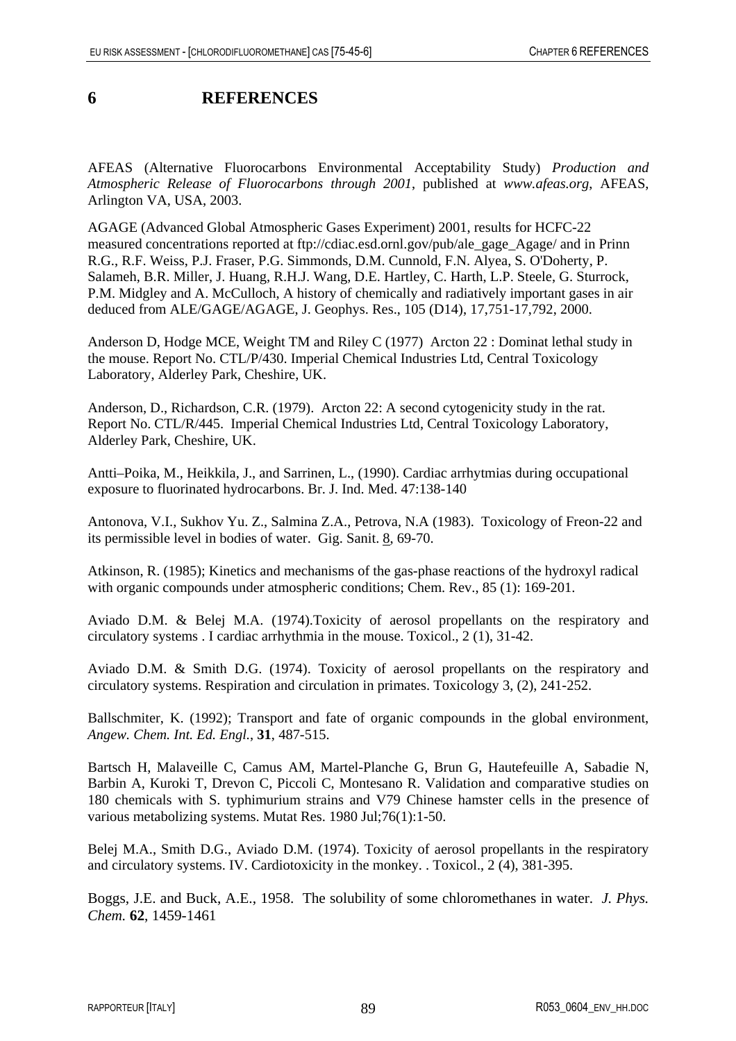# 6 REFERENCES

AFEAS (Alternative Fluorocarbons Environmental Acceptability Study) *Production and Atmospheric Release of Fluorocarbons through 2001*, published at *www.afeas.org*, AFEAS, Arlington VA, USA, 2003.

AGAGE (Advanced Global Atmospheric Gases Experiment) 2001, results for HCFC-22 measured concentrations reported at ftp://cdiac.esd.ornl.gov/pub/ale_gage_Agage/ and in Prinn R.G., R.F. Weiss, P.J. Fraser, P.G. Simmonds, D.M. Cunnold, F.N. Alyea, S. O'Doherty, P. Salameh, B.R. Miller, J. Huang, R.H.J. Wang, D.E. Hartley, C. Harth, L.P. Steele, G. Sturrock, P.M. Midgley and A. McCulloch, A history of chemically and radiatively important gases in air deduced from ALE/GAGE/AGAGE, J. Geophys. Res., 105 (D14), 17,751-17,792, 2000.

Anderson D, Hodge MCE, Weight TM and Riley C (1977) Arcton 22 : Dominat lethal study in the mouse. Report No. CTL/P/430. Imperial Chemical Industries Ltd, Central Toxicology Laboratory, Alderley Park, Cheshire, UK.

Anderson, D., Richardson, C.R. (1979). Arcton 22: A second cytogenicity study in the rat. Report No. CTL/R/445. Imperial Chemical Industries Ltd, Central Toxicology Laboratory, Alderley Park, Cheshire, UK.

Antti–Poika, M., Heikkila, J., and Sarrinen, L., (1990). Cardiac arrhytmias during occupational exposure to fluorinated hydrocarbons. Br. J. Ind. Med. 47:138-140

Antonova, V.I., Sukhov Yu. Z., Salmina Z.A., Petrova, N.A (1983). Toxicology of Freon-22 and its permissible level in bodies of water. Gig. Sanit. 8, 69-70.

Atkinson, R. (1985); Kinetics and mechanisms of the gas-phase reactions of the hydroxyl radical with organic compounds under atmospheric conditions; Chem. Rev., 85 (1): 169-201.

Aviado D.M. & Belej M.A. (1974).Toxicity of aerosol propellants on the respiratory and circulatory systems . I cardiac arrhythmia in the mouse. Toxicol., 2 (1), 31-42.

Aviado D.M. & Smith D.G. (1974). Toxicity of aerosol propellants on the respiratory and circulatory systems. Respiration and circulation in primates. Toxicology 3, (2), 241-252.

Ballschmiter, K. (1992); Transport and fate of organic compounds in the global environment, *Angew. Chem. Int. Ed. Engl.*, **31**, 487-515.

Bartsch H, Malaveille C, Camus AM, Martel-Planche G, Brun G, Hautefeuille A, Sabadie N, Barbin A, Kuroki T, Drevon C, Piccoli C, Montesano R. Validation and comparative studies on 180 chemicals with S. typhimurium strains and V79 Chinese hamster cells in the presence of various metabolizing systems. Mutat Res. 1980 Jul;76(1):1-50.

Belej M.A., Smith D.G., Aviado D.M. (1974). Toxicity of aerosol propellants in the respiratory and circulatory systems. IV. Cardiotoxicity in the monkey. . Toxicol., 2 (4), 381-395.

Boggs, J.E. and Buck, A.E., 1958. The solubility of some chloromethanes in water. *J. Phys. Chem.* **62**, 1459-1461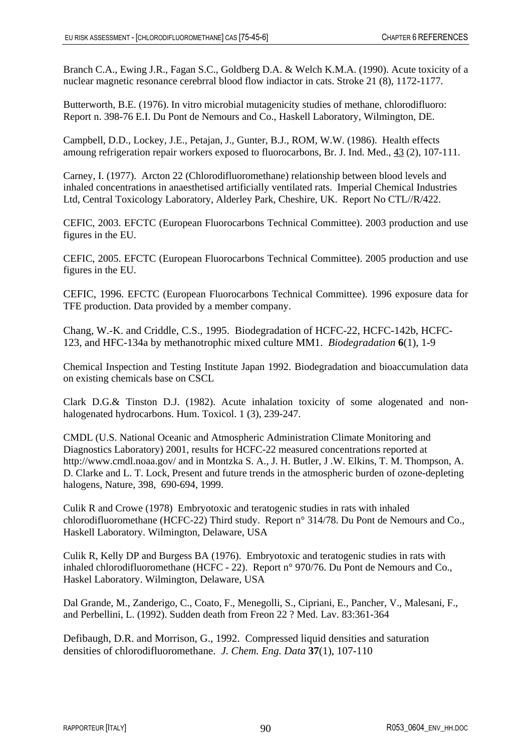Branch C.A., Ewing J.R., Fagan S.C., Goldberg D.A. & Welch K.M.A. (1990). Acute toxicity of a nuclear magnetic resonance cerebrral blood flow indiactor in cats. Stroke 21 (8), 1172-1177.

Butterworth, B.E. (1976). In vitro microbial mutagenicity studies of methane, chlorodifluoro: Report n. 398-76 E.I. Du Pont de Nemours and Co., Haskell Laboratory, Wilmington, DE.

Campbell, D.D., Lockey, J.E., Petajan, J., Gunter, B.J., ROM, W.W. (1986). Health effects amoung refrigeration repair workers exposed to fluorocarbons, Br. J. Ind. Med., 43 (2), 107-111.

Carney, I. (1977). Arcton 22 (Chlorodifluoromethane) relationship between blood levels and inhaled concentrations in anaesthetised artificially ventilated rats. Imperial Chemical Industries Ltd, Central Toxicology Laboratory, Alderley Park, Cheshire, UK. Report No CTL//R/422.

CEFIC, 2003. EFCTC (European Fluorocarbons Technical Committee). 2003 production and use figures in the EU.

CEFIC, 2005. EFCTC (European Fluorocarbons Technical Committee). 2005 production and use figures in the EU.

CEFIC, 1996. EFCTC (European Fluorocarbons Technical Committee). 1996 exposure data for TFE production. Data provided by a member company.

Chang, W.-K. and Criddle, C.S., 1995. Biodegradation of HCFC-22, HCFC-142b, HCFC-123, and HFC-134a by methanotrophic mixed culture MM1. *Biodegradation* **6**(1), 1-9

Chemical Inspection and Testing Institute Japan 1992. Biodegradation and bioaccumulation data on existing chemicals base on CSCL

Clark D.G.& Tinston D.J. (1982). Acute inhalation toxicity of some alogenated and non-halogenated hydrocarbons. Hum. Toxicol. 1 (3), 239-247.

CMDL (U.S. National Oceanic and Atmospheric Administration Climate Monitoring and Diagnostics Laboratory) 2001, results for HCFC-22 measured concentrations reported at http://www.cmdl.noaa.gov/ and in Montzka S. A., J. H. Butler, J .W. Elkins, T. M. Thompson, A. D. Clarke and L. T. Lock, Present and future trends in the atmospheric burden of ozone-depleting halogens, Nature, 398, 690-694, 1999.

Culik R and Crowe (1978) Embryotoxic and teratogenic studies in rats with inhaled chlorodifluoromethane (HCFC-22) Third study. Report n° 314/78. Du Pont de Nemours and Co., Haskell Laboratory. Wilmington, Delaware, USA

Culik R, Kelly DP and Burgess BA (1976). Embryotoxic and teratogenic studies in rats with inhaled chlorodifluoromethane (HCFC - 22). Report n° 970/76. Du Pont de Nemours and Co., Haskel Laboratory. Wilmington, Delaware, USA

Dal Grande, M., Zanderigo, C., Coato, F., Menegolli, S., Cipriani, E., Pancher, V., Malesani, F., and Perbellini, L. (1992). Sudden death from Freon 22 ? Med. Lav. 83:361-364

Defibaugh, D.R. and Morrison, G., 1992. Compressed liquid densities and saturation densities of chlorodifluoromethane. *J. Chem. Eng. Data* **37**(1), 107-110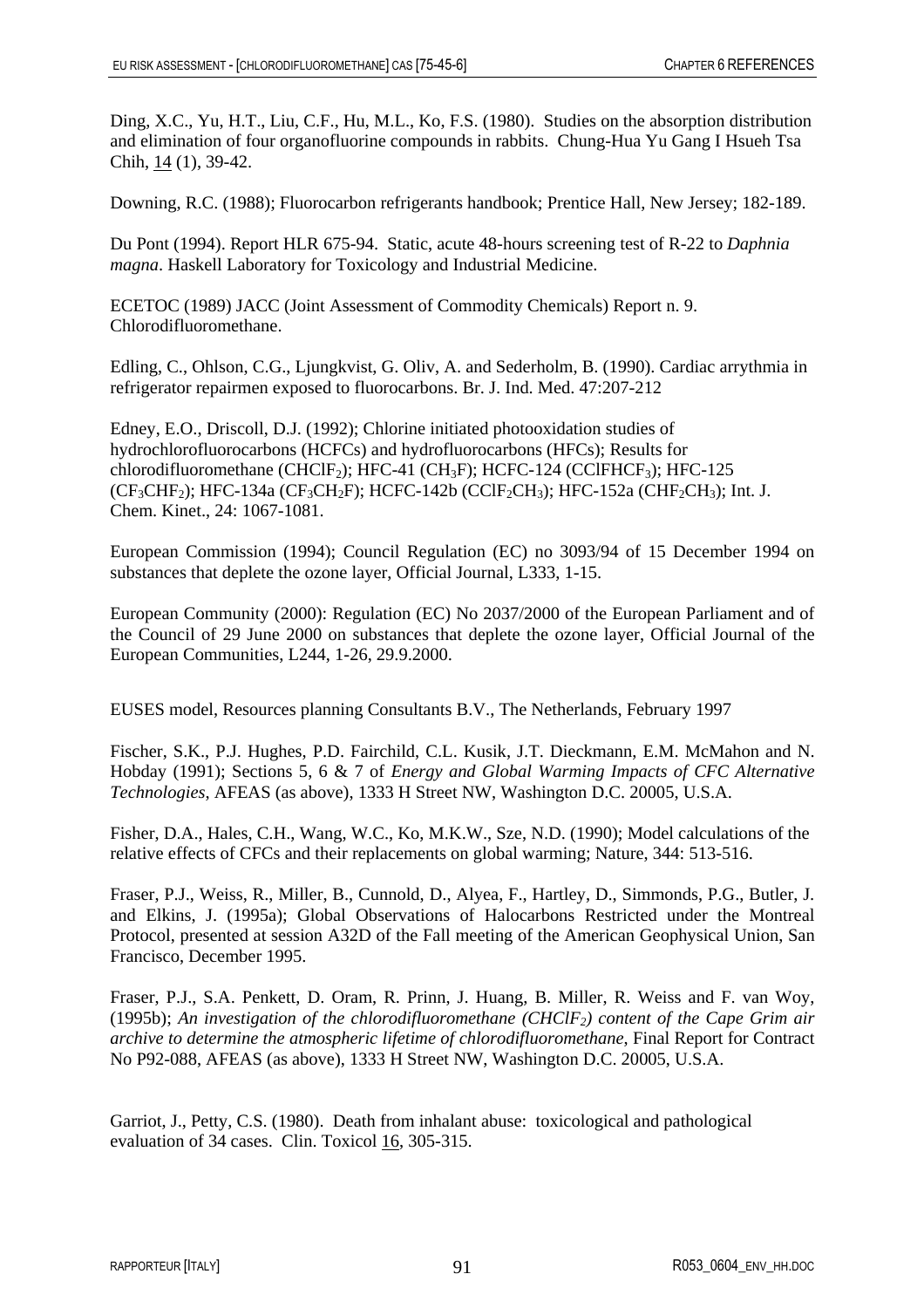Ding, X.C., Yu, H.T., Liu, C.F., Hu, M.L., Ko, F.S. (1980). Studies on the absorption distribution and elimination of four organofluorine compounds in rabbits. Chung-Hua Yu Gang I Hsueh Tsa Chih, 14 (1), 39-42.

Downing, R.C. (1988); Fluorocarbon refrigerants handbook; Prentice Hall, New Jersey; 182-189.

Du Pont (1994). Report HLR 675-94. Static, acute 48-hours screening test of R-22 to *Daphnia magna*. Haskell Laboratory for Toxicology and Industrial Medicine.

ECETOC (1989) JACC (Joint Assessment of Commodity Chemicals) Report n. 9. Chlorodifluoromethane.

Edling, C., Ohlson, C.G., Ljungkvist, G. Oliv, A. and Sederholm, B. (1990). Cardiac arrythmia in refrigerator repairmen exposed to fluorocarbons. Br. J. Ind. Med. 47:207-212

Edney, E.O., Driscoll, D.J. (1992); Chlorine initiated photooxidation studies of hydrochlorofluorocarbons (HCFCs) and hydrofluorocarbons (HFCs); Results for chlorodifluoromethane ($CHClF_2$); HFC-41 ($CH_3F$); HCFC-124 ($CClFHCF_3$); HFC-125 ($CF_3CHF_2$); HFC-134a ($CF_3CH_2F$); HCFC-142b ($CClF_2CH_3$); HFC-152a ($CHF_2CH_3$); Int. J. Chem. Kinet., 24: 1067-1081.

European Commission (1994); Council Regulation (EC) no 3093/94 of 15 December 1994 on substances that deplete the ozone layer, Official Journal, L333, 1-15.

European Community (2000): Regulation (EC) No 2037/2000 of the European Parliament and of the Council of 29 June 2000 on substances that deplete the ozone layer, Official Journal of the European Communities, L244, 1-26, 29.9.2000.

EUSES model, Resources planning Consultants B.V., The Netherlands, February 1997

Fischer, S.K., P.J. Hughes, P.D. Fairchild, C.L. Kusik, J.T. Dieckmann, E.M. McMahon and N. Hobday (1991); Sections 5, 6 & 7 of *Energy and Global Warming Impacts of CFC Alternative Technologies*, AFEAS (as above), 1333 H Street NW, Washington D.C. 20005, U.S.A.

Fisher, D.A., Hales, C.H., Wang, W.C., Ko, M.K.W., Sze, N.D. (1990); Model calculations of the relative effects of CFCs and their replacements on global warming; Nature, 344: 513-516.

Fraser, P.J., Weiss, R., Miller, B., Cunnold, D., Alyea, F., Hartley, D., Simmonds, P.G., Butler, J. and Elkins, J. (1995a); Global Observations of Halocarbons Restricted under the Montreal Protocol, presented at session A32D of the Fall meeting of the American Geophysical Union, San Francisco, December 1995.

Fraser, P.J., S.A. Penkett, D. Oram, R. Prinn, J. Huang, B. Miller, R. Weiss and F. van Woy, (1995b); *An investigation of the chlorodifluoromethane ($CHClF_2$) content of the Cape Grim air archive to determine the atmospheric lifetime of chlorodifluoromethane*, Final Report for Contract No P92-088, AFEAS (as above), 1333 H Street NW, Washington D.C. 20005, U.S.A.

Garriot, J., Petty, C.S. (1980). Death from inhalant abuse: toxicological and pathological evaluation of 34 cases. Clin. Toxicol 16, 305-315.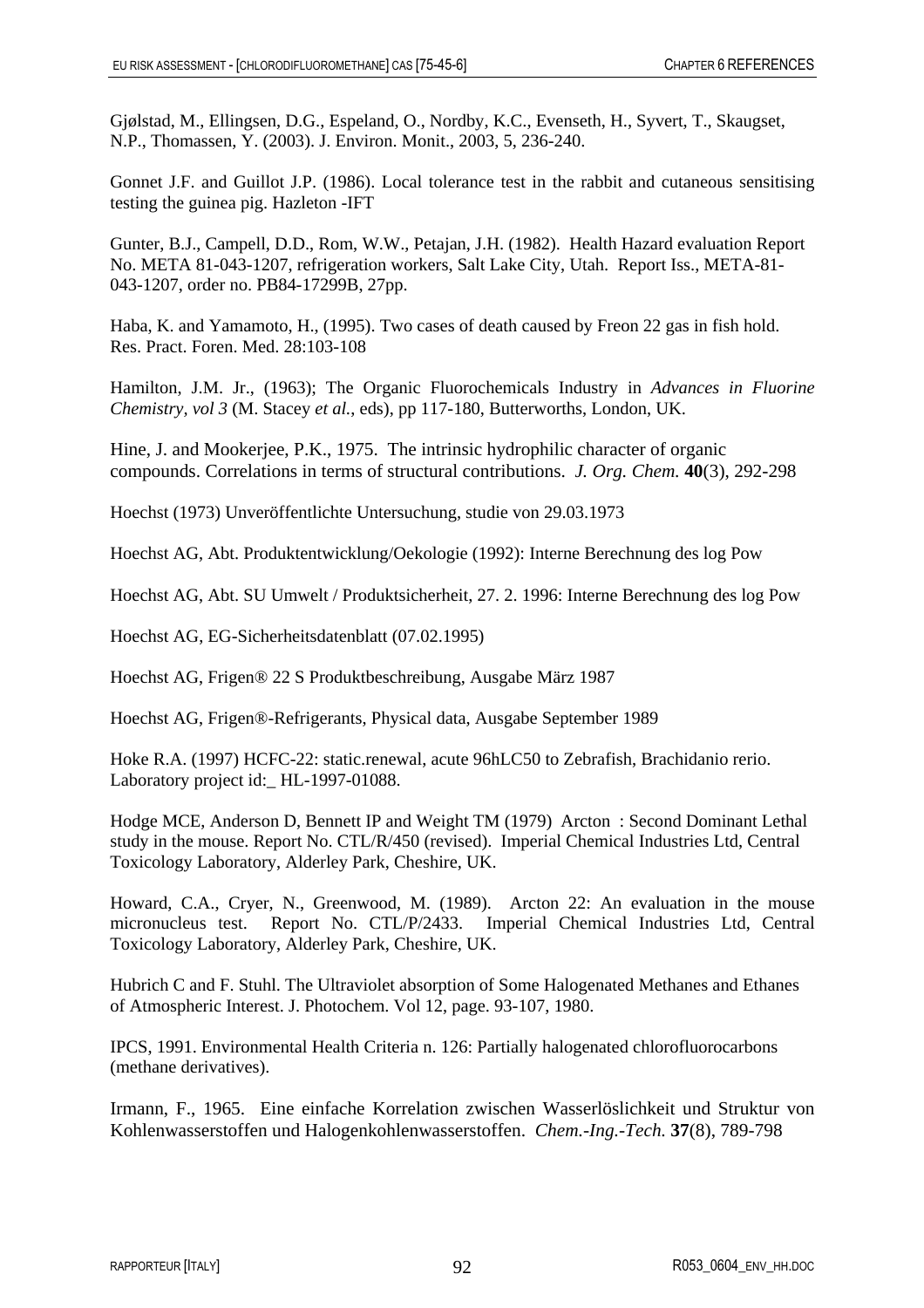Gjølstad, M., Ellingsen, D.G., Espeland, O., Nordby, K.C., Evenseth, H., Syvert, T., Skaugset, N.P., Thomassen, Y. (2003). J. Environ. Monit., 2003, 5, 236-240.

Gonnet J.F. and Guillot J.P. (1986). Local tolerance test in the rabbit and cutaneous sensitising testing the guinea pig. Hazleton -IFT

Gunter, B.J., Campell, D.D., Rom, W.W., Petajan, J.H. (1982). Health Hazard evaluation Report No. META 81-043-1207, refrigeration workers, Salt Lake City, Utah. Report Iss., META-81-043-1207, order no. PB84-17299B, 27pp.

Haba, K. and Yamamoto, H., (1995). Two cases of death caused by Freon 22 gas in fish hold. Res. Pract. Foren. Med. 28:103-108

Hamilton, J.M. Jr., (1963); The Organic Fluorochemicals Industry in *Advances in Fluorine Chemistry, vol 3* (M. Stacey *et al.*, eds), pp 117-180, Butterworths, London, UK.

Hine, J. and Mookerjee, P.K., 1975. The intrinsic hydrophilic character of organic compounds. Correlations in terms of structural contributions. *J. Org. Chem.* **40**(3), 292-298

Hoechst (1973) Unveröffentlichte Untersuchung, studie von 29.03.1973

Hoechst AG, Abt. Produktentwicklung/Oekologie (1992): Interne Berechnung des log Pow

Hoechst AG, Abt. SU Umwelt / Produktsicherheit, 27. 2. 1996: Interne Berechnung des log Pow

Hoechst AG, EG-Sicherheitsdatenblatt (07.02.1995)

Hoechst AG, Frigen® 22 S Produktbeschreibung, Ausgabe März 1987

Hoechst AG, Frigen®-Refrigerants, Physical data, Ausgabe September 1989

Hoke R.A. (1997) HCFC-22: static.renewal, acute 96hLC50 to Zebrafish, Brachidanio rerio. Laboratory project id:_ HL-1997-01088.

Hodge MCE, Anderson D, Bennett IP and Weight TM (1979) Arcton : Second Dominant Lethal study in the mouse. Report No. CTL/R/450 (revised). Imperial Chemical Industries Ltd, Central Toxicology Laboratory, Alderley Park, Cheshire, UK.

Howard, C.A., Cryer, N., Greenwood, M. (1989). Arcton 22: An evaluation in the mouse micronucleus test. Report No. CTL/P/2433. Imperial Chemical Industries Ltd, Central Toxicology Laboratory, Alderley Park, Cheshire, UK.

Hubrich C and F. Stuhl. The Ultraviolet absorption of Some Halogenated Methanes and Ethanes of Atmospheric Interest. J. Photochem. Vol 12, page. 93-107, 1980.

IPCS, 1991. Environmental Health Criteria n. 126: Partially halogenated chlorofluorocarbons (methane derivatives).

Irmann, F., 1965. Eine einfache Korrelation zwischen Wasserlöslichkeit und Struktur von Kohlenwasserstoffen und Halogenkohlenwasserstoffen. *Chem.-Ing.-Tech.* **37**(8), 789-798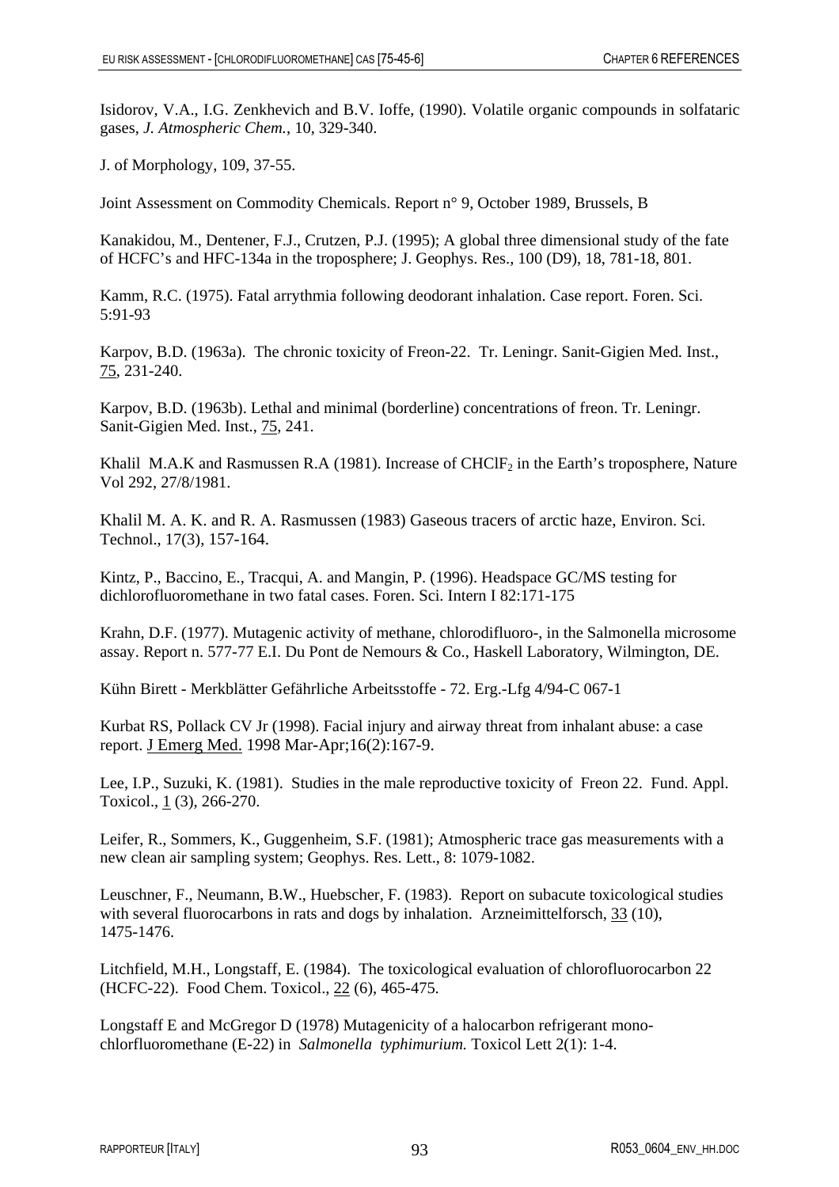Isidorov, V.A., I.G. Zenkhevich and B.V. Ioffe, (1990). Volatile organic compounds in solfataric gases, *J. Atmospheric Chem.*, 10, 329-340.

J. of Morphology, 109, 37-55.

Joint Assessment on Commodity Chemicals. Report n° 9, October 1989, Brussels, B

Kanakidou, M., Dentener, F.J., Crutzen, P.J. (1995); A global three dimensional study of the fate of HCFC's and HFC-134a in the troposphere; J. Geophys. Res., 100 (D9), 18, 781-18, 801.

Kamm, R.C. (1975). Fatal arrythmia following deodorant inhalation. Case report. Foren. Sci. 5:91-93

Karpov, B.D. (1963a). The chronic toxicity of Freon-22. Tr. Leningr. Sanit-Gigien Med. Inst., 75, 231-240.

Karpov, B.D. (1963b). Lethal and minimal (borderline) concentrations of freon. Tr. Leningr. Sanit-Gigien Med. Inst., 75, 241.

Khalil M.A.K and Rasmussen R.A (1981). Increase of $CHClF_2$ in the Earth's troposphere, Nature Vol 292, 27/8/1981.

Khalil M. A. K. and R. A. Rasmussen (1983) Gaseous tracers of arctic haze, Environ. Sci. Technol., 17(3), 157-164.

Kintz, P., Baccino, E., Tracqui, A. and Mangin, P. (1996). Headspace GC/MS testing for dichlorofluoromethane in two fatal cases. Foren. Sci. Intern I 82:171-175

Krahn, D.F. (1977). Mutagenic activity of methane, chlorodifluoro-, in the Salmonella microsome assay. Report n. 577-77 E.I. Du Pont de Nemours & Co., Haskell Laboratory, Wilmington, DE.

Kühn Birett - Merkblätter Gefährliche Arbeitsstoffe - 72. Erg.-Lfg 4/94-C 067-1

Kurbat RS, Pollack CV Jr (1998). Facial injury and airway threat from inhalant abuse: a case report. J Emerg Med. 1998 Mar-Apr;16(2):167-9.

Lee, I.P., Suzuki, K. (1981). Studies in the male reproductive toxicity of Freon 22. Fund. Appl. Toxicol., 1 (3), 266-270.

Leifer, R., Sommers, K., Guggenheim, S.F. (1981); Atmospheric trace gas measurements with a new clean air sampling system; Geophys. Res. Lett., 8: 1079-1082.

Leuschner, F., Neumann, B.W., Huebscher, F. (1983). Report on subacute toxicological studies with several fluorocarbons in rats and dogs by inhalation. Arzneimittelforsch, 33 (10), 1475-1476.

Litchfield, M.H., Longstaff, E. (1984). The toxicological evaluation of chlorofluorocarbon 22 (HCFC-22). Food Chem. Toxicol., 22 (6), 465-475.

Longstaff E and McGregor D (1978) Mutagenicity of a halocarbon refrigerant monochlorfluoromethane (E-22) in *Salmonella typhimurium.* Toxicol Lett 2(1): 1-4.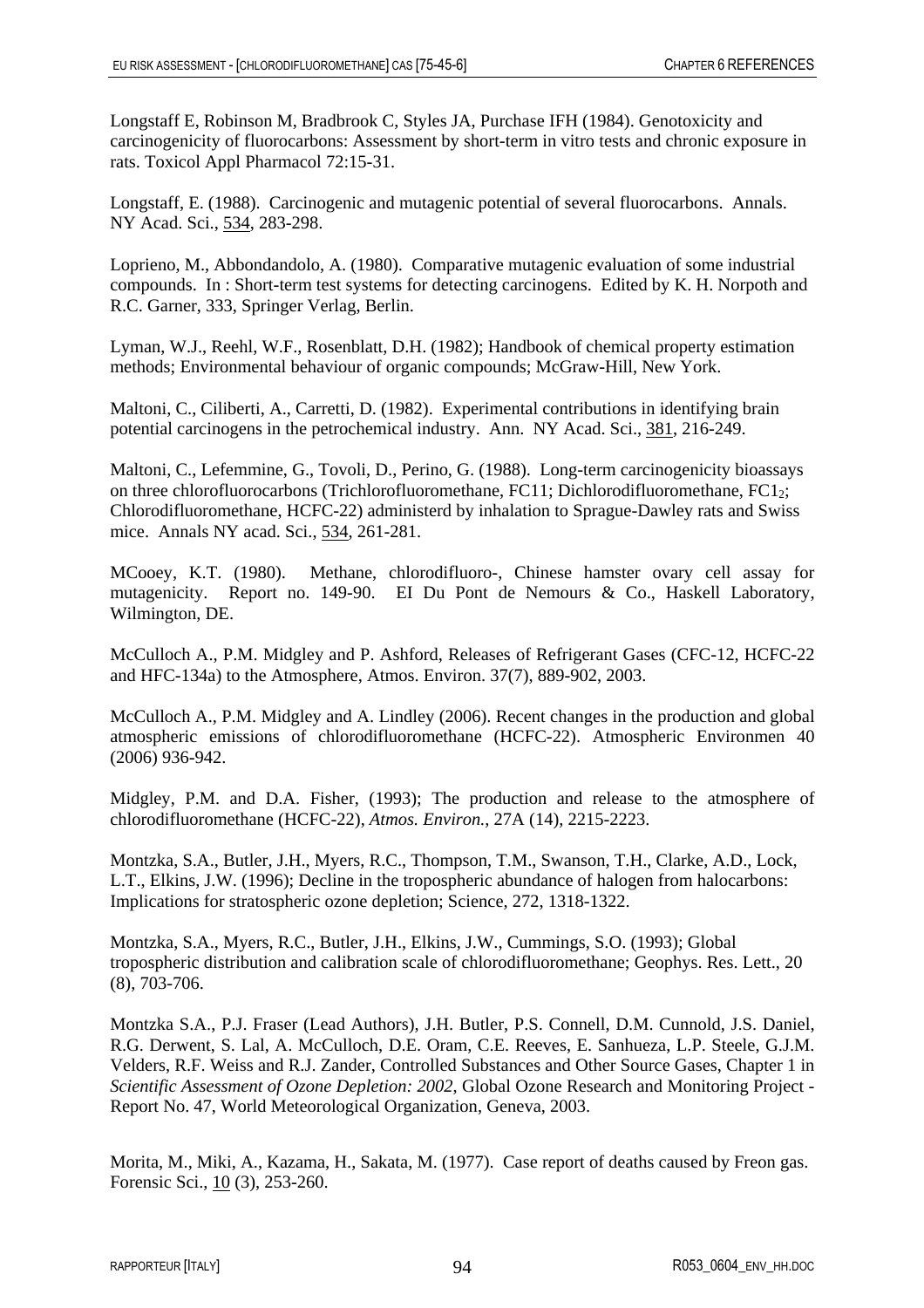Longstaff E, Robinson M, Bradbrook C, Styles JA, Purchase IFH (1984). Genotoxicity and carcinogenicity of fluorocarbons: Assessment by short-term in vitro tests and chronic exposure in rats. Toxicol Appl Pharmacol 72:15-31.

Longstaff, E. (1988). Carcinogenic and mutagenic potential of several fluorocarbons. Annals. NY Acad. Sci., 534, 283-298.

Loprieno, M., Abbondandolo, A. (1980). Comparative mutagenic evaluation of some industrial compounds. In : Short-term test systems for detecting carcinogens. Edited by K. H. Norpoth and R.C. Garner, 333, Springer Verlag, Berlin.

Lyman, W.J., Reehl, W.F., Rosenblatt, D.H. (1982); Handbook of chemical property estimation methods; Environmental behaviour of organic compounds; McGraw-Hill, New York.

Maltoni, C., Ciliberti, A., Carretti, D. (1982). Experimental contributions in identifying brain potential carcinogens in the petrochemical industry. Ann. NY Acad. Sci., 381, 216-249.

Maltoni, C., Lefemmine, G., Tovoli, D., Perino, G. (1988). Long-term carcinogenicity bioassays on three chlorofluorocarbons (Trichlorofluoromethane, FC11; Dichlorodifluoromethane, $FC1_2$; Chlorodifluoromethane, HCFC-22) administerd by inhalation to Sprague-Dawley rats and Swiss mice. Annals NY acad. Sci., 534, 261-281.

MCooey, K.T. (1980). Methane, chlorodifluoro-, Chinese hamster ovary cell assay for mutagenicity. Report no. 149-90. EI Du Pont de Nemours & Co., Haskell Laboratory, Wilmington, DE.

McCulloch A., P.M. Midgley and P. Ashford, Releases of Refrigerant Gases (CFC-12, HCFC-22 and HFC-134a) to the Atmosphere, Atmos. Environ. 37(7), 889-902, 2003.

McCulloch A., P.M. Midgley and A. Lindley (2006). Recent changes in the production and global atmospheric emissions of chlorodifluoromethane (HCFC-22). Atmospheric Environmen 40 (2006) 936-942.

Midgley, P.M. and D.A. Fisher, (1993); The production and release to the atmosphere of chlorodifluoromethane (HCFC-22), *Atmos. Environ.*, 27A (14), 2215-2223.

Montzka, S.A., Butler, J.H., Myers, R.C., Thompson, T.M., Swanson, T.H., Clarke, A.D., Lock, L.T., Elkins, J.W. (1996); Decline in the tropospheric abundance of halogen from halocarbons: Implications for stratospheric ozone depletion; Science, 272, 1318-1322.

Montzka, S.A., Myers, R.C., Butler, J.H., Elkins, J.W., Cummings, S.O. (1993); Global tropospheric distribution and calibration scale of chlorodifluoromethane; Geophys. Res. Lett., 20 (8), 703-706.

Montzka S.A., P.J. Fraser (Lead Authors), J.H. Butler, P.S. Connell, D.M. Cunnold, J.S. Daniel, R.G. Derwent, S. Lal, A. McCulloch, D.E. Oram, C.E. Reeves, E. Sanhueza, L.P. Steele, G.J.M. Velders, R.F. Weiss and R.J. Zander, Controlled Substances and Other Source Gases, Chapter 1 in *Scientific Assessment of Ozone Depletion: 2002*, Global Ozone Research and Monitoring Project - Report No. 47, World Meteorological Organization, Geneva, 2003.

Morita, M., Miki, A., Kazama, H., Sakata, M. (1977). Case report of deaths caused by Freon gas. Forensic Sci., 10 (3), 253-260.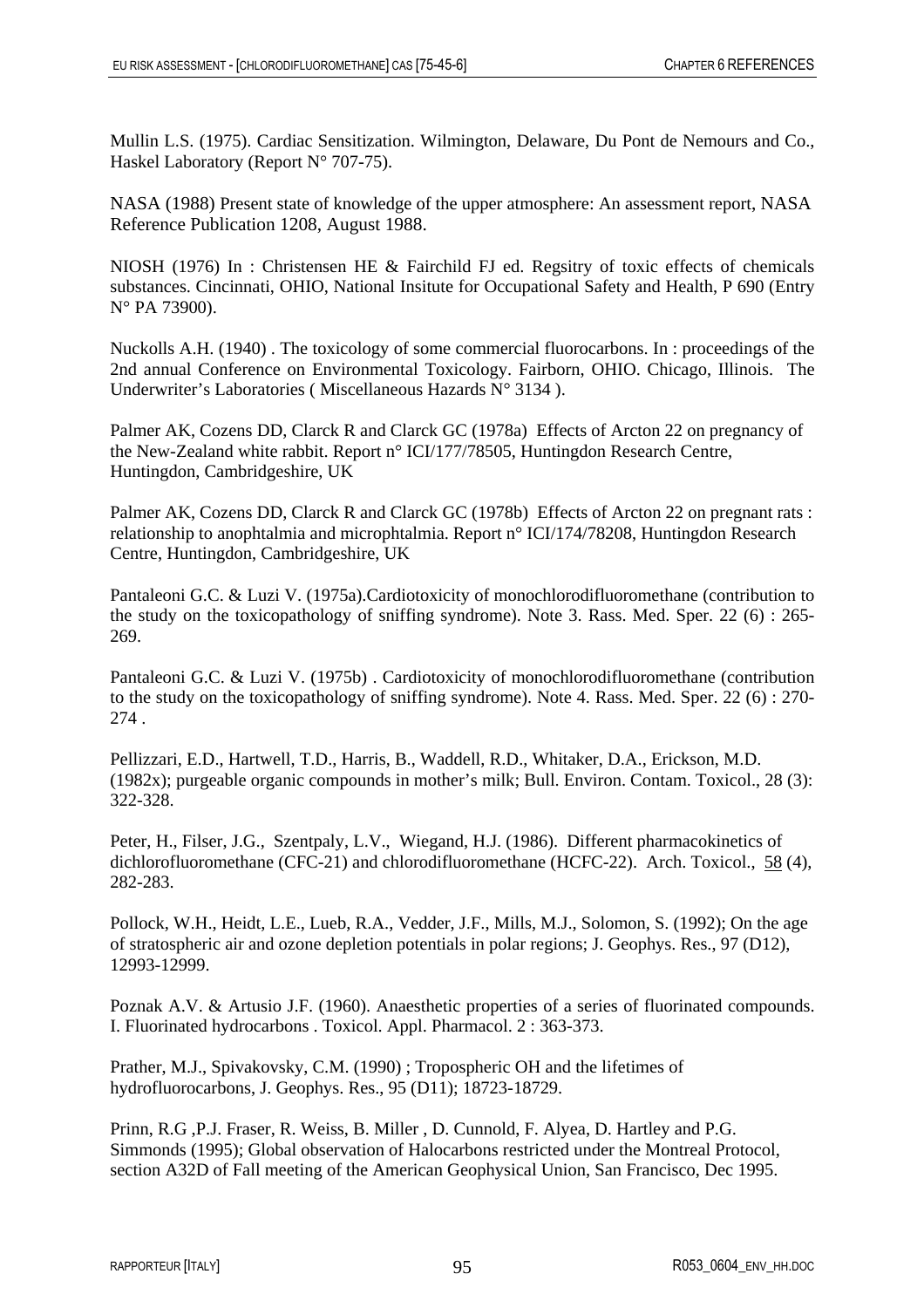Mullin L.S. (1975). Cardiac Sensitization. Wilmington, Delaware, Du Pont de Nemours and Co., Haskel Laboratory (Report N° 707-75).

NASA (1988) Present state of knowledge of the upper atmosphere: An assessment report, NASA Reference Publication 1208, August 1988.

NIOSH (1976) In : Christensen HE & Fairchild FJ ed. Regsitry of toxic effects of chemicals substances. Cincinnati, OHIO, National Insitute for Occupational Safety and Health, P 690 (Entry N° PA 73900).

Nuckolls A.H. (1940) . The toxicology of some commercial fluorocarbons. In : proceedings of the 2nd annual Conference on Environmental Toxicology. Fairborn, OHIO. Chicago, Illinois. The Underwriter's Laboratories ( Miscellaneous Hazards N° 3134 ).

Palmer AK, Cozens DD, Clarck R and Clarck GC (1978a) Effects of Arcton 22 on pregnancy of the New-Zealand white rabbit. Report n° ICI/177/78505, Huntingdon Research Centre, Huntingdon, Cambridgeshire, UK

Palmer AK, Cozens DD, Clarck R and Clarck GC (1978b) Effects of Arcton 22 on pregnant rats : relationship to anophtalmia and microphtalmia. Report n° ICI/174/78208, Huntingdon Research Centre, Huntingdon, Cambridgeshire, UK

Pantaleoni G.C. & Luzi V. (1975a).Cardiotoxicity of monochlorodifluoromethane (contribution to the study on the toxicopathology of sniffing syndrome). Note 3. Rass. Med. Sper. 22 (6) : 265-269.

Pantaleoni G.C. & Luzi V. (1975b) . Cardiotoxicity of monochlorodifluoromethane (contribution to the study on the toxicopathology of sniffing syndrome). Note 4. Rass. Med. Sper. 22 (6) : 270-274 .

Pellizzari, E.D., Hartwell, T.D., Harris, B., Waddell, R.D., Whitaker, D.A., Erickson, M.D. (1982x); purgeable organic compounds in mother's milk; Bull. Environ. Contam. Toxicol., 28 (3): 322-328.

Peter, H., Filser, J.G., Szentpaly, L.V., Wiegand, H.J. (1986). Different pharmacokinetics of dichlorofluoromethane (CFC-21) and chlorodifluoromethane (HCFC-22). Arch. Toxicol., 58 (4), 282-283.

Pollock, W.H., Heidt, L.E., Lueb, R.A., Vedder, J.F., Mills, M.J., Solomon, S. (1992); On the age of stratospheric air and ozone depletion potentials in polar regions; J. Geophys. Res., 97 (D12), 12993-12999.

Poznak A.V. & Artusio J.F. (1960). Anaesthetic properties of a series of fluorinated compounds. I. Fluorinated hydrocarbons . Toxicol. Appl. Pharmacol. 2 : 363-373.

Prather, M.J., Spivakovsky, C.M. (1990) ; Tropospheric OH and the lifetimes of hydrofluorocarbons, J. Geophys. Res., 95 (D11); 18723-18729.

Prinn, R.G ,P.J. Fraser, R. Weiss, B. Miller , D. Cunnold, F. Alyea, D. Hartley and P.G. Simmonds (1995); Global observation of Halocarbons restricted under the Montreal Protocol, section A32D of Fall meeting of the American Geophysical Union, San Francisco, Dec 1995.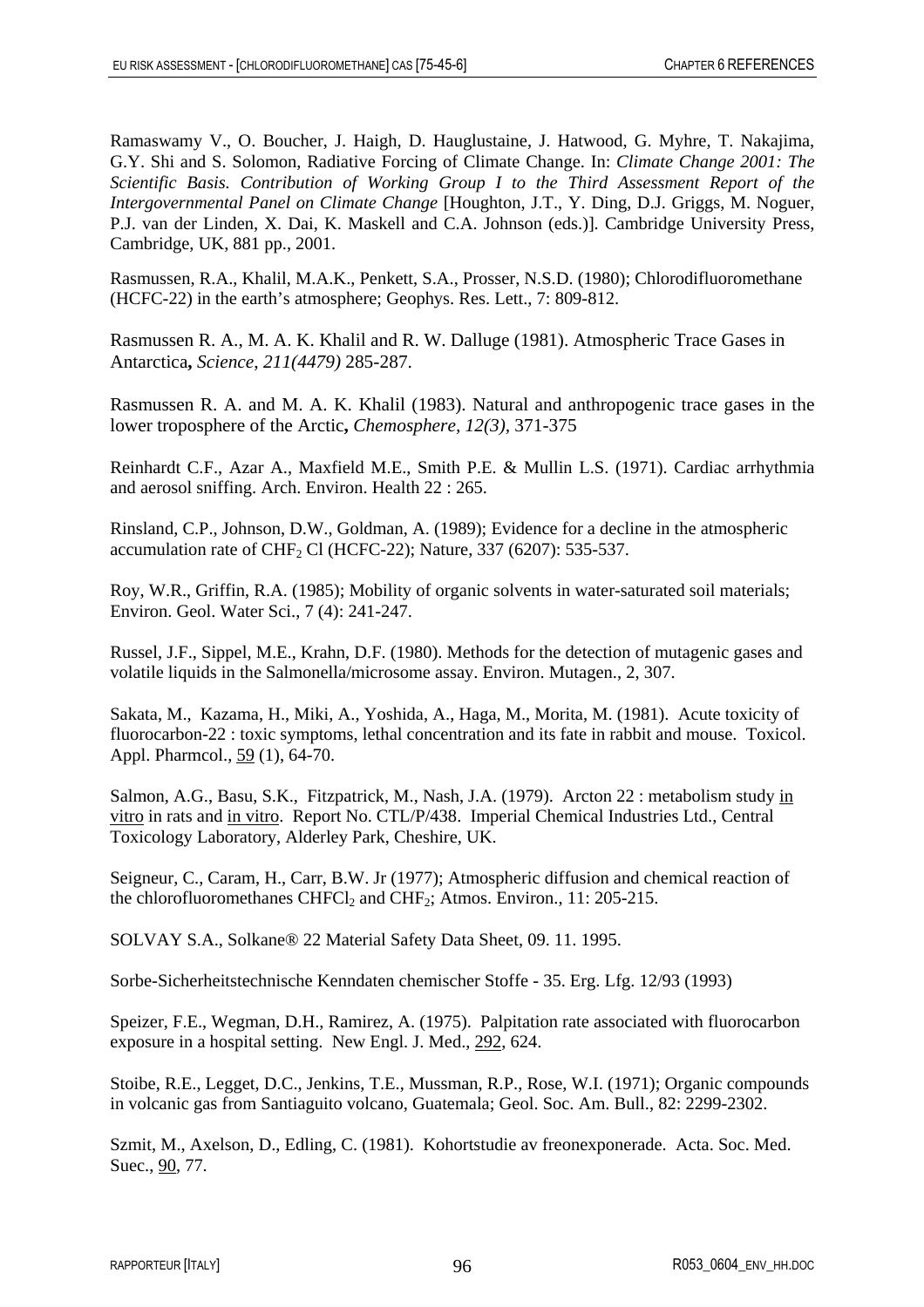Ramaswamy V., O. Boucher, J. Haigh, D. Hauglustaine, J. Hatwood, G. Myhre, T. Nakajima, G.Y. Shi and S. Solomon, Radiative Forcing of Climate Change. In: *Climate Change 2001: The Scientific Basis. Contribution of Working Group I to the Third Assessment Report of the Intergovernmental Panel on Climate Change* [Houghton, J.T., Y. Ding, D.J. Griggs, M. Noguer, P.J. van der Linden, X. Dai, K. Maskell and C.A. Johnson (eds.)]. Cambridge University Press, Cambridge, UK, 881 pp., 2001.

Rasmussen, R.A., Khalil, M.A.K., Penkett, S.A., Prosser, N.S.D. (1980); Chlorodifluoromethane (HCFC-22) in the earth's atmosphere; Geophys. Res. Lett., 7: 809-812.

Rasmussen R. A., M. A. K. Khalil and R. W. Dalluge (1981). Atmospheric Trace Gases in Antarctica**,** *Science, 211(4479)* 285-287.

Rasmussen R. A. and M. A. K. Khalil (1983). Natural and anthropogenic trace gases in the lower troposphere of the Arctic**,** *Chemosphere, 12(3),* 371-375

Reinhardt C.F., Azar A., Maxfield M.E., Smith P.E. & Mullin L.S. (1971). Cardiac arrhythmia and aerosol sniffing. Arch. Environ. Health 22 : 265.

Rinsland, C.P., Johnson, D.W., Goldman, A. (1989); Evidence for a decline in the atmospheric accumulation rate of $CHF_2$ Cl (HCFC-22); Nature, 337 (6207): 535-537.

Roy, W.R., Griffin, R.A. (1985); Mobility of organic solvents in water-saturated soil materials; Environ. Geol. Water Sci., 7 (4): 241-247.

Russel, J.F., Sippel, M.E., Krahn, D.F. (1980). Methods for the detection of mutagenic gases and volatile liquids in the Salmonella/microsome assay. Environ. Mutagen., 2, 307.

Sakata, M., Kazama, H., Miki, A., Yoshida, A., Haga, M., Morita, M. (1981). Acute toxicity of fluorocarbon-22 : toxic symptoms, lethal concentration and its fate in rabbit and mouse. Toxicol. Appl. Pharmcol., 59 (1), 64-70.

Salmon, A.G., Basu, S.K., Fitzpatrick, M., Nash, J.A. (1979). Arcton 22 : metabolism study in vitro in rats and in vitro. Report No. CTL/P/438. Imperial Chemical Industries Ltd., Central Toxicology Laboratory, Alderley Park, Cheshire, UK.

Seigneur, C., Caram, H., Carr, B.W. Jr (1977); Atmospheric diffusion and chemical reaction of the chlorofluoromethanes $CHFCl_2$ and $CHF_2$; Atmos. Environ., 11: 205-215.

SOLVAY S.A., Solkane® 22 Material Safety Data Sheet, 09. 11. 1995.

Sorbe-Sicherheitstechnische Kenndaten chemischer Stoffe - 35. Erg. Lfg. 12/93 (1993)

Speizer, F.E., Wegman, D.H., Ramirez, A. (1975). Palpitation rate associated with fluorocarbon exposure in a hospital setting. New Engl. J. Med., 292, 624.

Stoibe, R.E., Legget, D.C., Jenkins, T.E., Mussman, R.P., Rose, W.I. (1971); Organic compounds in volcanic gas from Santiaguito volcano, Guatemala; Geol. Soc. Am. Bull., 82: 2299-2302.

Szmit, M., Axelson, D., Edling, C. (1981). Kohortstudie av freonexponerade. Acta. Soc. Med. Suec., 90, 77.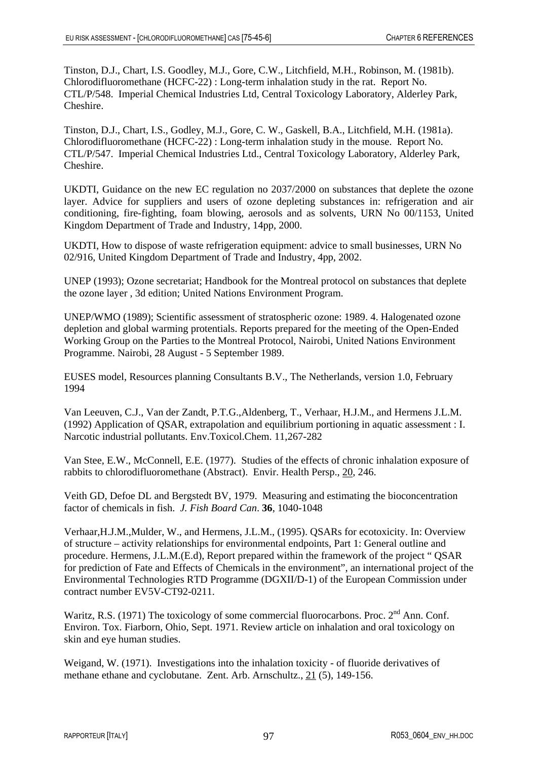Tinston, D.J., Chart, I.S. Goodley, M.J., Gore, C.W., Litchfield, M.H., Robinson, M. (1981b). Chlorodifluoromethane (HCFC-22) : Long-term inhalation study in the rat. Report No. CTL/P/548. Imperial Chemical Industries Ltd, Central Toxicology Laboratory, Alderley Park, Cheshire.

Tinston, D.J., Chart, I.S., Godley, M.J., Gore, C. W., Gaskell, B.A., Litchfield, M.H. (1981a). Chlorodifluoromethane (HCFC-22) : Long-term inhalation study in the mouse. Report No. CTL/P/547. Imperial Chemical Industries Ltd., Central Toxicology Laboratory, Alderley Park, Cheshire.

UKDTI, Guidance on the new EC regulation no 2037/2000 on substances that deplete the ozone layer. Advice for suppliers and users of ozone depleting substances in: refrigeration and air conditioning, fire-fighting, foam blowing, aerosols and as solvents, URN No 00/1153, United Kingdom Department of Trade and Industry, 14pp, 2000.

UKDTI, How to dispose of waste refrigeration equipment: advice to small businesses, URN No 02/916, United Kingdom Department of Trade and Industry, 4pp, 2002.

UNEP (1993); Ozone secretariat; Handbook for the Montreal protocol on substances that deplete the ozone layer , 3d edition; United Nations Environment Program.

UNEP/WMO (1989); Scientific assessment of stratospheric ozone: 1989. 4. Halogenated ozone depletion and global warming potentials. Reports prepared for the meeting of the Open-Ended Working Group on the Parties to the Montreal Protocol, Nairobi, United Nations Environment Programme. Nairobi, 28 August - 5 September 1989.

EUSES model, Resources planning Consultants B.V., The Netherlands, version 1.0, February 1994

Van Leeuven, C.J., Van der Zandt, P.T.G.,Aldenberg, T., Verhaar, H.J.M., and Hermens J.L.M. (1992) Application of QSAR, extrapolation and equilibrium portioning in aquatic assessment : I. Narcotic industrial pollutants. Env.Toxicol.Chem. 11,267-282

Van Stee, E.W., McConnell, E.E. (1977). Studies of the effects of chronic inhalation exposure of rabbits to chlorodifluoromethane (Abstract). Envir. Health Persp., 20, 246.

Veith GD, Defoe DL and Bergstedt BV, 1979. Measuring and estimating the bioconcentration factor of chemicals in fish. *J. Fish Board Can*. **36**, 1040-1048

Verhaar,H.J.M.,Mulder, W., and Hermens, J.L.M., (1995). QSARs for ecotoxicity. In: Overview of structure – activity relationships for environmental endpoints, Part 1: General outline and procedure. Hermens, J.L.M.(E.d), Report prepared within the framework of the project " QSAR for prediction of Fate and Effects of Chemicals in the environment", an international project of the Environmental Technologies RTD Programme (DGXII/D-1) of the European Commission under contract number EV5V-CT92-0211.

Waritz, R.S. (1971) The toxicology of some commercial fluorocarbons. Proc. 2nd Ann. Conf. Environ. Tox. Fiarborn, Ohio, Sept. 1971. Review article on inhalation and oral toxicology on skin and eye human studies.

Weigand, W. (1971). Investigations into the inhalation toxicity - of fluoride derivatives of methane ethane and cyclobutane. Zent. Arb. Arnschultz., 21 (5), 149-156.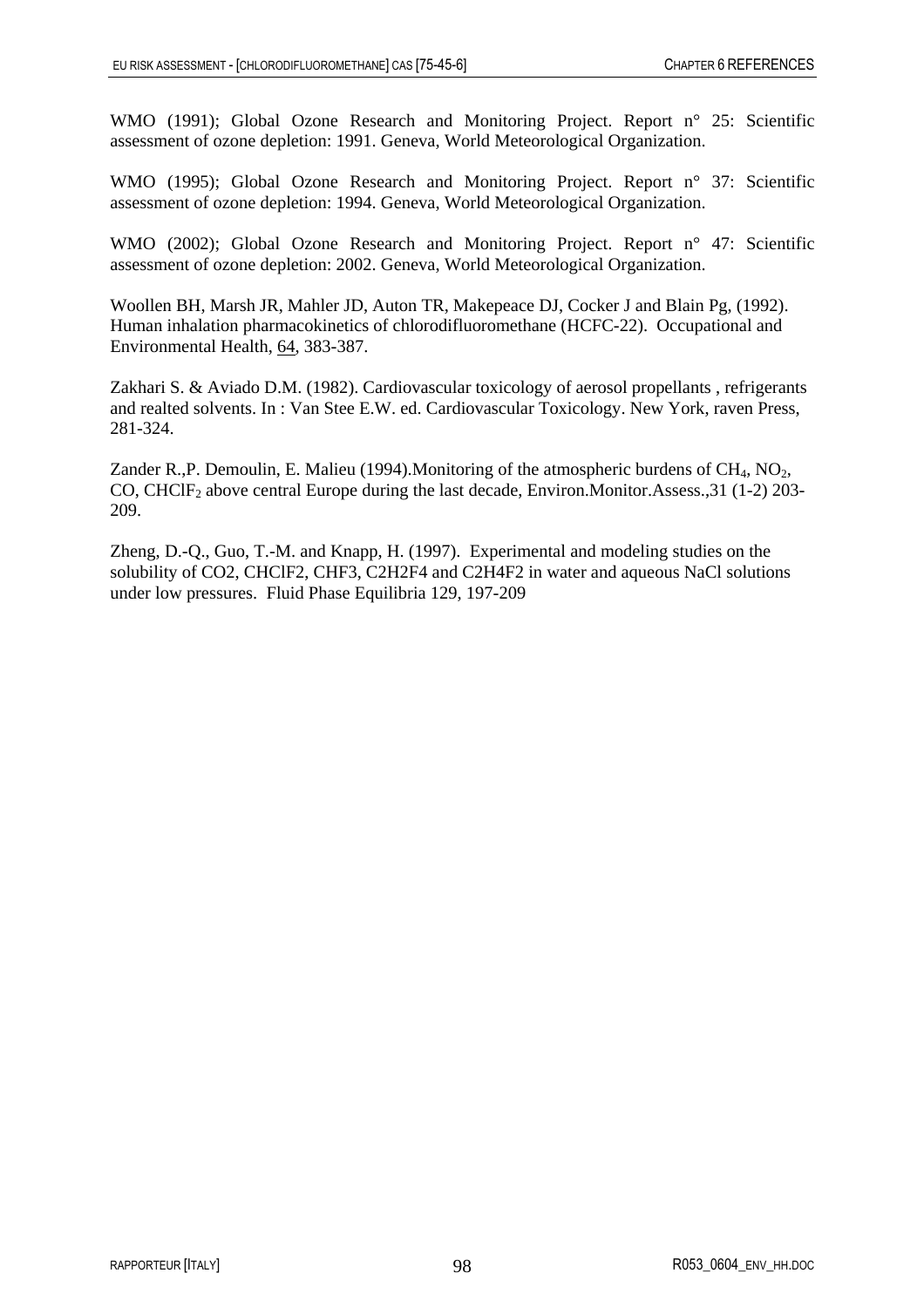WMO (1991); Global Ozone Research and Monitoring Project. Report n° 25: Scientific assessment of ozone depletion: 1991. Geneva, World Meteorological Organization.

WMO (1995); Global Ozone Research and Monitoring Project. Report n° 37: Scientific assessment of ozone depletion: 1994. Geneva, World Meteorological Organization.

WMO (2002); Global Ozone Research and Monitoring Project. Report n° 47: Scientific assessment of ozone depletion: 2002. Geneva, World Meteorological Organization.

Woollen BH, Marsh JR, Mahler JD, Auton TR, Makepeace DJ, Cocker J and Blain Pg, (1992). Human inhalation pharmacokinetics of chlorodifluoromethane (HCFC-22). Occupational and Environmental Health, 64, 383-387.

Zakhari S. & Aviado D.M. (1982). Cardiovascular toxicology of aerosol propellants , refrigerants and realted solvents. In : Van Stee E.W. ed. Cardiovascular Toxicology. New York, raven Press, 281-324.

Zander R.,P. Demoulin, E. Malieu (1994).Monitoring of the atmospheric burdens of $CH_4$, $NO_2$, CO, $CHClF_2$ above central Europe during the last decade, Environ.Monitor.Assess.,31 (1-2) 203-209.

Zheng, D.-Q., Guo, T.-M. and Knapp, H. (1997). Experimental and modeling studies on the solubility of CO2, CHClF2, CHF3, C2H2F4 and C2H4F2 in water and aqueous NaCl solutions under low pressures. Fluid Phase Equilibria 129, 197-209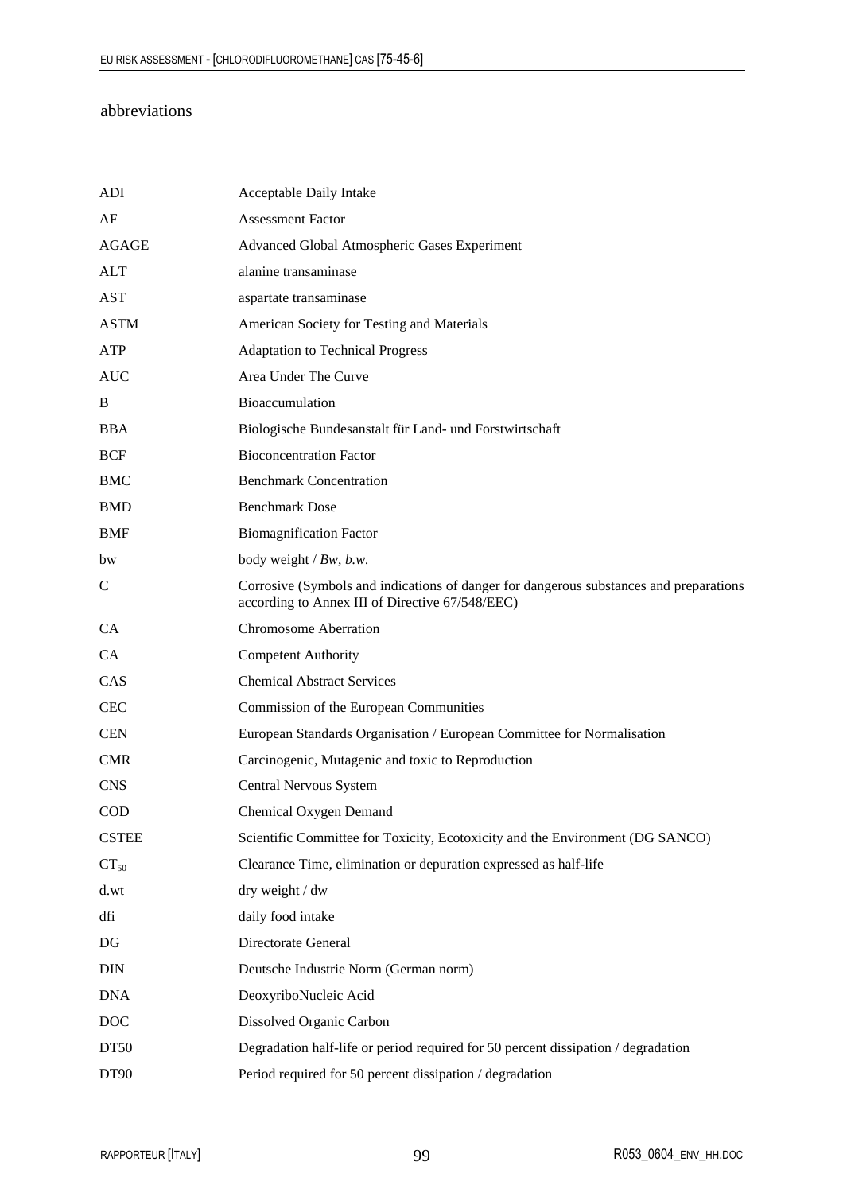# abbreviations

| | |
|---|---|
| ADI | Acceptable Daily Intake |
| AF | Assessment Factor |
| AGAGE | Advanced Global Atmospheric Gases Experiment |
| ALT | alanine transaminase |
| AST | aspartate transaminase |
| ASTM | American Society for Testing and Materials |
| ATP | Adaptation to Technical Progress |
| AUC | Area Under The Curve |
| B | Bioaccumulation |
| BBA | Biologische Bundesanstalt für Land- und Forstwirtschaft |
| BCF | Bioconcentration Factor |
| BMC | Benchmark Concentration |
| BMD | Benchmark Dose |
| BMF | Biomagnification Factor |
| bw | body weight / *Bw*, *b.w.* |
| C | Corrosive (Symbols and indications of danger for dangerous substances and preparations according to Annex III of Directive 67/548/EEC) |
| CA | Chromosome Aberration |
| CA | Competent Authority |
| CAS | Chemical Abstract Services |
| CEC | Commission of the European Communities |
| CEN | European Standards Organisation / European Committee for Normalisation |
| CMR | Carcinogenic, Mutagenic and toxic to Reproduction |
| CNS | Central Nervous System |
| COD | Chemical Oxygen Demand |
| CSTEE | Scientific Committee for Toxicity, Ecotoxicity and the Environment (DG SANCO) |
| $CT_{50}$ | Clearance Time, elimination or depuration expressed as half-life |
| d.wt | dry weight / dw |
| dfi | daily food intake |
| DG | Directorate General |
| DIN | Deutsche Industrie Norm (German norm) |
| DNA | DeoxyriboNucleic Acid |
| DOC | Dissolved Organic Carbon |
| DT50 | Degradation half-life or period required for 50 percent dissipation / degradation |
| DT90 | Period required for 50 percent dissipation / degradation |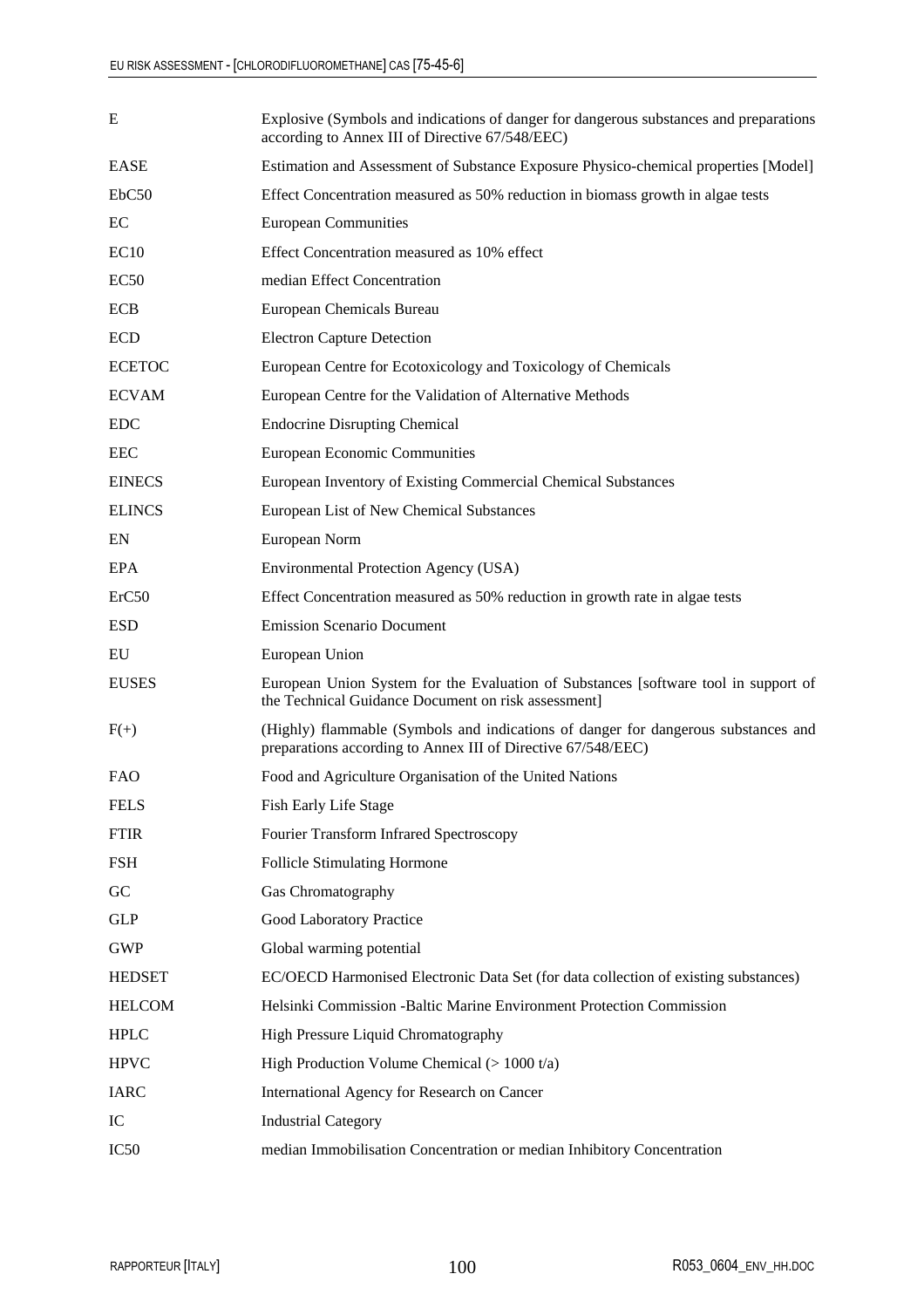| | |
|---|---|
| E | Explosive (Symbols and indications of danger for dangerous substances and preparations according to Annex III of Directive 67/548/EEC) |
| EASE | Estimation and Assessment of Substance Exposure Physico-chemical properties [Model] |
| EbC50 | Effect Concentration measured as 50% reduction in biomass growth in algae tests |
| EC | European Communities |
| EC10 | Effect Concentration measured as 10% effect |
| EC50 | median Effect Concentration |
| ECB | European Chemicals Bureau |
| ECD | Electron Capture Detection |
| ECETOC | European Centre for Ecotoxicology and Toxicology of Chemicals |
| ECVAM | European Centre for the Validation of Alternative Methods |
| EDC | Endocrine Disrupting Chemical |
| EEC | European Economic Communities |
| EINECS | European Inventory of Existing Commercial Chemical Substances |
| ELINCS | European List of New Chemical Substances |
| EN | European Norm |
| EPA | Environmental Protection Agency (USA) |
| ErC50 | Effect Concentration measured as 50% reduction in growth rate in algae tests |
| ESD | Emission Scenario Document |
| EU | European Union |
| EUSES | European Union System for the Evaluation of Substances [software tool in support of the Technical Guidance Document on risk assessment] |
| F(+) | (Highly) flammable (Symbols and indications of danger for dangerous substances and preparations according to Annex III of Directive 67/548/EEC) |
| FAO | Food and Agriculture Organisation of the United Nations |
| FELS | Fish Early Life Stage |
| FTIR | Fourier Transform Infrared Spectroscopy |
| FSH | Follicle Stimulating Hormone |
| GC | Gas Chromatography |
| GLP | Good Laboratory Practice |
| GWP | Global warming potential |
| HEDSET | EC/OECD Harmonised Electronic Data Set (for data collection of existing substances) |
| HELCOM | Helsinki Commission -Baltic Marine Environment Protection Commission |
| HPLC | High Pressure Liquid Chromatography |
| HPVC | High Production Volume Chemical (> 1000 t/a) |
| IARC | International Agency for Research on Cancer |
| IC | Industrial Category |
| IC50 | median Immobilisation Concentration or median Inhibitory Concentration |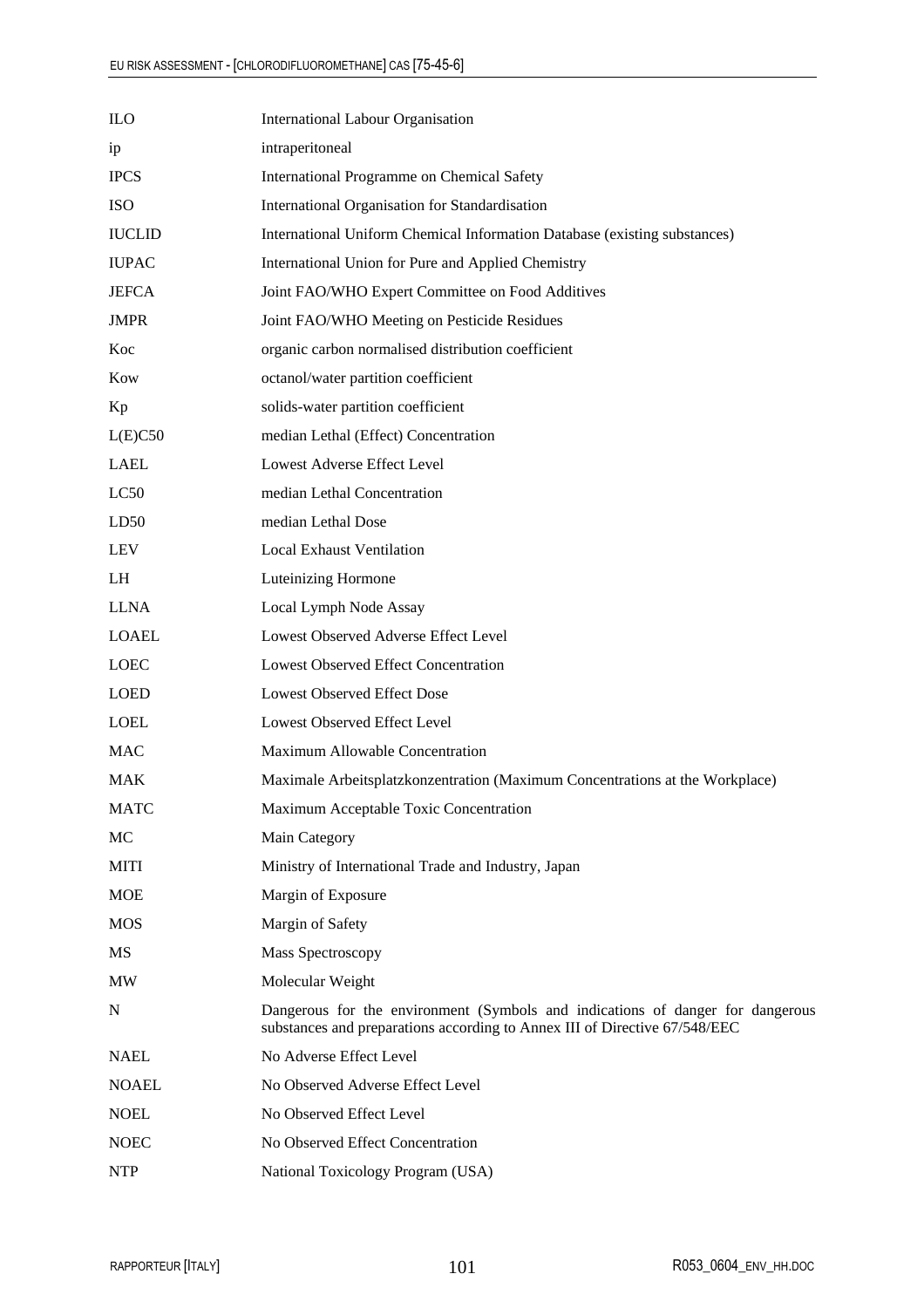| | |
|---|---|
| ILO | International Labour Organisation |
| ip | intraperitoneal |
| IPCS | International Programme on Chemical Safety |
| ISO | International Organisation for Standardisation |
| IUCLID | International Uniform Chemical Information Database (existing substances) |
| IUPAC | International Union for Pure and Applied Chemistry |
| JEFCA | Joint FAO/WHO Expert Committee on Food Additives |
| JMPR | Joint FAO/WHO Meeting on Pesticide Residues |
| Koc | organic carbon normalised distribution coefficient |
| Kow | octanol/water partition coefficient |
| Kp | solids-water partition coefficient |
| L(E)C50 | median Lethal (Effect) Concentration |
| LAEL | Lowest Adverse Effect Level |
| LC50 | median Lethal Concentration |
| LD50 | median Lethal Dose |
| LEV | Local Exhaust Ventilation |
| LH | Luteinizing Hormone |
| LLNA | Local Lymph Node Assay |
| LOAEL | Lowest Observed Adverse Effect Level |
| LOEC | Lowest Observed Effect Concentration |
| LOED | Lowest Observed Effect Dose |
| LOEL | Lowest Observed Effect Level |
| MAC | Maximum Allowable Concentration |
| MAK | Maximale Arbeitsplatzkonzentration (Maximum Concentrations at the Workplace) |
| MATC | Maximum Acceptable Toxic Concentration |
| MC | Main Category |
| MITI | Ministry of International Trade and Industry, Japan |
| MOE | Margin of Exposure |
| MOS | Margin of Safety |
| MS | Mass Spectroscopy |
| MW | Molecular Weight |
| N | Dangerous for the environment (Symbols and indications of danger for dangerous substances and preparations according to Annex III of Directive 67/548/EEC |
| NAEL | No Adverse Effect Level |
| NOAEL | No Observed Adverse Effect Level |
| NOEL | No Observed Effect Level |
| NOEC | No Observed Effect Concentration |
| NTP | National Toxicology Program (USA) |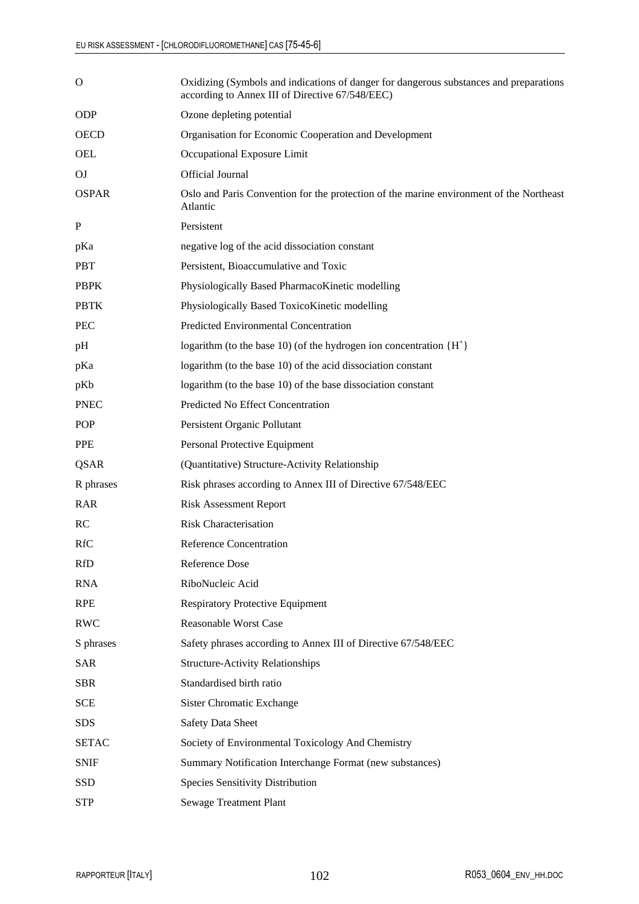| | |
|---|---|
| O | Oxidizing (Symbols and indications of danger for dangerous substances and preparations according to Annex III of Directive 67/548/EEC) |
| ODP | Ozone depleting potential |
| OECD | Organisation for Economic Cooperation and Development |
| OEL | Occupational Exposure Limit |
| OJ | Official Journal |
| OSPAR | Oslo and Paris Convention for the protection of the marine environment of the Northeast Atlantic |
| P | Persistent |
| pKa | negative log of the acid dissociation constant |
| PBT | Persistent, Bioaccumulative and Toxic |
| PBPK | Physiologically Based PharmacoKinetic modelling |
| PBTK | Physiologically Based ToxicoKinetic modelling |
| PEC | Predicted Environmental Concentration |
| pH | logarithm (to the base 10) (of the hydrogen ion concentration $\{H^+\}$ |
| pKa | logarithm (to the base 10) of the acid dissociation constant |
| pKb | logarithm (to the base 10) of the base dissociation constant |
| PNEC | Predicted No Effect Concentration |
| POP | Persistent Organic Pollutant |
| PPE | Personal Protective Equipment |
| QSAR | (Quantitative) Structure-Activity Relationship |
| R phrases | Risk phrases according to Annex III of Directive 67/548/EEC |
| RAR | Risk Assessment Report |
| RC | Risk Characterisation |
| RfC | Reference Concentration |
| RfD | Reference Dose |
| RNA | RiboNucleic Acid |
| RPE | Respiratory Protective Equipment |
| RWC | Reasonable Worst Case |
| S phrases | Safety phrases according to Annex III of Directive 67/548/EEC |
| SAR | Structure-Activity Relationships |
| SBR | Standardised birth ratio |
| SCE | Sister Chromatic Exchange |
| SDS | Safety Data Sheet |
| SETAC | Society of Environmental Toxicology And Chemistry |
| SNIF | Summary Notification Interchange Format (new substances) |
| SSD | Species Sensitivity Distribution |
| STP | Sewage Treatment Plant |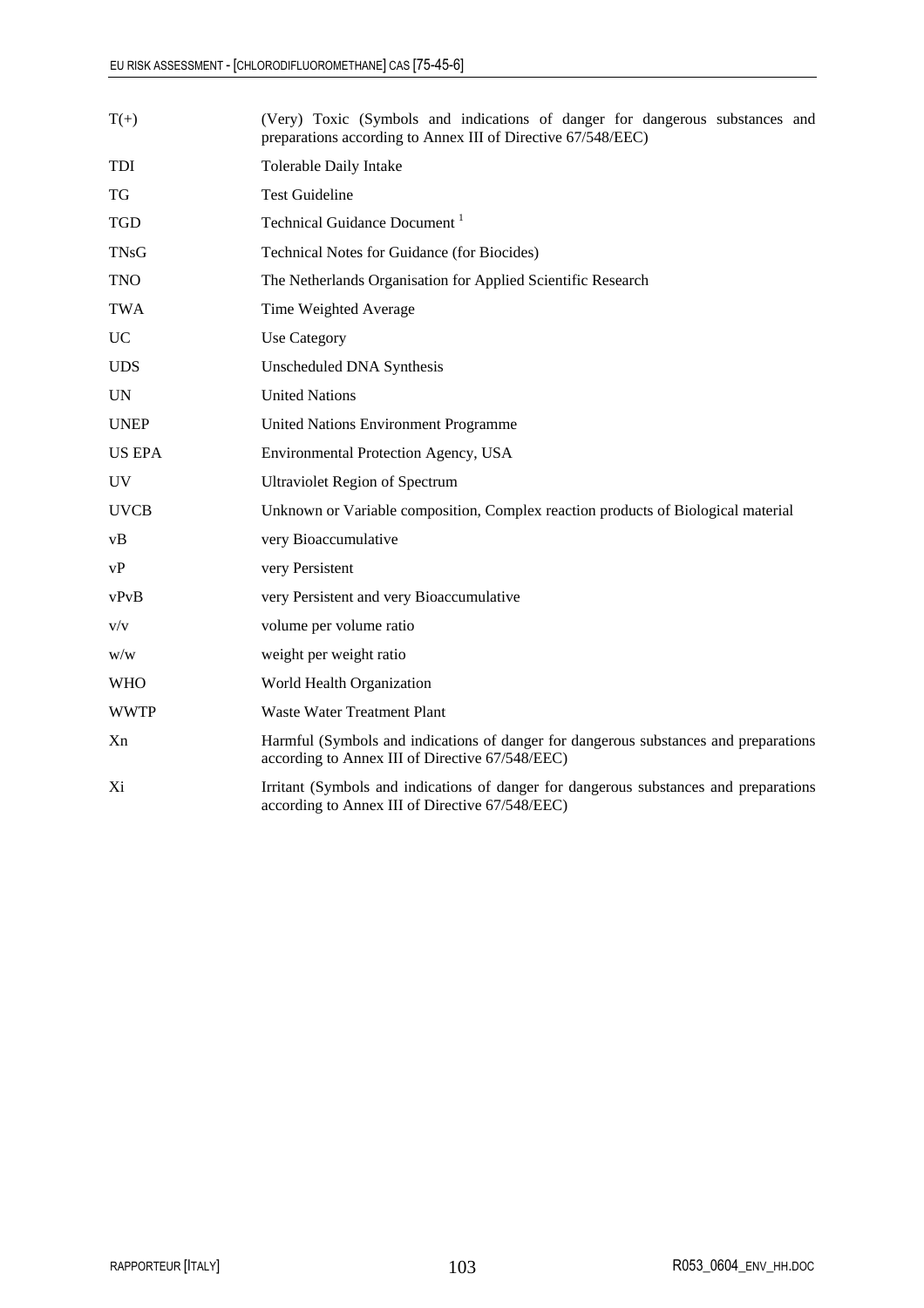| | |
|---|---|
| T(+) | (Very) Toxic (Symbols and indications of danger for dangerous substances and preparations according to Annex III of Directive 67/548/EEC) |
| TDI | Tolerable Daily Intake |
| TG | Test Guideline |
| TGD | Technical Guidance Document [1] |
| TNsG | Technical Notes for Guidance (for Biocides) |
| TNO | The Netherlands Organisation for Applied Scientific Research |
| TWA | Time Weighted Average |
| UC | Use Category |
| UDS | Unscheduled DNA Synthesis |
| UN | United Nations |
| UNEP | United Nations Environment Programme |
| US EPA | Environmental Protection Agency, USA |
| UV | Ultraviolet Region of Spectrum |
| UVCB | Unknown or Variable composition, Complex reaction products of Biological material |
| vB | very Bioaccumulative |
| vP | very Persistent |
| vPvB | very Persistent and very Bioaccumulative |
| v/v | volume per volume ratio |
| w/w | weight per weight ratio |
| WHO | World Health Organization |
| WWTP | Waste Water Treatment Plant |
| Xn | Harmful (Symbols and indications of danger for dangerous substances and preparations according to Annex III of Directive 67/548/EEC) |
| Xi | Irritant (Symbols and indications of danger for dangerous substances and preparations according to Annex III of Directive 67/548/EEC) |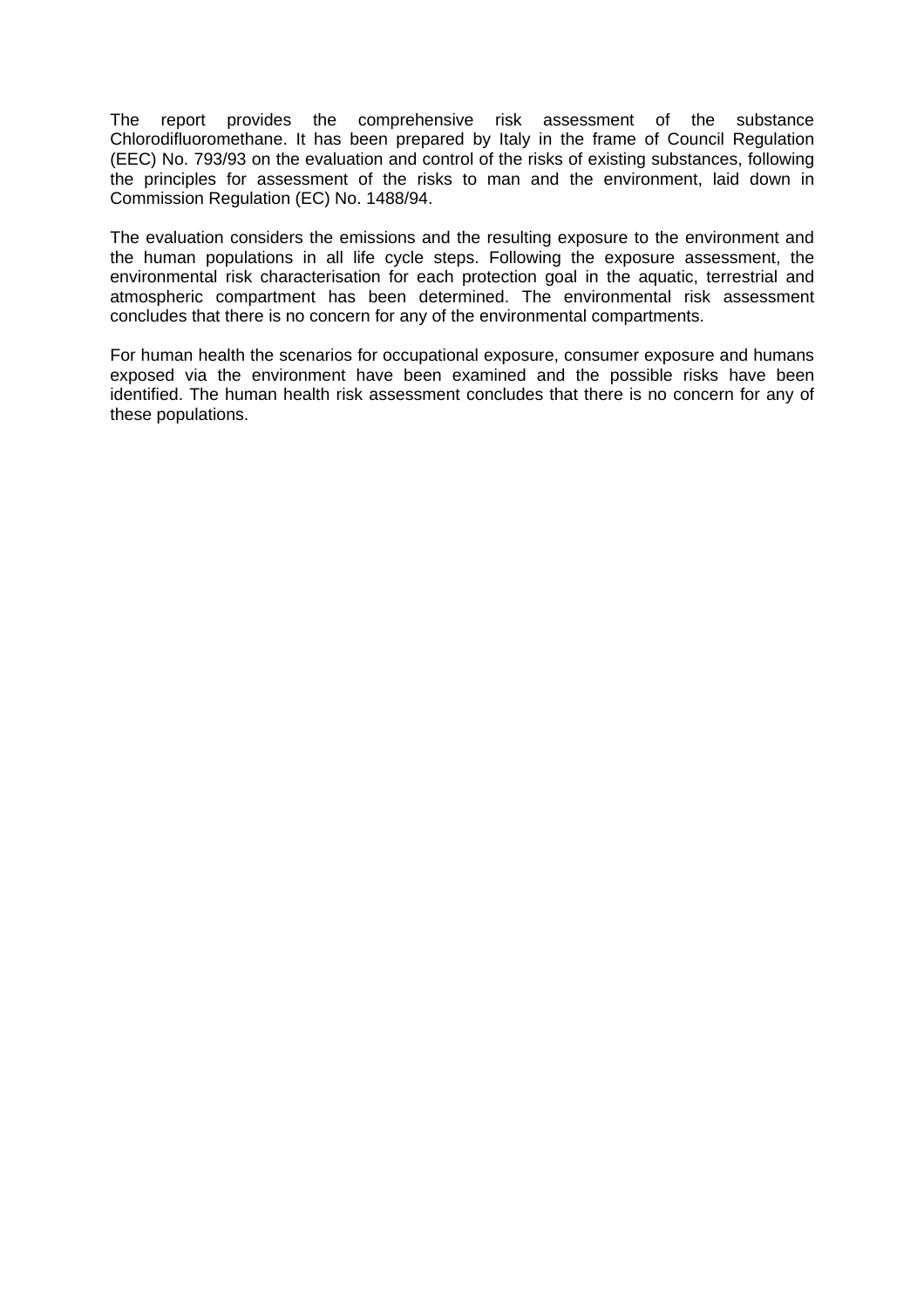The report provides the comprehensive risk assessment of the substance Chlorodifluoromethane. It has been prepared by Italy in the frame of Council Regulation (EEC) No. 793/93 on the evaluation and control of the risks of existing substances, following the principles for assessment of the risks to man and the environment, laid down in Commission Regulation (EC) No. 1488/94.

The evaluation considers the emissions and the resulting exposure to the environment and the human populations in all life cycle steps. Following the exposure assessment, the environmental risk characterisation for each protection goal in the aquatic, terrestrial and atmospheric compartment has been determined. The environmental risk assessment concludes that there is no concern for any of the environmental compartments.

For human health the scenarios for occupational exposure, consumer exposure and humans exposed via the environment have been examined and the possible risks have been identified. The human health risk assessment concludes that there is no concern for any of these populations.